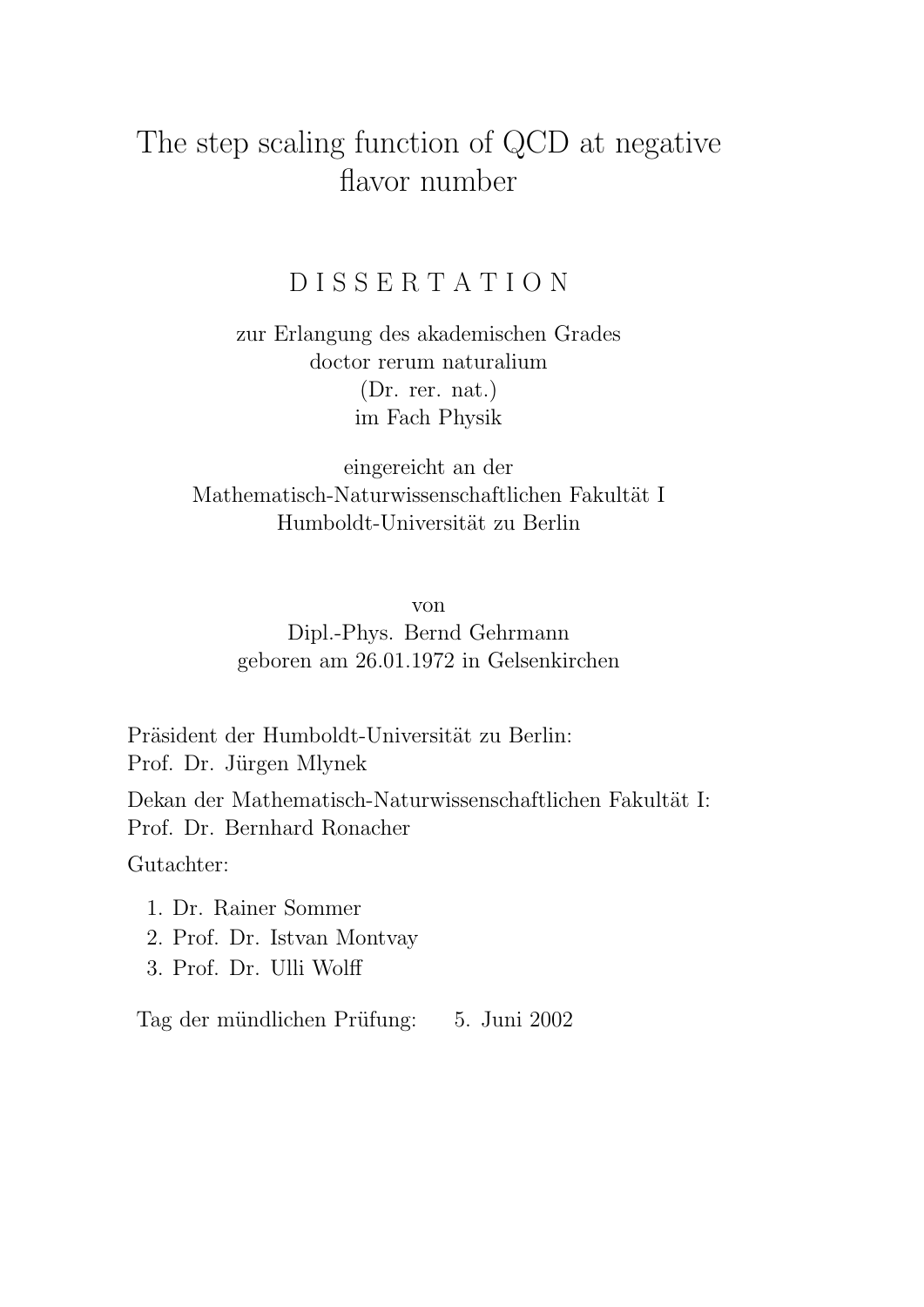# The step scaling function of QCD at negative flavor number

DISSERTATION

zur Erlangung des akademischen Grades
doctor rerum naturalium
(Dr. rer. nat.)
im Fach Physik

eingereicht an der
Mathematisch-Naturwissenschaftlichen Fakultät I
Humboldt-Universität zu Berlin

von
Dipl.-Phys. Bernd Gehrmann
geboren am 26.01.1972 in Gelsenkirchen

Präsident der Humboldt-Universität zu Berlin:
Prof. Dr. Jürgen Mlynek

Dekan der Mathematisch-Naturwissenschaftlichen Fakultät I:
Prof. Dr. Bernhard Ronacher

Gutachter:

1. Dr. Rainer Sommer
2. Prof. Dr. Istvan Montvay
3. Prof. Dr. Ulli Wolff

Tag der mündlichen Prüfung: 5. Juni 2002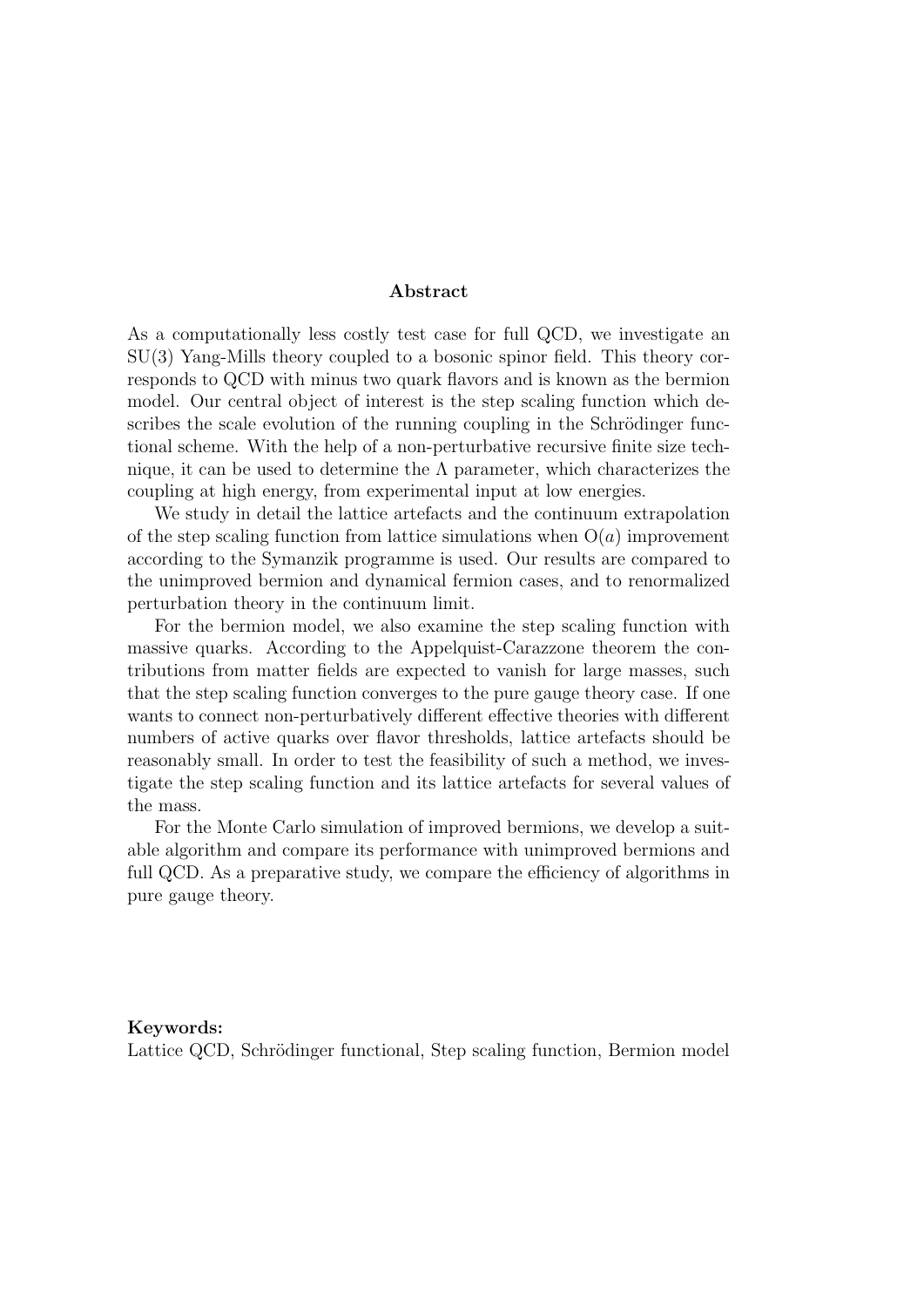## Abstract

As a computationally less costly test case for full QCD, we investigate an SU(3) Yang-Mills theory coupled to a bosonic spinor field. This theory corresponds to QCD with minus two quark flavors and is known as the bermion model. Our central object of interest is the step scaling function which describes the scale evolution of the running coupling in the Schrödinger functional scheme. With the help of a non-perturbative recursive finite size technique, it can be used to determine the $\Lambda$ parameter, which characterizes the coupling at high energy, from experimental input at low energies.

We study in detail the lattice artefacts and the continuum extrapolation of the step scaling function from lattice simulations when $\mathrm{O}(a)$ improvement according to the Symanzik programme is used. Our results are compared to the unimproved bermion and dynamical fermion cases, and to renormalized perturbation theory in the continuum limit.

For the bermion model, we also examine the step scaling function with massive quarks. According to the Appelquist-Carazzone theorem the contributions from matter fields are expected to vanish for large masses, such that the step scaling function converges to the pure gauge theory case. If one wants to connect non-perturbatively different effective theories with different numbers of active quarks over flavor thresholds, lattice artefacts should be reasonably small. In order to test the feasibility of such a method, we investigate the step scaling function and its lattice artefacts for several values of the mass.

For the Monte Carlo simulation of improved bermions, we develop a suitable algorithm and compare its performance with unimproved bermions and full QCD. As a preparative study, we compare the efficiency of algorithms in pure gauge theory.

**Keywords:**
Lattice QCD, Schrödinger functional, Step scaling function, Bermion model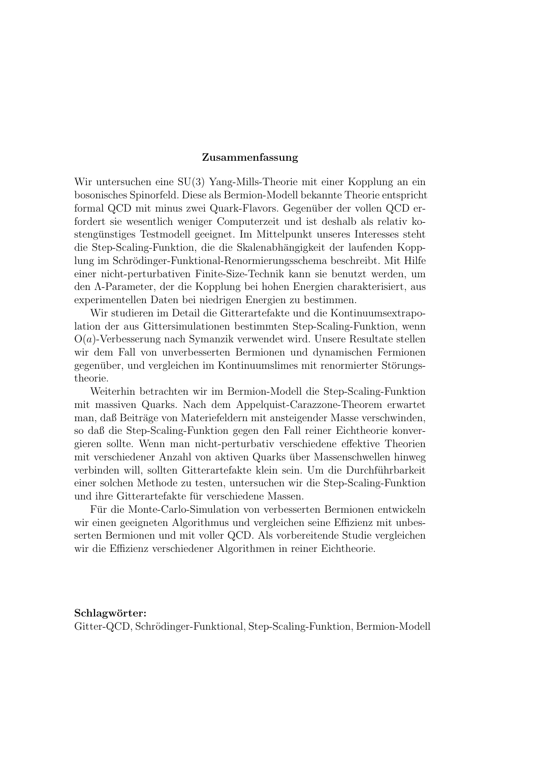## Zusammenfassung

Wir untersuchen eine SU(3) Yang-Mills-Theorie mit einer Kopplung an ein bosonisches Spinorfeld. Diese als Bermion-Modell bekannte Theorie entspricht formal QCD mit minus zwei Quark-Flavors. Gegenüber der vollen QCD erfordert sie wesentlich weniger Computerzeit und ist deshalb als relativ kostengünstiges Testmodell geeignet. Im Mittelpunkt unseres Interesses steht die Step-Scaling-Funktion, die die Skalenabhängigkeit der laufenden Kopplung im Schrödinger-Funktional-Renormierungsschema beschreibt. Mit Hilfe einer nicht-perturbativen Finite-Size-Technik kann sie benutzt werden, um den $\Lambda$-Parameter, der die Kopplung bei hohen Energien charakterisiert, aus experimentellen Daten bei niedrigen Energien zu bestimmen.

Wir studieren im Detail die Gitterartefakte und die Kontinuumsextrapolation der aus Gittersimulationen bestimmten Step-Scaling-Funktion, wenn $\mathrm{O}(a)$-Verbesserung nach Symanzik verwendet wird. Unsere Resultate stellen wir dem Fall von unverbesserten Bermionen und dynamischen Fermionen gegenüber, und vergleichen im Kontinuumslimes mit renormierter Störungstheorie.

Weiterhin betrachten wir im Bermion-Modell die Step-Scaling-Funktion mit massiven Quarks. Nach dem Appelquist-Carazzone-Theorem erwartet man, daß Beiträge von Materiefeldern mit ansteigender Masse verschwinden, so daß die Step-Scaling-Funktion gegen den Fall reiner Eichtheorie konvergieren sollte. Wenn man nicht-perturbativ verschiedene effektive Theorien mit verschiedener Anzahl von aktiven Quarks über Massenschwellen hinweg verbinden will, sollten Gitterartefakte klein sein. Um die Durchführbarkeit einer solchen Methode zu testen, untersuchen wir die Step-Scaling-Funktion und ihre Gitterartefakte für verschiedene Massen.

Für die Monte-Carlo-Simulation von verbesserten Bermionen entwickeln wir einen geeigneten Algorithmus und vergleichen seine Effizienz mit unbesserten Bermionen und mit voller QCD. Als vorbereitende Studie vergleichen wir die Effizienz verschiedener Algorithmen in reiner Eichtheorie.

**Schlagwörter:**
Gitter-QCD, Schrödinger-Funktional, Step-Scaling-Funktion, Bermion-Modell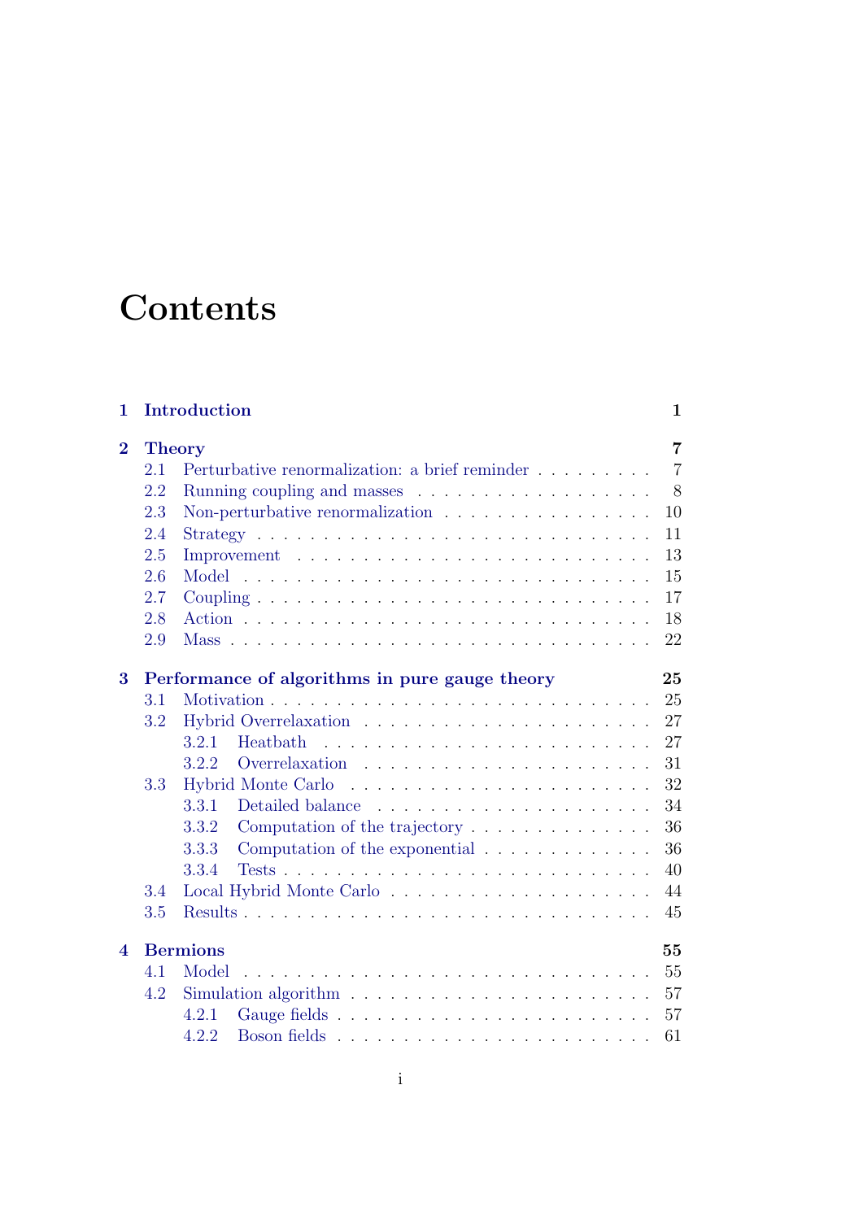# Contents

**1 Introduction** **1**

**2 Theory** **7**
- 2.1 Perturbative renormalization: a brief reminder . . . 7
- 2.2 Running coupling and masses . . . 8
- 2.3 Non-perturbative renormalization . . . 10
- 2.4 Strategy . . . 11
- 2.5 Improvement . . . 13
- 2.6 Model . . . 15
- 2.7 Coupling . . . 17
- 2.8 Action . . . 18
- 2.9 Mass . . . 22

**3 Performance of algorithms in pure gauge theory** **25**
- 3.1 Motivation . . . 25
- 3.2 Hybrid Overrelaxation . . . 27
  - 3.2.1 Heatbath . . . 27
  - 3.2.2 Overrelaxation . . . 31
- 3.3 Hybrid Monte Carlo . . . 32
  - 3.3.1 Detailed balance . . . 34
  - 3.3.2 Computation of the trajectory . . . 36
  - 3.3.3 Computation of the exponential . . . 36
  - 3.3.4 Tests . . . 40
- 3.4 Local Hybrid Monte Carlo . . . 44
- 3.5 Results . . . 45

**4 Bermions** **55**
- 4.1 Model . . . 55
- 4.2 Simulation algorithm . . . 57
  - 4.2.1 Gauge fields . . . 57
  - 4.2.2 Boson fields . . . 61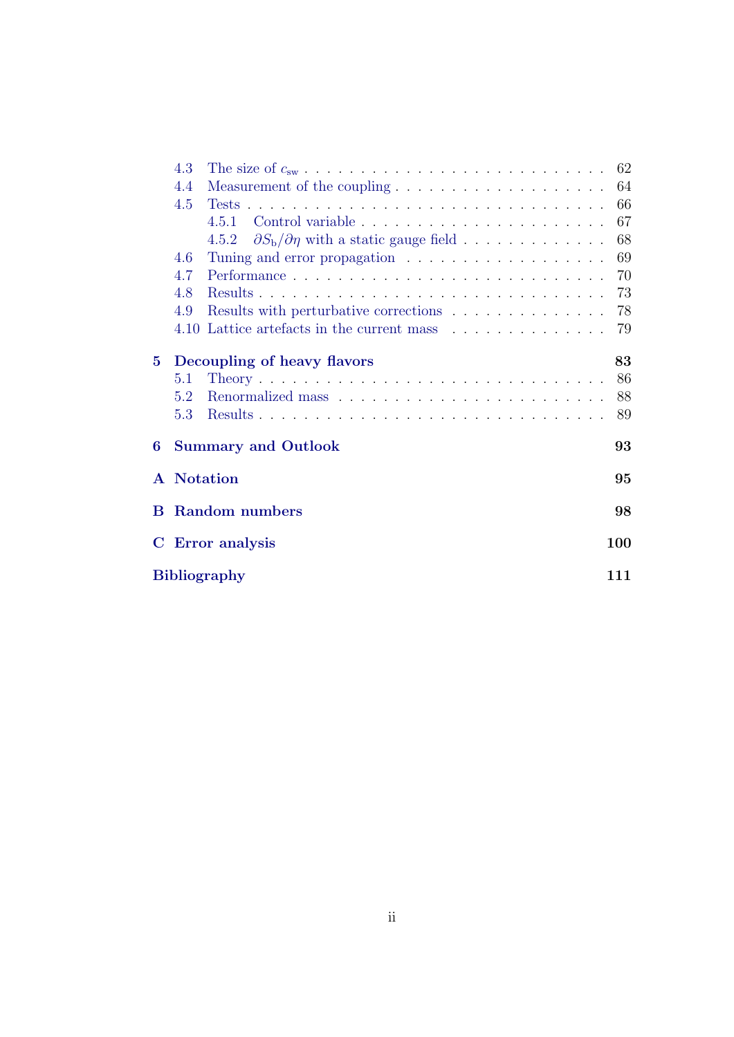- 4.3 The size of $c_{\mathrm{sw}}$ . . . 62
- 4.4 Measurement of the coupling . . . 64
- 4.5 Tests . . . 66
  - 4.5.1 Control variable . . . 67
  - 4.5.2 $\partial S_{\mathrm{b}}/\partial \eta$ with a static gauge field . . . 68
- 4.6 Tuning and error propagation . . . 69
- 4.7 Performance . . . 70
- 4.8 Results . . . 73
- 4.9 Results with perturbative corrections . . . 78
- 4.10 Lattice artefacts in the current mass . . . 79

**5 Decoupling of heavy flavors** **83**

- 5.1 Theory . . . 86
- 5.2 Renormalized mass . . . 88
- 5.3 Results . . . 89

**6 Summary and Outlook** **93**

**A Notation** **95**

**B Random numbers** **98**

**C Error analysis** **100**

**Bibliography** **111**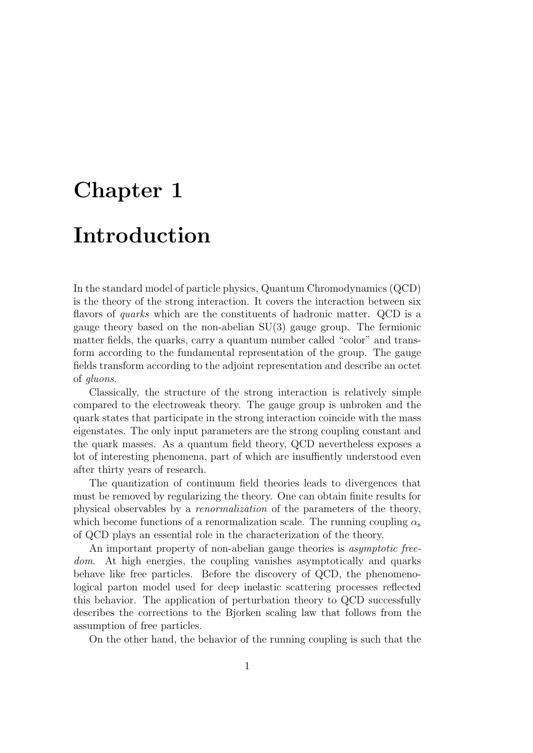# Chapter 1

# Introduction

In the standard model of particle physics, Quantum Chromodynamics (QCD) is the theory of the strong interaction. It covers the interaction between six flavors of *quarks* which are the constituents of hadronic matter. QCD is a gauge theory based on the non-abelian SU(3) gauge group. The fermionic matter fields, the quarks, carry a quantum number called "color" and transform according to the fundamental representation of the group. The gauge fields transform according to the adjoint representation and describe an octet of *gluons*.

Classically, the structure of the strong interaction is relatively simple compared to the electroweak theory. The gauge group is unbroken and the quark states that participate in the strong interaction coincide with the mass eigenstates. The only input parameters are the strong coupling constant and the quark masses. As a quantum field theory, QCD nevertheless exposes a lot of interesting phenomena, part of which are insuffiently understood even after thirty years of research.

The quantization of continuum field theories leads to divergences that must be removed by regularizing the theory. One can obtain finite results for physical observables by a *renormalization* of the parameters of the theory, which become functions of a renormalization scale. The running coupling $\alpha_{\rm s}$ of QCD plays an essential role in the characterization of the theory.

An important property of non-abelian gauge theories is *asymptotic freedom*. At high energies, the coupling vanishes asymptotically and quarks behave like free particles. Before the discovery of QCD, the phenomenological parton model used for deep inelastic scattering processes reflected this behavior. The application of perturbation theory to QCD successfully describes the corrections to the Bjorken scaling law that follows from the assumption of free particles.

On the other hand, the behavior of the running coupling is such that the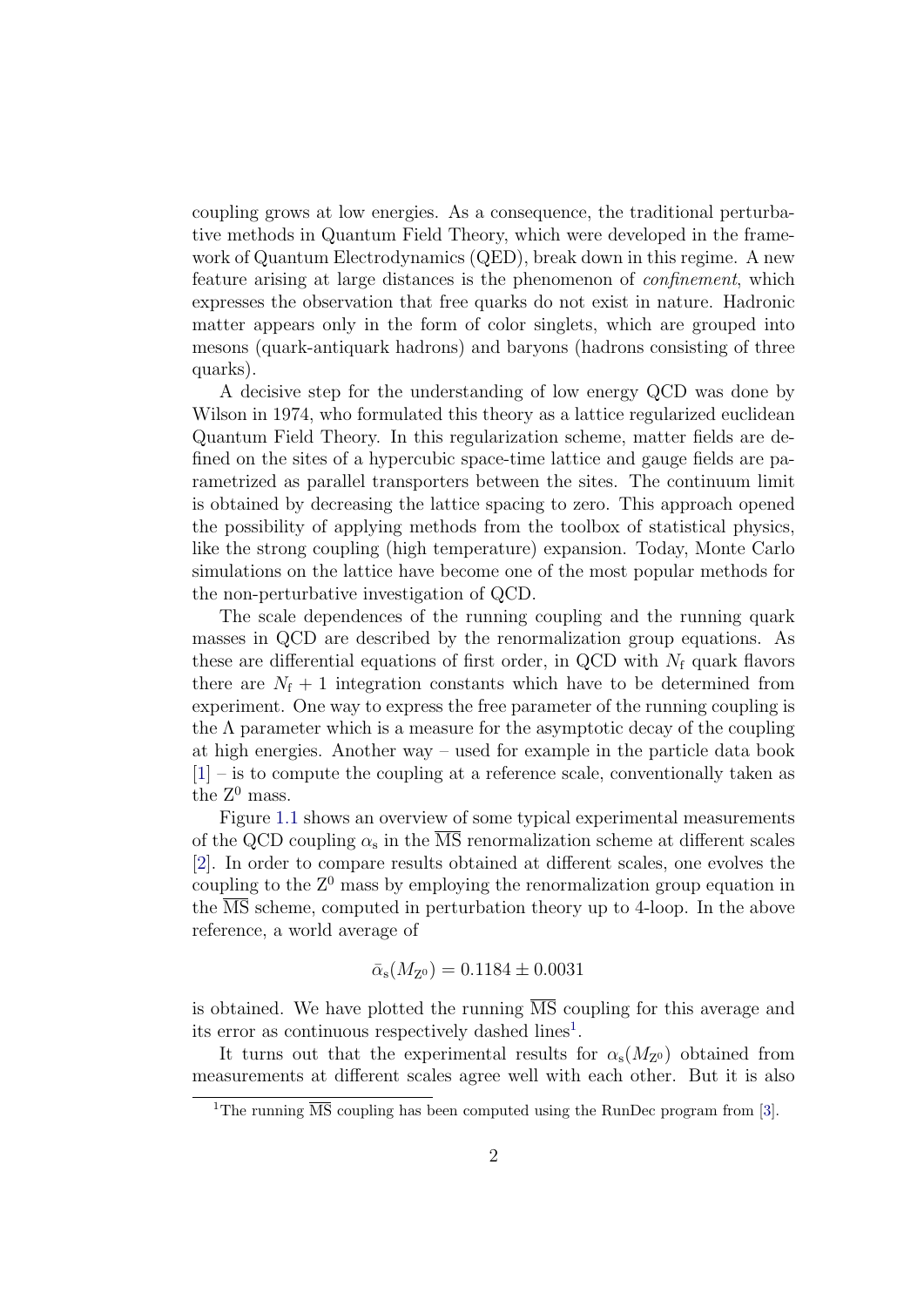coupling grows at low energies. As a consequence, the traditional perturbative methods in Quantum Field Theory, which were developed in the framework of Quantum Electrodynamics (QED), break down in this regime. A new feature arising at large distances is the phenomenon of *confinement*, which expresses the observation that free quarks do not exist in nature. Hadronic matter appears only in the form of color singlets, which are grouped into mesons (quark-antiquark hadrons) and baryons (hadrons consisting of three quarks).

A decisive step for the understanding of low energy QCD was done by Wilson in 1974, who formulated this theory as a lattice regularized euclidean Quantum Field Theory. In this regularization scheme, matter fields are defined on the sites of a hypercubic space-time lattice and gauge fields are parametrized as parallel transporters between the sites. The continuum limit is obtained by decreasing the lattice spacing to zero. This approach opened the possibility of applying methods from the toolbox of statistical physics, like the strong coupling (high temperature) expansion. Today, Monte Carlo simulations on the lattice have become one of the most popular methods for the non-perturbative investigation of QCD.

The scale dependences of the running coupling and the running quark masses in QCD are described by the renormalization group equations. As these are differential equations of first order, in QCD with $N_\mathrm{f}$ quark flavors there are $N_\mathrm{f}+1$ integration constants which have to be determined from experiment. One way to express the free parameter of the running coupling is the $\Lambda$ parameter which is a measure for the asymptotic decay of the coupling at high energies. Another way – used for example in the particle data book [1] – is to compute the coupling at a reference scale, conventionally taken as the $\mathrm{Z}^0$ mass.

Figure 1.1 shows an overview of some typical experimental measurements of the QCD coupling $\alpha_\mathrm{s}$ in the $\overline{\mathrm{MS}}$ renormalization scheme at different scales [2]. In order to compare results obtained at different scales, one evolves the coupling to the $\mathrm{Z}^0$ mass by employing the renormalization group equation in the $\overline{\mathrm{MS}}$ scheme, computed in perturbation theory up to 4-loop. In the above reference, a world average of

$$\bar{\alpha}_\mathrm{s}(M_{\mathrm{Z}^0}) = 0.1184 \pm 0.0031$$

is obtained. We have plotted the running $\overline{\mathrm{MS}}$ coupling for this average and its error as continuous respectively dashed lines[1].

It turns out that the experimental results for $\alpha_\mathrm{s}(M_{\mathrm{Z}^0})$ obtained from measurements at different scales agree well with each other. But it is also

[1]The running $\overline{\mathrm{MS}}$ coupling has been computed using the RunDec program from [3].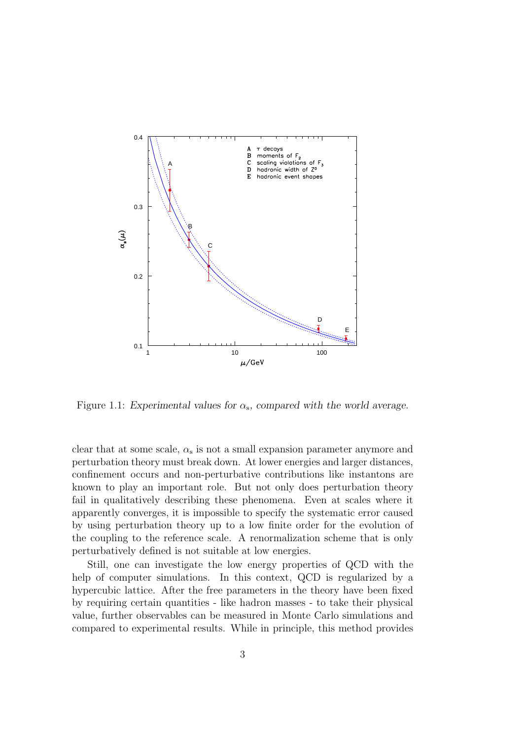Figure 1.1: *Experimental values for* $\alpha_s$*, compared with the world average.*

clear that at some scale, $\alpha_s$ is not a small expansion parameter anymore and perturbation theory must break down. At lower energies and larger distances, confinement occurs and non-perturbative contributions like instantons are known to play an important role. But not only does perturbation theory fail in qualitatively describing these phenomena. Even at scales where it apparently converges, it is impossible to specify the systematic error caused by using perturbation theory up to a low finite order for the evolution of the coupling to the reference scale. A renormalization scheme that is only perturbatively defined is not suitable at low energies.

Still, one can investigate the low energy properties of QCD with the help of computer simulations. In this context, QCD is regularized by a hypercubic lattice. After the free parameters in the theory have been fixed by requiring certain quantities - like hadron masses - to take their physical value, further observables can be measured in Monte Carlo simulations and compared to experimental results. While in principle, this method provides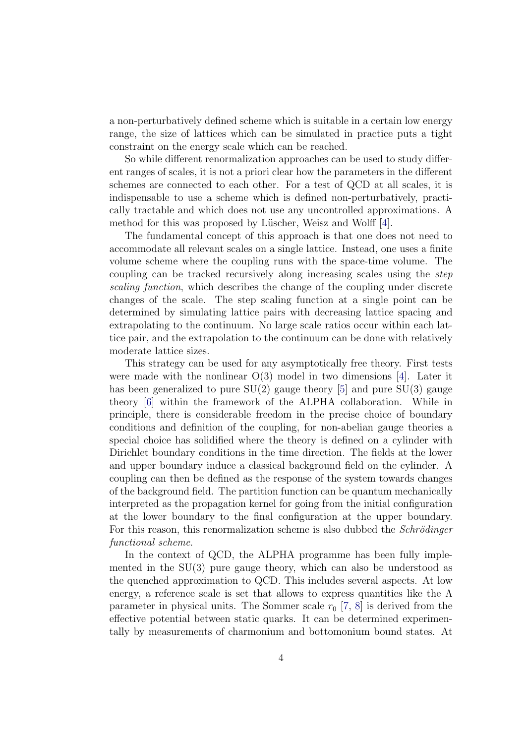a non-perturbatively defined scheme which is suitable in a certain low energy range, the size of lattices which can be simulated in practice puts a tight constraint on the energy scale which can be reached.

So while different renormalization approaches can be used to study different ranges of scales, it is not a priori clear how the parameters in the different schemes are connected to each other. For a test of QCD at all scales, it is indispensable to use a scheme which is defined non-perturbatively, practically tractable and which does not use any uncontrolled approximations. A method for this was proposed by Lüscher, Weisz and Wolff [4].

The fundamental concept of this approach is that one does not need to accommodate all relevant scales on a single lattice. Instead, one uses a finite volume scheme where the coupling runs with the space-time volume. The coupling can be tracked recursively along increasing scales using the *step scaling function*, which describes the change of the coupling under discrete changes of the scale. The step scaling function at a single point can be determined by simulating lattice pairs with decreasing lattice spacing and extrapolating to the continuum. No large scale ratios occur within each lattice pair, and the extrapolation to the continuum can be done with relatively moderate lattice sizes.

This strategy can be used for any asymptotically free theory. First tests were made with the nonlinear O(3) model in two dimensions [4]. Later it has been generalized to pure SU(2) gauge theory [5] and pure SU(3) gauge theory [6] within the framework of the ALPHA collaboration. While in principle, there is considerable freedom in the precise choice of boundary conditions and definition of the coupling, for non-abelian gauge theories a special choice has solidified where the theory is defined on a cylinder with Dirichlet boundary conditions in the time direction. The fields at the lower and upper boundary induce a classical background field on the cylinder. A coupling can then be defined as the response of the system towards changes of the background field. The partition function can be quantum mechanically interpreted as the propagation kernel for going from the initial configuration at the lower boundary to the final configuration at the upper boundary. For this reason, this renormalization scheme is also dubbed the *Schrödinger functional scheme*.

In the context of QCD, the ALPHA programme has been fully implemented in the SU(3) pure gauge theory, which can also be understood as the quenched approximation to QCD. This includes several aspects. At low energy, a reference scale is set that allows to express quantities like the $\Lambda$ parameter in physical units. The Sommer scale $r_0$ [7, 8] is derived from the effective potential between static quarks. It can be determined experimentally by measurements of charmonium and bottomonium bound states. At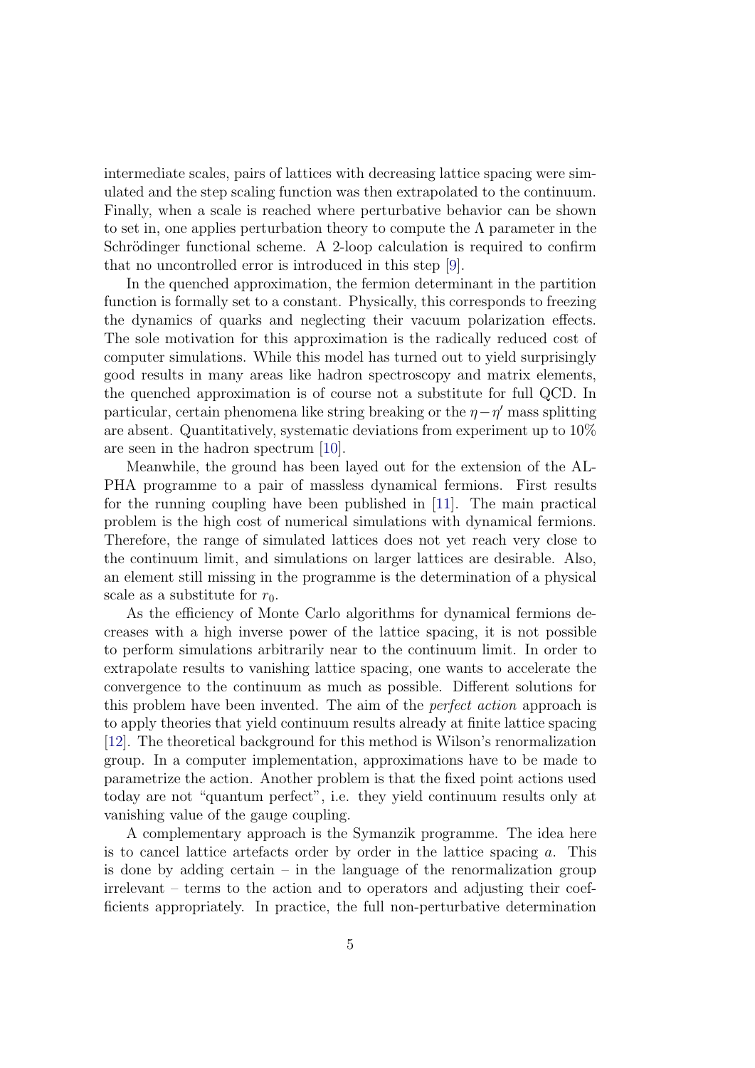intermediate scales, pairs of lattices with decreasing lattice spacing were simulated and the step scaling function was then extrapolated to the continuum. Finally, when a scale is reached where perturbative behavior can be shown to set in, one applies perturbation theory to compute the $\Lambda$ parameter in the Schrödinger functional scheme. A 2-loop calculation is required to confirm that no uncontrolled error is introduced in this step [9].

In the quenched approximation, the fermion determinant in the partition function is formally set to a constant. Physically, this corresponds to freezing the dynamics of quarks and neglecting their vacuum polarization effects. The sole motivation for this approximation is the radically reduced cost of computer simulations. While this model has turned out to yield surprisingly good results in many areas like hadron spectroscopy and matrix elements, the quenched approximation is of course not a substitute for full QCD. In particular, certain phenomena like string breaking or the $\eta - \eta'$ mass splitting are absent. Quantitatively, systematic deviations from experiment up to 10% are seen in the hadron spectrum [10].

Meanwhile, the ground has been layed out for the extension of the ALPHA programme to a pair of massless dynamical fermions. First results for the running coupling have been published in [11]. The main practical problem is the high cost of numerical simulations with dynamical fermions. Therefore, the range of simulated lattices does not yet reach very close to the continuum limit, and simulations on larger lattices are desirable. Also, an element still missing in the programme is the determination of a physical scale as a substitute for $r_0$.

As the efficiency of Monte Carlo algorithms for dynamical fermions decreases with a high inverse power of the lattice spacing, it is not possible to perform simulations arbitrarily near to the continuum limit. In order to extrapolate results to vanishing lattice spacing, one wants to accelerate the convergence to the continuum as much as possible. Different solutions for this problem have been invented. The aim of the *perfect action* approach is to apply theories that yield continuum results already at finite lattice spacing [12]. The theoretical background for this method is Wilson's renormalization group. In a computer implementation, approximations have to be made to parametrize the action. Another problem is that the fixed point actions used today are not "quantum perfect", i.e. they yield continuum results only at vanishing value of the gauge coupling.

A complementary approach is the Symanzik programme. The idea here is to cancel lattice artefacts order by order in the lattice spacing $a$. This is done by adding certain – in the language of the renormalization group irrelevant – terms to the action and to operators and adjusting their coefficients appropriately. In practice, the full non-perturbative determination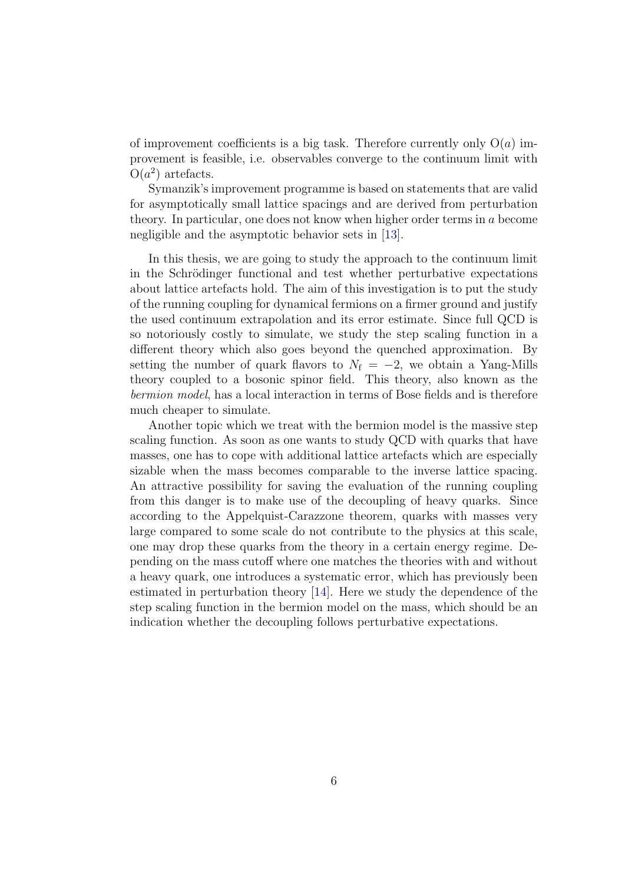of improvement coefficients is a big task. Therefore currently only $\mathrm{O}(a)$ improvement is feasible, i.e. observables converge to the continuum limit with $\mathrm{O}(a^2)$ artefacts.

Symanzik's improvement programme is based on statements that are valid for asymptotically small lattice spacings and are derived from perturbation theory. In particular, one does not know when higher order terms in $a$ become negligible and the asymptotic behavior sets in [13].

In this thesis, we are going to study the approach to the continuum limit in the Schrödinger functional and test whether perturbative expectations about lattice artefacts hold. The aim of this investigation is to put the study of the running coupling for dynamical fermions on a firmer ground and justify the used continuum extrapolation and its error estimate. Since full QCD is so notoriously costly to simulate, we study the step scaling function in a different theory which also goes beyond the quenched approximation. By setting the number of quark flavors to $N_\mathrm{f} = -2$, we obtain a Yang-Mills theory coupled to a bosonic spinor field. This theory, also known as the *bermion model*, has a local interaction in terms of Bose fields and is therefore much cheaper to simulate.

Another topic which we treat with the bermion model is the massive step scaling function. As soon as one wants to study QCD with quarks that have masses, one has to cope with additional lattice artefacts which are especially sizable when the mass becomes comparable to the inverse lattice spacing. An attractive possibility for saving the evaluation of the running coupling from this danger is to make use of the decoupling of heavy quarks. Since according to the Appelquist-Carazzone theorem, quarks with masses very large compared to some scale do not contribute to the physics at this scale, one may drop these quarks from the theory in a certain energy regime. Depending on the mass cutoff where one matches the theories with and without a heavy quark, one introduces a systematic error, which has previously been estimated in perturbation theory [14]. Here we study the dependence of the step scaling function in the bermion model on the mass, which should be an indication whether the decoupling follows perturbative expectations.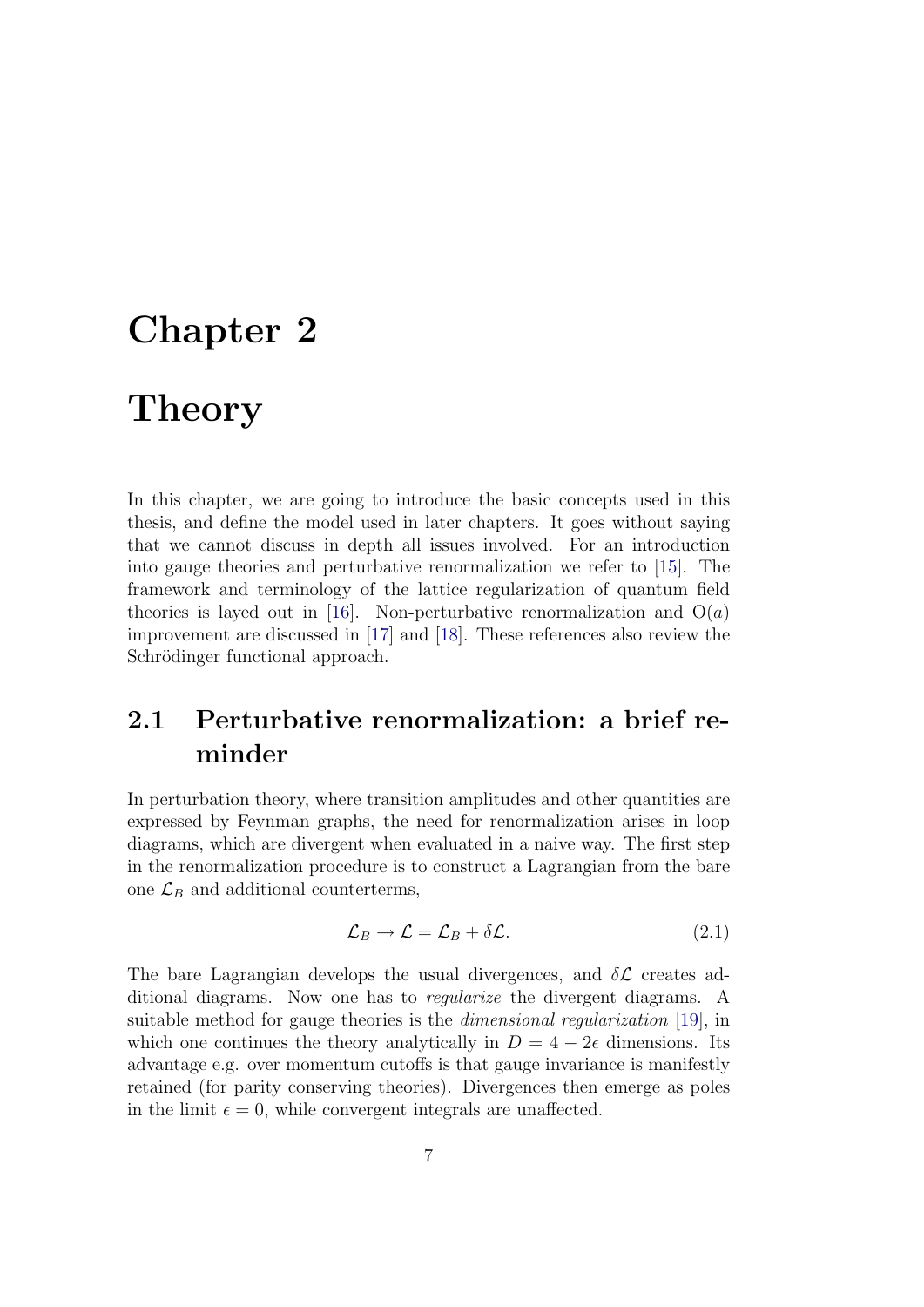# Chapter 2

# Theory

In this chapter, we are going to introduce the basic concepts used in this thesis, and define the model used in later chapters. It goes without saying that we cannot discuss in depth all issues involved. For an introduction into gauge theories and perturbative renormalization we refer to [15]. The framework and terminology of the lattice regularization of quantum field theories is layed out in [16]. Non-perturbative renormalization and $\mathrm{O}(a)$ improvement are discussed in [17] and [18]. These references also review the Schrödinger functional approach.

## 2.1 Perturbative renormalization: a brief reminder

In perturbation theory, where transition amplitudes and other quantities are expressed by Feynman graphs, the need for renormalization arises in loop diagrams, which are divergent when evaluated in a naive way. The first step in the renormalization procedure is to construct a Lagrangian from the bare one $\mathcal{L}_B$ and additional counterterms,

$$\mathcal{L}_B \to \mathcal{L} = \mathcal{L}_B + \delta\mathcal{L}. \tag{2.1}$$

The bare Lagrangian develops the usual divergences, and $\delta\mathcal{L}$ creates additional diagrams. Now one has to *regularize* the divergent diagrams. A suitable method for gauge theories is the *dimensional regularization* [19], in which one continues the theory analytically in $D = 4 - 2\epsilon$ dimensions. Its advantage e.g. over momentum cutoffs is that gauge invariance is manifestly retained (for parity conserving theories). Divergences then emerge as poles in the limit $\epsilon = 0$, while convergent integrals are unaffected.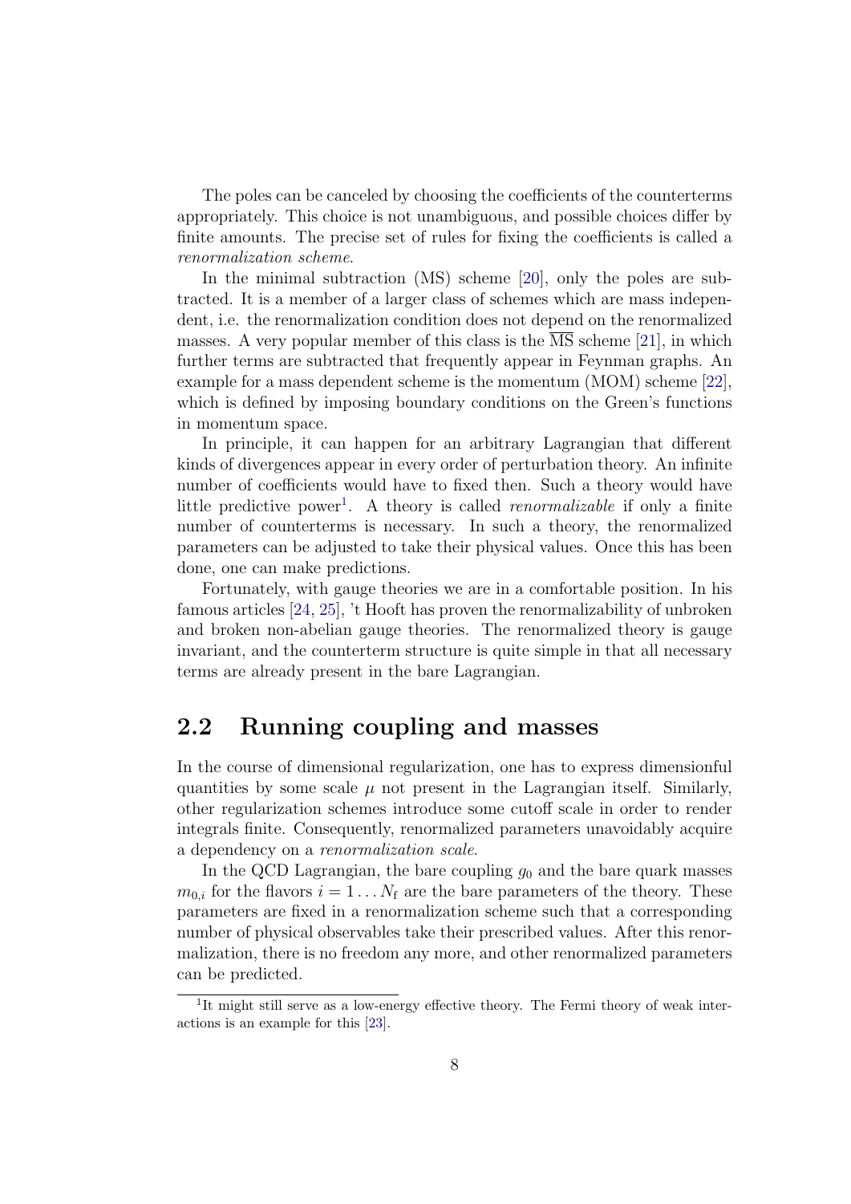The poles can be canceled by choosing the coefficients of the counterterms appropriately. This choice is not unambiguous, and possible choices differ by finite amounts. The precise set of rules for fixing the coefficients is called a *renormalization scheme*.

In the minimal subtraction (MS) scheme [20], only the poles are subtracted. It is a member of a larger class of schemes which are mass independent, i.e. the renormalization condition does not depend on the renormalized masses. A very popular member of this class is the $\overline{\text{MS}}$ scheme [21], in which further terms are subtracted that frequently appear in Feynman graphs. An example for a mass dependent scheme is the momentum (MOM) scheme [22], which is defined by imposing boundary conditions on the Green's functions in momentum space.

In principle, it can happen for an arbitrary Lagrangian that different kinds of divergences appear in every order of perturbation theory. An infinite number of coefficients would have to fixed then. Such a theory would have little predictive power[1]. A theory is called *renormalizable* if only a finite number of counterterms is necessary. In such a theory, the renormalized parameters can be adjusted to take their physical values. Once this has been done, one can make predictions.

Fortunately, with gauge theories we are in a comfortable position. In his famous articles [24, 25], 't Hooft has proven the renormalizability of unbroken and broken non-abelian gauge theories. The renormalized theory is gauge invariant, and the counterterm structure is quite simple in that all necessary terms are already present in the bare Lagrangian.

## 2.2 Running coupling and masses

In the course of dimensional regularization, one has to express dimensionful quantities by some scale $\mu$ not present in the Lagrangian itself. Similarly, other regularization schemes introduce some cutoff scale in order to render integrals finite. Consequently, renormalized parameters unavoidably acquire a dependency on a *renormalization scale*.

In the QCD Lagrangian, the bare coupling $g_0$ and the bare quark masses $m_{0,i}$ for the flavors $i = 1 \dots N_\mathrm{f}$ are the bare parameters of the theory. These parameters are fixed in a renormalization scheme such that a corresponding number of physical observables take their prescribed values. After this renormalization, there is no freedom any more, and other renormalized parameters can be predicted.

[1] It might still serve as a low-energy effective theory. The Fermi theory of weak interactions is an example for this [23].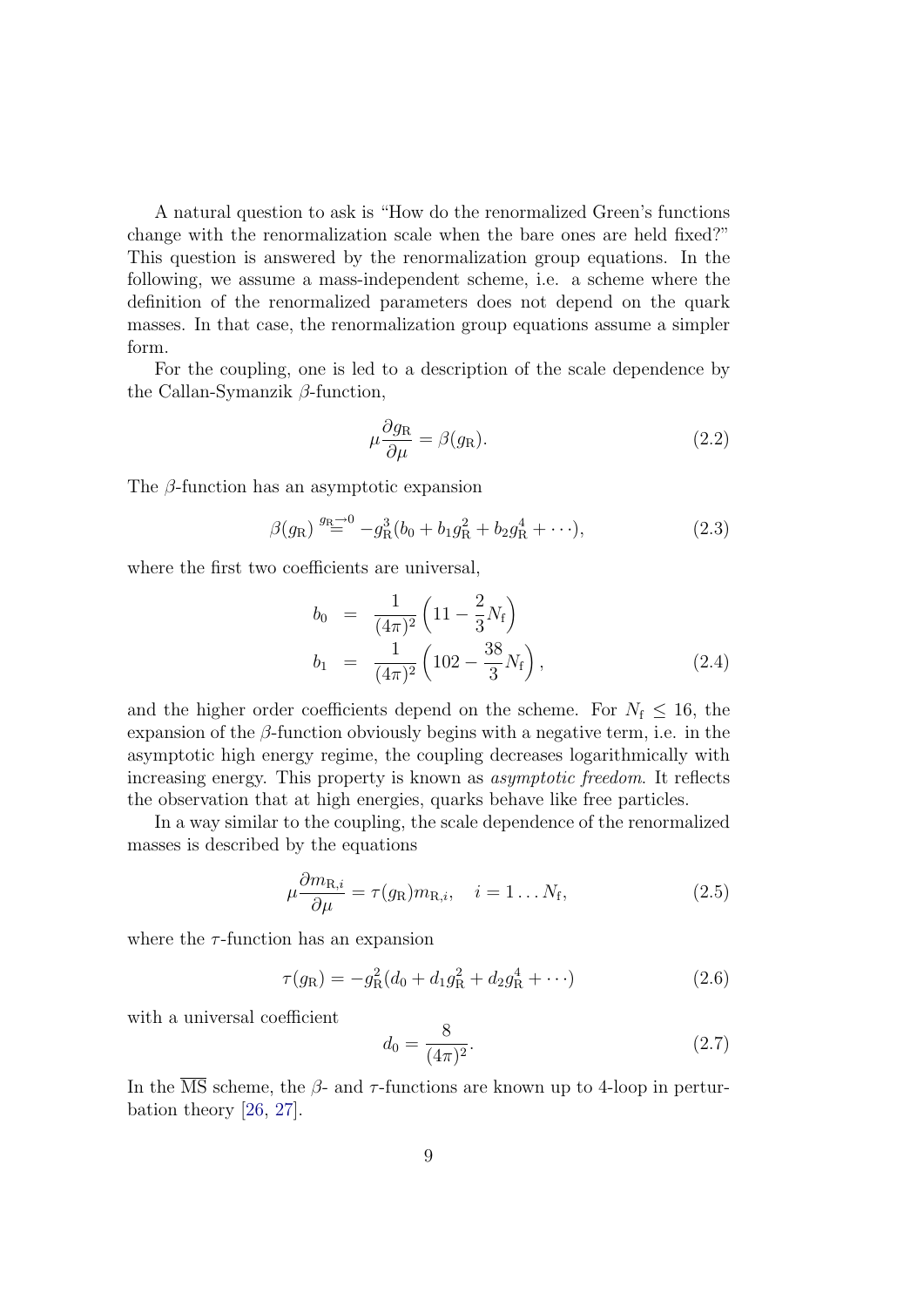A natural question to ask is "How do the renormalized Green's functions change with the renormalization scale when the bare ones are held fixed?" This question is answered by the renormalization group equations. In the following, we assume a mass-independent scheme, i.e. a scheme where the definition of the renormalized parameters does not depend on the quark masses. In that case, the renormalization group equations assume a simpler form.

For the coupling, one is led to a description of the scale dependence by the Callan-Symanzik $\beta$-function,

$$\mu \frac{\partial g_{\mathrm{R}}}{\partial \mu} = \beta(g_{\mathrm{R}}). \tag{2.2}$$

The $\beta$-function has an asymptotic expansion

$$\beta(g_{\mathrm{R}}) \stackrel{g_{\mathrm{R}} \to 0}{=} -g_{\mathrm{R}}^3 (b_0 + b_1 g_{\mathrm{R}}^2 + b_2 g_{\mathrm{R}}^4 + \cdots), \tag{2.3}$$

where the first two coefficients are universal,

$$\begin{aligned} b_0 &= \frac{1}{(4\pi)^2} \left( 11 - \frac{2}{3} N_{\mathrm{f}} \right) \\ b_1 &= \frac{1}{(4\pi)^2} \left( 102 - \frac{38}{3} N_{\mathrm{f}} \right), \end{aligned} \tag{2.4}$$

and the higher order coefficients depend on the scheme. For $N_{\mathrm{f}} \leq 16$, the expansion of the $\beta$-function obviously begins with a negative term, i.e. in the asymptotic high energy regime, the coupling decreases logarithmically with increasing energy. This property is known as *asymptotic freedom*. It reflects the observation that at high energies, quarks behave like free particles.

In a way similar to the coupling, the scale dependence of the renormalized masses is described by the equations

$$\mu \frac{\partial m_{\mathrm{R},i}}{\partial \mu} = \tau(g_{\mathrm{R}}) m_{\mathrm{R},i}, \quad i = 1 \ldots N_{\mathrm{f}}, \tag{2.5}$$

where the $\tau$-function has an expansion

$$\tau(g_{\mathrm{R}}) = -g_{\mathrm{R}}^2 (d_0 + d_1 g_{\mathrm{R}}^2 + d_2 g_{\mathrm{R}}^4 + \cdots) \tag{2.6}$$

with a universal coefficient

$$d_0 = \frac{8}{(4\pi)^2}. \tag{2.7}$$

In the $\overline{\mathrm{MS}}$ scheme, the $\beta$- and $\tau$-functions are known up to 4-loop in perturbation theory [26, 27].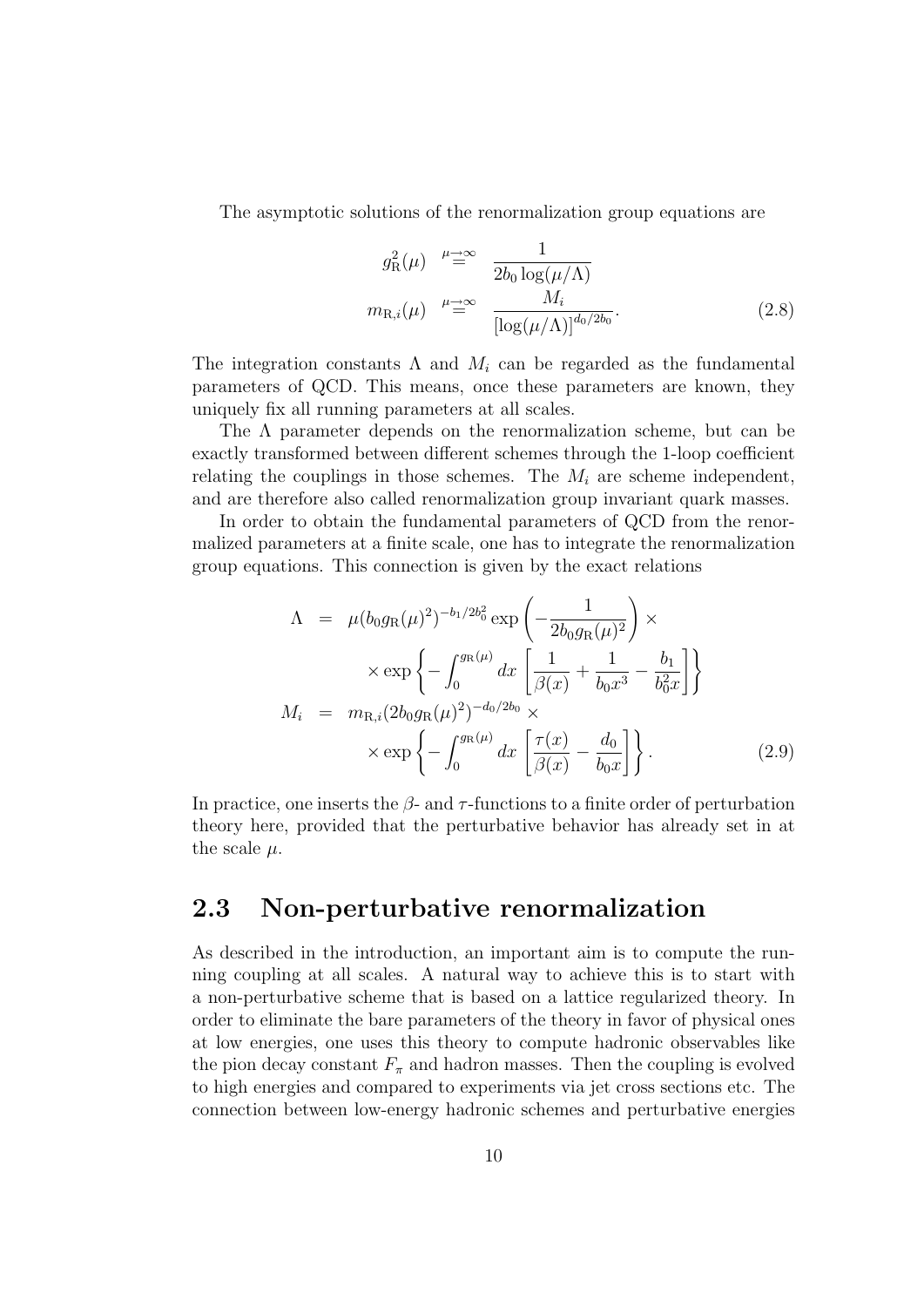The asymptotic solutions of the renormalization group equations are

$$
\begin{aligned}
g_{\rm R}^2(\mu) &\overset{\mu\to\infty}{=} \frac{1}{2b_0 \log(\mu/\Lambda)} \\
m_{{\rm R},i}(\mu) &\overset{\mu\to\infty}{=} \frac{M_i}{[\log(\mu/\Lambda)]^{d_0/2b_0}}.
\end{aligned} \tag{2.8}
$$

The integration constants $\Lambda$ and $M_i$ can be regarded as the fundamental parameters of QCD. This means, once these parameters are known, they uniquely fix all running parameters at all scales.

The $\Lambda$ parameter depends on the renormalization scheme, but can be exactly transformed between different schemes through the 1-loop coefficient relating the couplings in those schemes. The $M_i$ are scheme independent, and are therefore also called renormalization group invariant quark masses.

In order to obtain the fundamental parameters of QCD from the renormalized parameters at a finite scale, one has to integrate the renormalization group equations. This connection is given by the exact relations

$$
\begin{aligned}
\Lambda &= \mu (b_0 g_{\rm R}(\mu)^2)^{-b_1/2b_0^2} \exp\left(-\frac{1}{2b_0 g_{\rm R}(\mu)^2}\right) \times \\
&\quad \times \exp\left\{-\int_0^{g_{\rm R}(\mu)} dx \left[\frac{1}{\beta(x)} + \frac{1}{b_0 x^3} - \frac{b_1}{b_0^2 x}\right]\right\} \\
M_i &= m_{{\rm R},i} (2 b_0 g_{\rm R}(\mu)^2)^{-d_0/2b_0} \times \\
&\quad \times \exp\left\{-\int_0^{g_{\rm R}(\mu)} dx \left[\frac{\tau(x)}{\beta(x)} - \frac{d_0}{b_0 x}\right]\right\}.
\end{aligned} \tag{2.9}
$$

In practice, one inserts the $\beta$- and $\tau$-functions to a finite order of perturbation theory here, provided that the perturbative behavior has already set in at the scale $\mu$.

## 2.3 Non-perturbative renormalization

As described in the introduction, an important aim is to compute the running coupling at all scales. A natural way to achieve this is to start with a non-perturbative scheme that is based on a lattice regularized theory. In order to eliminate the bare parameters of the theory in favor of physical ones at low energies, one uses this theory to compute hadronic observables like the pion decay constant $F_\pi$ and hadron masses. Then the coupling is evolved to high energies and compared to experiments via jet cross sections etc. The connection between low-energy hadronic schemes and perturbative energies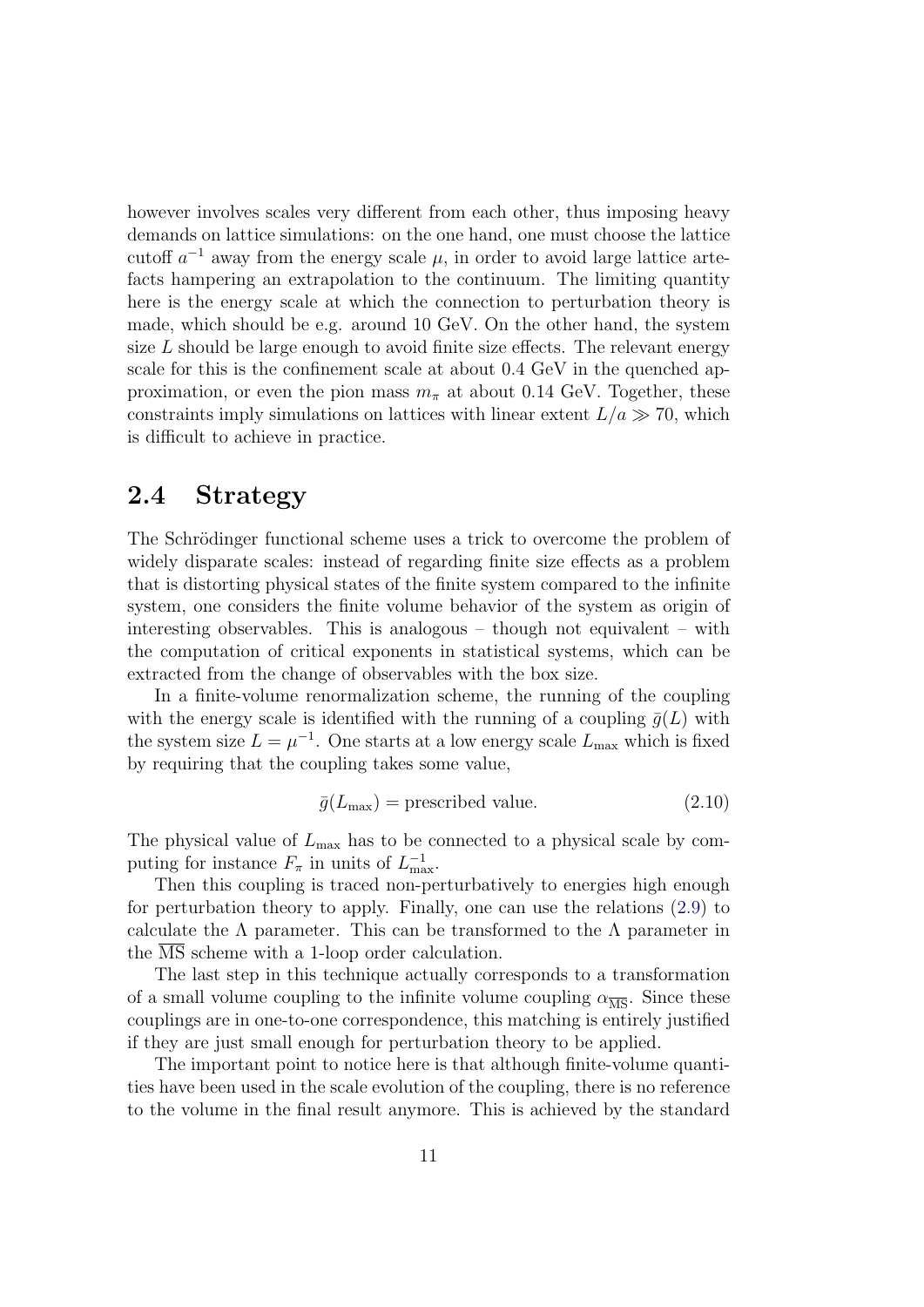however involves scales very different from each other, thus imposing heavy demands on lattice simulations: on the one hand, one must choose the lattice cutoff $a^{-1}$ away from the energy scale $\mu$, in order to avoid large lattice artefacts hampering an extrapolation to the continuum. The limiting quantity here is the energy scale at which the connection to perturbation theory is made, which should be e.g. around 10 GeV. On the other hand, the system size $L$ should be large enough to avoid finite size effects. The relevant energy scale for this is the confinement scale at about 0.4 GeV in the quenched approximation, or even the pion mass $m_\pi$ at about 0.14 GeV. Together, these constraints imply simulations on lattices with linear extent $L/a \gg 70$, which is difficult to achieve in practice.

## 2.4 Strategy

The Schrödinger functional scheme uses a trick to overcome the problem of widely disparate scales: instead of regarding finite size effects as a problem that is distorting physical states of the finite system compared to the infinite system, one considers the finite volume behavior of the system as origin of interesting observables. This is analogous – though not equivalent – with the computation of critical exponents in statistical systems, which can be extracted from the change of observables with the box size.

In a finite-volume renormalization scheme, the running of the coupling with the energy scale is identified with the running of a coupling $\bar{g}(L)$ with the system size $L = \mu^{-1}$. One starts at a low energy scale $L_{\mathrm{max}}$ which is fixed by requiring that the coupling takes some value,

$$\bar{g}(L_{\mathrm{max}}) = \text{prescribed value.} \tag{2.10}$$

The physical value of $L_{\mathrm{max}}$ has to be connected to a physical scale by computing for instance $F_\pi$ in units of $L_{\mathrm{max}}^{-1}$.

Then this coupling is traced non-perturbatively to energies high enough for perturbation theory to apply. Finally, one can use the relations (2.9) to calculate the $\Lambda$ parameter. This can be transformed to the $\Lambda$ parameter in the $\overline{\mathrm{MS}}$ scheme with a 1-loop order calculation.

The last step in this technique actually corresponds to a transformation of a small volume coupling to the infinite volume coupling $\alpha_{\overline{\mathrm{MS}}}$. Since these couplings are in one-to-one correspondence, this matching is entirely justified if they are just small enough for perturbation theory to be applied.

The important point to notice here is that although finite-volume quantities have been used in the scale evolution of the coupling, there is no reference to the volume in the final result anymore. This is achieved by the standard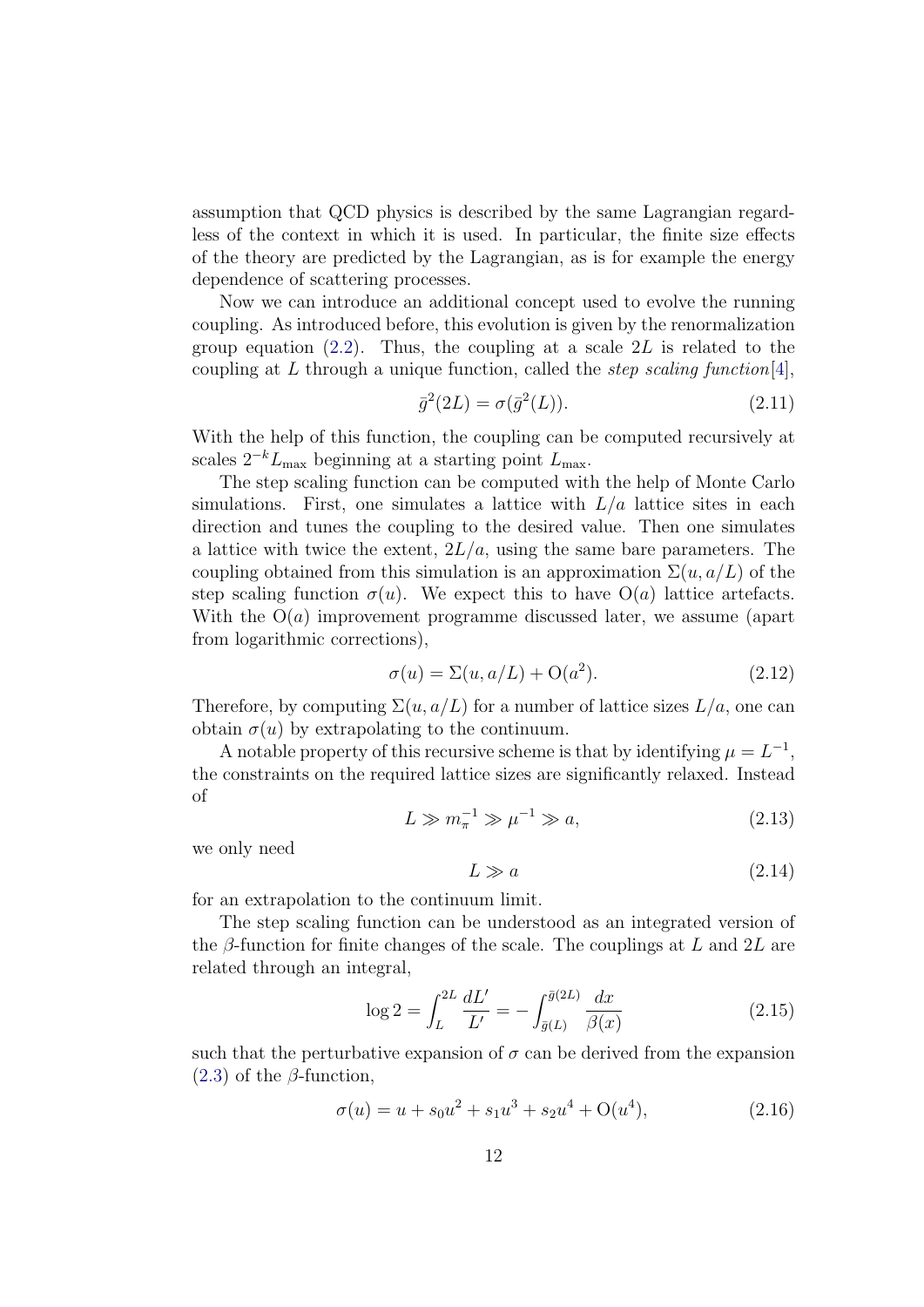assumption that QCD physics is described by the same Lagrangian regardless of the context in which it is used. In particular, the finite size effects of the theory are predicted by the Lagrangian, as is for example the energy dependence of scattering processes.

Now we can introduce an additional concept used to evolve the running coupling. As introduced before, this evolution is given by the renormalization group equation (2.2). Thus, the coupling at a scale $2L$ is related to the coupling at $L$ through a unique function, called the *step scaling function*[4],

$$\bar{g}^2(2L) = \sigma(\bar{g}^2(L)). \tag{2.11}$$

With the help of this function, the coupling can be computed recursively at scales $2^{-k}L_{\max}$ beginning at a starting point $L_{\max}$.

The step scaling function can be computed with the help of Monte Carlo simulations. First, one simulates a lattice with $L/a$ lattice sites in each direction and tunes the coupling to the desired value. Then one simulates a lattice with twice the extent, $2L/a$, using the same bare parameters. The coupling obtained from this simulation is an approximation $\Sigma(u, a/L)$ of the step scaling function $\sigma(u)$. We expect this to have $\mathrm{O}(a)$ lattice artefacts. With the $\mathrm{O}(a)$ improvement programme discussed later, we assume (apart from logarithmic corrections),

$$\sigma(u) = \Sigma(u, a/L) + \mathrm{O}(a^2). \tag{2.12}$$

Therefore, by computing $\Sigma(u, a/L)$ for a number of lattice sizes $L/a$, one can obtain $\sigma(u)$ by extrapolating to the continuum.

A notable property of this recursive scheme is that by identifying $\mu = L^{-1}$, the constraints on the required lattice sizes are significantly relaxed. Instead of

$$L \gg m_\pi^{-1} \gg \mu^{-1} \gg a, \tag{2.13}$$

we only need

$$L \gg a \tag{2.14}$$

for an extrapolation to the continuum limit.

The step scaling function can be understood as an integrated version of the $\beta$-function for finite changes of the scale. The couplings at $L$ and $2L$ are related through an integral,

$$\log 2 = \int_L^{2L} \frac{dL'}{L'} = -\int_{\bar{g}(L)}^{\bar{g}(2L)} \frac{dx}{\beta(x)} \tag{2.15}$$

such that the perturbative expansion of $\sigma$ can be derived from the expansion (2.3) of the $\beta$-function,

$$\sigma(u) = u + s_0 u^2 + s_1 u^3 + s_2 u^4 + \mathrm{O}(u^4), \tag{2.16}$$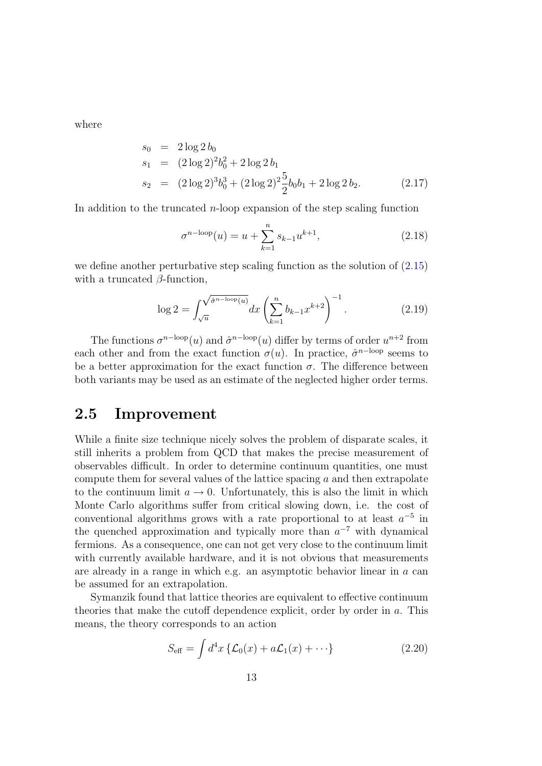where

$$
\begin{aligned}
s_0 &= 2\log 2\, b_0 \\
s_1 &= (2\log 2)^2 b_0^2 + 2\log 2\, b_1 \\
s_2 &= (2\log 2)^3 b_0^3 + (2\log 2)^2 \frac{5}{2} b_0 b_1 + 2\log 2\, b_2.
\end{aligned}
\tag{2.17}
$$

In addition to the truncated $n$-loop expansion of the step scaling function

$$
\sigma^{n-\text{loop}}(u) = u + \sum_{k=1}^{n} s_{k-1} u^{k+1},
\tag{2.18}
$$

we define another perturbative step scaling function as the solution of (2.15) with a truncated $\beta$-function,

$$
\log 2 = \int_{\sqrt{u}}^{\sqrt{\hat{\sigma}^{n-\text{loop}}(u)}} dx \left( \sum_{k=1}^{n} b_{k-1} x^{k+2} \right)^{-1}.
\tag{2.19}
$$

The functions $\sigma^{n-\text{loop}}(u)$ and $\hat{\sigma}^{n-\text{loop}}(u)$ differ by terms of order $u^{n+2}$ from each other and from the exact function $\sigma(u)$. In practice, $\hat{\sigma}^{n-\text{loop}}$ seems to be a better approximation for the exact function $\sigma$. The difference between both variants may be used as an estimate of the neglected higher order terms.

## 2.5 Improvement

While a finite size technique nicely solves the problem of disparate scales, it still inherits a problem from QCD that makes the precise measurement of observables difficult. In order to determine continuum quantities, one must compute them for several values of the lattice spacing $a$ and then extrapolate to the continuum limit $a \to 0$. Unfortunately, this is also the limit in which Monte Carlo algorithms suffer from critical slowing down, i.e. the cost of conventional algorithms grows with a rate proportional to at least $a^{-5}$ in the quenched approximation and typically more than $a^{-7}$ with dynamical fermions. As a consequence, one can not get very close to the continuum limit with currently available hardware, and it is not obvious that measurements are already in a range in which e.g. an asymptotic behavior linear in $a$ can be assumed for an extrapolation.

Symanzik found that lattice theories are equivalent to effective continuum theories that make the cutoff dependence explicit, order by order in $a$. This means, the theory corresponds to an action

$$
S_{\text{eff}} = \int d^4x \, \{ \mathcal{L}_0(x) + a\mathcal{L}_1(x) + \cdots \}
\tag{2.20}
$$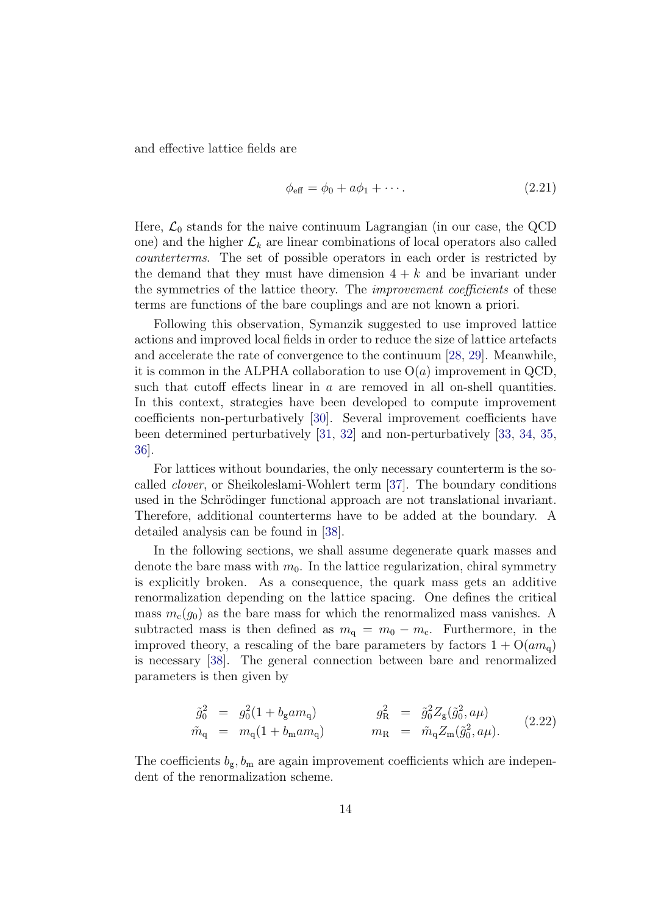and effective lattice fields are

$$\phi_{\rm eff} = \phi_0 + a\phi_1 + \cdots . \tag{2.21}$$

Here, $\mathcal{L}_0$ stands for the naive continuum Lagrangian (in our case, the QCD one) and the higher $\mathcal{L}_k$ are linear combinations of local operators also called *counterterms*. The set of possible operators in each order is restricted by the demand that they must have dimension $4+k$ and be invariant under the symmetries of the lattice theory. The *improvement coefficients* of these terms are functions of the bare couplings and are not known a priori.

Following this observation, Symanzik suggested to use improved lattice actions and improved local fields in order to reduce the size of lattice artefacts and accelerate the rate of convergence to the continuum [28, 29]. Meanwhile, it is common in the ALPHA collaboration to use $\mathrm{O}(a)$ improvement in QCD, such that cutoff effects linear in $a$ are removed in all on-shell quantities. In this context, strategies have been developed to compute improvement coefficients non-perturbatively [30]. Several improvement coefficients have been determined perturbatively [31, 32] and non-perturbatively [33, 34, 35, 36].

For lattices without boundaries, the only necessary counterterm is the so-called *clover*, or Sheikoleslami-Wohlert term [37]. The boundary conditions used in the Schrödinger functional approach are not translational invariant. Therefore, additional counterterms have to be added at the boundary. A detailed analysis can be found in [38].

In the following sections, we shall assume degenerate quark masses and denote the bare mass with $m_0$. In the lattice regularization, chiral symmetry is explicitly broken. As a consequence, the quark mass gets an additive renormalization depending on the lattice spacing. One defines the critical mass $m_{\rm c}(g_0)$ as the bare mass for which the renormalized mass vanishes. A subtracted mass is then defined as $m_{\rm q} = m_0 - m_{\rm c}$. Furthermore, in the improved theory, a rescaling of the bare parameters by factors $1 + \mathrm{O}(am_{\rm q})$ is necessary [38]. The general connection between bare and renormalized parameters is then given by

$$\begin{array}{rclcrcl} \tilde{g}_0^2 &=& g_0^2(1 + b_{\rm g} a m_{\rm q}) & \qquad & g_{\rm R}^2 &=& \tilde{g}_0^2 Z_{\rm g}(\tilde{g}_0^2, a\mu) \\ \tilde{m}_{\rm q} &=& m_{\rm q}(1 + b_{\rm m} a m_{\rm q}) & \qquad & m_{\rm R} &=& \tilde{m}_{\rm q} Z_{\rm m}(\tilde{g}_0^2, a\mu). \end{array} \tag{2.22}$$

The coefficients $b_{\rm g}, b_{\rm m}$ are again improvement coefficients which are independent of the renormalization scheme.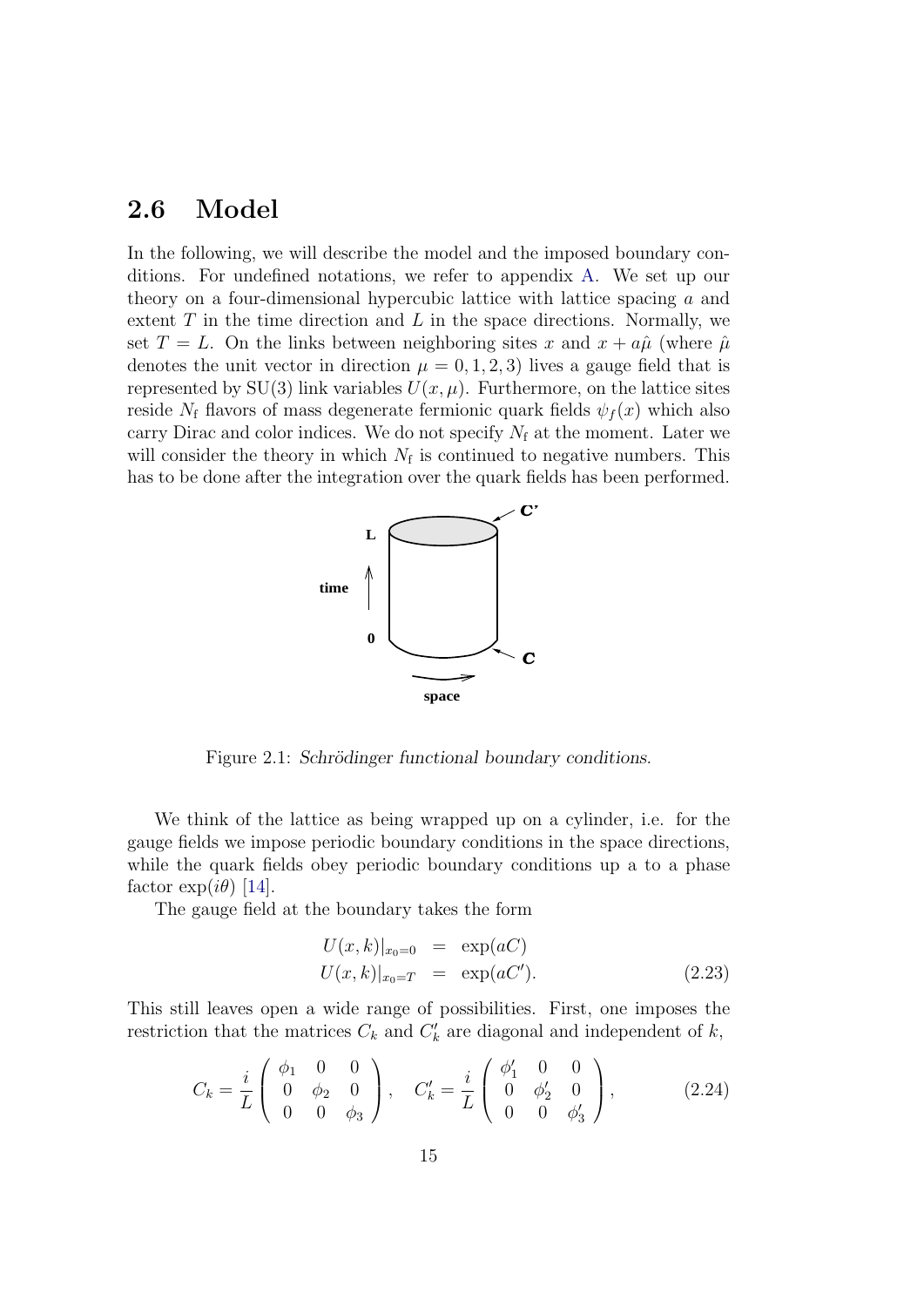## 2.6 Model

In the following, we will describe the model and the imposed boundary conditions. For undefined notations, we refer to appendix A. We set up our theory on a four-dimensional hypercubic lattice with lattice spacing $a$ and extent $T$ in the time direction and $L$ in the space directions. Normally, we set $T = L$. On the links between neighboring sites $x$ and $x + a\hat{\mu}$ (where $\hat{\mu}$ denotes the unit vector in direction $\mu = 0, 1, 2, 3$) lives a gauge field that is represented by SU(3) link variables $U(x, \mu)$. Furthermore, on the lattice sites reside $N_\mathrm{f}$ flavors of mass degenerate fermionic quark fields $\psi_f(x)$ which also carry Dirac and color indices. We do not specify $N_\mathrm{f}$ at the moment. Later we will consider the theory in which $N_\mathrm{f}$ is continued to negative numbers. This has to be done after the integration over the quark fields has been performed.

Figure 2.1: *Schrödinger functional boundary conditions.*

We think of the lattice as being wrapped up on a cylinder, i.e. for the gauge fields we impose periodic boundary conditions in the space directions, while the quark fields obey periodic boundary conditions up a to a phase factor $\exp(i\theta)$ [14].

The gauge field at the boundary takes the form

$$
\begin{aligned}
U(x,k)|_{x_0=0} &= \exp(aC) \\
U(x,k)|_{x_0=T} &= \exp(aC').
\end{aligned}
\tag{2.23}
$$

This still leaves open a wide range of possibilities. First, one imposes the restriction that the matrices $C_k$ and $C'_k$ are diagonal and independent of $k$,

$$
C_k = \frac{i}{L}\begin{pmatrix} \phi_1 & 0 & 0 \\ 0 & \phi_2 & 0 \\ 0 & 0 & \phi_3 \end{pmatrix}, \quad C'_k = \frac{i}{L}\begin{pmatrix} \phi'_1 & 0 & 0 \\ 0 & \phi'_2 & 0 \\ 0 & 0 & \phi'_3 \end{pmatrix}, \tag{2.24}
$$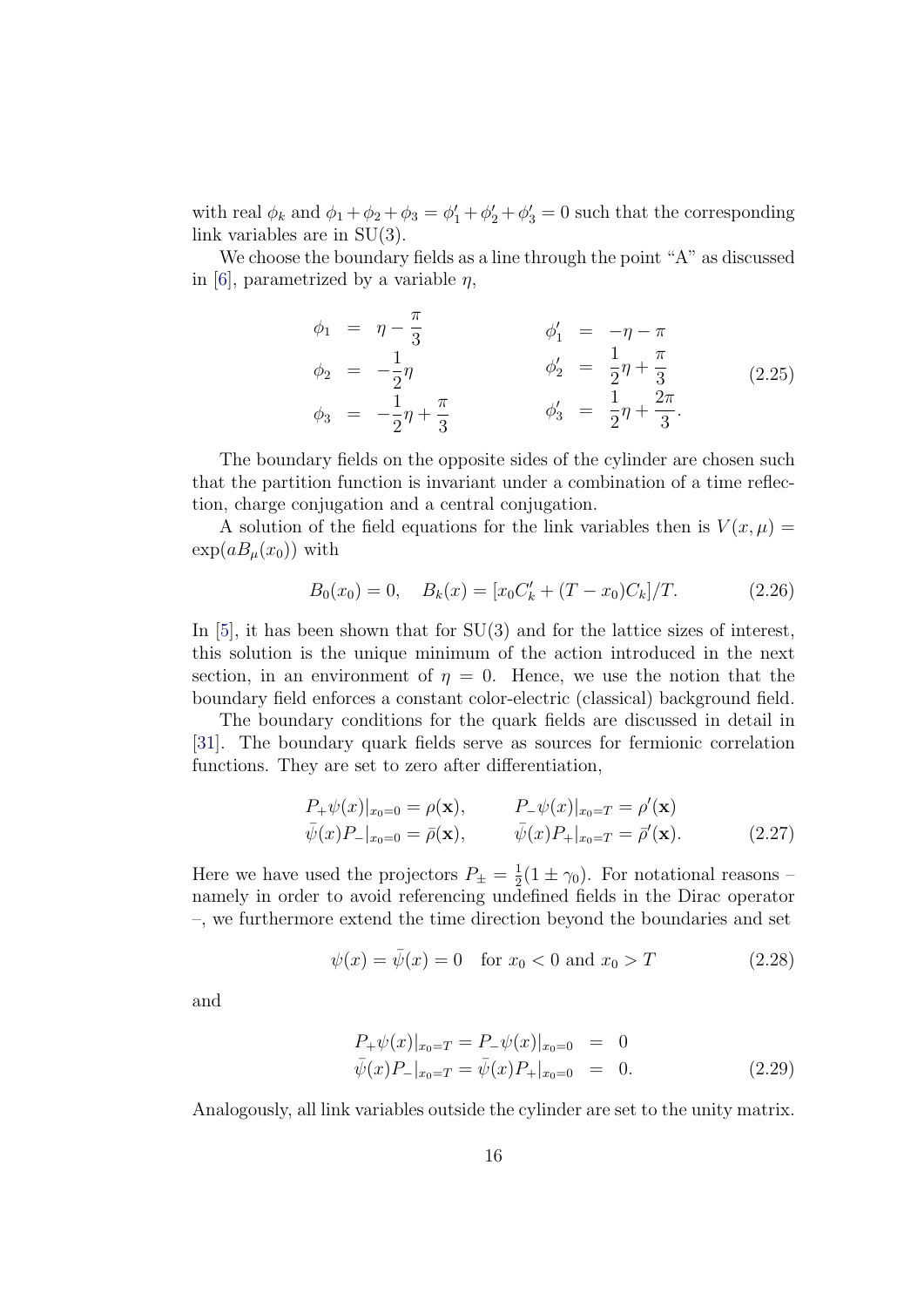with real $\phi_k$ and $\phi_1 + \phi_2 + \phi_3 = \phi'_1 + \phi'_2 + \phi'_3 = 0$ such that the corresponding link variables are in SU(3).

We choose the boundary fields as a line through the point "A" as discussed in [6], parametrized by a variable $\eta$,

$$
\begin{aligned}
\phi_1 &= \eta - \frac{\pi}{3} & \qquad \phi'_1 &= -\eta - \pi \\
\phi_2 &= -\frac{1}{2}\eta & \qquad \phi'_2 &= \frac{1}{2}\eta + \frac{\pi}{3} \\
\phi_3 &= -\frac{1}{2}\eta + \frac{\pi}{3} & \qquad \phi'_3 &= \frac{1}{2}\eta + \frac{2\pi}{3}.
\end{aligned}
\tag{2.25}
$$

The boundary fields on the opposite sides of the cylinder are chosen such that the partition function is invariant under a combination of a time reflection, charge conjugation and a central conjugation.

A solution of the field equations for the link variables then is $V(x, \mu) = \exp(aB_\mu(x_0))$ with

$$
B_0(x_0) = 0, \quad B_k(x) = [x_0 C'_k + (T - x_0) C_k]/T. \tag{2.26}
$$

In [5], it has been shown that for SU(3) and for the lattice sizes of interest, this solution is the unique minimum of the action introduced in the next section, in an environment of $\eta = 0$. Hence, we use the notion that the boundary field enforces a constant color-electric (classical) background field.

The boundary conditions for the quark fields are discussed in detail in [31]. The boundary quark fields serve as sources for fermionic correlation functions. They are set to zero after differentiation,

$$
\begin{aligned}
P_+\psi(x)|_{x_0=0} &= \rho(\mathbf{x}), & \qquad P_-\psi(x)|_{x_0=T} &= \rho'(\mathbf{x}) \\
\bar{\psi}(x)P_-|_{x_0=0} &= \bar{\rho}(\mathbf{x}), & \qquad \bar{\psi}(x)P_+|_{x_0=T} &= \bar{\rho}'(\mathbf{x}).
\end{aligned}
\tag{2.27}
$$

Here we have used the projectors $P_\pm = \frac{1}{2}(1 \pm \gamma_0)$. For notational reasons – namely in order to avoid referencing undefined fields in the Dirac operator –, we furthermore extend the time direction beyond the boundaries and set

$$
\psi(x) = \bar{\psi}(x) = 0 \quad \text{for } x_0 < 0 \text{ and } x_0 > T \tag{2.28}
$$

and

$$
\begin{aligned}
P_+\psi(x)|_{x_0=T} = P_-\psi(x)|_{x_0=0} &= 0 \\
\bar{\psi}(x)P_-|_{x_0=T} = \bar{\psi}(x)P_+|_{x_0=0} &= 0.
\end{aligned}
\tag{2.29}
$$

Analogously, all link variables outside the cylinder are set to the unity matrix.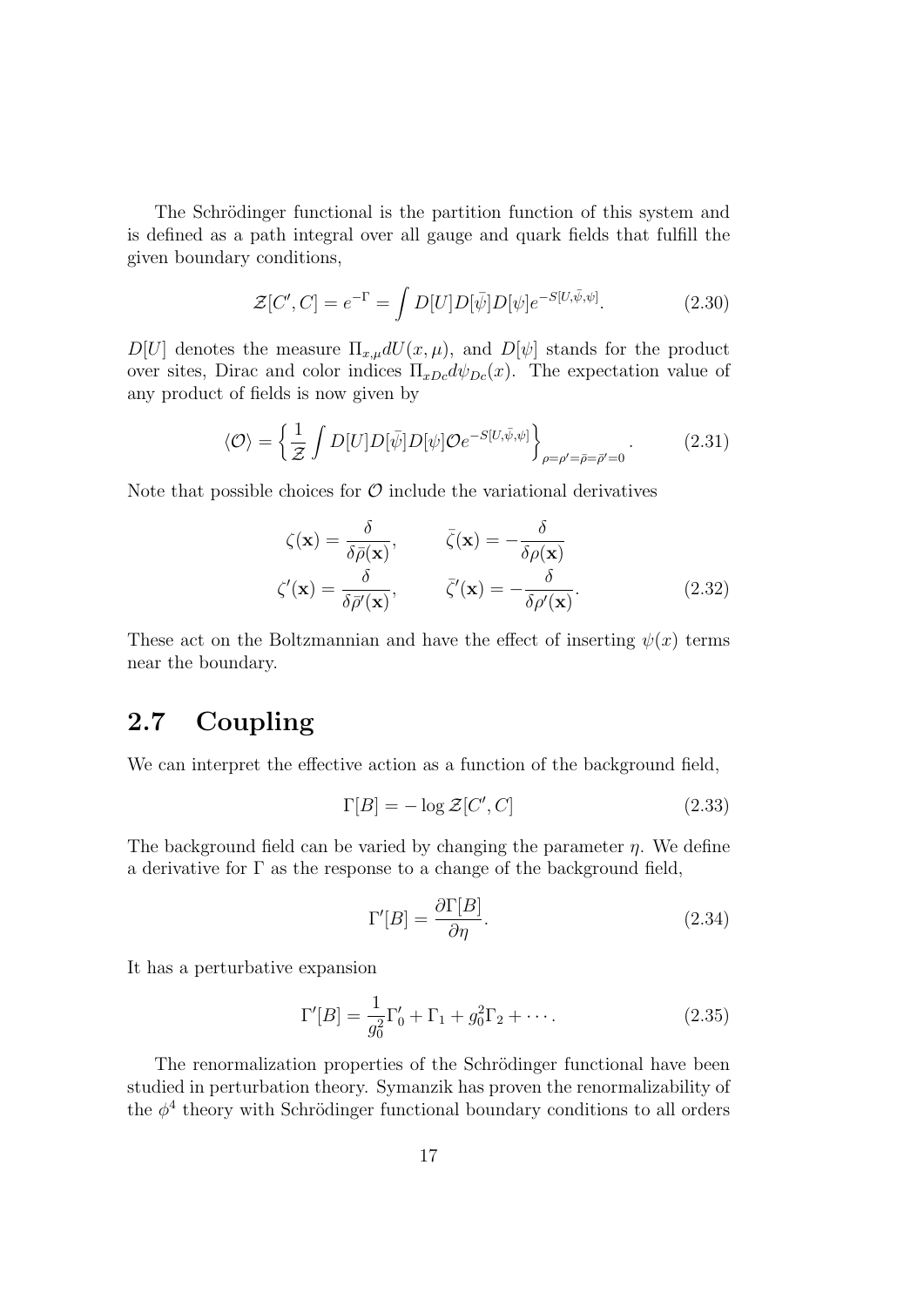The Schrödinger functional is the partition function of this system and is defined as a path integral over all gauge and quark fields that fulfill the given boundary conditions,

$$\mathcal{Z}[C', C] = e^{-\Gamma} = \int D[U]D[\bar{\psi}]D[\psi]e^{-S[U,\bar{\psi},\psi]}. \tag{2.30}$$

$D[U]$ denotes the measure $\Pi_{x,\mu}dU(x,\mu)$, and $D[\psi]$ stands for the product over sites, Dirac and color indices $\Pi_{xDc}d\psi_{Dc}(x)$. The expectation value of any product of fields is now given by

$$\langle \mathcal{O} \rangle = \left\{ \frac{1}{\mathcal{Z}} \int D[U]D[\bar{\psi}]D[\psi]\mathcal{O}e^{-S[U,\bar{\psi},\psi]} \right\}_{\rho=\rho'=\bar{\rho}=\bar{\rho}'=0}. \tag{2.31}$$

Note that possible choices for $\mathcal{O}$ include the variational derivatives

$$\begin{aligned}
\zeta(\mathbf{x}) &= \frac{\delta}{\delta\bar{\rho}(\mathbf{x})}, \qquad & \bar{\zeta}(\mathbf{x}) &= -\frac{\delta}{\delta\rho(\mathbf{x})} \\
\zeta'(\mathbf{x}) &= \frac{\delta}{\delta\bar{\rho}'(\mathbf{x})}, \qquad & \bar{\zeta}'(\mathbf{x}) &= -\frac{\delta}{\delta\rho'(\mathbf{x})}.
\end{aligned} \tag{2.32}$$

These act on the Boltzmannian and have the effect of inserting $\psi(x)$ terms near the boundary.

## 2.7 Coupling

We can interpret the effective action as a function of the background field,

$$\Gamma[B] = -\log \mathcal{Z}[C', C] \tag{2.33}$$

The background field can be varied by changing the parameter $\eta$. We define a derivative for $\Gamma$ as the response to a change of the background field,

$$\Gamma'[B] = \frac{\partial \Gamma[B]}{\partial \eta}. \tag{2.34}$$

It has a perturbative expansion

$$\Gamma'[B] = \frac{1}{g_0^2}\Gamma'_0 + \Gamma_1 + g_0^2\Gamma_2 + \cdots. \tag{2.35}$$

The renormalization properties of the Schrödinger functional have been studied in perturbation theory. Symanzik has proven the renormalizability of the $\phi^4$ theory with Schrödinger functional boundary conditions to all orders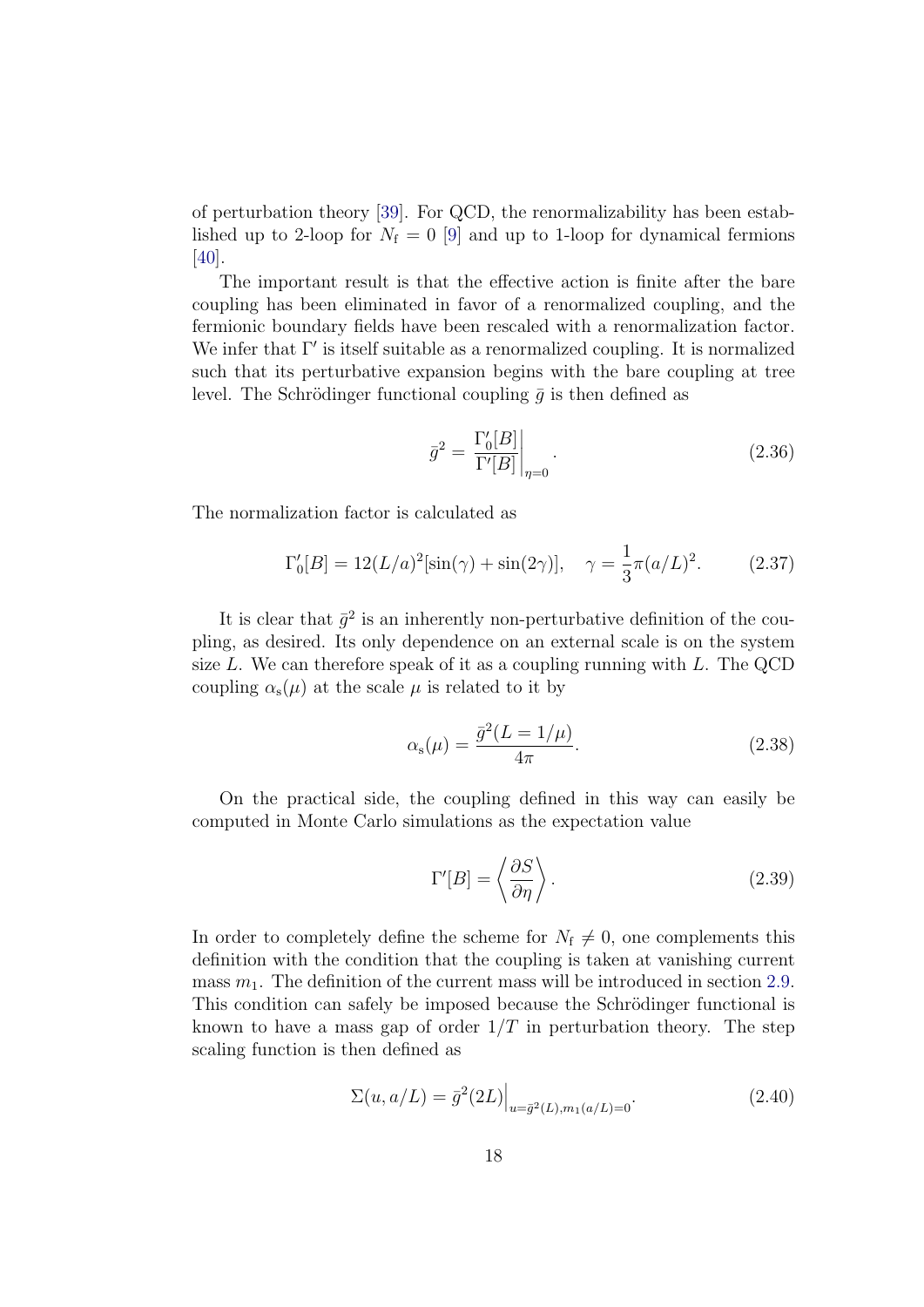of perturbation theory [39]. For QCD, the renormalizability has been established up to 2-loop for $N_\mathrm{f} = 0$ [9] and up to 1-loop for dynamical fermions [40].

The important result is that the effective action is finite after the bare coupling has been eliminated in favor of a renormalized coupling, and the fermionic boundary fields have been rescaled with a renormalization factor. We infer that $\Gamma'$ is itself suitable as a renormalized coupling. It is normalized such that its perturbative expansion begins with the bare coupling at tree level. The Schrödinger functional coupling $\bar{g}$ is then defined as

$$\bar{g}^2 = \left.\frac{\Gamma_0'[B]}{\Gamma'[B]}\right|_{\eta=0}. \tag{2.36}$$

The normalization factor is calculated as

$$\Gamma_0'[B] = 12(L/a)^2[\sin(\gamma) + \sin(2\gamma)], \quad \gamma = \frac{1}{3}\pi(a/L)^2. \tag{2.37}$$

It is clear that $\bar{g}^2$ is an inherently non-perturbative definition of the coupling, as desired. Its only dependence on an external scale is on the system size $L$. We can therefore speak of it as a coupling running with $L$. The QCD coupling $\alpha_\mathrm{s}(\mu)$ at the scale $\mu$ is related to it by

$$\alpha_\mathrm{s}(\mu) = \frac{\bar{g}^2(L = 1/\mu)}{4\pi}. \tag{2.38}$$

On the practical side, the coupling defined in this way can easily be computed in Monte Carlo simulations as the expectation value

$$\Gamma'[B] = \left\langle \frac{\partial S}{\partial \eta} \right\rangle. \tag{2.39}$$

In order to completely define the scheme for $N_\mathrm{f} \neq 0$, one complements this definition with the condition that the coupling is taken at vanishing current mass $m_1$. The definition of the current mass will be introduced in section 2.9. This condition can safely be imposed because the Schrödinger functional is known to have a mass gap of order $1/T$ in perturbation theory. The step scaling function is then defined as

$$\Sigma(u, a/L) = \bar{g}^2(2L)\Big|_{u=\bar{g}^2(L), m_1(a/L)=0}. \tag{2.40}$$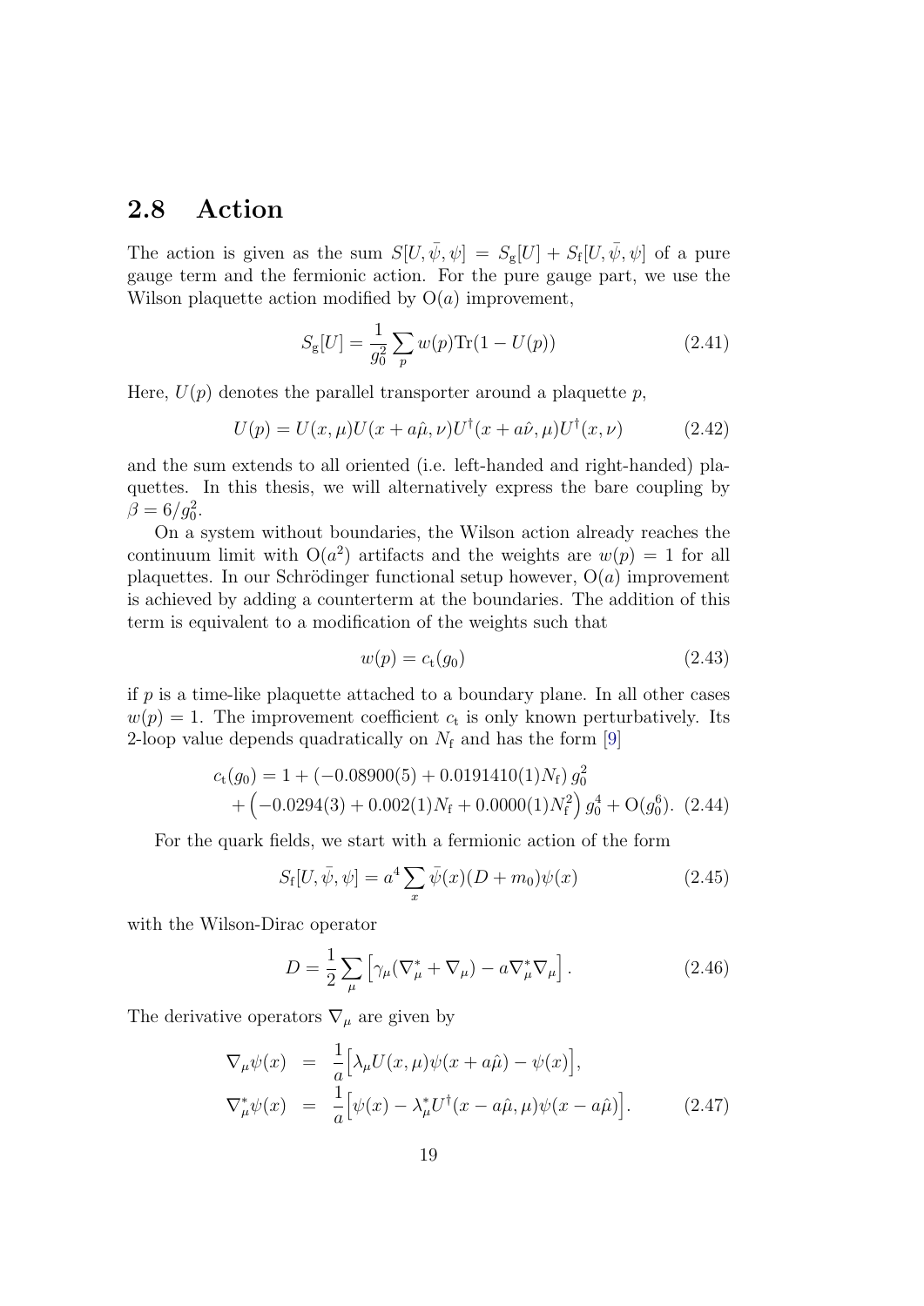## 2.8 Action

The action is given as the sum $S[U, \bar{\psi}, \psi] = S_{\mathrm{g}}[U] + S_{\mathrm{f}}[U, \bar{\psi}, \psi]$ of a pure gauge term and the fermionic action. For the pure gauge part, we use the Wilson plaquette action modified by $\mathrm{O}(a)$ improvement,

$$S_{\mathrm{g}}[U] = \frac{1}{g_0^2} \sum_p w(p) \mathrm{Tr}(1 - U(p)) \tag{2.41}$$

Here, $U(p)$ denotes the parallel transporter around a plaquette $p$,

$$U(p) = U(x, \mu) U(x + a\hat{\mu}, \nu) U^\dagger(x + a\hat{\nu}, \mu) U^\dagger(x, \nu) \tag{2.42}$$

and the sum extends to all oriented (i.e. left-handed and right-handed) plaquettes. In this thesis, we will alternatively express the bare coupling by $\beta = 6/g_0^2$.

On a system without boundaries, the Wilson action already reaches the continuum limit with $\mathrm{O}(a^2)$ artifacts and the weights are $w(p) = 1$ for all plaquettes. In our Schrödinger functional setup however, $\mathrm{O}(a)$ improvement is achieved by adding a counterterm at the boundaries. The addition of this term is equivalent to a modification of the weights such that

$$w(p) = c_{\mathrm{t}}(g_0) \tag{2.43}$$

if $p$ is a time-like plaquette attached to a boundary plane. In all other cases $w(p) = 1$. The improvement coefficient $c_{\mathrm{t}}$ is only known perturbatively. Its 2-loop value depends quadratically on $N_{\mathrm{f}}$ and has the form [9]

$$\begin{aligned} c_{\mathrm{t}}(g_0) = 1 &+ (-0.08900(5) + 0.0191410(1) N_{\mathrm{f}})\, g_0^2 \\ &+ \left(-0.0294(3) + 0.002(1) N_{\mathrm{f}} + 0.0000(1) N_{\mathrm{f}}^2\right) g_0^4 + \mathrm{O}(g_0^6). \end{aligned} \tag{2.44}$$

For the quark fields, we start with a fermionic action of the form

$$S_{\mathrm{f}}[U, \bar{\psi}, \psi] = a^4 \sum_x \bar{\psi}(x)(D + m_0)\psi(x) \tag{2.45}$$

with the Wilson-Dirac operator

$$D = \frac{1}{2} \sum_\mu \left[ \gamma_\mu (\nabla_\mu^* + \nabla_\mu) - a \nabla_\mu^* \nabla_\mu \right]. \tag{2.46}$$

The derivative operators $\nabla_\mu$ are given by

$$\begin{aligned} \nabla_\mu \psi(x) &= \frac{1}{a}\Big[\lambda_\mu U(x, \mu)\psi(x + a\hat{\mu}) - \psi(x)\Big], \\ \nabla_\mu^* \psi(x) &= \frac{1}{a}\Big[\psi(x) - \lambda_\mu^* U^\dagger(x - a\hat{\mu}, \mu)\psi(x - a\hat{\mu})\Big]. \end{aligned} \tag{2.47}$$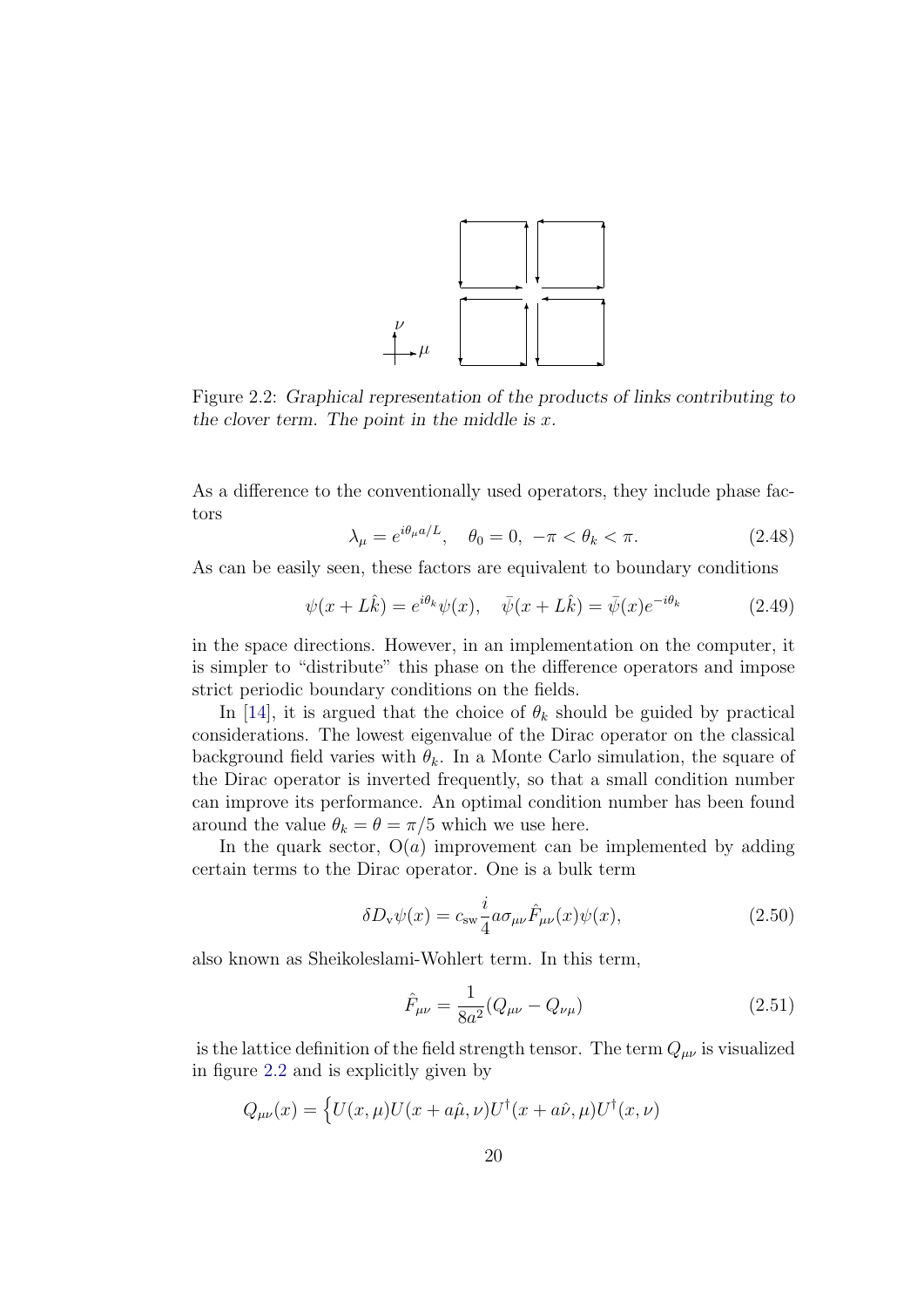Figure 2.2: *Graphical representation of the products of links contributing to the clover term. The point in the middle is $x$.*

As a difference to the conventionally used operators, they include phase factors

$$\lambda_\mu = e^{i\theta_\mu a/L}, \quad \theta_0 = 0, \ -\pi < \theta_k < \pi. \tag{2.48}$$

As can be easily seen, these factors are equivalent to boundary conditions

$$\psi(x + L\hat{k}) = e^{i\theta_k}\psi(x), \quad \bar{\psi}(x + L\hat{k}) = \bar{\psi}(x)e^{-i\theta_k} \tag{2.49}$$

in the space directions. However, in an implementation on the computer, it is simpler to "distribute" this phase on the difference operators and impose strict periodic boundary conditions on the fields.

In [14], it is argued that the choice of $\theta_k$ should be guided by practical considerations. The lowest eigenvalue of the Dirac operator on the classical background field varies with $\theta_k$. In a Monte Carlo simulation, the square of the Dirac operator is inverted frequently, so that a small condition number can improve its performance. An optimal condition number has been found around the value $\theta_k = \theta = \pi/5$ which we use here.

In the quark sector, $\mathrm{O}(a)$ improvement can be implemented by adding certain terms to the Dirac operator. One is a bulk term

$$\delta D_{\mathrm{v}}\psi(x) = c_{\mathrm{sw}}\frac{i}{4}a\sigma_{\mu\nu}\hat{F}_{\mu\nu}(x)\psi(x), \tag{2.50}$$

also known as Sheikoleslami-Wohlert term. In this term,

$$\hat{F}_{\mu\nu} = \frac{1}{8a^2}(Q_{\mu\nu} - Q_{\nu\mu}) \tag{2.51}$$

is the lattice definition of the field strength tensor. The term $Q_{\mu\nu}$ is visualized in figure 2.2 and is explicitly given by

$$Q_{\mu\nu}(x) = \Big\{U(x,\mu)U(x + a\hat{\mu},\nu)U^\dagger(x + a\hat{\nu},\mu)U^\dagger(x,\nu)$$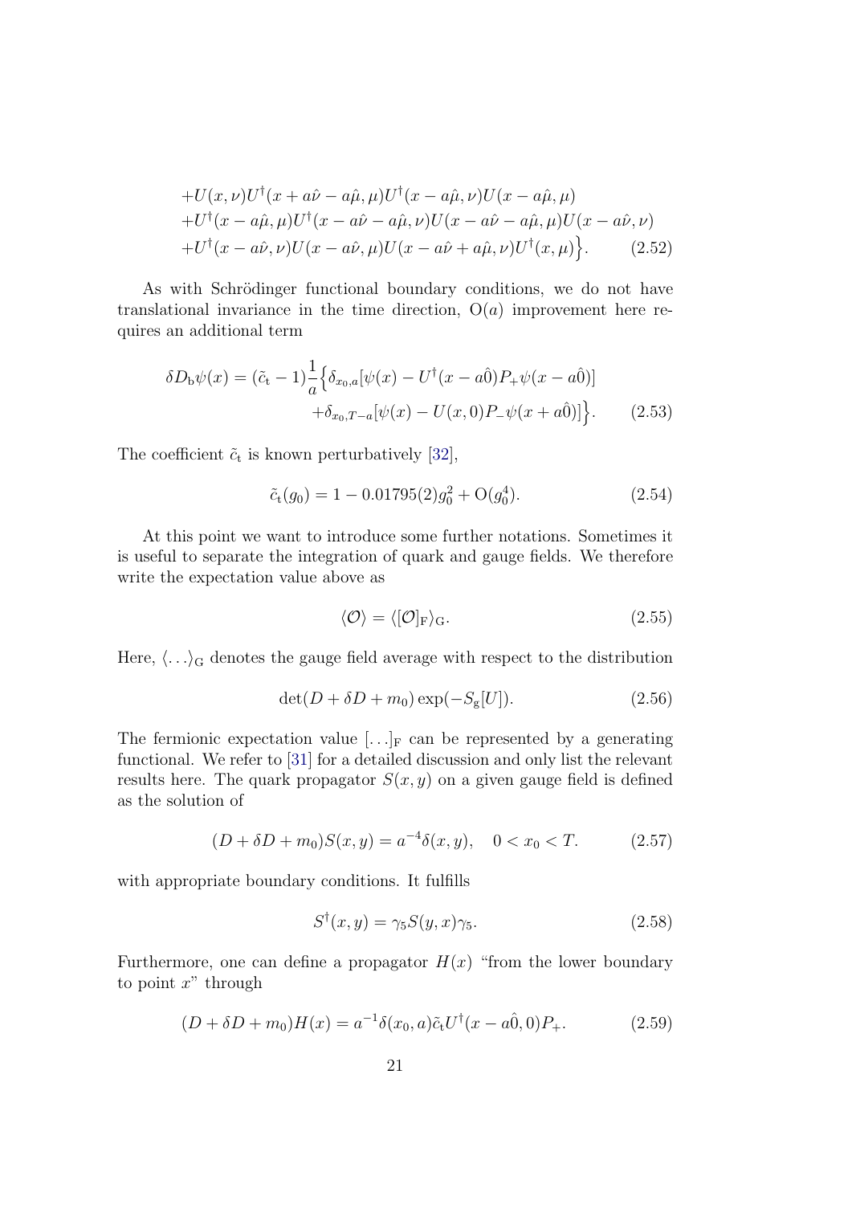$$
\begin{aligned}
&+U(x,\nu)U^{\dagger}(x+a\hat{\nu}-a\hat{\mu},\mu)U^{\dagger}(x-a\hat{\mu},\nu)U(x-a\hat{\mu},\mu)\\
&+U^{\dagger}(x-a\hat{\mu},\mu)U^{\dagger}(x-a\hat{\nu}-a\hat{\mu},\nu)U(x-a\hat{\nu}-a\hat{\mu},\mu)U(x-a\hat{\nu},\nu)\\
&+U^{\dagger}(x-a\hat{\nu},\nu)U(x-a\hat{\nu},\mu)U(x-a\hat{\nu}+a\hat{\mu},\nu)U^{\dagger}(x,\mu)\Big\}. \qquad (2.52)
\end{aligned}
$$

As with Schrödinger functional boundary conditions, we do not have translational invariance in the time direction, O($a$) improvement here requires an additional term

$$
\begin{aligned}
\delta D_{\rm b}\psi(x) = (\tilde{c}_{\rm t}-1)\frac{1}{a}\Big\{&\delta_{x_0,a}[\psi(x)-U^{\dagger}(x-a\hat{0})P_{+}\psi(x-a\hat{0})]\\
&+\delta_{x_0,T-a}[\psi(x)-U(x,0)P_{-}\psi(x+a\hat{0})]\Big\}. \qquad (2.53)
\end{aligned}
$$

The coefficient $\tilde{c}_{\rm t}$ is known perturbatively [32],

$$
\tilde{c}_{\rm t}(g_0) = 1 - 0.01795(2)g_0^2 + {\rm O}(g_0^4). \qquad (2.54)
$$

At this point we want to introduce some further notations. Sometimes it is useful to separate the integration of quark and gauge fields. We therefore write the expectation value above as

$$
\langle \mathcal{O} \rangle = \langle [\mathcal{O}]_{\rm F} \rangle_{\rm G}. \qquad (2.55)
$$

Here, $\langle \ldots \rangle_{\rm G}$ denotes the gauge field average with respect to the distribution

$$
\det(D+\delta D+m_0)\exp(-S_{\rm g}[U]). \qquad (2.56)
$$

The fermionic expectation value $[\ldots]_{\rm F}$ can be represented by a generating functional. We refer to [31] for a detailed discussion and only list the relevant results here. The quark propagator $S(x,y)$ on a given gauge field is defined as the solution of

$$
(D+\delta D+m_0)S(x,y) = a^{-4}\delta(x,y), \quad 0 < x_0 < T. \qquad (2.57)
$$

with appropriate boundary conditions. It fulfills

$$
S^{\dagger}(x,y) = \gamma_5 S(y,x)\gamma_5. \qquad (2.58)
$$

Furthermore, one can define a propagator $H(x)$ "from the lower boundary to point $x$" through

$$
(D+\delta D+m_0)H(x) = a^{-1}\delta(x_0,a)\tilde{c}_{\rm t}U^{\dagger}(x-a\hat{0},0)P_{+}. \qquad (2.59)
$$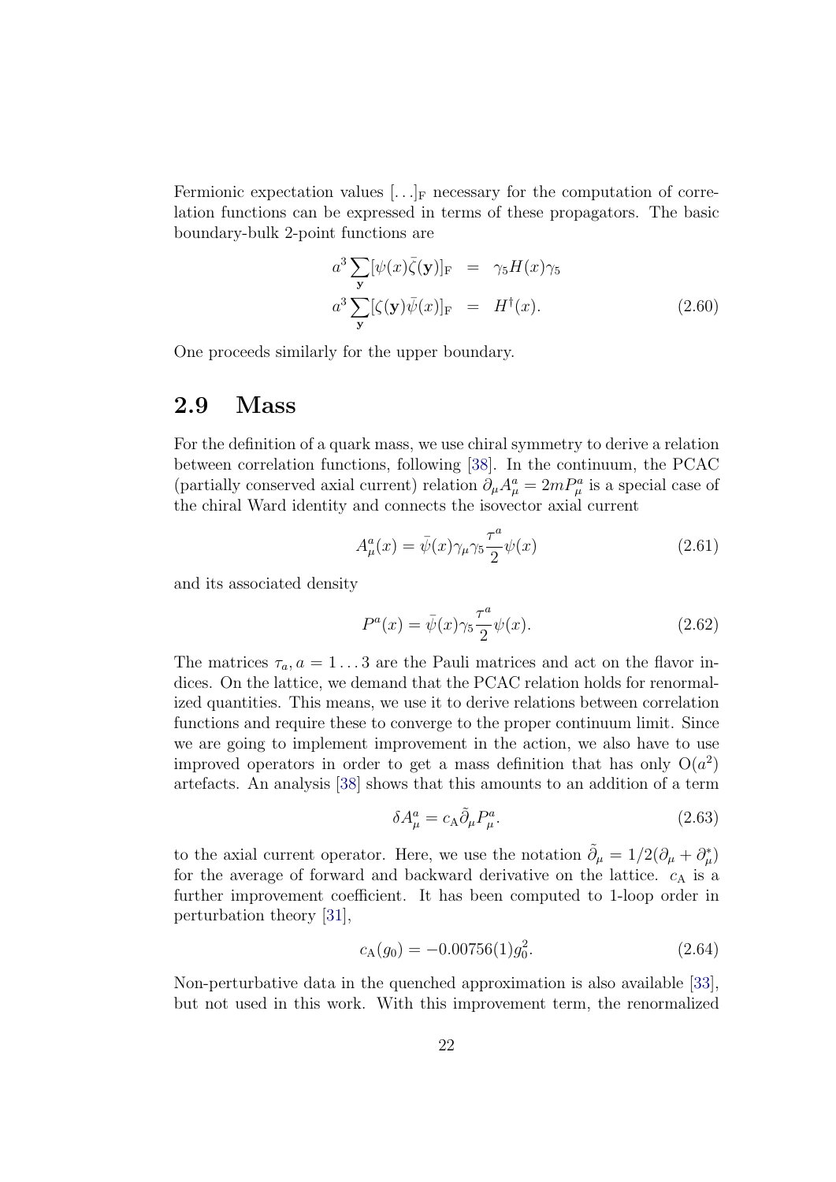Fermionic expectation values $[\ldots]_{\rm F}$ necessary for the computation of correlation functions can be expressed in terms of these propagators. The basic boundary-bulk 2-point functions are

$$
\begin{aligned}
a^3 \sum_{\mathbf{y}} [\psi(x)\bar{\zeta}(\mathbf{y})]_{\rm F} &= \gamma_5 H(x) \gamma_5 \\
a^3 \sum_{\mathbf{y}} [\zeta(\mathbf{y})\bar{\psi}(x)]_{\rm F} &= H^\dagger(x).
\end{aligned}
\tag{2.60}
$$

One proceeds similarly for the upper boundary.

## 2.9 Mass

For the definition of a quark mass, we use chiral symmetry to derive a relation between correlation functions, following [38]. In the continuum, the PCAC (partially conserved axial current) relation $\partial_\mu A_\mu^a = 2mP_\mu^a$ is a special case of the chiral Ward identity and connects the isovector axial current

$$
A_\mu^a(x) = \bar{\psi}(x)\gamma_\mu\gamma_5 \frac{\tau^a}{2}\psi(x) \tag{2.61}
$$

and its associated density

$$
P^a(x) = \bar{\psi}(x)\gamma_5 \frac{\tau^a}{2}\psi(x). \tag{2.62}
$$

The matrices $\tau_a, a = 1\ldots 3$ are the Pauli matrices and act on the flavor indices. On the lattice, we demand that the PCAC relation holds for renormalized quantities. This means, we use it to derive relations between correlation functions and require these to converge to the proper continuum limit. Since we are going to implement improvement in the action, we also have to use improved operators in order to get a mass definition that has only $\mathrm{O}(a^2)$ artefacts. An analysis [38] shows that this amounts to an addition of a term

$$
\delta A_\mu^a = c_{\rm A} \tilde{\partial}_\mu P_\mu^a. \tag{2.63}
$$

to the axial current operator. Here, we use the notation $\tilde{\partial}_\mu = 1/2(\partial_\mu + \partial_\mu^*)$ for the average of forward and backward derivative on the lattice. $c_{\rm A}$ is a further improvement coefficient. It has been computed to 1-loop order in perturbation theory [31],

$$
c_{\rm A}(g_0) = -0.00756(1)g_0^2. \tag{2.64}
$$

Non-perturbative data in the quenched approximation is also available [33], but not used in this work. With this improvement term, the renormalized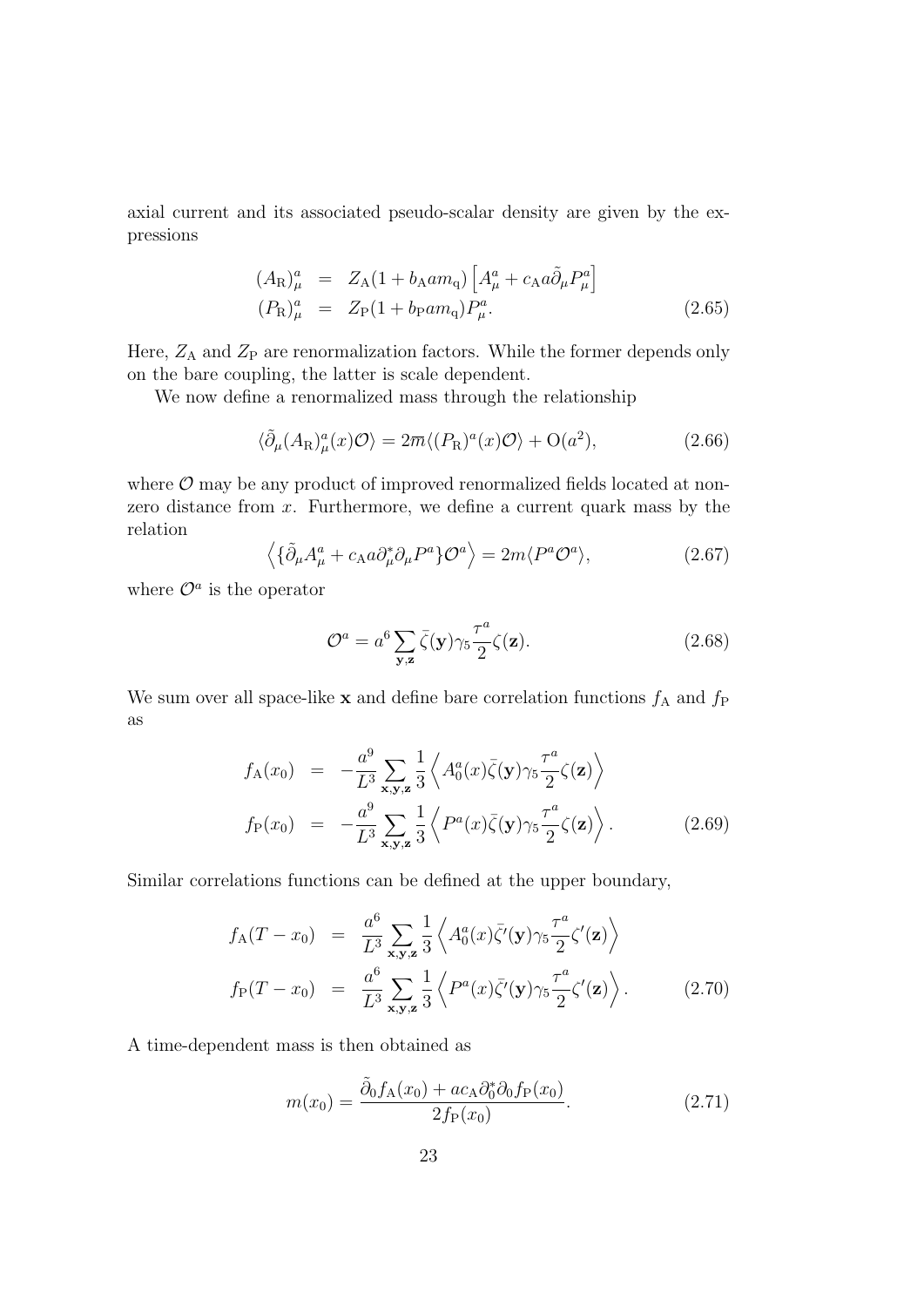axial current and its associated pseudo-scalar density are given by the expressions

$$
\begin{aligned}
(A_{\mathrm{R}})^a_\mu &= Z_{\mathrm{A}}(1 + b_{\mathrm{A}} a m_{\mathrm{q}}) \left[ A^a_\mu + c_{\mathrm{A}} a \tilde{\partial}_\mu P^a_\mu \right] \\
(P_{\mathrm{R}})^a_\mu &= Z_{\mathrm{P}}(1 + b_{\mathrm{P}} a m_{\mathrm{q}}) P^a_\mu .
\end{aligned}
\tag{2.65}
$$

Here, $Z_{\mathrm{A}}$ and $Z_{\mathrm{P}}$ are renormalization factors. While the former depends only on the bare coupling, the latter is scale dependent.

We now define a renormalized mass through the relationship

$$
\langle \tilde{\partial}_\mu (A_{\mathrm{R}})^a_\mu(x) \mathcal{O} \rangle = 2\overline{m} \langle (P_{\mathrm{R}})^a(x) \mathcal{O} \rangle + \mathrm{O}(a^2),
\tag{2.66}
$$

where $\mathcal{O}$ may be any product of improved renormalized fields located at non-zero distance from $x$. Furthermore, we define a current quark mass by the relation

$$
\left\langle \{ \tilde{\partial}_\mu A^a_\mu + c_{\mathrm{A}} a \partial^*_\mu \partial_\mu P^a \} \mathcal{O}^a \right\rangle = 2m \langle P^a \mathcal{O}^a \rangle,
\tag{2.67}
$$

where $\mathcal{O}^a$ is the operator

$$
\mathcal{O}^a = a^6 \sum_{\mathbf{y},\mathbf{z}} \bar{\zeta}(\mathbf{y}) \gamma_5 \frac{\tau^a}{2} \zeta(\mathbf{z}).
\tag{2.68}
$$

We sum over all space-like $\mathbf{x}$ and define bare correlation functions $f_{\mathrm{A}}$ and $f_{\mathrm{P}}$ as

$$
\begin{aligned}
f_{\mathrm{A}}(x_0) &= -\frac{a^9}{L^3} \sum_{\mathbf{x},\mathbf{y},\mathbf{z}} \frac{1}{3} \left\langle A^a_0(x) \bar{\zeta}(\mathbf{y}) \gamma_5 \frac{\tau^a}{2} \zeta(\mathbf{z}) \right\rangle \\
f_{\mathrm{P}}(x_0) &= -\frac{a^9}{L^3} \sum_{\mathbf{x},\mathbf{y},\mathbf{z}} \frac{1}{3} \left\langle P^a(x) \bar{\zeta}(\mathbf{y}) \gamma_5 \frac{\tau^a}{2} \zeta(\mathbf{z}) \right\rangle .
\end{aligned}
\tag{2.69}
$$

Similar correlations functions can be defined at the upper boundary,

$$
\begin{aligned}
f_{\mathrm{A}}(T - x_0) &= \frac{a^6}{L^3} \sum_{\mathbf{x},\mathbf{y},\mathbf{z}} \frac{1}{3} \left\langle A^a_0(x) \bar{\zeta}'(\mathbf{y}) \gamma_5 \frac{\tau^a}{2} \zeta'(\mathbf{z}) \right\rangle \\
f_{\mathrm{P}}(T - x_0) &= \frac{a^6}{L^3} \sum_{\mathbf{x},\mathbf{y},\mathbf{z}} \frac{1}{3} \left\langle P^a(x) \bar{\zeta}'(\mathbf{y}) \gamma_5 \frac{\tau^a}{2} \zeta'(\mathbf{z}) \right\rangle .
\end{aligned}
\tag{2.70}
$$

A time-dependent mass is then obtained as

$$
m(x_0) = \frac{\tilde{\partial}_0 f_{\mathrm{A}}(x_0) + a c_{\mathrm{A}} \partial^*_0 \partial_0 f_{\mathrm{P}}(x_0)}{2 f_{\mathrm{P}}(x_0)}.
\tag{2.71}
$$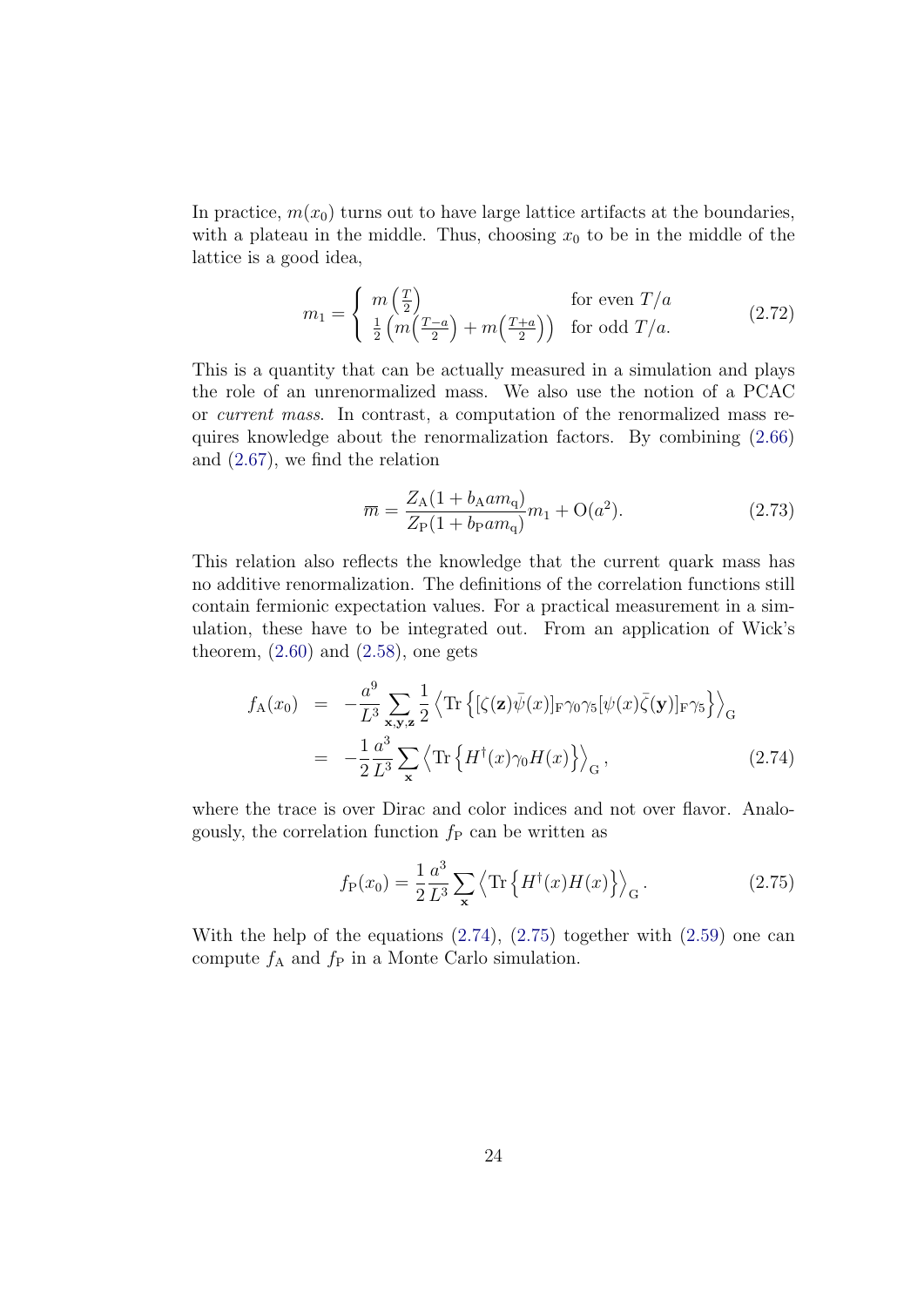In practice, $m(x_0)$ turns out to have large lattice artifacts at the boundaries, with a plateau in the middle. Thus, choosing $x_0$ to be in the middle of the lattice is a good idea,

$$
m_1 = \begin{cases} m\left(\frac{T}{2}\right) & \text{for even } T/a \\ \frac{1}{2}\left(m\left(\frac{T-a}{2}\right) + m\left(\frac{T+a}{2}\right)\right) & \text{for odd } T/a. \end{cases} \tag{2.72}
$$

This is a quantity that can be actually measured in a simulation and plays the role of an unrenormalized mass. We also use the notion of a PCAC or *current mass*. In contrast, a computation of the renormalized mass requires knowledge about the renormalization factors. By combining (2.66) and (2.67), we find the relation

$$
\overline{m} = \frac{Z_{\mathrm{A}}(1 + b_{\mathrm{A}} a m_{\mathrm{q}})}{Z_{\mathrm{P}}(1 + b_{\mathrm{P}} a m_{\mathrm{q}})} m_1 + \mathrm{O}(a^2). \tag{2.73}
$$

This relation also reflects the knowledge that the current quark mass has no additive renormalization. The definitions of the correlation functions still contain fermionic expectation values. For a practical measurement in a simulation, these have to be integrated out. From an application of Wick's theorem, (2.60) and (2.58), one gets

$$
\begin{aligned}
f_{\mathrm{A}}(x_0) &= -\frac{a^9}{L^3} \sum_{\mathbf{x},\mathbf{y},\mathbf{z}} \frac{1}{2} \left\langle \mathrm{Tr}\left\{ [\zeta(\mathbf{z})\bar{\psi}(x)]_{\mathrm{F}} \gamma_0 \gamma_5 [\psi(x)\bar{\zeta}(\mathbf{y})]_{\mathrm{F}} \gamma_5 \right\} \right\rangle_{\mathrm{G}} \\
&= -\frac{1}{2} \frac{a^3}{L^3} \sum_{\mathbf{x}} \left\langle \mathrm{Tr}\left\{ H^\dagger(x) \gamma_0 H(x) \right\} \right\rangle_{\mathrm{G}},
\end{aligned} \tag{2.74}
$$

where the trace is over Dirac and color indices and not over flavor. Analogously, the correlation function $f_{\mathrm{P}}$ can be written as

$$
f_{\mathrm{P}}(x_0) = \frac{1}{2} \frac{a^3}{L^3} \sum_{\mathbf{x}} \left\langle \mathrm{Tr}\left\{ H^\dagger(x) H(x) \right\} \right\rangle_{\mathrm{G}}. \tag{2.75}
$$

With the help of the equations (2.74), (2.75) together with (2.59) one can compute $f_{\mathrm{A}}$ and $f_{\mathrm{P}}$ in a Monte Carlo simulation.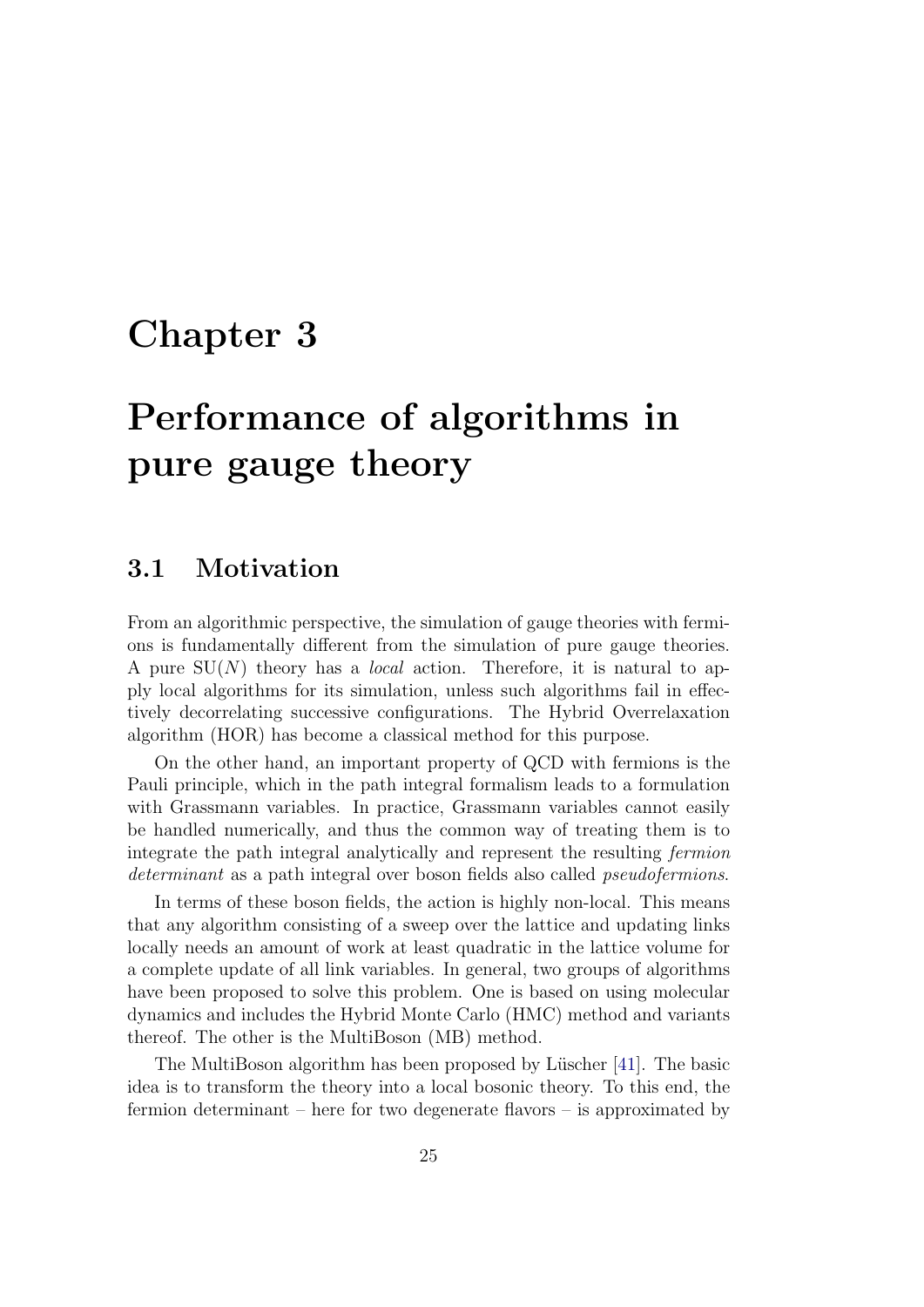# Chapter 3

# Performance of algorithms in pure gauge theory

## 3.1 Motivation

From an algorithmic perspective, the simulation of gauge theories with fermions is fundamentally different from the simulation of pure gauge theories. A pure $\mathrm{SU}(N)$ theory has a *local* action. Therefore, it is natural to apply local algorithms for its simulation, unless such algorithms fail in effectively decorrelating successive configurations. The Hybrid Overrelaxation algorithm (HOR) has become a classical method for this purpose.

On the other hand, an important property of QCD with fermions is the Pauli principle, which in the path integral formalism leads to a formulation with Grassmann variables. In practice, Grassmann variables cannot easily be handled numerically, and thus the common way of treating them is to integrate the path integral analytically and represent the resulting *fermion determinant* as a path integral over boson fields also called *pseudofermions*.

In terms of these boson fields, the action is highly non-local. This means that any algorithm consisting of a sweep over the lattice and updating links locally needs an amount of work at least quadratic in the lattice volume for a complete update of all link variables. In general, two groups of algorithms have been proposed to solve this problem. One is based on using molecular dynamics and includes the Hybrid Monte Carlo (HMC) method and variants thereof. The other is the MultiBoson (MB) method.

The MultiBoson algorithm has been proposed by Lüscher [41]. The basic idea is to transform the theory into a local bosonic theory. To this end, the fermion determinant – here for two degenerate flavors – is approximated by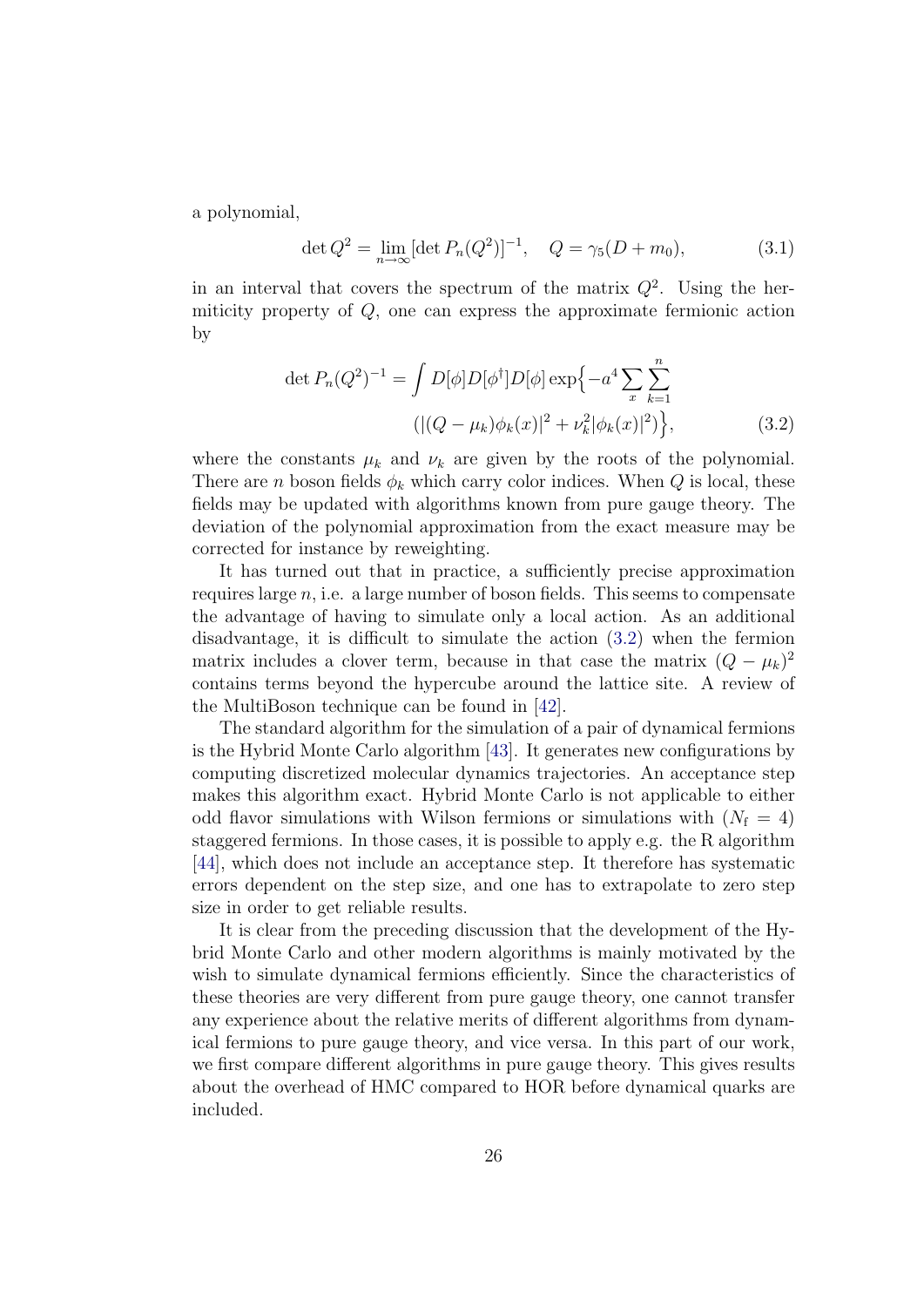a polynomial,

$$\det Q^2 = \lim_{n\to\infty} [\det P_n(Q^2)]^{-1}, \quad Q = \gamma_5(D + m_0), \tag{3.1}$$

in an interval that covers the spectrum of the matrix $Q^2$. Using the hermiticity property of $Q$, one can express the approximate fermionic action by

$$\det P_n(Q^2)^{-1} = \int D[\phi] D[\phi^\dagger] D[\phi] \exp\Big\{-a^4 \sum_x \sum_{k=1}^{n} \\ (|(Q - \mu_k)\phi_k(x)|^2 + \nu_k^2 |\phi_k(x)|^2)\Big\}, \tag{3.2}$$

where the constants $\mu_k$ and $\nu_k$ are given by the roots of the polynomial. There are $n$ boson fields $\phi_k$ which carry color indices. When $Q$ is local, these fields may be updated with algorithms known from pure gauge theory. The deviation of the polynomial approximation from the exact measure may be corrected for instance by reweighting.

It has turned out that in practice, a sufficiently precise approximation requires large $n$, i.e. a large number of boson fields. This seems to compensate the advantage of having to simulate only a local action. As an additional disadvantage, it is difficult to simulate the action (3.2) when the fermion matrix includes a clover term, because in that case the matrix $(Q - \mu_k)^2$ contains terms beyond the hypercube around the lattice site. A review of the MultiBoson technique can be found in [42].

The standard algorithm for the simulation of a pair of dynamical fermions is the Hybrid Monte Carlo algorithm [43]. It generates new configurations by computing discretized molecular dynamics trajectories. An acceptance step makes this algorithm exact. Hybrid Monte Carlo is not applicable to either odd flavor simulations with Wilson fermions or simulations with ($N_{\rm f} = 4$) staggered fermions. In those cases, it is possible to apply e.g. the R algorithm [44], which does not include an acceptance step. It therefore has systematic errors dependent on the step size, and one has to extrapolate to zero step size in order to get reliable results.

It is clear from the preceding discussion that the development of the Hybrid Monte Carlo and other modern algorithms is mainly motivated by the wish to simulate dynamical fermions efficiently. Since the characteristics of these theories are very different from pure gauge theory, one cannot transfer any experience about the relative merits of different algorithms from dynamical fermions to pure gauge theory, and vice versa. In this part of our work, we first compare different algorithms in pure gauge theory. This gives results about the overhead of HMC compared to HOR before dynamical quarks are included.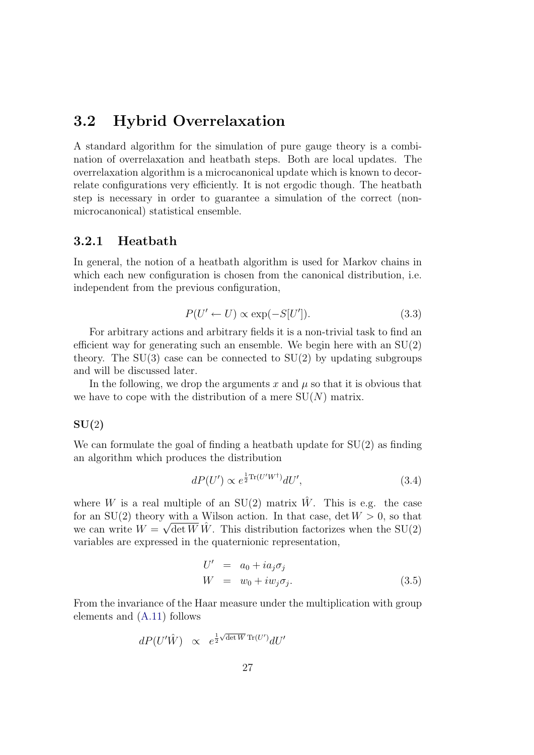## 3.2 Hybrid Overrelaxation

A standard algorithm for the simulation of pure gauge theory is a combination of overrelaxation and heatbath steps. Both are local updates. The overrelaxation algorithm is a microcanonical update which is known to decorrelate configurations very efficiently. It is not ergodic though. The heatbath step is necessary in order to guarantee a simulation of the correct (non-microcanonical) statistical ensemble.

### 3.2.1 Heatbath

In general, the notion of a heatbath algorithm is used for Markov chains in which each new configuration is chosen from the canonical distribution, i.e. independent from the previous configuration,

$$P(U' \leftarrow U) \propto \exp(-S[U']). \tag{3.3}$$

For arbitrary actions and arbitrary fields it is a non-trivial task to find an efficient way for generating such an ensemble. We begin here with an SU(2) theory. The SU(3) case can be connected to SU(2) by updating subgroups and will be discussed later.

In the following, we drop the arguments $x$ and $\mu$ so that it is obvious that we have to cope with the distribution of a mere SU($N$) matrix.

**SU(2)**

We can formulate the goal of finding a heatbath update for SU(2) as finding an algorithm which produces the distribution

$$dP(U') \propto e^{\frac{1}{2}\mathrm{Tr}(U'W^\dagger)} dU', \tag{3.4}$$

where $W$ is a real multiple of an SU(2) matrix $\hat{W}$. This is e.g. the case for an SU(2) theory with a Wilson action. In that case, $\det W > 0$, so that we can write $W = \sqrt{\det W}\, \hat{W}$. This distribution factorizes when the SU(2) variables are expressed in the quaternionic representation,

$$\begin{aligned} U' &= a_0 + i a_j \sigma_j \\ W &= w_0 + i w_j \sigma_j. \end{aligned} \tag{3.5}$$

From the invariance of the Haar measure under the multiplication with group elements and (A.11) follows

$$dP(U'\hat{W}) \quad \propto \quad e^{\frac{1}{2}\sqrt{\det W}\,\mathrm{Tr}(U')} dU'$$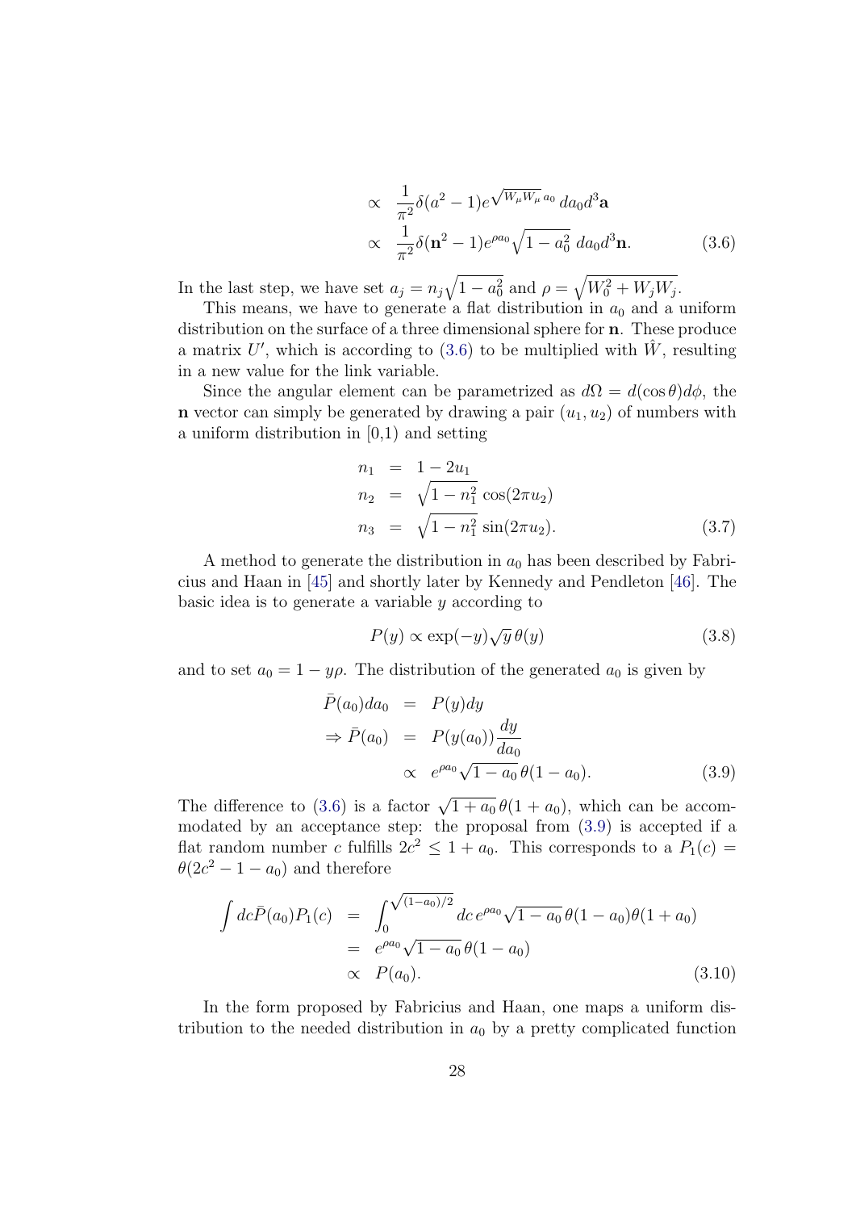$$
\begin{aligned}
&\propto \frac{1}{\pi^2}\delta(a^2-1)e^{\sqrt{W_\mu W_\mu}\,a_0}\,da_0 d^3\mathbf{a} \\
&\propto \frac{1}{\pi^2}\delta(\mathbf{n}^2-1)e^{\rho a_0}\sqrt{1-a_0^2}\;da_0 d^3\mathbf{n}. \qquad (3.6)
\end{aligned}
$$

In the last step, we have set $a_j = n_j\sqrt{1-a_0^2}$ and $\rho = \sqrt{W_0^2 + W_j W_j}$.

This means, we have to generate a flat distribution in $a_0$ and a uniform distribution on the surface of a three dimensional sphere for $\mathbf{n}$. These produce a matrix $U'$, which is according to (3.6) to be multiplied with $\hat{W}$, resulting in a new value for the link variable.

Since the angular element can be parametrized as $d\Omega = d(\cos\theta)d\phi$, the $\mathbf{n}$ vector can simply be generated by drawing a pair $(u_1, u_2)$ of numbers with a uniform distribution in [0,1) and setting

$$
\begin{aligned}
n_1 &= 1 - 2u_1 \\
n_2 &= \sqrt{1-n_1^2}\,\cos(2\pi u_2) \\
n_3 &= \sqrt{1-n_1^2}\,\sin(2\pi u_2). \qquad (3.7)
\end{aligned}
$$

A method to generate the distribution in $a_0$ has been described by Fabricius and Haan in [45] and shortly later by Kennedy and Pendleton [46]. The basic idea is to generate a variable $y$ according to

$$
P(y) \propto \exp(-y)\sqrt{y}\,\theta(y) \qquad (3.8)
$$

and to set $a_0 = 1 - y\rho$. The distribution of the generated $a_0$ is given by

$$
\begin{aligned}
\bar{P}(a_0)da_0 &= P(y)dy \\
\Rightarrow \bar{P}(a_0) &= P(y(a_0))\frac{dy}{da_0} \\
&\propto e^{\rho a_0}\sqrt{1-a_0}\,\theta(1-a_0). \qquad (3.9)
\end{aligned}
$$

The difference to (3.6) is a factor $\sqrt{1+a_0}\,\theta(1+a_0)$, which can be accommodated by an acceptance step: the proposal from (3.9) is accepted if a flat random number $c$ fulfills $2c^2 \leq 1 + a_0$. This corresponds to a $P_1(c) = \theta(2c^2 - 1 - a_0)$ and therefore

$$
\begin{aligned}
\int dc\bar{P}(a_0)P_1(c) &= \int_0^{\sqrt{(1-a_0)/2}} dc\, e^{\rho a_0}\sqrt{1-a_0}\,\theta(1-a_0)\theta(1+a_0) \\
&= e^{\rho a_0}\sqrt{1-a_0}\,\theta(1-a_0) \\
&\propto P(a_0). \qquad (3.10)
\end{aligned}
$$

In the form proposed by Fabricius and Haan, one maps a uniform distribution to the needed distribution in $a_0$ by a pretty complicated function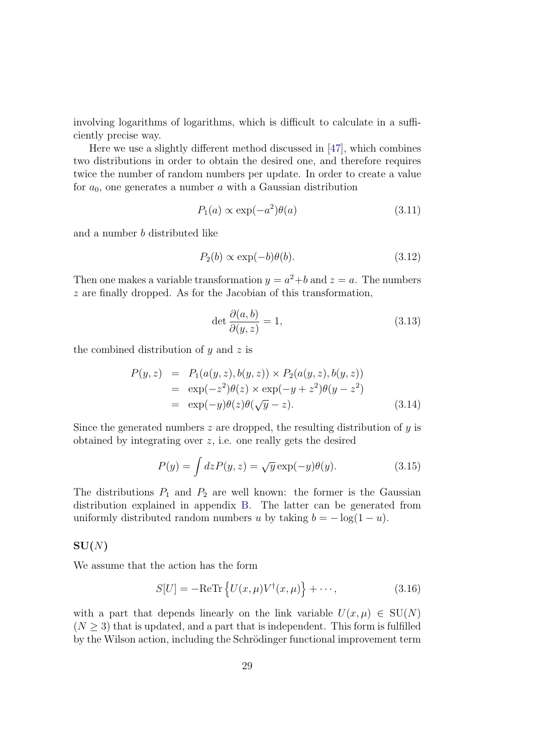involving logarithms of logarithms, which is difficult to calculate in a sufficiently precise way.

Here we use a slightly different method discussed in [47], which combines two distributions in order to obtain the desired one, and therefore requires twice the number of random numbers per update. In order to create a value for $a_0$, one generates a number $a$ with a Gaussian distribution

$$P_1(a) \propto \exp(-a^2)\theta(a) \tag{3.11}$$

and a number $b$ distributed like

$$P_2(b) \propto \exp(-b)\theta(b). \tag{3.12}$$

Then one makes a variable transformation $y = a^2 + b$ and $z = a$. The numbers $z$ are finally dropped. As for the Jacobian of this transformation,

$$\det \frac{\partial(a,b)}{\partial(y,z)} = 1, \tag{3.13}$$

the combined distribution of $y$ and $z$ is

$$\begin{aligned} P(y,z) &= P_1(a(y,z), b(y,z)) \times P_2(a(y,z), b(y,z)) \\ &= \exp(-z^2)\theta(z) \times \exp(-y + z^2)\theta(y - z^2) \\ &= \exp(-y)\theta(z)\theta(\sqrt{y} - z). \end{aligned} \tag{3.14}$$

Since the generated numbers $z$ are dropped, the resulting distribution of $y$ is obtained by integrating over $z$, i.e. one really gets the desired

$$P(y) = \int dz P(y,z) = \sqrt{y}\exp(-y)\theta(y). \tag{3.15}$$

The distributions $P_1$ and $P_2$ are well known: the former is the Gaussian distribution explained in appendix B. The latter can be generated from uniformly distributed random numbers $u$ by taking $b = -\log(1-u)$.

### SU($N$)

We assume that the action has the form

$$S[U] = -\mathrm{ReTr}\left\{U(x,\mu)V^\dagger(x,\mu)\right\} + \cdots, \tag{3.16}$$

with a part that depends linearly on the link variable $U(x,\mu) \in \mathrm{SU}(N)$ ($N \geq 3$) that is updated, and a part that is independent. This form is fulfilled by the Wilson action, including the Schrödinger functional improvement term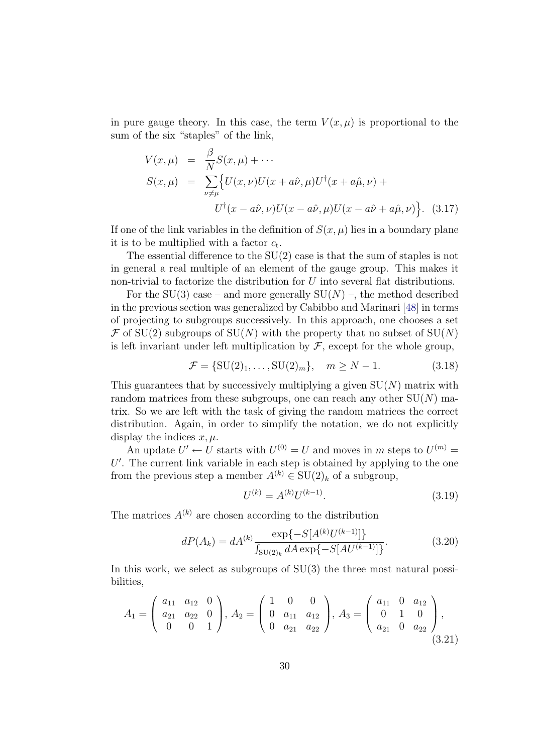in pure gauge theory. In this case, the term $V(x,\mu)$ is proportional to the sum of the six "staples" of the link,

$$
\begin{aligned}
V(x,\mu) &= \frac{\beta}{N} S(x,\mu) + \cdots \\
S(x,\mu) &= \sum_{\nu\neq\mu} \Big\{ U(x,\nu)U(x+a\hat{\nu},\mu)U^\dagger(x+a\hat{\mu},\nu) + \\
&\qquad U^\dagger(x-a\hat{\nu},\nu)U(x-a\hat{\nu},\mu)U(x-a\hat{\nu}+a\hat{\mu},\nu)\Big\}. \quad (3.17)
\end{aligned}
$$

If one of the link variables in the definition of $S(x,\mu)$ lies in a boundary plane it is to be multiplied with a factor $c_{\mathrm{t}}$.

The essential difference to the SU(2) case is that the sum of staples is not in general a real multiple of an element of the gauge group. This makes it non-trivial to factorize the distribution for $U$ into several flat distributions.

For the SU(3) case – and more generally SU($N$) –, the method described in the previous section was generalized by Cabibbo and Marinari [48] in terms of projecting to subgroups successively. In this approach, one chooses a set $\mathcal{F}$ of SU(2) subgroups of SU($N$) with the property that no subset of SU($N$) is left invariant under left multiplication by $\mathcal{F}$, except for the whole group,

$$
\mathcal{F} = \{\mathrm{SU}(2)_1, \ldots, \mathrm{SU}(2)_m\}, \quad m \geq N-1. \tag{3.18}
$$

This guarantees that by successively multiplying a given SU($N$) matrix with random matrices from these subgroups, one can reach any other SU($N$) matrix. So we are left with the task of giving the random matrices the correct distribution. Again, in order to simplify the notation, we do not explicitly display the indices $x,\mu$.

An update $U' \leftarrow U$ starts with $U^{(0)} = U$ and moves in $m$ steps to $U^{(m)} = U'$. The current link variable in each step is obtained by applying to the one from the previous step a member $A^{(k)} \in \mathrm{SU}(2)_k$ of a subgroup,

$$
U^{(k)} = A^{(k)} U^{(k-1)}. \tag{3.19}
$$

The matrices $A^{(k)}$ are chosen according to the distribution

$$
dP(A_k) = dA^{(k)} \frac{\exp\{-S[A^{(k)}U^{(k-1)}]\}}{\int_{\mathrm{SU}(2)_k} dA \exp\{-S[AU^{(k-1)}]\}}. \tag{3.20}
$$

In this work, we select as subgroups of SU(3) the three most natural possibilities,

$$
A_1 = \begin{pmatrix} a_{11} & a_{12} & 0 \\ a_{21} & a_{22} & 0 \\ 0 & 0 & 1 \end{pmatrix},\ A_2 = \begin{pmatrix} 1 & 0 & 0 \\ 0 & a_{11} & a_{12} \\ 0 & a_{21} & a_{22} \end{pmatrix},\ A_3 = \begin{pmatrix} a_{11} & 0 & a_{12} \\ 0 & 1 & 0 \\ a_{21} & 0 & a_{22} \end{pmatrix}, \tag{3.21}
$$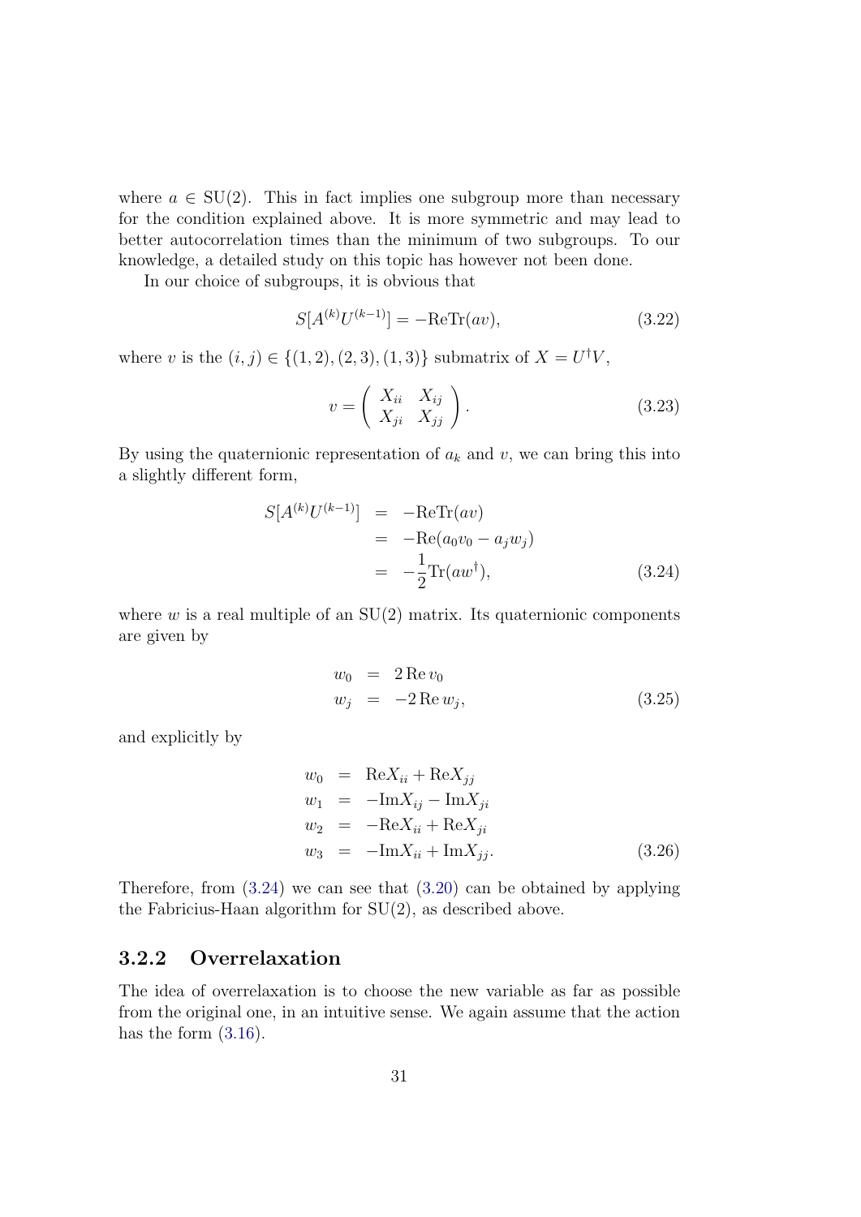where $a \in \mathrm{SU}(2)$. This in fact implies one subgroup more than necessary for the condition explained above. It is more symmetric and may lead to better autocorrelation times than the minimum of two subgroups. To our knowledge, a detailed study on this topic has however not been done.

In our choice of subgroups, it is obvious that

$$S[A^{(k)}U^{(k-1)}] = -\mathrm{ReTr}(av), \tag{3.22}$$

where $v$ is the $(i,j) \in \{(1,2),(2,3),(1,3)\}$ submatrix of $X = U^{\dagger}V$,

$$v = \begin{pmatrix} X_{ii} & X_{ij} \\ X_{ji} & X_{jj} \end{pmatrix}. \tag{3.23}$$

By using the quaternionic representation of $a_k$ and $v$, we can bring this into a slightly different form,

$$\begin{aligned} S[A^{(k)}U^{(k-1)}] &= -\mathrm{ReTr}(av) \\ &= -\mathrm{Re}(a_0 v_0 - a_j w_j) \\ &= -\frac{1}{2}\mathrm{Tr}(aw^{\dagger}), \end{aligned} \tag{3.24}$$

where $w$ is a real multiple of an SU(2) matrix. Its quaternionic components are given by

$$\begin{aligned} w_0 &= 2\,\mathrm{Re}\,v_0 \\ w_j &= -2\,\mathrm{Re}\,w_j, \end{aligned} \tag{3.25}$$

and explicitly by

$$\begin{aligned} w_0 &= \mathrm{Re}X_{ii} + \mathrm{Re}X_{jj} \\ w_1 &= -\mathrm{Im}X_{ij} - \mathrm{Im}X_{ji} \\ w_2 &= -\mathrm{Re}X_{ii} + \mathrm{Re}X_{ji} \\ w_3 &= -\mathrm{Im}X_{ii} + \mathrm{Im}X_{jj}. \end{aligned} \tag{3.26}$$

Therefore, from (3.24) we can see that (3.20) can be obtained by applying the Fabricius-Haan algorithm for SU(2), as described above.

### 3.2.2 Overrelaxation

The idea of overrelaxation is to choose the new variable as far as possible from the original one, in an intuitive sense. We again assume that the action has the form (3.16).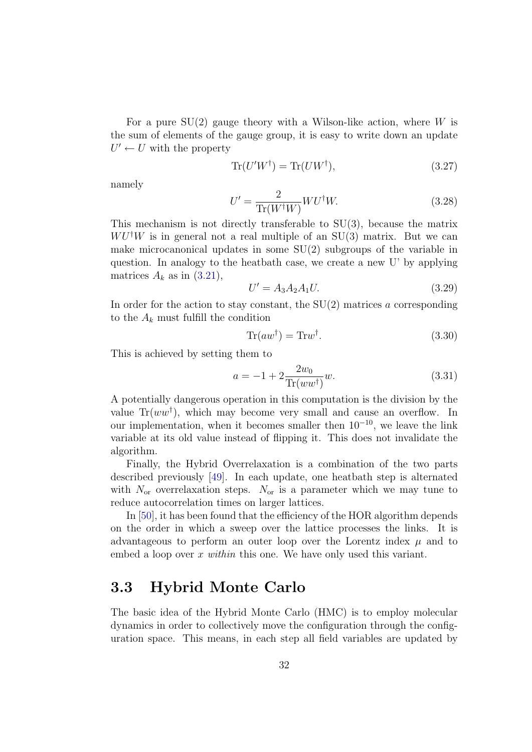For a pure SU(2) gauge theory with a Wilson-like action, where $W$ is the sum of elements of the gauge group, it is easy to write down an update $U' \leftarrow U$ with the property

$$\mathrm{Tr}(U'W^\dagger) = \mathrm{Tr}(UW^\dagger), \tag{3.27}$$

namely

$$U' = \frac{2}{\mathrm{Tr}(W^\dagger W)} W U^\dagger W. \tag{3.28}$$

This mechanism is not directly transferable to SU(3), because the matrix $WU^\dagger W$ is in general not a real multiple of an SU(3) matrix. But we can make microcanonical updates in some SU(2) subgroups of the variable in question. In analogy to the heatbath case, we create a new U' by applying matrices $A_k$ as in (3.21),

$$U' = A_3 A_2 A_1 U. \tag{3.29}$$

In order for the action to stay constant, the SU(2) matrices $a$ corresponding to the $A_k$ must fulfill the condition

$$\mathrm{Tr}(aw^\dagger) = \mathrm{Tr}w^\dagger. \tag{3.30}$$

This is achieved by setting them to

$$a = -1 + 2\frac{2w_0}{\mathrm{Tr}(ww^\dagger)} w. \tag{3.31}$$

A potentially dangerous operation in this computation is the division by the value $\mathrm{Tr}(ww^\dagger)$, which may become very small and cause an overflow. In our implementation, when it becomes smaller then $10^{-10}$, we leave the link variable at its old value instead of flipping it. This does not invalidate the algorithm.

Finally, the Hybrid Overrelaxation is a combination of the two parts described previously [49]. In each update, one heatbath step is alternated with $N_{\mathrm{or}}$ overrelaxation steps. $N_{\mathrm{or}}$ is a parameter which we may tune to reduce autocorrelation times on larger lattices.

In [50], it has been found that the efficiency of the HOR algorithm depends on the order in which a sweep over the lattice processes the links. It is advantageous to perform an outer loop over the Lorentz index $\mu$ and to embed a loop over $x$ *within* this one. We have only used this variant.

## 3.3 Hybrid Monte Carlo

The basic idea of the Hybrid Monte Carlo (HMC) is to employ molecular dynamics in order to collectively move the configuration through the configuration space. This means, in each step all field variables are updated by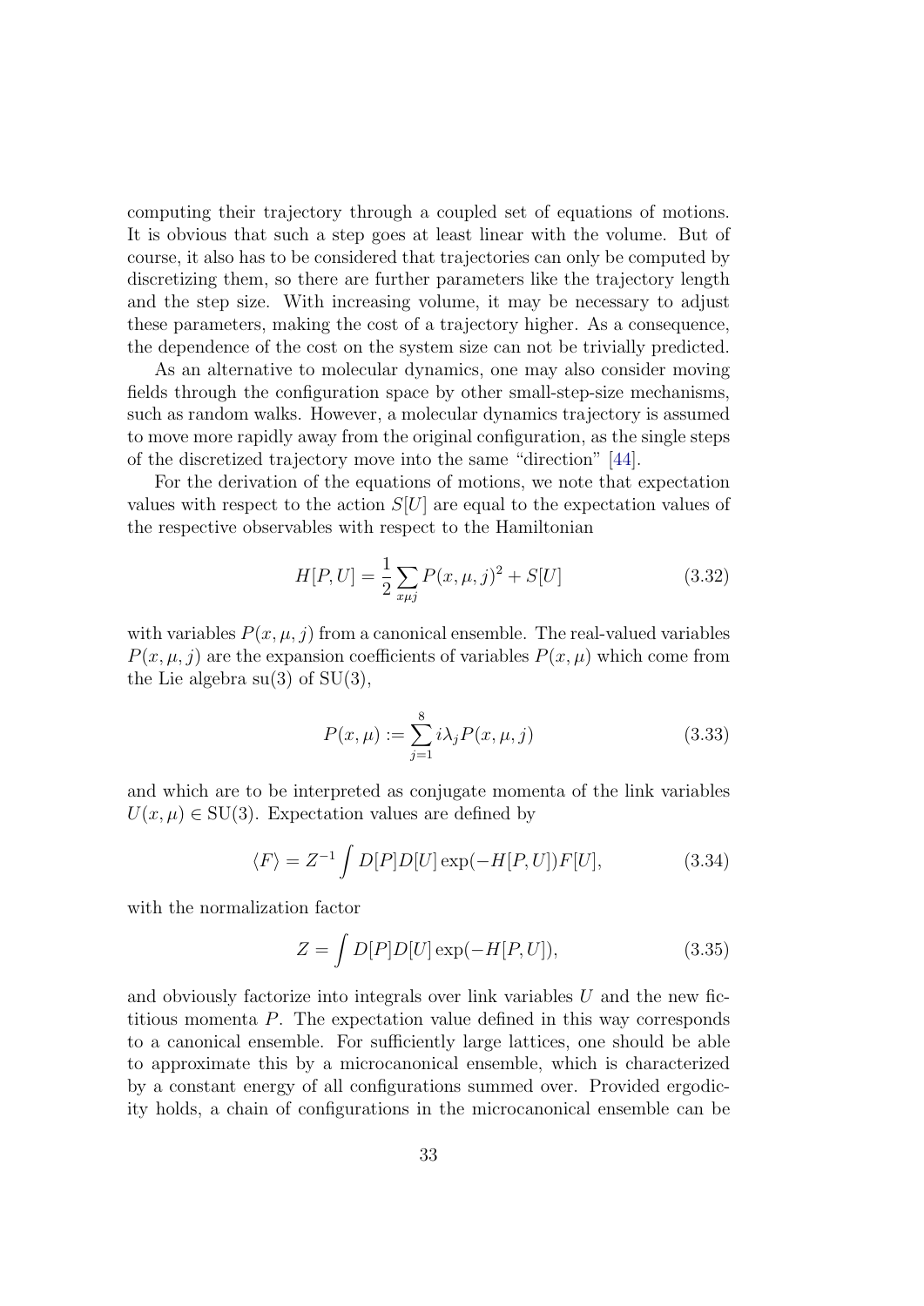computing their trajectory through a coupled set of equations of motions. It is obvious that such a step goes at least linear with the volume. But of course, it also has to be considered that trajectories can only be computed by discretizing them, so there are further parameters like the trajectory length and the step size. With increasing volume, it may be necessary to adjust these parameters, making the cost of a trajectory higher. As a consequence, the dependence of the cost on the system size can not be trivially predicted.

As an alternative to molecular dynamics, one may also consider moving fields through the configuration space by other small-step-size mechanisms, such as random walks. However, a molecular dynamics trajectory is assumed to move more rapidly away from the original configuration, as the single steps of the discretized trajectory move into the same "direction" [44].

For the derivation of the equations of motions, we note that expectation values with respect to the action $S[U]$ are equal to the expectation values of the respective observables with respect to the Hamiltonian

$$H[P,U] = \frac{1}{2}\sum_{x\mu j} P(x,\mu,j)^2 + S[U] \tag{3.32}$$

with variables $P(x,\mu,j)$ from a canonical ensemble. The real-valued variables $P(x,\mu,j)$ are the expansion coefficients of variables $P(x,\mu)$ which come from the Lie algebra su(3) of SU(3),

$$P(x,\mu) := \sum_{j=1}^{8} i\lambda_j P(x,\mu,j) \tag{3.33}$$

and which are to be interpreted as conjugate momenta of the link variables $U(x,\mu) \in \mathrm{SU}(3)$. Expectation values are defined by

$$\langle F \rangle = Z^{-1} \int D[P]D[U] \exp(-H[P,U]) F[U], \tag{3.34}$$

with the normalization factor

$$Z = \int D[P]D[U] \exp(-H[P,U]), \tag{3.35}$$

and obviously factorize into integrals over link variables $U$ and the new fictitious momenta $P$. The expectation value defined in this way corresponds to a canonical ensemble. For sufficiently large lattices, one should be able to approximate this by a microcanonical ensemble, which is characterized by a constant energy of all configurations summed over. Provided ergodicity holds, a chain of configurations in the microcanonical ensemble can be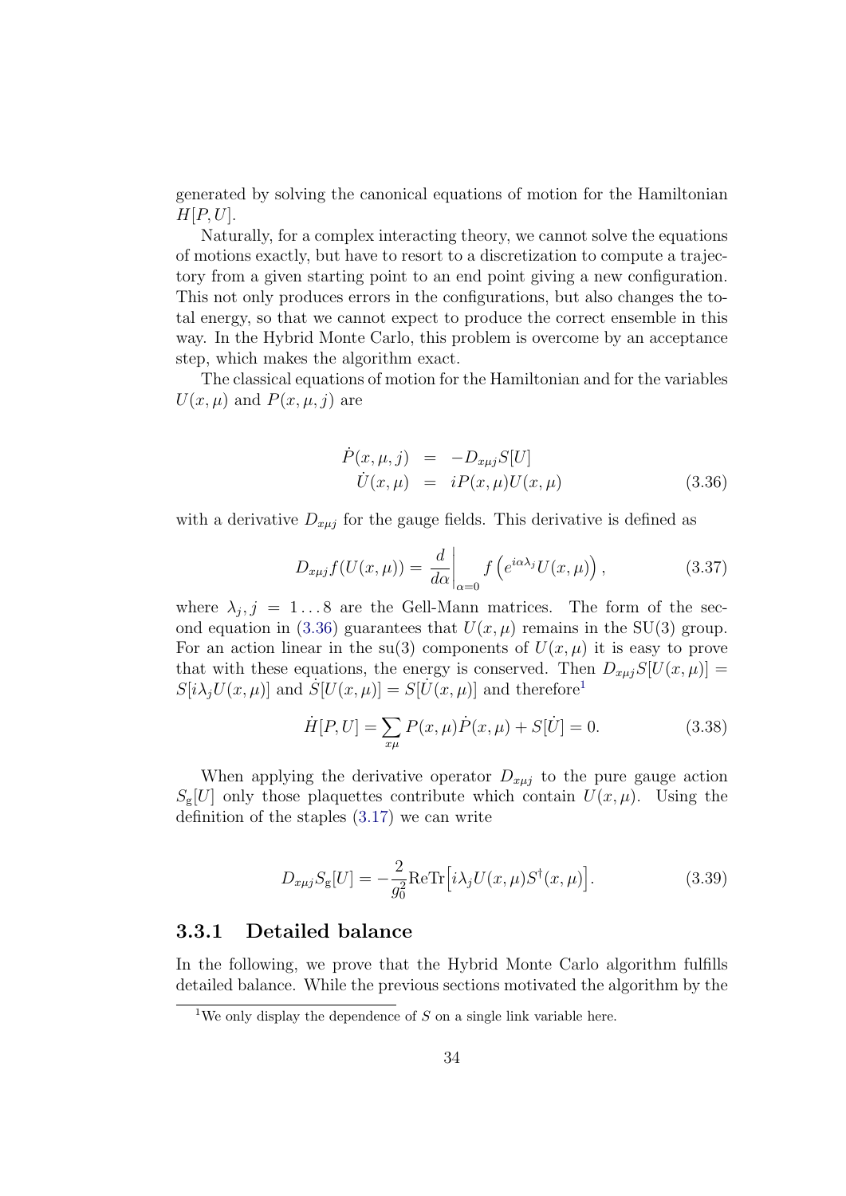generated by solving the canonical equations of motion for the Hamiltonian $H[P, U]$.

Naturally, for a complex interacting theory, we cannot solve the equations of motions exactly, but have to resort to a discretization to compute a trajectory from a given starting point to an end point giving a new configuration. This not only produces errors in the configurations, but also changes the total energy, so that we cannot expect to produce the correct ensemble in this way. In the Hybrid Monte Carlo, this problem is overcome by an acceptance step, which makes the algorithm exact.

The classical equations of motion for the Hamiltonian and for the variables $U(x, \mu)$ and $P(x, \mu, j)$ are

$$
\begin{aligned}
\dot{P}(x, \mu, j) &= -D_{x\mu j} S[U] \\
\dot{U}(x, \mu) &= i P(x, \mu) U(x, \mu)
\end{aligned}
\tag{3.36}
$$

with a derivative $D_{x\mu j}$ for the gauge fields. This derivative is defined as

$$
D_{x\mu j} f(U(x, \mu)) = \left. \frac{d}{d\alpha} \right|_{\alpha=0} f\left(e^{i\alpha\lambda_j} U(x, \mu)\right), \tag{3.37}
$$

where $\lambda_j, j = 1 \ldots 8$ are the Gell-Mann matrices. The form of the second equation in (3.36) guarantees that $U(x, \mu)$ remains in the SU(3) group. For an action linear in the su(3) components of $U(x, \mu)$ it is easy to prove that with these equations, the energy is conserved. Then $D_{x\mu j} S[U(x, \mu)] = S[i\lambda_j U(x, \mu)]$ and $\dot{S}[U(x, \mu)] = S[\dot{U}(x, \mu)]$ and therefore[1]

$$
\dot{H}[P, U] = \sum_{x\mu} P(x, \mu) \dot{P}(x, \mu) + S[\dot{U}] = 0. \tag{3.38}
$$

When applying the derivative operator $D_{x\mu j}$ to the pure gauge action $S_{\mathrm{g}}[U]$ only those plaquettes contribute which contain $U(x, \mu)$. Using the definition of the staples (3.17) we can write

$$
D_{x\mu j} S_{\mathrm{g}}[U] = -\frac{2}{g_0^2} \mathrm{ReTr}\Big[i\lambda_j U(x, \mu) S^\dagger(x, \mu)\Big]. \tag{3.39}
$$

### 3.3.1 Detailed balance

In the following, we prove that the Hybrid Monte Carlo algorithm fulfills detailed balance. While the previous sections motivated the algorithm by the

[1] We only display the dependence of $S$ on a single link variable here.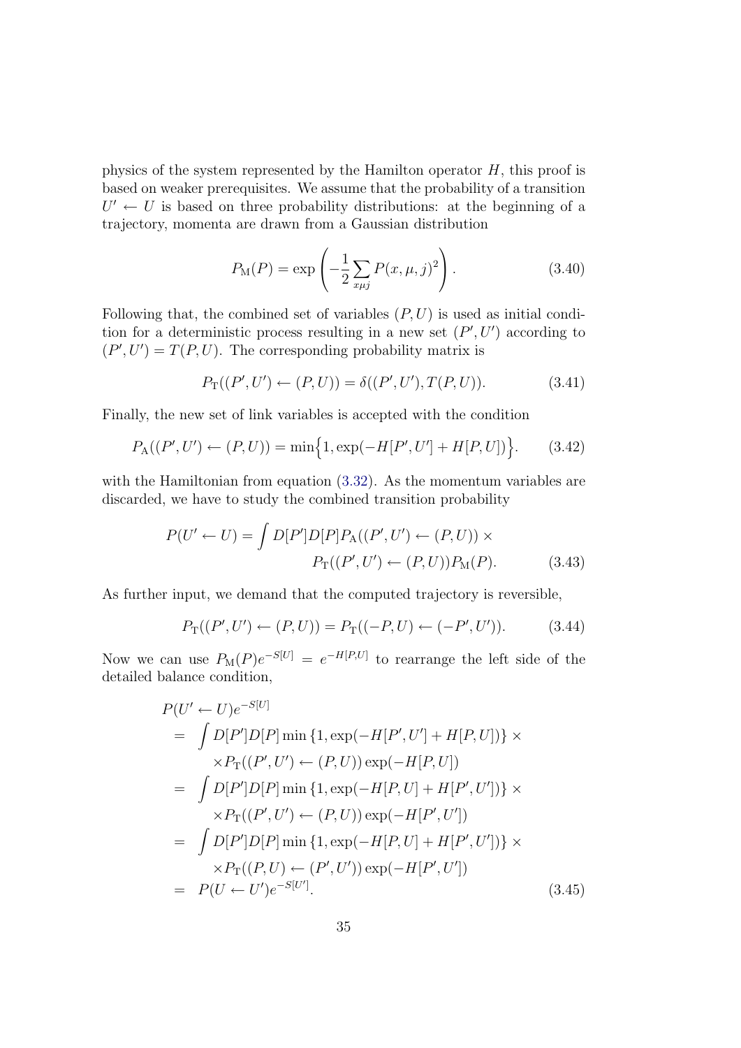physics of the system represented by the Hamilton operator $H$, this proof is based on weaker prerequisites. We assume that the probability of a transition $U' \leftarrow U$ is based on three probability distributions: at the beginning of a trajectory, momenta are drawn from a Gaussian distribution

$$P_{\mathrm{M}}(P) = \exp\left(-\frac{1}{2}\sum_{x\mu j} P(x,\mu,j)^2\right). \tag{3.40}$$

Following that, the combined set of variables $(P,U)$ is used as initial condition for a deterministic process resulting in a new set $(P',U')$ according to $(P',U') = T(P,U)$. The corresponding probability matrix is

$$P_{\mathrm{T}}((P',U') \leftarrow (P,U)) = \delta((P',U'),T(P,U)). \tag{3.41}$$

Finally, the new set of link variables is accepted with the condition

$$P_{\mathrm{A}}((P',U') \leftarrow (P,U)) = \min\Big\{1, \exp(-H[P',U'] + H[P,U])\Big\}. \tag{3.42}$$

with the Hamiltonian from equation (3.32). As the momentum variables are discarded, we have to study the combined transition probability

$$\begin{aligned} P(U' \leftarrow U) = \int D[P']D[P]P_{\mathrm{A}}((P',U') \leftarrow (P,U)) \times \\ P_{\mathrm{T}}((P',U') \leftarrow (P,U))P_{\mathrm{M}}(P). \end{aligned} \tag{3.43}$$

As further input, we demand that the computed trajectory is reversible,

$$P_{\mathrm{T}}((P',U') \leftarrow (P,U)) = P_{\mathrm{T}}((-P,U) \leftarrow (-P',U')). \tag{3.44}$$

Now we can use $P_{\mathrm{M}}(P)e^{-S[U]} = e^{-H[P,U]}$ to rearrange the left side of the detailed balance condition,

$$\begin{aligned} & P(U' \leftarrow U)e^{-S[U]} \\ &= \int D[P']D[P]\min\{1, \exp(-H[P',U'] + H[P,U])\} \times \\ &\quad \times P_{\mathrm{T}}((P',U') \leftarrow (P,U))\exp(-H[P,U]) \\ &= \int D[P']D[P]\min\{1, \exp(-H[P,U] + H[P',U'])\} \times \\ &\quad \times P_{\mathrm{T}}((P',U') \leftarrow (P,U))\exp(-H[P',U']) \\ &= \int D[P']D[P]\min\{1, \exp(-H[P,U] + H[P',U'])\} \times \\ &\quad \times P_{\mathrm{T}}((P,U) \leftarrow (P',U'))\exp(-H[P',U']) \\ &= P(U \leftarrow U')e^{-S[U']}. \end{aligned} \tag{3.45}$$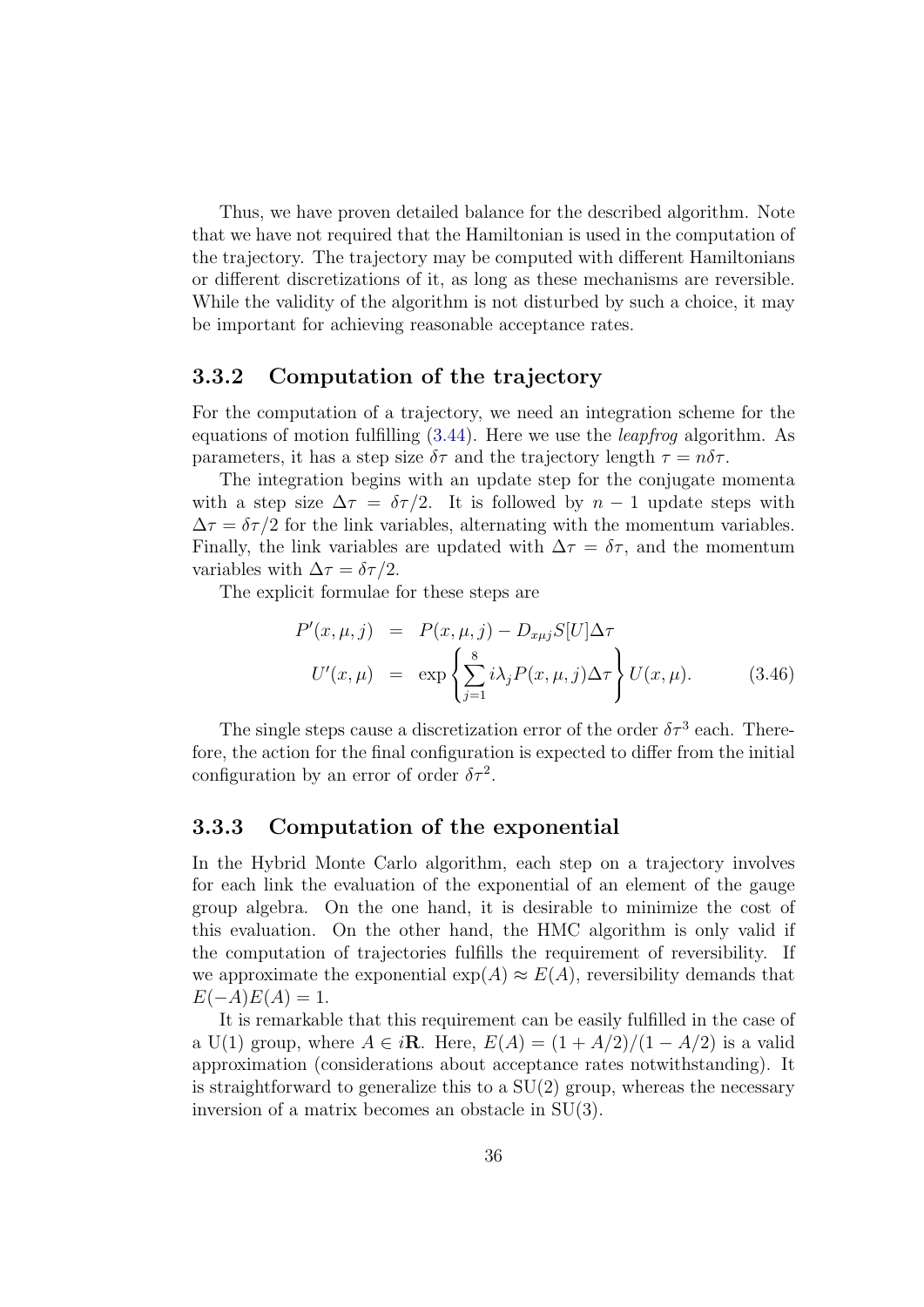Thus, we have proven detailed balance for the described algorithm. Note that we have not required that the Hamiltonian is used in the computation of the trajectory. The trajectory may be computed with different Hamiltonians or different discretizations of it, as long as these mechanisms are reversible. While the validity of the algorithm is not disturbed by such a choice, it may be important for achieving reasonable acceptance rates.

### 3.3.2 Computation of the trajectory

For the computation of a trajectory, we need an integration scheme for the equations of motion fulfilling (3.44). Here we use the *leapfrog* algorithm. As parameters, it has a step size $\delta\tau$ and the trajectory length $\tau = n\delta\tau$.

The integration begins with an update step for the conjugate momenta with a step size $\Delta\tau = \delta\tau/2$. It is followed by $n-1$ update steps with $\Delta\tau = \delta\tau/2$ for the link variables, alternating with the momentum variables. Finally, the link variables are updated with $\Delta\tau = \delta\tau$, and the momentum variables with $\Delta\tau = \delta\tau/2$.

The explicit formulae for these steps are

$$
\begin{aligned}
P'(x,\mu,j) &= P(x,\mu,j) - D_{x\mu j} S[U] \Delta\tau \\
U'(x,\mu) &= \exp\left\{ \sum_{j=1}^{8} i\lambda_j P(x,\mu,j)\Delta\tau \right\} U(x,\mu).
\end{aligned}
\tag{3.46}
$$

The single steps cause a discretization error of the order $\delta\tau^3$ each. Therefore, the action for the final configuration is expected to differ from the initial configuration by an error of order $\delta\tau^2$.

### 3.3.3 Computation of the exponential

In the Hybrid Monte Carlo algorithm, each step on a trajectory involves for each link the evaluation of the exponential of an element of the gauge group algebra. On the one hand, it is desirable to minimize the cost of this evaluation. On the other hand, the HMC algorithm is only valid if the computation of trajectories fulfills the requirement of reversibility. If we approximate the exponential $\exp(A) \approx E(A)$, reversibility demands that $E(-A)E(A) = 1$.

It is remarkable that this requirement can be easily fulfilled in the case of a U(1) group, where $A \in i\mathbf{R}$. Here, $E(A) = (1 + A/2)/(1 - A/2)$ is a valid approximation (considerations about acceptance rates notwithstanding). It is straightforward to generalize this to a SU(2) group, whereas the necessary inversion of a matrix becomes an obstacle in SU(3).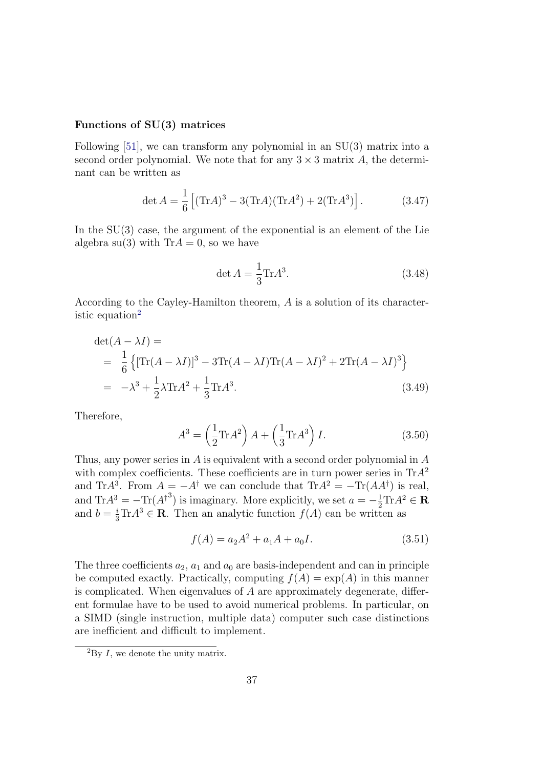#### Functions of SU(3) matrices

Following [51], we can transform any polynomial in an SU(3) matrix into a second order polynomial. We note that for any $3 \times 3$ matrix $A$, the determinant can be written as

$$\det A = \frac{1}{6}\left[(\mathrm{Tr}A)^3 - 3(\mathrm{Tr}A)(\mathrm{Tr}A^2) + 2(\mathrm{Tr}A^3)\right]. \tag{3.47}$$

In the SU(3) case, the argument of the exponential is an element of the Lie algebra su(3) with $\mathrm{Tr}A = 0$, so we have

$$\det A = \frac{1}{3}\mathrm{Tr}A^3. \tag{3.48}$$

According to the Cayley-Hamilton theorem, $A$ is a solution of its characteristic equation[2]

$$\begin{aligned}
&\det(A - \lambda I) = \\
&= \frac{1}{6}\left\{[\mathrm{Tr}(A - \lambda I)]^3 - 3\mathrm{Tr}(A - \lambda I)\mathrm{Tr}(A - \lambda I)^2 + 2\mathrm{Tr}(A - \lambda I)^3\right\} \\
&= -\lambda^3 + \frac{1}{2}\lambda \mathrm{Tr}A^2 + \frac{1}{3}\mathrm{Tr}A^3.
\end{aligned} \tag{3.49}$$

Therefore,

$$A^3 = \left(\frac{1}{2}\mathrm{Tr}A^2\right)A + \left(\frac{1}{3}\mathrm{Tr}A^3\right)I. \tag{3.50}$$

Thus, any power series in $A$ is equivalent with a second order polynomial in $A$ with complex coefficients. These coefficients are in turn power series in $\mathrm{Tr}A^2$ and $\mathrm{Tr}A^3$. From $A = -A^\dagger$ we can conclude that $\mathrm{Tr}A^2 = -\mathrm{Tr}(AA^\dagger)$ is real, and $\mathrm{Tr}A^3 = -\mathrm{Tr}({A^\dagger}^3)$ is imaginary. More explicitly, we set $a = -\frac{1}{2}\mathrm{Tr}A^2 \in \mathbf{R}$ and $b = \frac{i}{3}\mathrm{Tr}A^3 \in \mathbf{R}$. Then an analytic function $f(A)$ can be written as

$$f(A) = a_2 A^2 + a_1 A + a_0 I. \tag{3.51}$$

The three coefficients $a_2$, $a_1$ and $a_0$ are basis-independent and can in principle be computed exactly. Practically, computing $f(A) = \exp(A)$ in this manner is complicated. When eigenvalues of $A$ are approximately degenerate, different formulae have to be used to avoid numerical problems. In particular, on a SIMD (single instruction, multiple data) computer such case distinctions are inefficient and difficult to implement.

[2] By $I$, we denote the unity matrix.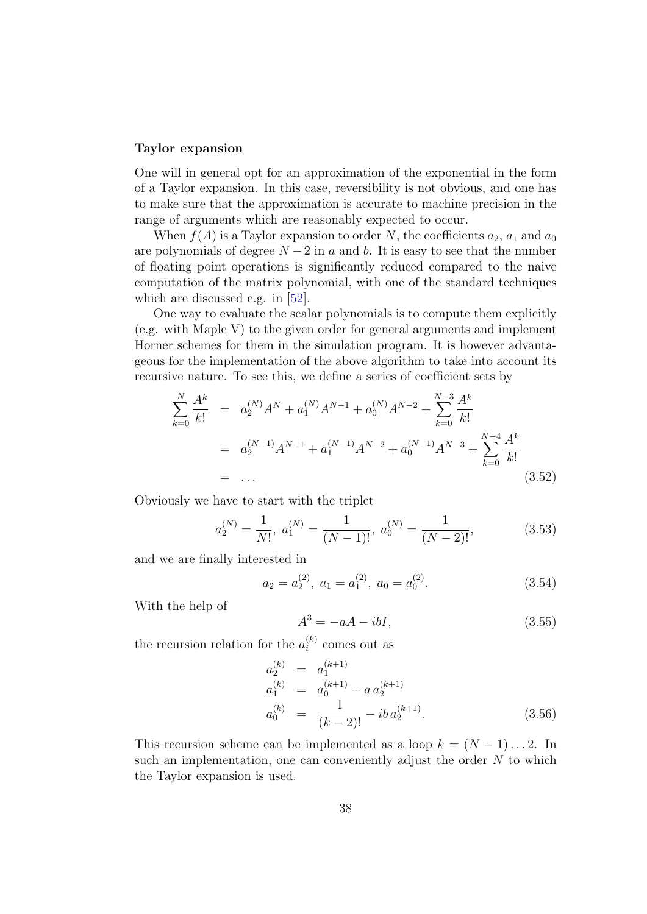**Taylor expansion**

One will in general opt for an approximation of the exponential in the form of a Taylor expansion. In this case, reversibility is not obvious, and one has to make sure that the approximation is accurate to machine precision in the range of arguments which are reasonably expected to occur.

When $f(A)$ is a Taylor expansion to order $N$, the coefficients $a_2$, $a_1$ and $a_0$ are polynomials of degree $N-2$ in $a$ and $b$. It is easy to see that the number of floating point operations is significantly reduced compared to the naive computation of the matrix polynomial, with one of the standard techniques which are discussed e.g. in [52].

One way to evaluate the scalar polynomials is to compute them explicitly (e.g. with Maple V) to the given order for general arguments and implement Horner schemes for them in the simulation program. It is however advantageous for the implementation of the above algorithm to take into account its recursive nature. To see this, we define a series of coefficient sets by

$$\begin{aligned}
\sum_{k=0}^{N} \frac{A^k}{k!} &= a_2^{(N)} A^N + a_1^{(N)} A^{N-1} + a_0^{(N)} A^{N-2} + \sum_{k=0}^{N-3} \frac{A^k}{k!} \\
&= a_2^{(N-1)} A^{N-1} + a_1^{(N-1)} A^{N-2} + a_0^{(N-1)} A^{N-3} + \sum_{k=0}^{N-4} \frac{A^k}{k!} \\
&= \ldots
\end{aligned} \tag{3.52}$$

Obviously we have to start with the triplet

$$a_2^{(N)} = \frac{1}{N!},\ a_1^{(N)} = \frac{1}{(N-1)!},\ a_0^{(N)} = \frac{1}{(N-2)!}, \tag{3.53}$$

and we are finally interested in

$$a_2 = a_2^{(2)},\ a_1 = a_1^{(2)},\ a_0 = a_0^{(2)}. \tag{3.54}$$

With the help of

$$A^3 = -aA - ibI, \tag{3.55}$$

the recursion relation for the $a_i^{(k)}$ comes out as

$$\begin{aligned}
a_2^{(k)} &= a_1^{(k+1)} \\
a_1^{(k)} &= a_0^{(k+1)} - a\, a_2^{(k+1)} \\
a_0^{(k)} &= \frac{1}{(k-2)!} - ib\, a_2^{(k+1)}.
\end{aligned} \tag{3.56}$$

This recursion scheme can be implemented as a loop $k = (N-1)\ldots 2$. In such an implementation, one can conveniently adjust the order $N$ to which the Taylor expansion is used.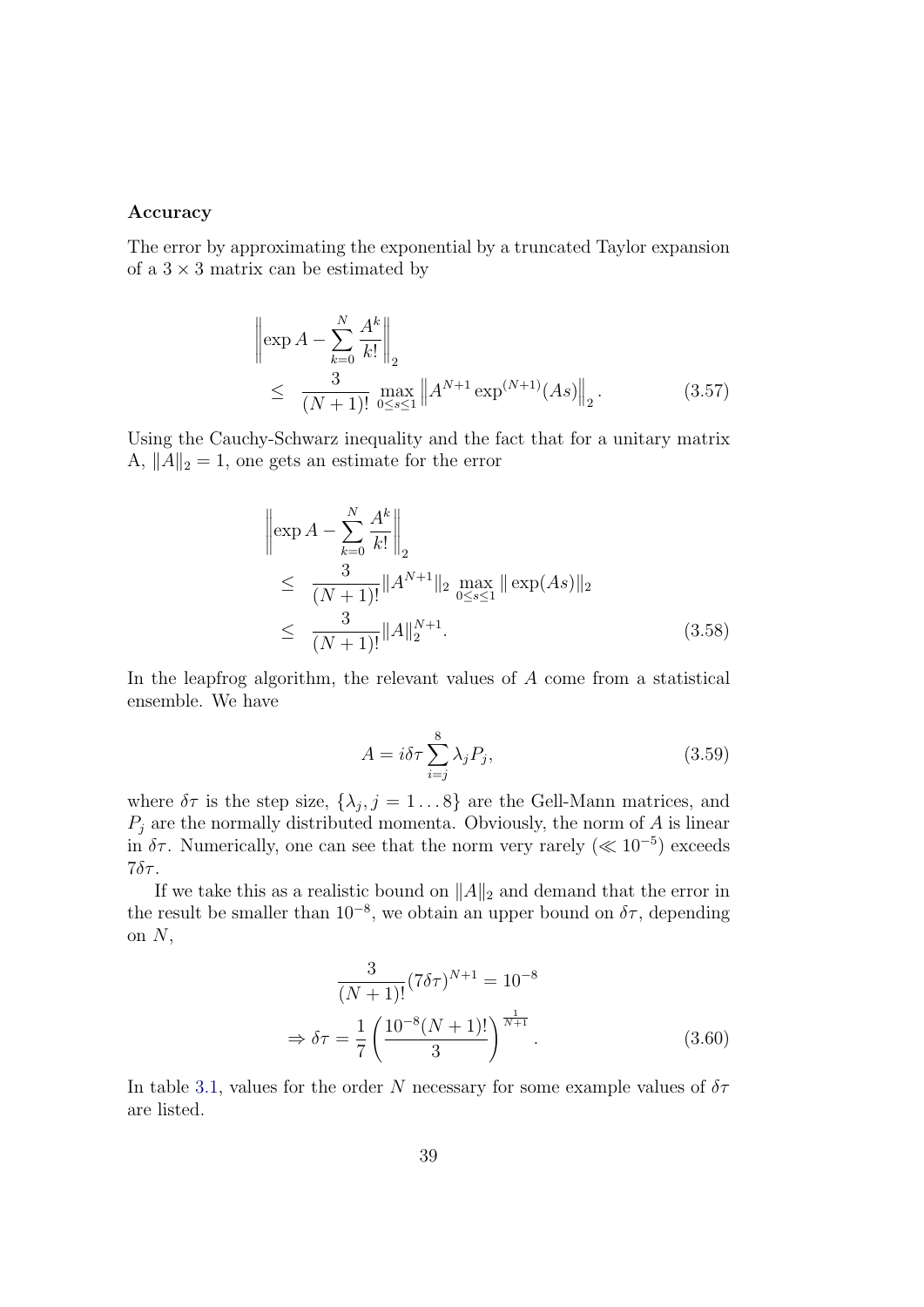**Accuracy**

The error by approximating the exponential by a truncated Taylor expansion of a $3 \times 3$ matrix can be estimated by

$$
\begin{aligned}
&\left\| \exp A - \sum_{k=0}^{N} \frac{A^k}{k!} \right\|_2 \\
&\quad \leq \; \frac{3}{(N+1)!} \max_{0 \leq s \leq 1} \left\| A^{N+1} \exp^{(N+1)}(As) \right\|_2 . \qquad (3.57)
\end{aligned}
$$

Using the Cauchy-Schwarz inequality and the fact that for a unitary matrix A, $\|A\|_2 = 1$, one gets an estimate for the error

$$
\begin{aligned}
&\left\| \exp A - \sum_{k=0}^{N} \frac{A^k}{k!} \right\|_2 \\
&\quad \leq \; \frac{3}{(N+1)!} \|A^{N+1}\|_2 \max_{0 \leq s \leq 1} \| \exp(As) \|_2 \\
&\quad \leq \; \frac{3}{(N+1)!} \|A\|_2^{N+1} . \qquad (3.58)
\end{aligned}
$$

In the leapfrog algorithm, the relevant values of $A$ come from a statistical ensemble. We have

$$
A = i\delta\tau \sum_{i=j}^{8} \lambda_j P_j, \qquad (3.59)
$$

where $\delta\tau$ is the step size, $\{\lambda_j, j = 1 \ldots 8\}$ are the Gell-Mann matrices, and $P_j$ are the normally distributed momenta. Obviously, the norm of $A$ is linear in $\delta\tau$. Numerically, one can see that the norm very rarely ($\ll 10^{-5}$) exceeds $7\delta\tau$.

If we take this as a realistic bound on $\|A\|_2$ and demand that the error in the result be smaller than $10^{-8}$, we obtain an upper bound on $\delta\tau$, depending on $N$,

$$
\begin{aligned}
&\frac{3}{(N+1)!} (7\delta\tau)^{N+1} = 10^{-8} \\
&\Rightarrow \delta\tau = \frac{1}{7} \left( \frac{10^{-8}(N+1)!}{3} \right)^{\frac{1}{N+1}} . \qquad (3.60)
\end{aligned}
$$

In table 3.1, values for the order $N$ necessary for some example values of $\delta\tau$ are listed.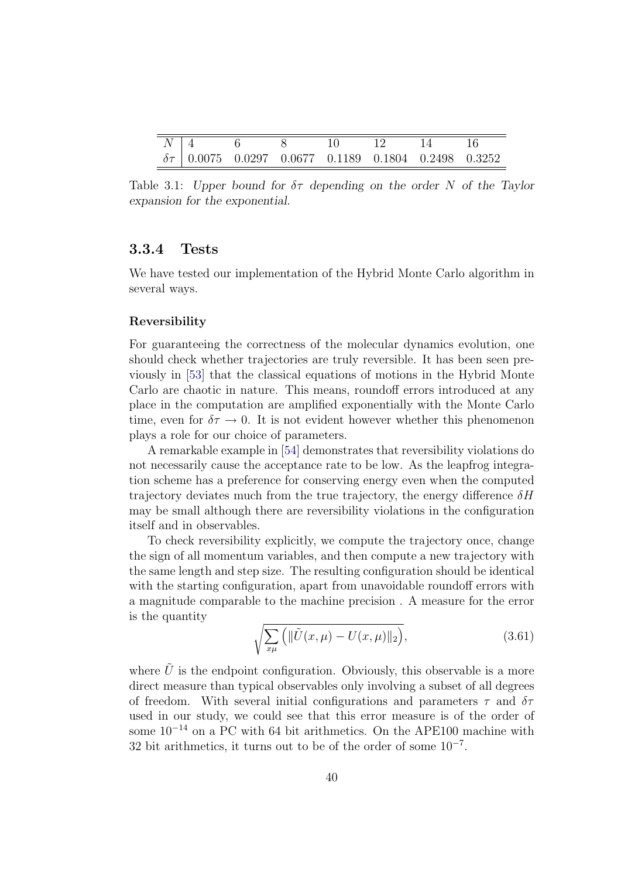| $N$ | 4 | 6 | 8 | 10 | 12 | 14 | 16 |
|---|---|---|---|---|---|---|---|
| $\delta\tau$ | 0.0075 | 0.0297 | 0.0677 | 0.1189 | 0.1804 | 0.2498 | 0.3252 |

Table 3.1: *Upper bound for $\delta\tau$ depending on the order $N$ of the Taylor expansion for the exponential.*

### 3.3.4 Tests

We have tested our implementation of the Hybrid Monte Carlo algorithm in several ways.

#### Reversibility

For guaranteeing the correctness of the molecular dynamics evolution, one should check whether trajectories are truly reversible. It has been seen previously in [53] that the classical equations of motions in the Hybrid Monte Carlo are chaotic in nature. This means, roundoff errors introduced at any place in the computation are amplified exponentially with the Monte Carlo time, even for $\delta\tau \to 0$. It is not evident however whether this phenomenon plays a role for our choice of parameters.

A remarkable example in [54] demonstrates that reversibility violations do not necessarily cause the acceptance rate to be low. As the leapfrog integration scheme has a preference for conserving energy even when the computed trajectory deviates much from the true trajectory, the energy difference $\delta H$ may be small although there are reversibility violations in the configuration itself and in observables.

To check reversibility explicitly, we compute the trajectory once, change the sign of all momentum variables, and then compute a new trajectory with the same length and step size. The resulting configuration should be identical with the starting configuration, apart from unavoidable roundoff errors with a magnitude comparable to the machine precision . A measure for the error is the quantity

$$\sqrt{\sum_{x\mu} \left( \|\tilde{U}(x,\mu) - U(x,\mu)\|_2 \right)}, \tag{3.61}$$

where $\tilde{U}$ is the endpoint configuration. Obviously, this observable is a more direct measure than typical observables only involving a subset of all degrees of freedom. With several initial configurations and parameters $\tau$ and $\delta\tau$ used in our study, we could see that this error measure is of the order of some $10^{-14}$ on a PC with 64 bit arithmetics. On the APE100 machine with 32 bit arithmetics, it turns out to be of the order of some $10^{-7}$.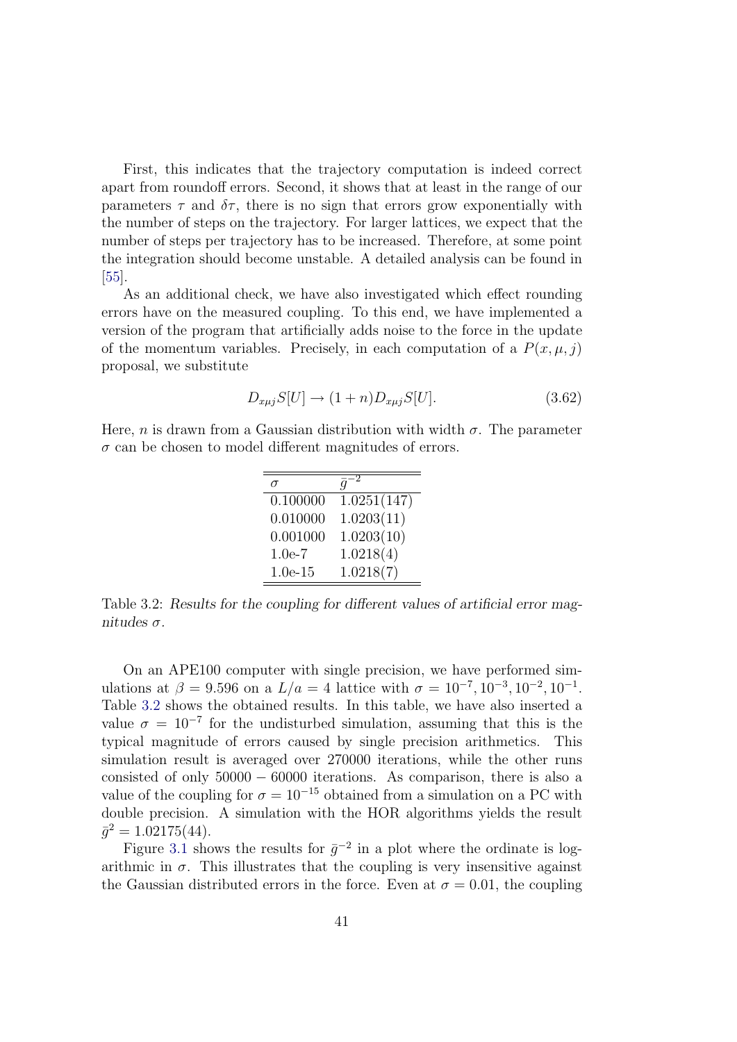First, this indicates that the trajectory computation is indeed correct apart from roundoff errors. Second, it shows that at least in the range of our parameters $\tau$ and $\delta\tau$, there is no sign that errors grow exponentially with the number of steps on the trajectory. For larger lattices, we expect that the number of steps per trajectory has to be increased. Therefore, at some point the integration should become unstable. A detailed analysis can be found in [55].

As an additional check, we have also investigated which effect rounding errors have on the measured coupling. To this end, we have implemented a version of the program that artificially adds noise to the force in the update of the momentum variables. Precisely, in each computation of a $P(x, \mu, j)$ proposal, we substitute

$$D_{x\mu j}S[U] \rightarrow (1 + n)D_{x\mu j}S[U]. \tag{3.62}$$

Here, $n$ is drawn from a Gaussian distribution with width $\sigma$. The parameter $\sigma$ can be chosen to model different magnitudes of errors.

| $\sigma$ | $\bar{g}^{-2}$ |
|---|---|
| 0.100000 | 1.0251(147) |
| 0.010000 | 1.0203(11) |
| 0.001000 | 1.0203(10) |
| 1.0e-7 | 1.0218(4) |
| 1.0e-15 | 1.0218(7) |

Table 3.2: *Results for the coupling for different values of artificial error magnitudes $\sigma$.*

On an APE100 computer with single precision, we have performed simulations at $\beta = 9.596$ on a $L/a = 4$ lattice with $\sigma = 10^{-7}, 10^{-3}, 10^{-2}, 10^{-1}$. Table 3.2 shows the obtained results. In this table, we have also inserted a value $\sigma = 10^{-7}$ for the undisturbed simulation, assuming that this is the typical magnitude of errors caused by single precision arithmetics. This simulation result is averaged over 270000 iterations, while the other runs consisted of only $50000 - 60000$ iterations. As comparison, there is also a value of the coupling for $\sigma = 10^{-15}$ obtained from a simulation on a PC with double precision. A simulation with the HOR algorithms yields the result $\bar{g}^2 = 1.02175(44)$.

Figure 3.1 shows the results for $\bar{g}^{-2}$ in a plot where the ordinate is logarithmic in $\sigma$. This illustrates that the coupling is very insensitive against the Gaussian distributed errors in the force. Even at $\sigma = 0.01$, the coupling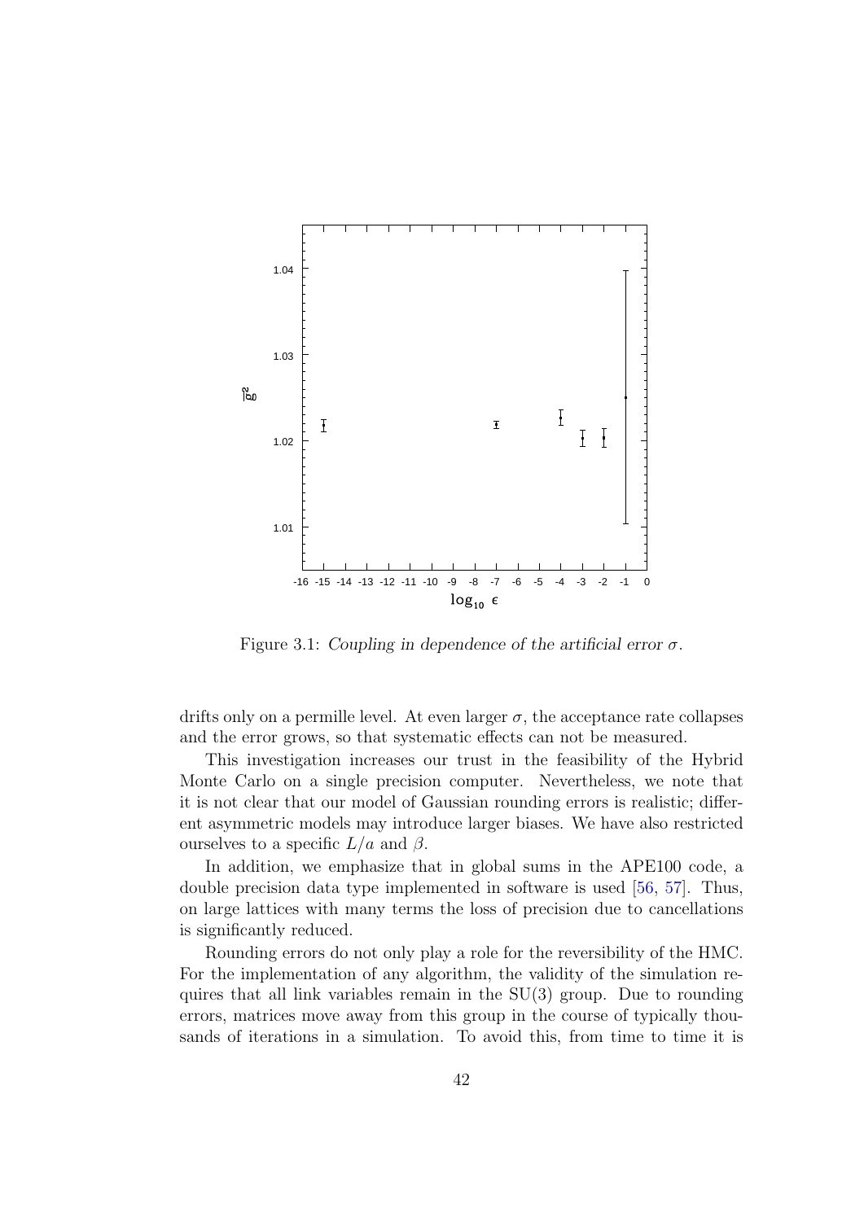Figure 3.1: *Coupling in dependence of the artificial error* $\sigma$.

drifts only on a permille level. At even larger $\sigma$, the acceptance rate collapses and the error grows, so that systematic effects can not be measured.

This investigation increases our trust in the feasibility of the Hybrid Monte Carlo on a single precision computer. Nevertheless, we note that it is not clear that our model of Gaussian rounding errors is realistic; different asymmetric models may introduce larger biases. We have also restricted ourselves to a specific $L/a$ and $\beta$.

In addition, we emphasize that in global sums in the APE100 code, a double precision data type implemented in software is used [56, 57]. Thus, on large lattices with many terms the loss of precision due to cancellations is significantly reduced.

Rounding errors do not only play a role for the reversibility of the HMC. For the implementation of any algorithm, the validity of the simulation requires that all link variables remain in the SU(3) group. Due to rounding errors, matrices move away from this group in the course of typically thousands of iterations in a simulation. To avoid this, from time to time it is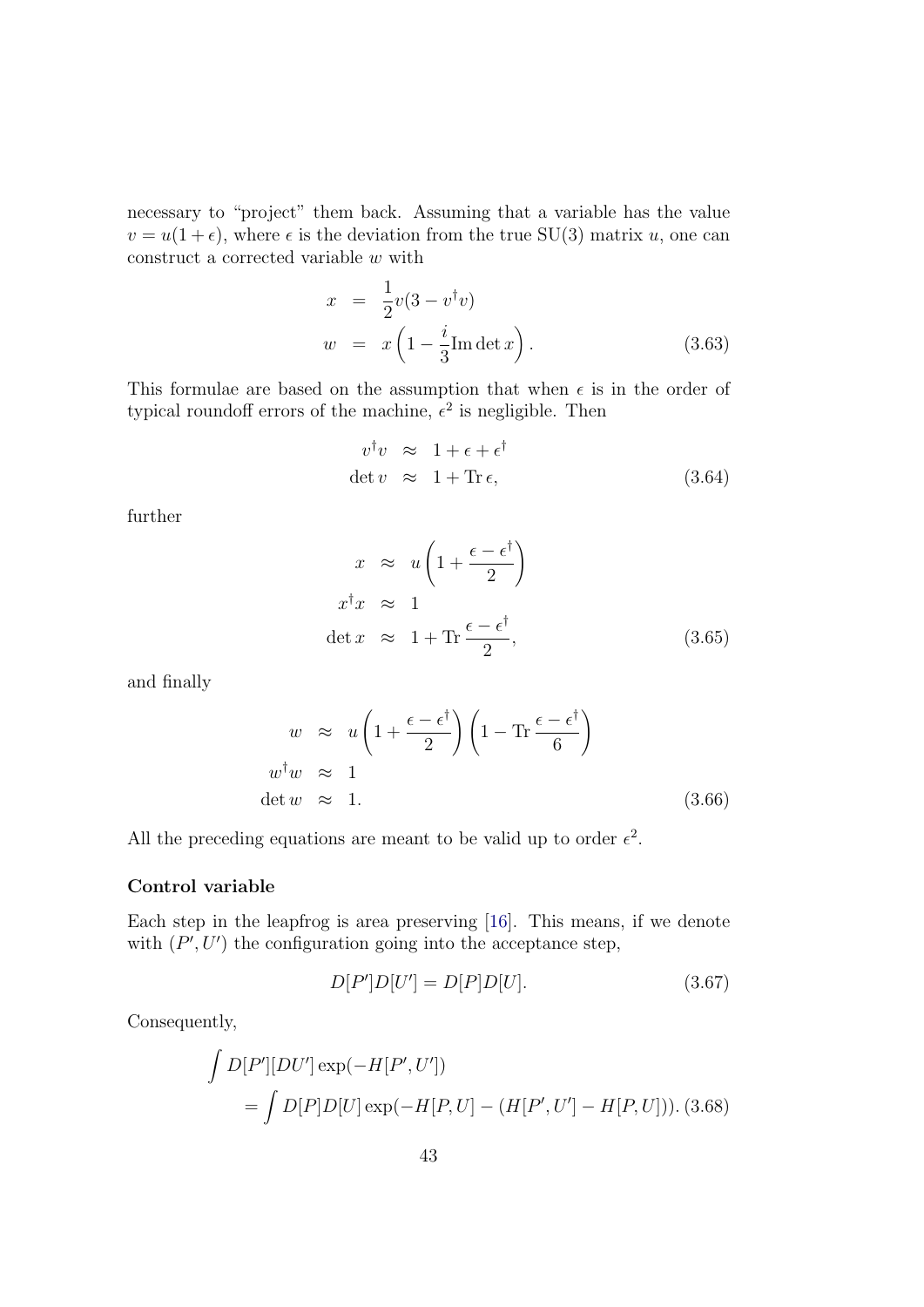necessary to "project" them back. Assuming that a variable has the value $v = u(1+\epsilon)$, where $\epsilon$ is the deviation from the true SU(3) matrix $u$, one can construct a corrected variable $w$ with

$$
\begin{aligned}
x &= \frac{1}{2} v (3 - v^\dagger v) \\
w &= x \left( 1 - \frac{i}{3} \mathrm{Im} \det x \right).
\end{aligned}
\tag{3.63}
$$

This formulae are based on the assumption that when $\epsilon$ is in the order of typical roundoff errors of the machine, $\epsilon^2$ is negligible. Then

$$
\begin{aligned}
v^\dagger v &\approx 1 + \epsilon + \epsilon^\dagger \\
\det v &\approx 1 + \mathrm{Tr}\, \epsilon,
\end{aligned}
\tag{3.64}
$$

further

$$
\begin{aligned}
x &\approx u \left( 1 + \frac{\epsilon - \epsilon^\dagger}{2} \right) \\
x^\dagger x &\approx 1 \\
\det x &\approx 1 + \mathrm{Tr}\, \frac{\epsilon - \epsilon^\dagger}{2},
\end{aligned}
\tag{3.65}
$$

and finally

$$
\begin{aligned}
w &\approx u \left( 1 + \frac{\epsilon - \epsilon^\dagger}{2} \right) \left( 1 - \mathrm{Tr}\, \frac{\epsilon - \epsilon^\dagger}{6} \right) \\
w^\dagger w &\approx 1 \\
\det w &\approx 1.
\end{aligned}
\tag{3.66}
$$

All the preceding equations are meant to be valid up to order $\epsilon^2$.

**Control variable**

Each step in the leapfrog is area preserving [16]. This means, if we denote with $(P', U')$ the configuration going into the acceptance step,

$$
D[P']D[U'] = D[P]D[U].
\tag{3.67}
$$

Consequently,

$$
\begin{aligned}
&\int D[P'][DU'] \exp(-H[P', U']) \\
&\quad = \int D[P]D[U] \exp(-H[P, U] - (H[P', U'] - H[P, U])).
\end{aligned}
\tag{3.68}
$$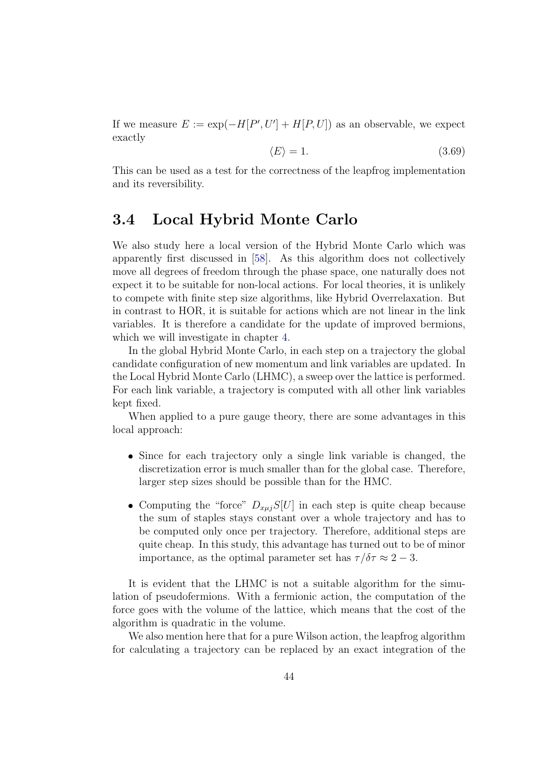If we measure $E := \exp(-H[P', U'] + H[P, U])$ as an observable, we expect exactly

$$\langle E \rangle = 1. \tag{3.69}$$

This can be used as a test for the correctness of the leapfrog implementation and its reversibility.

## 3.4 Local Hybrid Monte Carlo

We also study here a local version of the Hybrid Monte Carlo which was apparently first discussed in [58]. As this algorithm does not collectively move all degrees of freedom through the phase space, one naturally does not expect it to be suitable for non-local actions. For local theories, it is unlikely to compete with finite step size algorithms, like Hybrid Overrelaxation. But in contrast to HOR, it is suitable for actions which are not linear in the link variables. It is therefore a candidate for the update of improved bermions, which we will investigate in chapter 4.

In the global Hybrid Monte Carlo, in each step on a trajectory the global candidate configuration of new momentum and link variables are updated. In the Local Hybrid Monte Carlo (LHMC), a sweep over the lattice is performed. For each link variable, a trajectory is computed with all other link variables kept fixed.

When applied to a pure gauge theory, there are some advantages in this local approach:

- Since for each trajectory only a single link variable is changed, the discretization error is much smaller than for the global case. Therefore, larger step sizes should be possible than for the HMC.
- Computing the "force" $D_{x\mu j} S[U]$ in each step is quite cheap because the sum of staples stays constant over a whole trajectory and has to be computed only once per trajectory. Therefore, additional steps are quite cheap. In this study, this advantage has turned out to be of minor importance, as the optimal parameter set has $\tau/\delta\tau \approx 2 - 3$.

It is evident that the LHMC is not a suitable algorithm for the simulation of pseudofermions. With a fermionic action, the computation of the force goes with the volume of the lattice, which means that the cost of the algorithm is quadratic in the volume.

We also mention here that for a pure Wilson action, the leapfrog algorithm for calculating a trajectory can be replaced by an exact integration of the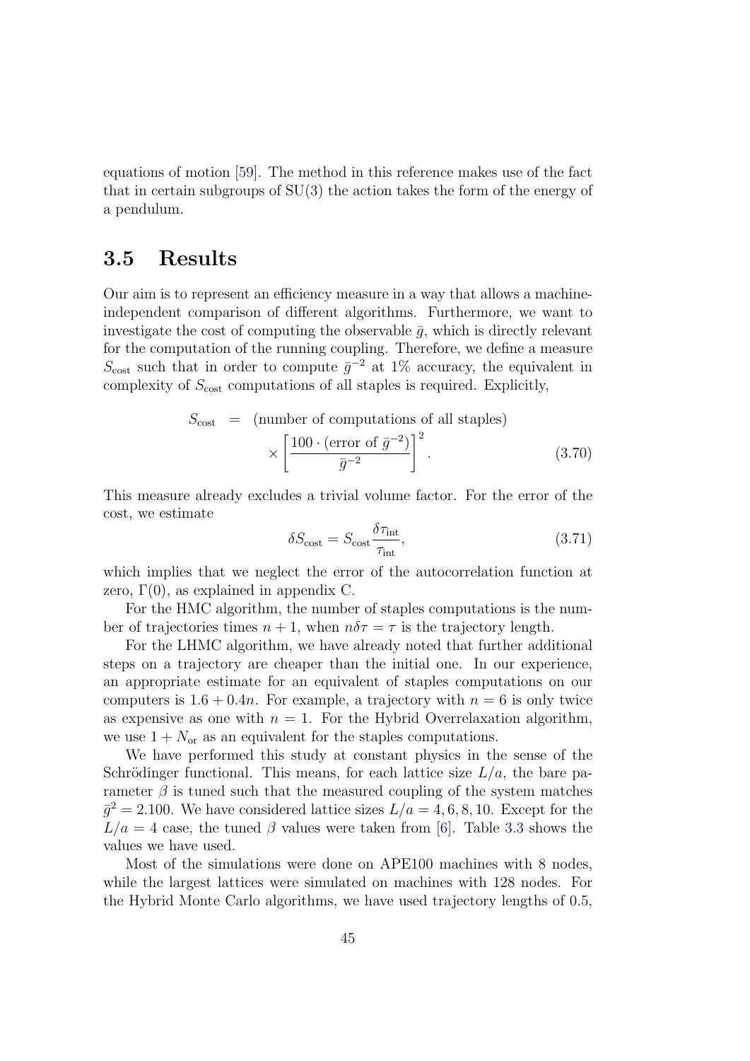equations of motion [59]. The method in this reference makes use of the fact that in certain subgroups of SU(3) the action takes the form of the energy of a pendulum.

## 3.5 Results

Our aim is to represent an efficiency measure in a way that allows a machine-independent comparison of different algorithms. Furthermore, we want to investigate the cost of computing the observable $\bar{g}$, which is directly relevant for the computation of the running coupling. Therefore, we define a measure $S_{\text{cost}}$ such that in order to compute $\bar{g}^{-2}$ at 1% accuracy, the equivalent in complexity of $S_{\text{cost}}$ computations of all staples is required. Explicitly,

$$
\begin{aligned}
S_{\text{cost}} \;&=\; (\text{number of computations of all staples}) \\
&\quad\times \left[\frac{100 \cdot (\text{error of } \bar{g}^{-2})}{\bar{g}^{-2}}\right]^2 .
\end{aligned}
\tag{3.70}
$$

This measure already excludes a trivial volume factor. For the error of the cost, we estimate

$$
\delta S_{\text{cost}} = S_{\text{cost}} \frac{\delta \tau_{\text{int}}}{\tau_{\text{int}}},
\tag{3.71}
$$

which implies that we neglect the error of the autocorrelation function at zero, $\Gamma(0)$, as explained in appendix C.

For the HMC algorithm, the number of staples computations is the number of trajectories times $n+1$, when $n\delta\tau = \tau$ is the trajectory length.

For the LHMC algorithm, we have already noted that further additional steps on a trajectory are cheaper than the initial one. In our experience, an appropriate estimate for an equivalent of staples computations on our computers is $1.6 + 0.4n$. For example, a trajectory with $n = 6$ is only twice as expensive as one with $n = 1$. For the Hybrid Overrelaxation algorithm, we use $1 + N_{\text{or}}$ as an equivalent for the staples computations.

We have performed this study at constant physics in the sense of the Schrödinger functional. This means, for each lattice size $L/a$, the bare parameter $\beta$ is tuned such that the measured coupling of the system matches $\bar{g}^2 = 2.100$. We have considered lattice sizes $L/a = 4, 6, 8, 10$. Except for the $L/a = 4$ case, the tuned $\beta$ values were taken from [6]. Table 3.3 shows the values we have used.

Most of the simulations were done on APE100 machines with 8 nodes, while the largest lattices were simulated on machines with 128 nodes. For the Hybrid Monte Carlo algorithms, we have used trajectory lengths of 0.5,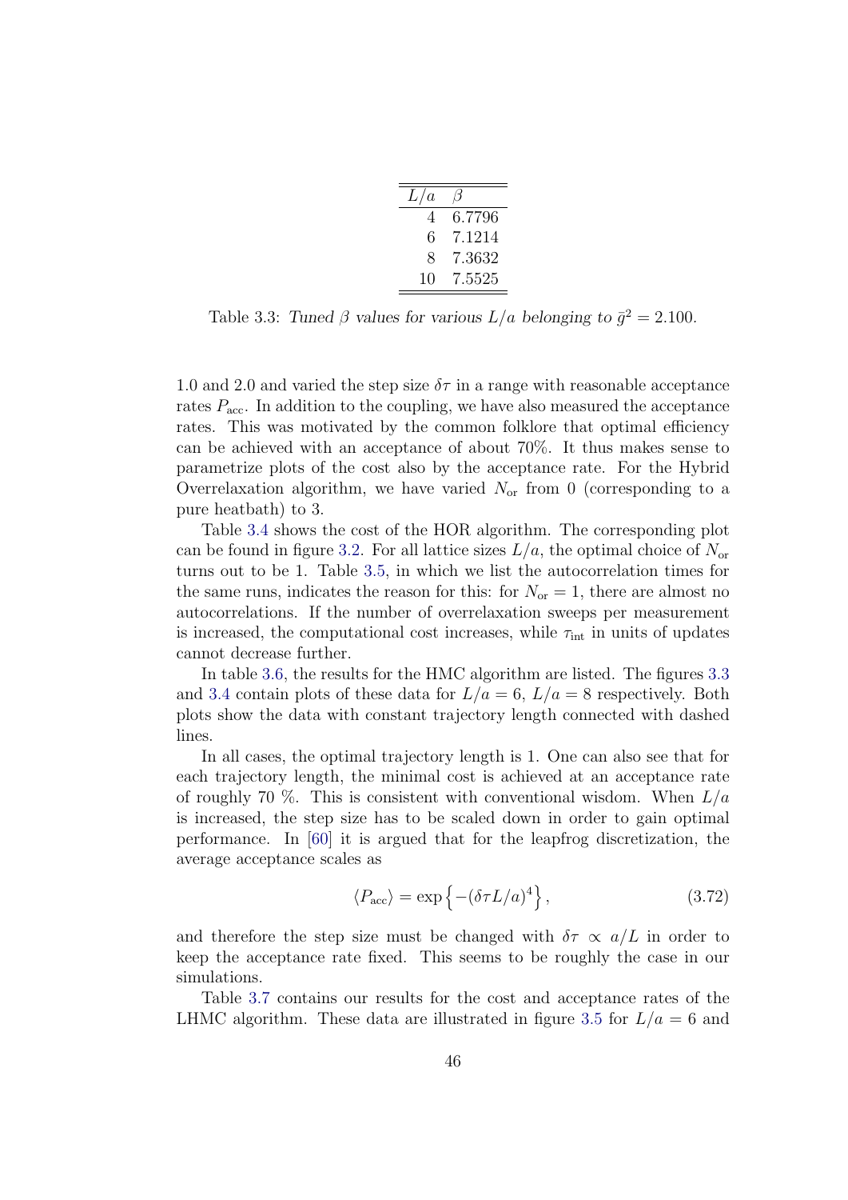| $L/a$ | $\beta$ |
|---|---|
| 4 | 6.7796 |
| 6 | 7.1214 |
| 8 | 7.3632 |
| 10 | 7.5525 |

Table 3.3: *Tuned $\beta$ values for various $L/a$ belonging to $\bar{g}^2 = 2.100$.*

1.0 and 2.0 and varied the step size $\delta\tau$ in a range with reasonable acceptance rates $P_{\text{acc}}$. In addition to the coupling, we have also measured the acceptance rates. This was motivated by the common folklore that optimal efficiency can be achieved with an acceptance of about 70%. It thus makes sense to parametrize plots of the cost also by the acceptance rate. For the Hybrid Overrelaxation algorithm, we have varied $N_{\text{or}}$ from 0 (corresponding to a pure heatbath) to 3.

Table 3.4 shows the cost of the HOR algorithm. The corresponding plot can be found in figure 3.2. For all lattice sizes $L/a$, the optimal choice of $N_{\text{or}}$ turns out to be 1. Table 3.5, in which we list the autocorrelation times for the same runs, indicates the reason for this: for $N_{\text{or}} = 1$, there are almost no autocorrelations. If the number of overrelaxation sweeps per measurement is increased, the computational cost increases, while $\tau_{\text{int}}$ in units of updates cannot decrease further.

In table 3.6, the results for the HMC algorithm are listed. The figures 3.3 and 3.4 contain plots of these data for $L/a = 6$, $L/a = 8$ respectively. Both plots show the data with constant trajectory length connected with dashed lines.

In all cases, the optimal trajectory length is 1. One can also see that for each trajectory length, the minimal cost is achieved at an acceptance rate of roughly 70 %. This is consistent with conventional wisdom. When $L/a$ is increased, the step size has to be scaled down in order to gain optimal performance. In [60] it is argued that for the leapfrog discretization, the average acceptance scales as

$$\langle P_{\text{acc}} \rangle = \exp\left\{-(\delta\tau L/a)^4\right\}, \tag{3.72}$$

and therefore the step size must be changed with $\delta\tau \propto a/L$ in order to keep the acceptance rate fixed. This seems to be roughly the case in our simulations.

Table 3.7 contains our results for the cost and acceptance rates of the LHMC algorithm. These data are illustrated in figure 3.5 for $L/a = 6$ and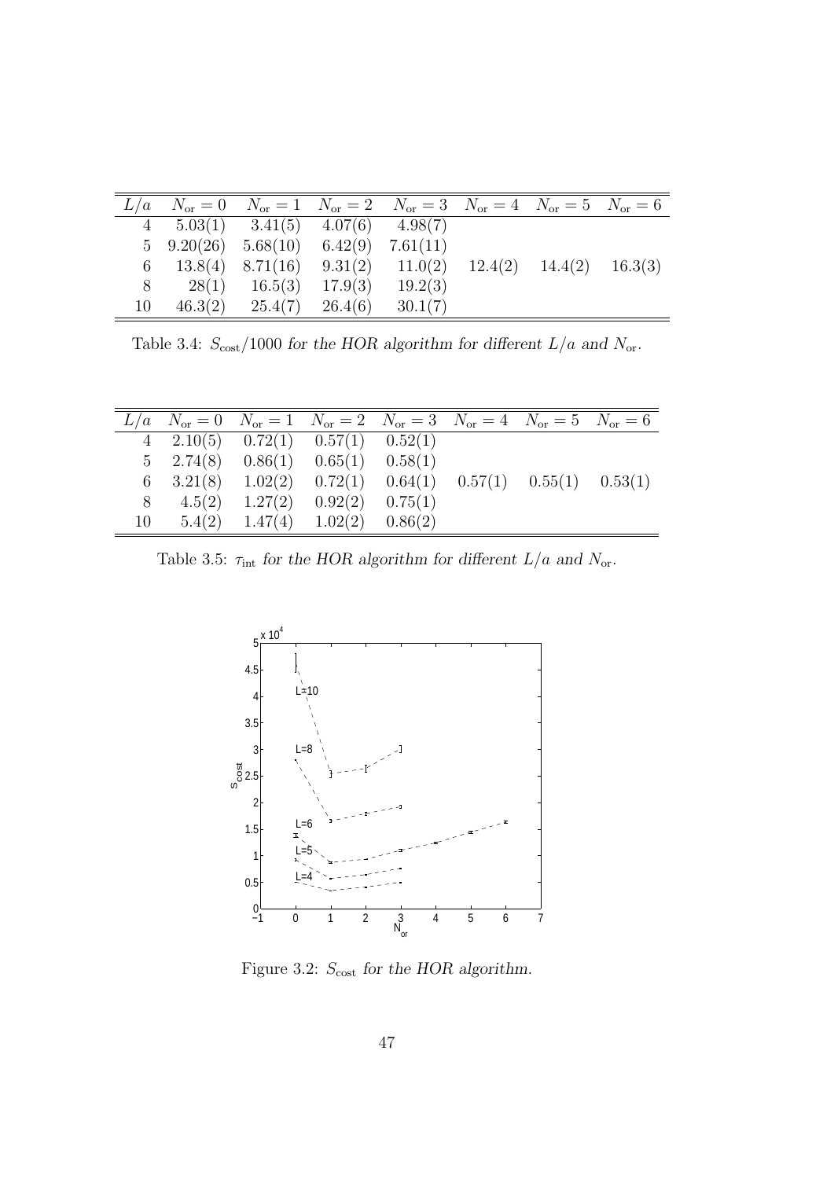| $L/a$ | $N_{\rm or}=0$ | $N_{\rm or}=1$ | $N_{\rm or}=2$ | $N_{\rm or}=3$ | $N_{\rm or}=4$ | $N_{\rm or}=5$ | $N_{\rm or}=6$ |
|---|---|---|---|---|---|---|---|
| 4 | 5.03(1) | 3.41(5) | 4.07(6) | 4.98(7) | | | |
| 5 | 9.20(26) | 5.68(10) | 6.42(9) | 7.61(11) | | | |
| 6 | 13.8(4) | 8.71(16) | 9.31(2) | 11.0(2) | 12.4(2) | 14.4(2) | 16.3(3) |
| 8 | 28(1) | 16.5(3) | 17.9(3) | 19.2(3) | | | |
| 10 | 46.3(2) | 25.4(7) | 26.4(6) | 30.1(7) | | | |

Table 3.4: $S_{\rm cost}/1000$ *for the HOR algorithm for different* $L/a$ *and* $N_{\rm or}$.

| $L/a$ | $N_{\rm or}=0$ | $N_{\rm or}=1$ | $N_{\rm or}=2$ | $N_{\rm or}=3$ | $N_{\rm or}=4$ | $N_{\rm or}=5$ | $N_{\rm or}=6$ |
|---|---|---|---|---|---|---|---|
| 4 | 2.10(5) | 0.72(1) | 0.57(1) | 0.52(1) | | | |
| 5 | 2.74(8) | 0.86(1) | 0.65(1) | 0.58(1) | | | |
| 6 | 3.21(8) | 1.02(2) | 0.72(1) | 0.64(1) | 0.57(1) | 0.55(1) | 0.53(1) |
| 8 | 4.5(2) | 1.27(2) | 0.92(2) | 0.75(1) | | | |
| 10 | 5.4(2) | 1.47(4) | 1.02(2) | 0.86(2) | | | |

Table 3.5: $\tau_{\rm int}$ *for the HOR algorithm for different* $L/a$ *and* $N_{\rm or}$.

Figure 3.2: $S_{\rm cost}$ *for the HOR algorithm.*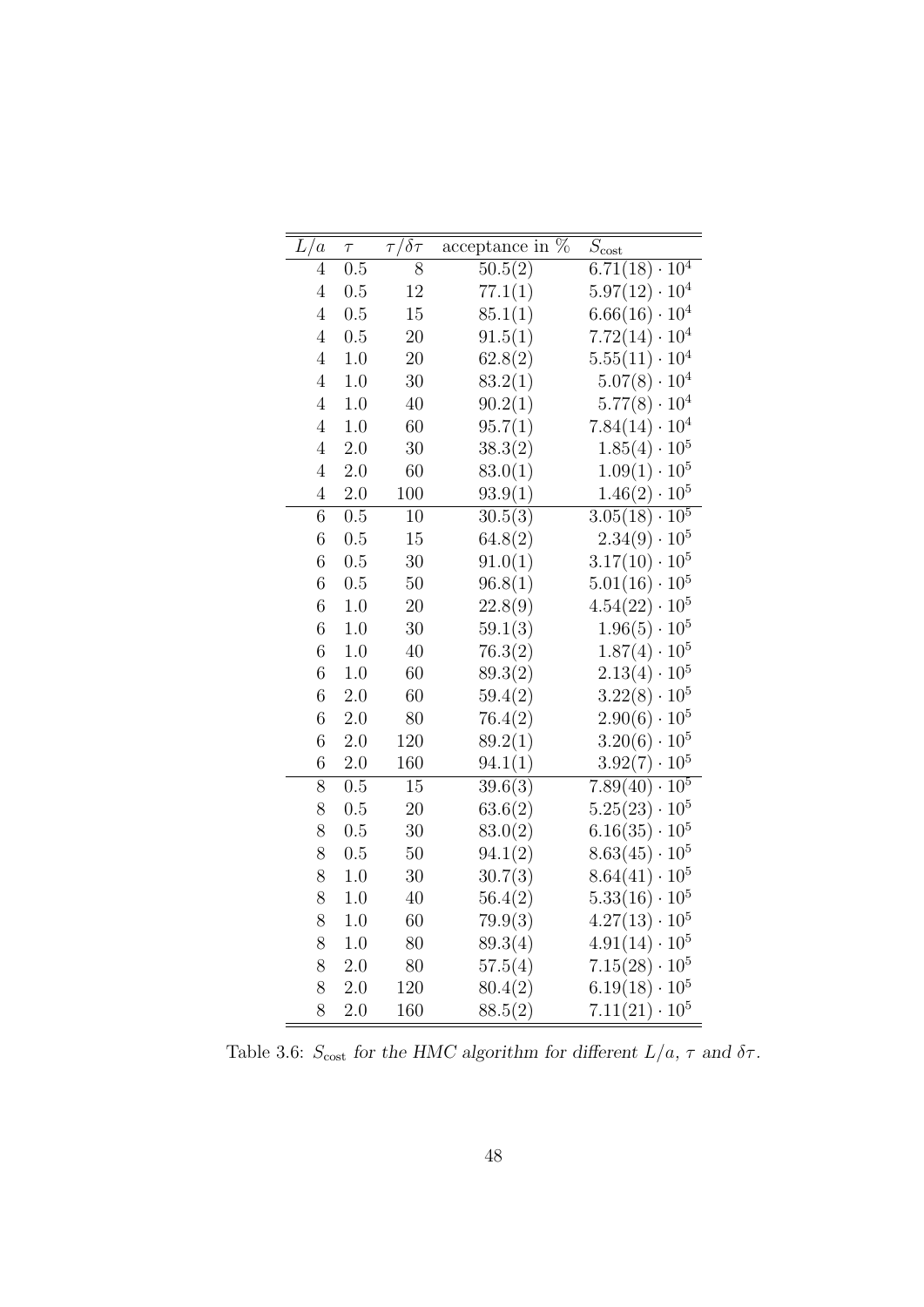| $L/a$ | $\tau$ | $\tau/\delta\tau$ | acceptance in % | $S_{\text{cost}}$ |
|---|---|---|---|---|
| 4 | 0.5 | 8 | 50.5(2) | $6.71(18) \cdot 10^4$ |
| 4 | 0.5 | 12 | 77.1(1) | $5.97(12) \cdot 10^4$ |
| 4 | 0.5 | 15 | 85.1(1) | $6.66(16) \cdot 10^4$ |
| 4 | 0.5 | 20 | 91.5(1) | $7.72(14) \cdot 10^4$ |
| 4 | 1.0 | 20 | 62.8(2) | $5.55(11) \cdot 10^4$ |
| 4 | 1.0 | 30 | 83.2(1) | $5.07(8) \cdot 10^4$ |
| 4 | 1.0 | 40 | 90.2(1) | $5.77(8) \cdot 10^4$ |
| 4 | 1.0 | 60 | 95.7(1) | $7.84(14) \cdot 10^4$ |
| 4 | 2.0 | 30 | 38.3(2) | $1.85(4) \cdot 10^5$ |
| 4 | 2.0 | 60 | 83.0(1) | $1.09(1) \cdot 10^5$ |
| 4 | 2.0 | 100 | 93.9(1) | $1.46(2) \cdot 10^5$ |
| 6 | 0.5 | 10 | 30.5(3) | $3.05(18) \cdot 10^5$ |
| 6 | 0.5 | 15 | 64.8(2) | $2.34(9) \cdot 10^5$ |
| 6 | 0.5 | 30 | 91.0(1) | $3.17(10) \cdot 10^5$ |
| 6 | 0.5 | 50 | 96.8(1) | $5.01(16) \cdot 10^5$ |
| 6 | 1.0 | 20 | 22.8(9) | $4.54(22) \cdot 10^5$ |
| 6 | 1.0 | 30 | 59.1(3) | $1.96(5) \cdot 10^5$ |
| 6 | 1.0 | 40 | 76.3(2) | $1.87(4) \cdot 10^5$ |
| 6 | 1.0 | 60 | 89.3(2) | $2.13(4) \cdot 10^5$ |
| 6 | 2.0 | 60 | 59.4(2) | $3.22(8) \cdot 10^5$ |
| 6 | 2.0 | 80 | 76.4(2) | $2.90(6) \cdot 10^5$ |
| 6 | 2.0 | 120 | 89.2(1) | $3.20(6) \cdot 10^5$ |
| 6 | 2.0 | 160 | 94.1(1) | $3.92(7) \cdot 10^5$ |
| 8 | 0.5 | 15 | 39.6(3) | $7.89(40) \cdot 10^5$ |
| 8 | 0.5 | 20 | 63.6(2) | $5.25(23) \cdot 10^5$ |
| 8 | 0.5 | 30 | 83.0(2) | $6.16(35) \cdot 10^5$ |
| 8 | 0.5 | 50 | 94.1(2) | $8.63(45) \cdot 10^5$ |
| 8 | 1.0 | 30 | 30.7(3) | $8.64(41) \cdot 10^5$ |
| 8 | 1.0 | 40 | 56.4(2) | $5.33(16) \cdot 10^5$ |
| 8 | 1.0 | 60 | 79.9(3) | $4.27(13) \cdot 10^5$ |
| 8 | 1.0 | 80 | 89.3(4) | $4.91(14) \cdot 10^5$ |
| 8 | 2.0 | 80 | 57.5(4) | $7.15(28) \cdot 10^5$ |
| 8 | 2.0 | 120 | 80.4(2) | $6.19(18) \cdot 10^5$ |
| 8 | 2.0 | 160 | 88.5(2) | $7.11(21) \cdot 10^5$ |

Table 3.6: *$S_{\text{cost}}$ for the HMC algorithm for different $L/a$, $\tau$ and $\delta\tau$.*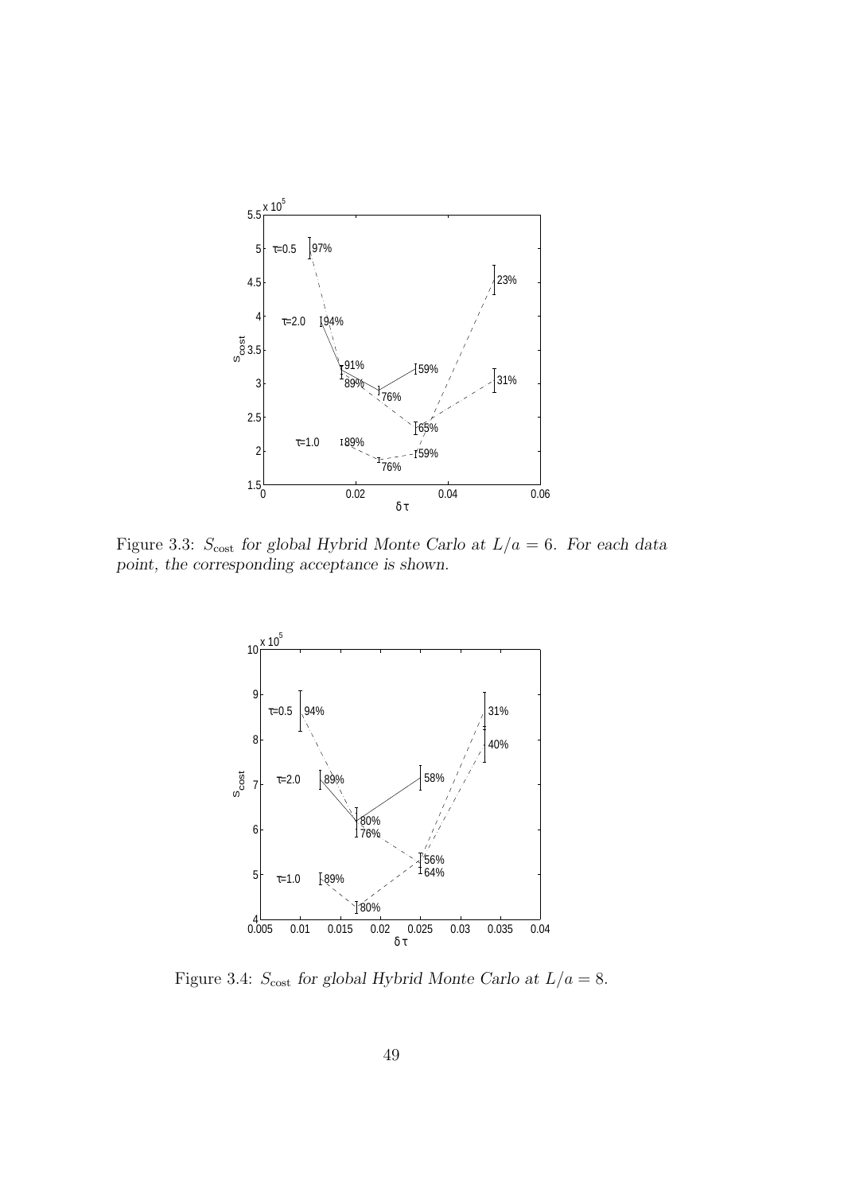Figure 3.3: $S_{\text{cost}}$ *for global Hybrid Monte Carlo at* $L/a = 6$*. For each data point, the corresponding acceptance is shown.*

Figure 3.4: $S_{\text{cost}}$ *for global Hybrid Monte Carlo at* $L/a = 8$*.*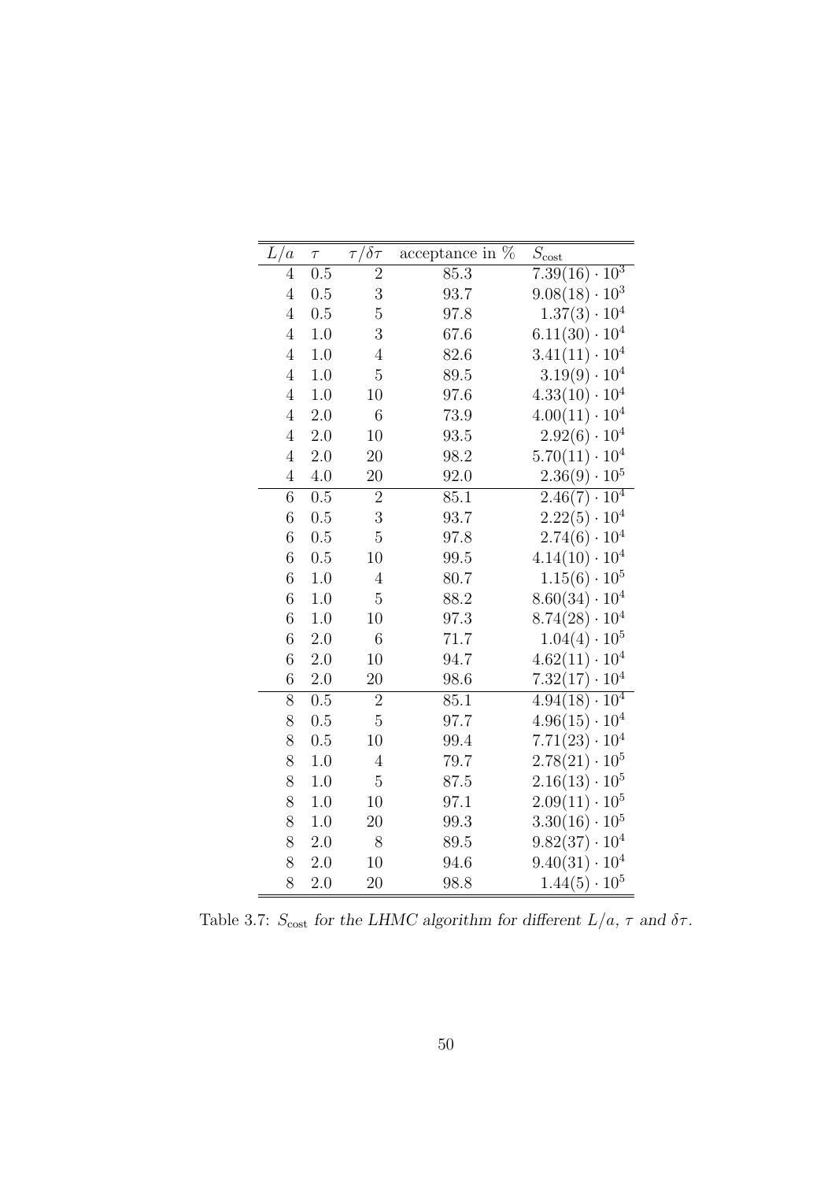| $L/a$ | $\tau$ | $\tau/\delta\tau$ | acceptance in % | $S_{\text{cost}}$ |
|---|---|---|---|---|
| 4 | 0.5 | 2 | 85.3 | $7.39(16) \cdot 10^3$ |
| 4 | 0.5 | 3 | 93.7 | $9.08(18) \cdot 10^3$ |
| 4 | 0.5 | 5 | 97.8 | $1.37(3) \cdot 10^4$ |
| 4 | 1.0 | 3 | 67.6 | $6.11(30) \cdot 10^4$ |
| 4 | 1.0 | 4 | 82.6 | $3.41(11) \cdot 10^4$ |
| 4 | 1.0 | 5 | 89.5 | $3.19(9) \cdot 10^4$ |
| 4 | 1.0 | 10 | 97.6 | $4.33(10) \cdot 10^4$ |
| 4 | 2.0 | 6 | 73.9 | $4.00(11) \cdot 10^4$ |
| 4 | 2.0 | 10 | 93.5 | $2.92(6) \cdot 10^4$ |
| 4 | 2.0 | 20 | 98.2 | $5.70(11) \cdot 10^4$ |
| 4 | 4.0 | 20 | 92.0 | $2.36(9) \cdot 10^5$ |
| 6 | 0.5 | 2 | 85.1 | $2.46(7) \cdot 10^4$ |
| 6 | 0.5 | 3 | 93.7 | $2.22(5) \cdot 10^4$ |
| 6 | 0.5 | 5 | 97.8 | $2.74(6) \cdot 10^4$ |
| 6 | 0.5 | 10 | 99.5 | $4.14(10) \cdot 10^4$ |
| 6 | 1.0 | 4 | 80.7 | $1.15(6) \cdot 10^5$ |
| 6 | 1.0 | 5 | 88.2 | $8.60(34) \cdot 10^4$ |
| 6 | 1.0 | 10 | 97.3 | $8.74(28) \cdot 10^4$ |
| 6 | 2.0 | 6 | 71.7 | $1.04(4) \cdot 10^5$ |
| 6 | 2.0 | 10 | 94.7 | $4.62(11) \cdot 10^4$ |
| 6 | 2.0 | 20 | 98.6 | $7.32(17) \cdot 10^4$ |
| 8 | 0.5 | 2 | 85.1 | $4.94(18) \cdot 10^4$ |
| 8 | 0.5 | 5 | 97.7 | $4.96(15) \cdot 10^4$ |
| 8 | 0.5 | 10 | 99.4 | $7.71(23) \cdot 10^4$ |
| 8 | 1.0 | 4 | 79.7 | $2.78(21) \cdot 10^5$ |
| 8 | 1.0 | 5 | 87.5 | $2.16(13) \cdot 10^5$ |
| 8 | 1.0 | 10 | 97.1 | $2.09(11) \cdot 10^5$ |
| 8 | 1.0 | 20 | 99.3 | $3.30(16) \cdot 10^5$ |
| 8 | 2.0 | 8 | 89.5 | $9.82(37) \cdot 10^4$ |
| 8 | 2.0 | 10 | 94.6 | $9.40(31) \cdot 10^4$ |
| 8 | 2.0 | 20 | 98.8 | $1.44(5) \cdot 10^5$ |

Table 3.7: *$S_{\text{cost}}$ for the LHMC algorithm for different $L/a$, $\tau$ and $\delta\tau$.*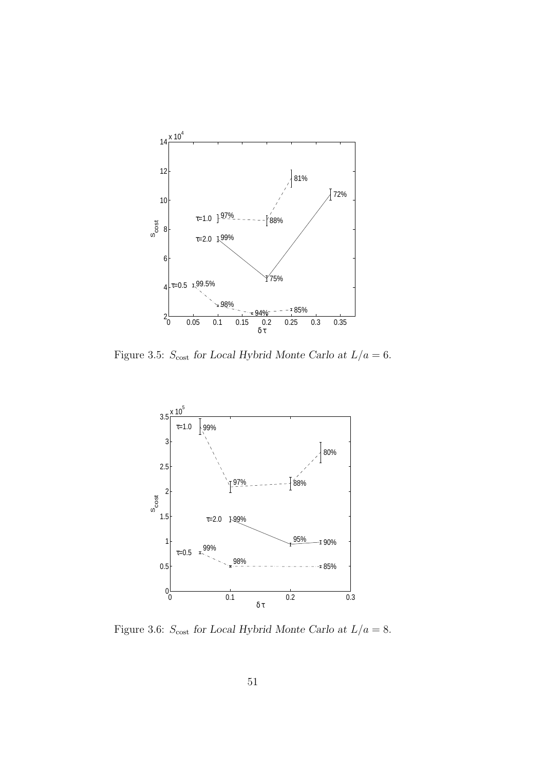Figure 3.5: $S_{\text{cost}}$ *for Local Hybrid Monte Carlo at* $L/a = 6$.

Figure 3.6: $S_{\text{cost}}$ *for Local Hybrid Monte Carlo at* $L/a = 8$.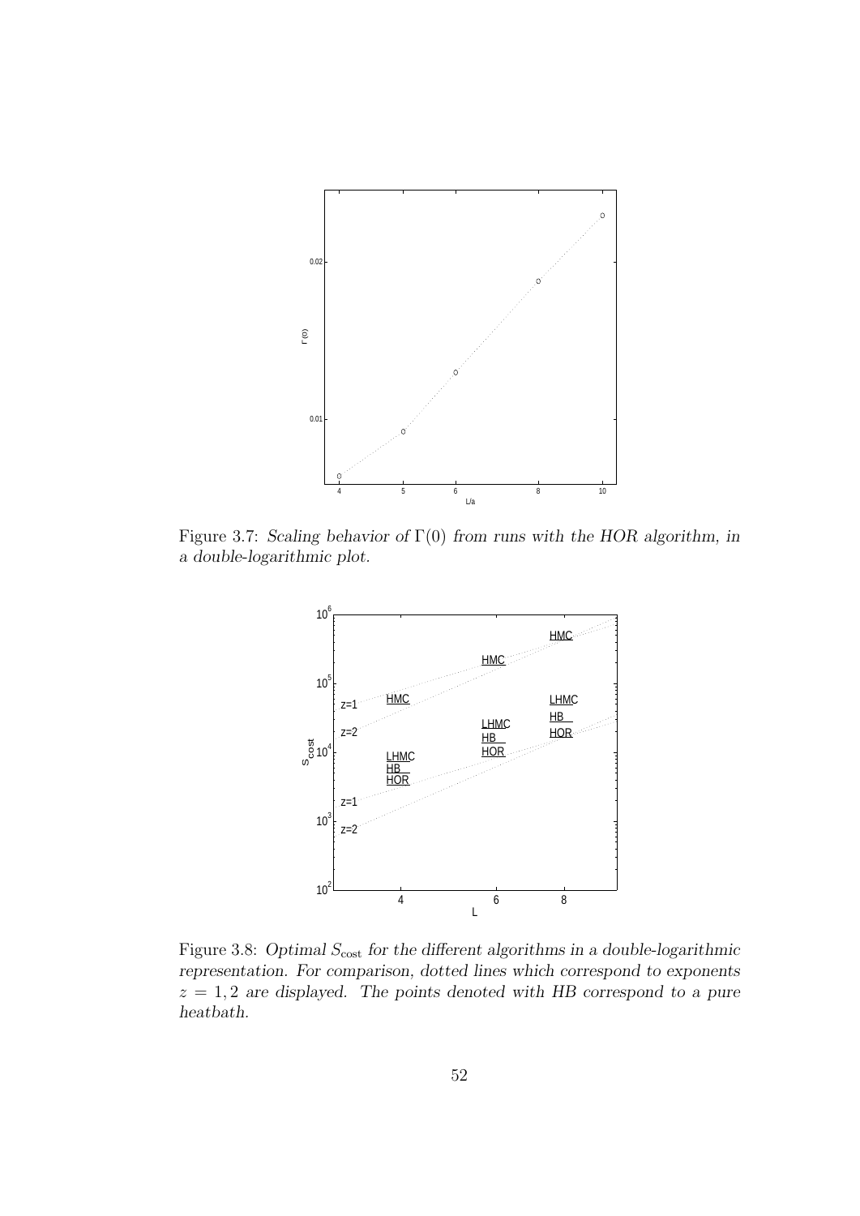Figure 3.7: *Scaling behavior of $\Gamma(0)$ from runs with the HOR algorithm, in a double-logarithmic plot.*

Figure 3.8: *Optimal $S_{\text{cost}}$ for the different algorithms in a double-logarithmic representation. For comparison, dotted lines which correspond to exponents $z = 1, 2$ are displayed. The points denoted with HB correspond to a pure heatbath.*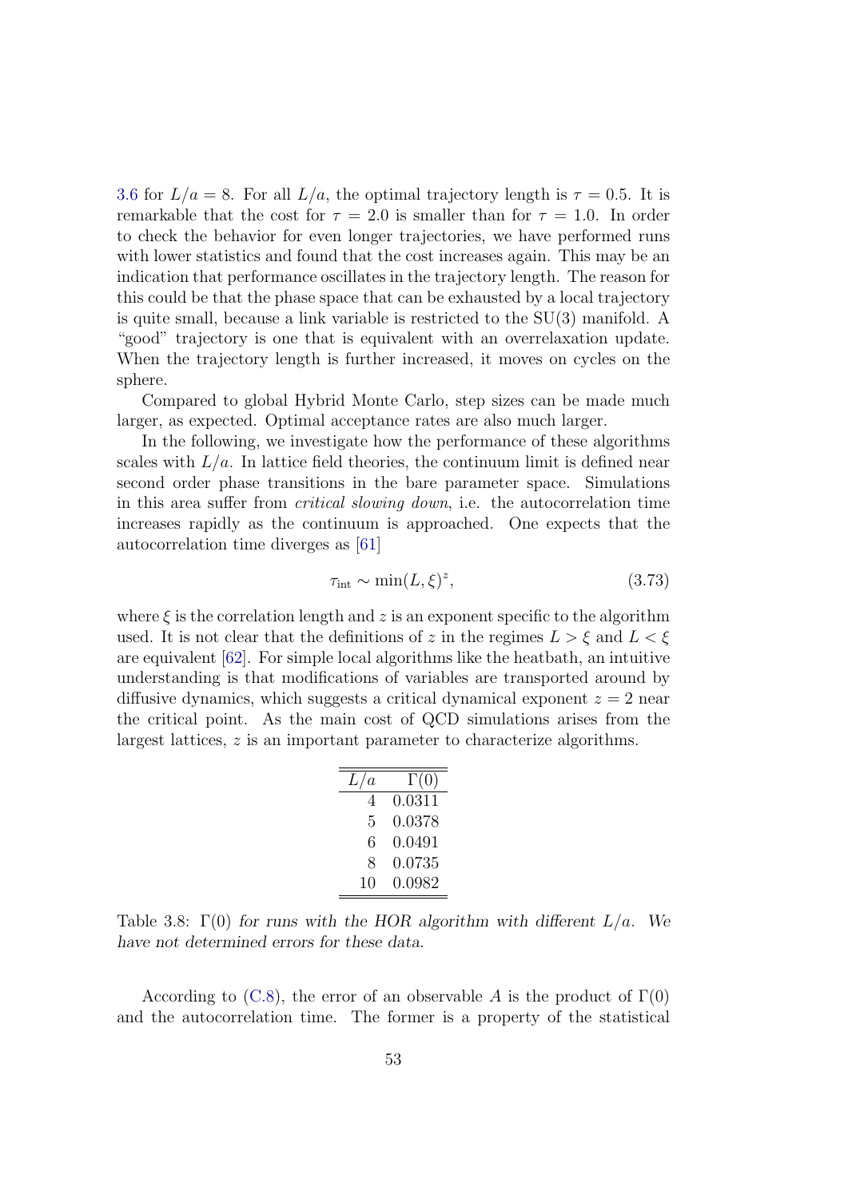3.6 for $L/a = 8$. For all $L/a$, the optimal trajectory length is $\tau = 0.5$. It is remarkable that the cost for $\tau = 2.0$ is smaller than for $\tau = 1.0$. In order to check the behavior for even longer trajectories, we have performed runs with lower statistics and found that the cost increases again. This may be an indication that performance oscillates in the trajectory length. The reason for this could be that the phase space that can be exhausted by a local trajectory is quite small, because a link variable is restricted to the SU(3) manifold. A "good" trajectory is one that is equivalent with an overrelaxation update. When the trajectory length is further increased, it moves on cycles on the sphere.

Compared to global Hybrid Monte Carlo, step sizes can be made much larger, as expected. Optimal acceptance rates are also much larger.

In the following, we investigate how the performance of these algorithms scales with $L/a$. In lattice field theories, the continuum limit is defined near second order phase transitions in the bare parameter space. Simulations in this area suffer from *critical slowing down*, i.e. the autocorrelation time increases rapidly as the continuum is approached. One expects that the autocorrelation time diverges as [61]

$$\tau_{\text{int}} \sim \min(L, \xi)^z, \tag{3.73}$$

where $\xi$ is the correlation length and $z$ is an exponent specific to the algorithm used. It is not clear that the definitions of $z$ in the regimes $L > \xi$ and $L < \xi$ are equivalent [62]. For simple local algorithms like the heatbath, an intuitive understanding is that modifications of variables are transported around by diffusive dynamics, which suggests a critical dynamical exponent $z = 2$ near the critical point. As the main cost of QCD simulations arises from the largest lattices, $z$ is an important parameter to characterize algorithms.

| $L/a$ | $\Gamma(0)$ |
|---|---|
| 4 | 0.0311 |
| 5 | 0.0378 |
| 6 | 0.0491 |
| 8 | 0.0735 |
| 10 | 0.0982 |

Table 3.8: $\Gamma(0)$ *for runs with the HOR algorithm with different* $L/a$. *We have not determined errors for these data.*

According to (C.8), the error of an observable $A$ is the product of $\Gamma(0)$ and the autocorrelation time. The former is a property of the statistical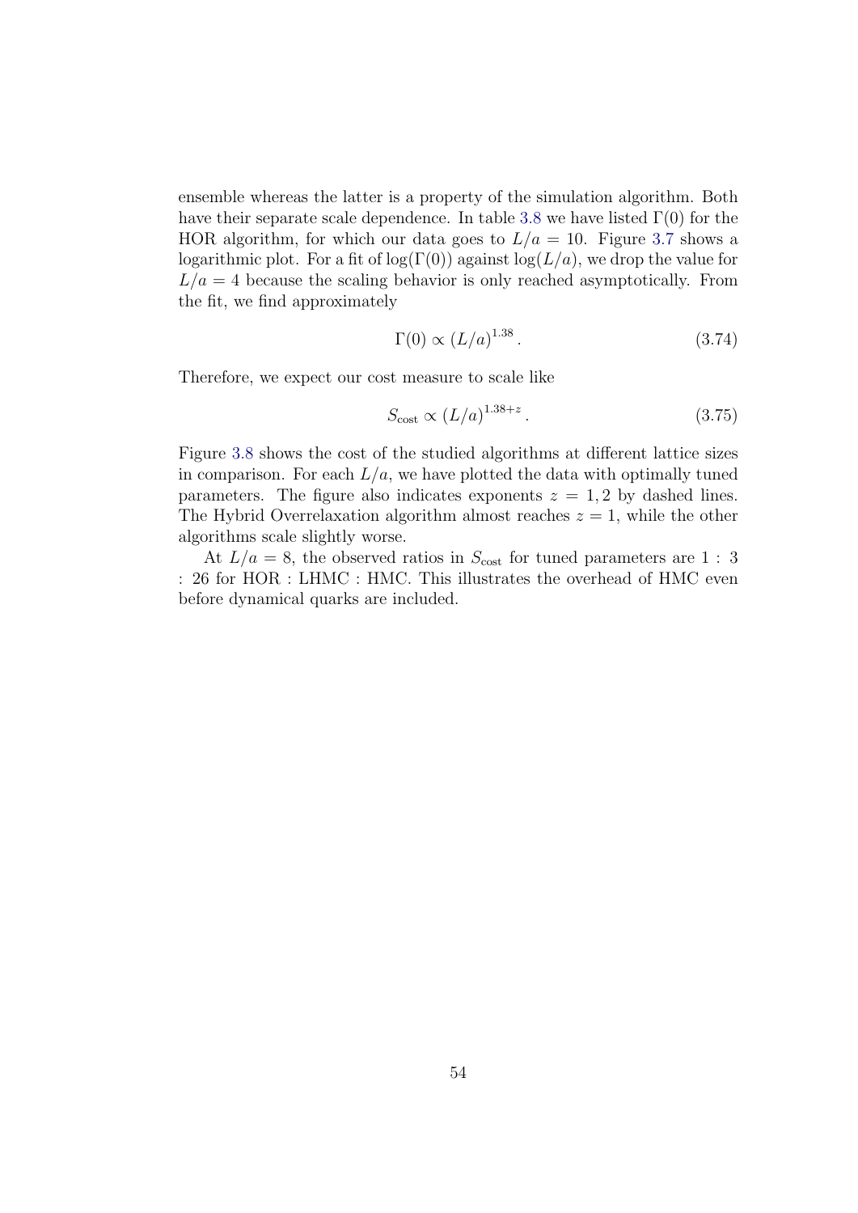ensemble whereas the latter is a property of the simulation algorithm. Both have their separate scale dependence. In table 3.8 we have listed $\Gamma(0)$ for the HOR algorithm, for which our data goes to $L/a = 10$. Figure 3.7 shows a logarithmic plot. For a fit of $\log(\Gamma(0))$ against $\log(L/a)$, we drop the value for $L/a = 4$ because the scaling behavior is only reached asymptotically. From the fit, we find approximately

$$\Gamma(0) \propto (L/a)^{1.38} \,. \tag{3.74}$$

Therefore, we expect our cost measure to scale like

$$S_{\text{cost}} \propto (L/a)^{1.38+z} \,. \tag{3.75}$$

Figure 3.8 shows the cost of the studied algorithms at different lattice sizes in comparison. For each $L/a$, we have plotted the data with optimally tuned parameters. The figure also indicates exponents $z = 1, 2$ by dashed lines. The Hybrid Overrelaxation algorithm almost reaches $z = 1$, while the other algorithms scale slightly worse.

At $L/a = 8$, the observed ratios in $S_{\text{cost}}$ for tuned parameters are $1 : 3 : 26$ for HOR : LHMC : HMC. This illustrates the overhead of HMC even before dynamical quarks are included.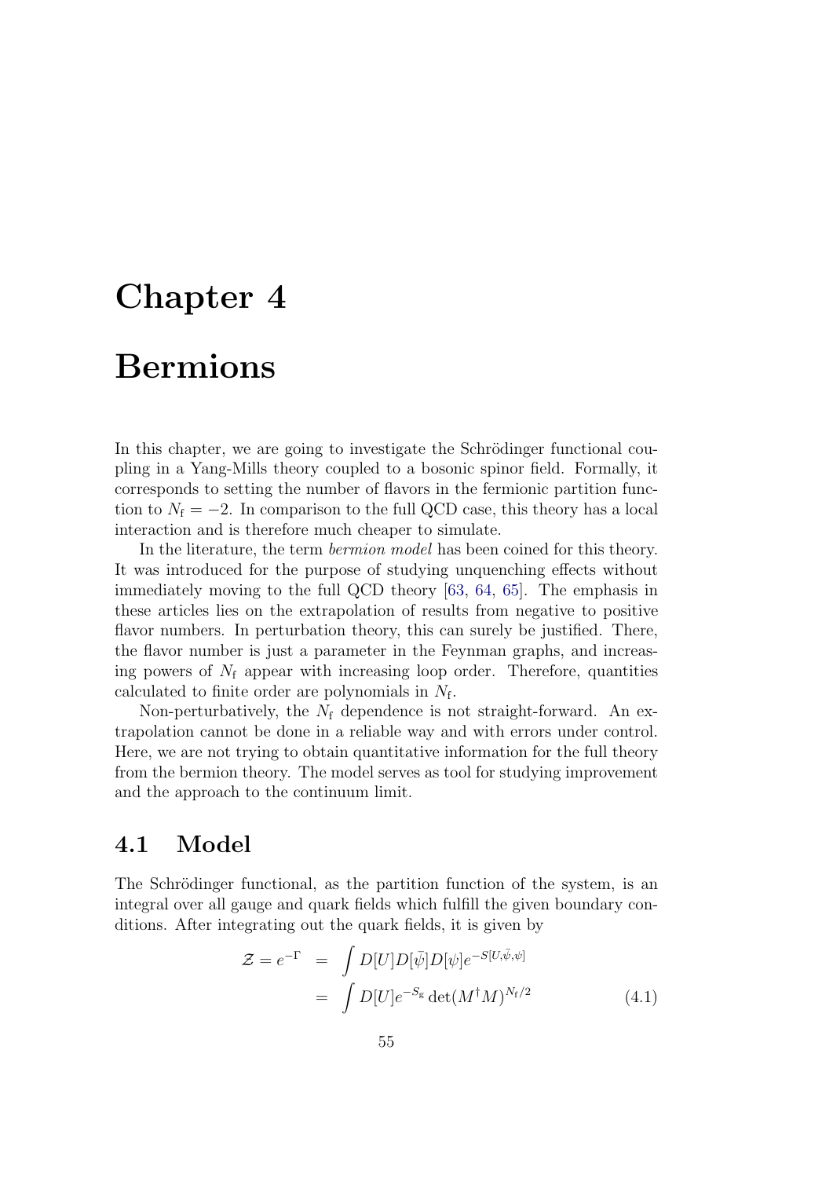# Chapter 4

# Bermions

In this chapter, we are going to investigate the Schrödinger functional coupling in a Yang-Mills theory coupled to a bosonic spinor field. Formally, it corresponds to setting the number of flavors in the fermionic partition function to $N_\mathrm{f} = -2$. In comparison to the full QCD case, this theory has a local interaction and is therefore much cheaper to simulate.

In the literature, the term *bermion model* has been coined for this theory. It was introduced for the purpose of studying unquenching effects without immediately moving to the full QCD theory [63, 64, 65]. The emphasis in these articles lies on the extrapolation of results from negative to positive flavor numbers. In perturbation theory, this can surely be justified. There, the flavor number is just a parameter in the Feynman graphs, and increasing powers of $N_\mathrm{f}$ appear with increasing loop order. Therefore, quantities calculated to finite order are polynomials in $N_\mathrm{f}$.

Non-perturbatively, the $N_\mathrm{f}$ dependence is not straight-forward. An extrapolation cannot be done in a reliable way and with errors under control. Here, we are not trying to obtain quantitative information for the full theory from the bermion theory. The model serves as tool for studying improvement and the approach to the continuum limit.

## 4.1 Model

The Schrödinger functional, as the partition function of the system, is an integral over all gauge and quark fields which fulfill the given boundary conditions. After integrating out the quark fields, it is given by

$$
\begin{aligned}
\mathcal{Z} = e^{-\Gamma} &= \int D[U]D[\bar{\psi}]D[\psi]e^{-S[U,\bar{\psi},\psi]} \\
&= \int D[U]e^{-S_\mathrm{g}} \det(M^\dagger M)^{N_\mathrm{f}/2} \qquad (4.1)
\end{aligned}
$$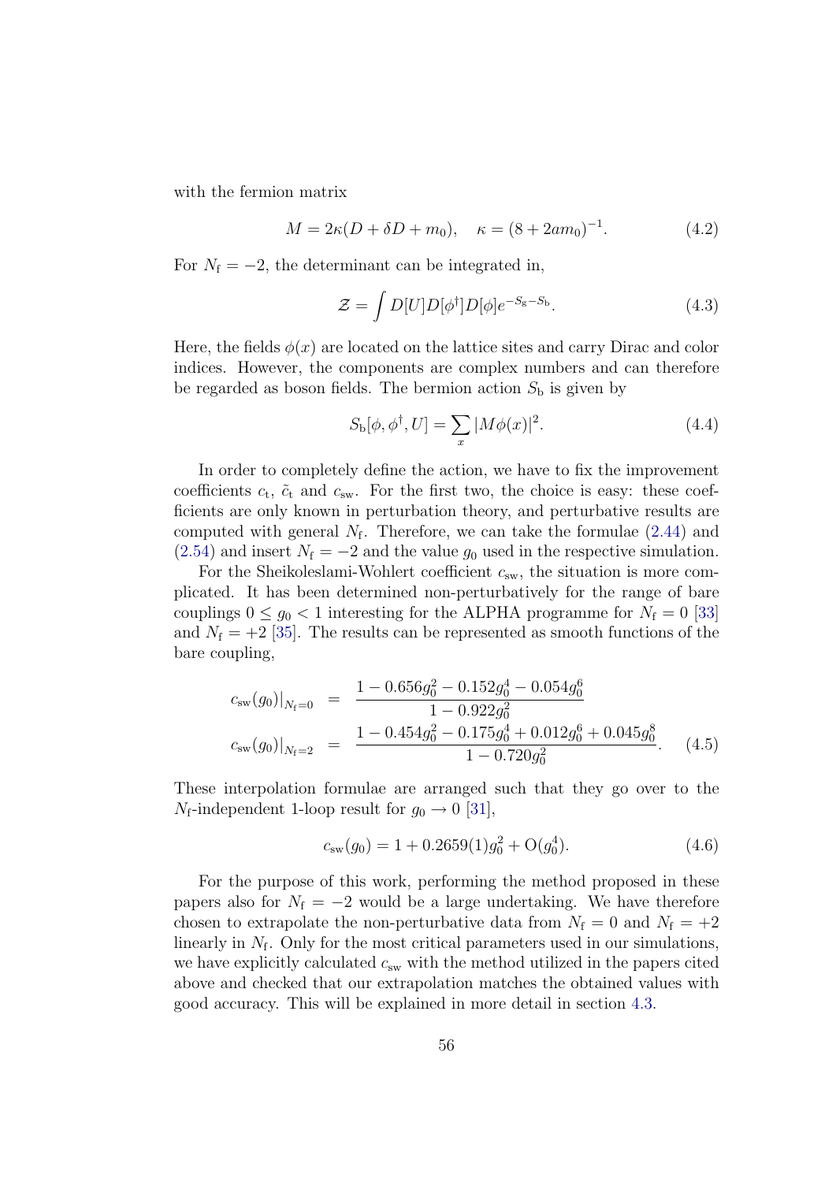with the fermion matrix

$$M = 2\kappa(D + \delta D + m_0), \quad \kappa = (8 + 2am_0)^{-1}. \tag{4.2}$$

For $N_\mathrm{f} = -2$, the determinant can be integrated in,

$$\mathcal{Z} = \int D[U] D[\phi^\dagger] D[\phi] e^{-S_\mathrm{g} - S_\mathrm{b}}. \tag{4.3}$$

Here, the fields $\phi(x)$ are located on the lattice sites and carry Dirac and color indices. However, the components are complex numbers and can therefore be regarded as boson fields. The bermion action $S_\mathrm{b}$ is given by

$$S_\mathrm{b}[\phi, \phi^\dagger, U] = \sum_x |M\phi(x)|^2. \tag{4.4}$$

In order to completely define the action, we have to fix the improvement coefficients $c_\mathrm{t}$, $\tilde{c}_\mathrm{t}$ and $c_\mathrm{sw}$. For the first two, the choice is easy: these coefficients are only known in perturbation theory, and perturbative results are computed with general $N_\mathrm{f}$. Therefore, we can take the formulae (2.44) and (2.54) and insert $N_\mathrm{f} = -2$ and the value $g_0$ used in the respective simulation.

For the Sheikoleslami-Wohlert coefficient $c_\mathrm{sw}$, the situation is more complicated. It has been determined non-perturbatively for the range of bare couplings $0 \leq g_0 < 1$ interesting for the ALPHA programme for $N_\mathrm{f} = 0$ [33] and $N_\mathrm{f} = +2$ [35]. The results can be represented as smooth functions of the bare coupling,

$$\begin{aligned}
c_\mathrm{sw}(g_0)|_{N_\mathrm{f}=0} &= \frac{1 - 0.656g_0^2 - 0.152g_0^4 - 0.054g_0^6}{1 - 0.922g_0^2} \\
c_\mathrm{sw}(g_0)|_{N_\mathrm{f}=2} &= \frac{1 - 0.454g_0^2 - 0.175g_0^4 + 0.012g_0^6 + 0.045g_0^8}{1 - 0.720g_0^2}.
\end{aligned} \tag{4.5}$$

These interpolation formulae are arranged such that they go over to the $N_\mathrm{f}$-independent 1-loop result for $g_0 \to 0$ [31],

$$c_\mathrm{sw}(g_0) = 1 + 0.2659(1)g_0^2 + \mathrm{O}(g_0^4). \tag{4.6}$$

For the purpose of this work, performing the method proposed in these papers also for $N_\mathrm{f} = -2$ would be a large undertaking. We have therefore chosen to extrapolate the non-perturbative data from $N_\mathrm{f} = 0$ and $N_\mathrm{f} = +2$ linearly in $N_\mathrm{f}$. Only for the most critical parameters used in our simulations, we have explicitly calculated $c_\mathrm{sw}$ with the method utilized in the papers cited above and checked that our extrapolation matches the obtained values with good accuracy. This will be explained in more detail in section 4.3.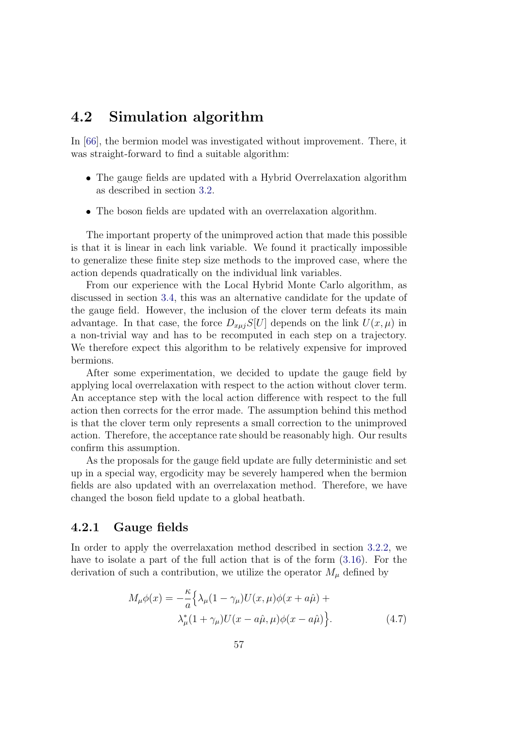## 4.2 Simulation algorithm

In [66], the bermion model was investigated without improvement. There, it was straight-forward to find a suitable algorithm:

- The gauge fields are updated with a Hybrid Overrelaxation algorithm as described in section 3.2.
- The boson fields are updated with an overrelaxation algorithm.

The important property of the unimproved action that made this possible is that it is linear in each link variable. We found it practically impossible to generalize these finite step size methods to the improved case, where the action depends quadratically on the individual link variables.

From our experience with the Local Hybrid Monte Carlo algorithm, as discussed in section 3.4, this was an alternative candidate for the update of the gauge field. However, the inclusion of the clover term defeats its main advantage. In that case, the force $D_{x\mu j}S[U]$ depends on the link $U(x,\mu)$ in a non-trivial way and has to be recomputed in each step on a trajectory. We therefore expect this algorithm to be relatively expensive for improved bermions.

After some experimentation, we decided to update the gauge field by applying local overrelaxation with respect to the action without clover term. An acceptance step with the local action difference with respect to the full action then corrects for the error made. The assumption behind this method is that the clover term only represents a small correction to the unimproved action. Therefore, the acceptance rate should be reasonably high. Our results confirm this assumption.

As the proposals for the gauge field update are fully deterministic and set up in a special way, ergodicity may be severely hampered when the bermion fields are also updated with an overrelaxation method. Therefore, we have changed the boson field update to a global heatbath.

### 4.2.1 Gauge fields

In order to apply the overrelaxation method described in section 3.2.2, we have to isolate a part of the full action that is of the form (3.16). For the derivation of such a contribution, we utilize the operator $M_\mu$ defined by

$$M_\mu \phi(x) = -\frac{\kappa}{a}\Big\{\lambda_\mu (1-\gamma_\mu) U(x,\mu)\phi(x+a\hat{\mu}) + \lambda_\mu^* (1+\gamma_\mu) U(x-a\hat{\mu},\mu)\phi(x-a\hat{\mu})\Big\}. \tag{4.7}$$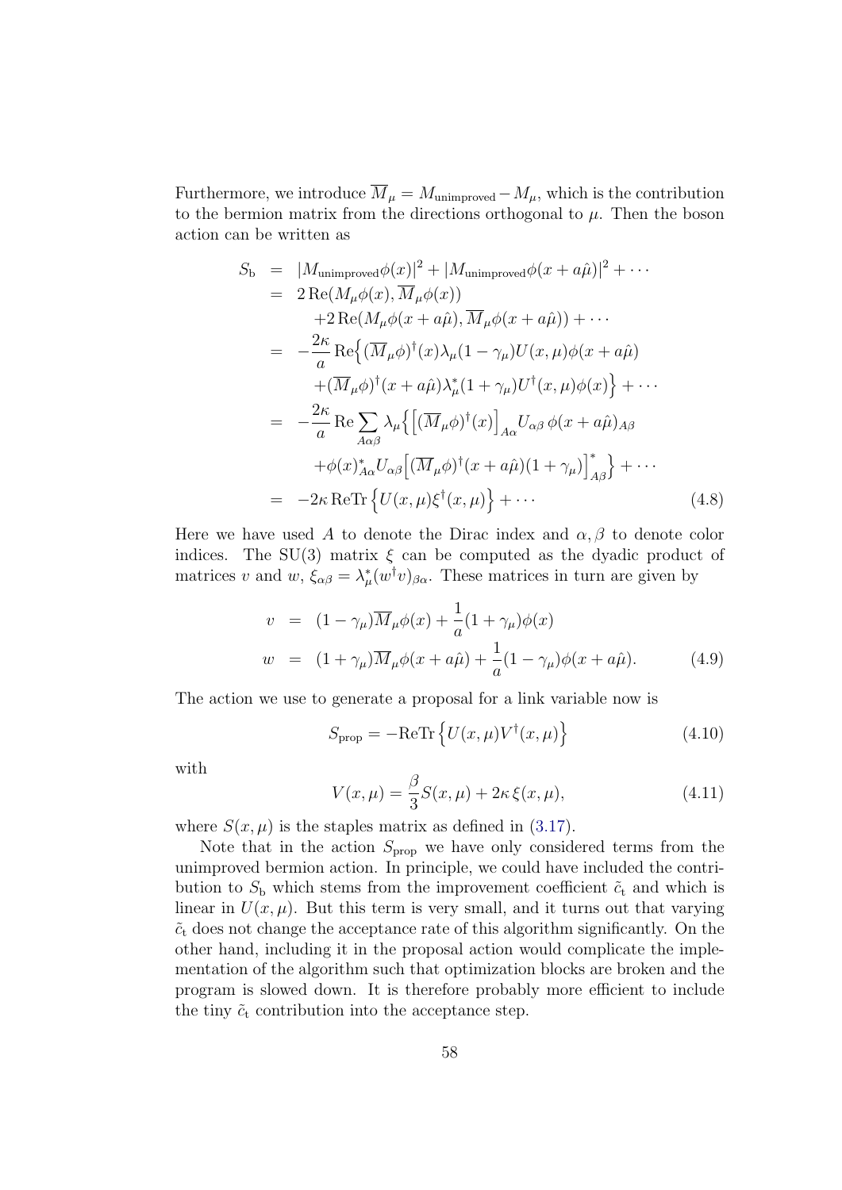Furthermore, we introduce $\overline{M}_\mu = M_{\text{unimproved}} - M_\mu$, which is the contribution to the bermion matrix from the directions orthogonal to $\mu$. Then the boson action can be written as

$$
\begin{aligned}
S_{\text{b}} &= |M_{\text{unimproved}}\phi(x)|^2 + |M_{\text{unimproved}}\phi(x+a\hat{\mu})|^2 + \cdots \\
&= 2\,\text{Re}(M_\mu\phi(x), \overline{M}_\mu\phi(x)) \\
&\quad +2\,\text{Re}(M_\mu\phi(x+a\hat{\mu}), \overline{M}_\mu\phi(x+a\hat{\mu})) + \cdots \\
&= -\frac{2\kappa}{a}\,\text{Re}\Big\{(\overline{M}_\mu\phi)^\dagger(x)\lambda_\mu(1-\gamma_\mu)U(x,\mu)\phi(x+a\hat{\mu}) \\
&\quad +(\overline{M}_\mu\phi)^\dagger(x+a\hat{\mu})\lambda_\mu^*(1+\gamma_\mu)U^\dagger(x,\mu)\phi(x)\Big\} + \cdots \\
&= -\frac{2\kappa}{a}\,\text{Re}\sum_{A\alpha\beta}\lambda_\mu\Big\{\Big[(\overline{M}_\mu\phi)^\dagger(x)\Big]_{A\alpha}U_{\alpha\beta}\,\phi(x+a\hat{\mu})_{A\beta} \\
&\quad +\phi(x)^*_{A\alpha}U_{\alpha\beta}\Big[(\overline{M}_\mu\phi)^\dagger(x+a\hat{\mu})(1+\gamma_\mu)\Big]^*_{A\beta}\Big\} + \cdots \\
&= -2\kappa\,\text{ReTr}\Big\{U(x,\mu)\xi^\dagger(x,\mu)\Big\} + \cdots
\end{aligned} \tag{4.8}
$$

Here we have used $A$ to denote the Dirac index and $\alpha, \beta$ to denote color indices. The SU(3) matrix $\xi$ can be computed as the dyadic product of matrices $v$ and $w$, $\xi_{\alpha\beta} = \lambda_\mu^*(w^\dagger v)_{\beta\alpha}$. These matrices in turn are given by

$$
\begin{aligned}
v &= (1-\gamma_\mu)\overline{M}_\mu\phi(x) + \frac{1}{a}(1+\gamma_\mu)\phi(x) \\
w &= (1+\gamma_\mu)\overline{M}_\mu\phi(x+a\hat{\mu}) + \frac{1}{a}(1-\gamma_\mu)\phi(x+a\hat{\mu}).
\end{aligned} \tag{4.9}
$$

The action we use to generate a proposal for a link variable now is

$$
S_{\text{prop}} = -\text{ReTr}\Big\{U(x,\mu)V^\dagger(x,\mu)\Big\} \tag{4.10}
$$

with

$$
V(x,\mu) = \frac{\beta}{3}S(x,\mu) + 2\kappa\,\xi(x,\mu), \tag{4.11}
$$

where $S(x,\mu)$ is the staples matrix as defined in (3.17).

Note that in the action $S_{\text{prop}}$ we have only considered terms from the unimproved bermion action. In principle, we could have included the contribution to $S_{\text{b}}$ which stems from the improvement coefficient $\tilde{c}_{\text{t}}$ and which is linear in $U(x,\mu)$. But this term is very small, and it turns out that varying $\tilde{c}_{\text{t}}$ does not change the acceptance rate of this algorithm significantly. On the other hand, including it in the proposal action would complicate the implementation of the algorithm such that optimization blocks are broken and the program is slowed down. It is therefore probably more efficient to include the tiny $\tilde{c}_{\text{t}}$ contribution into the acceptance step.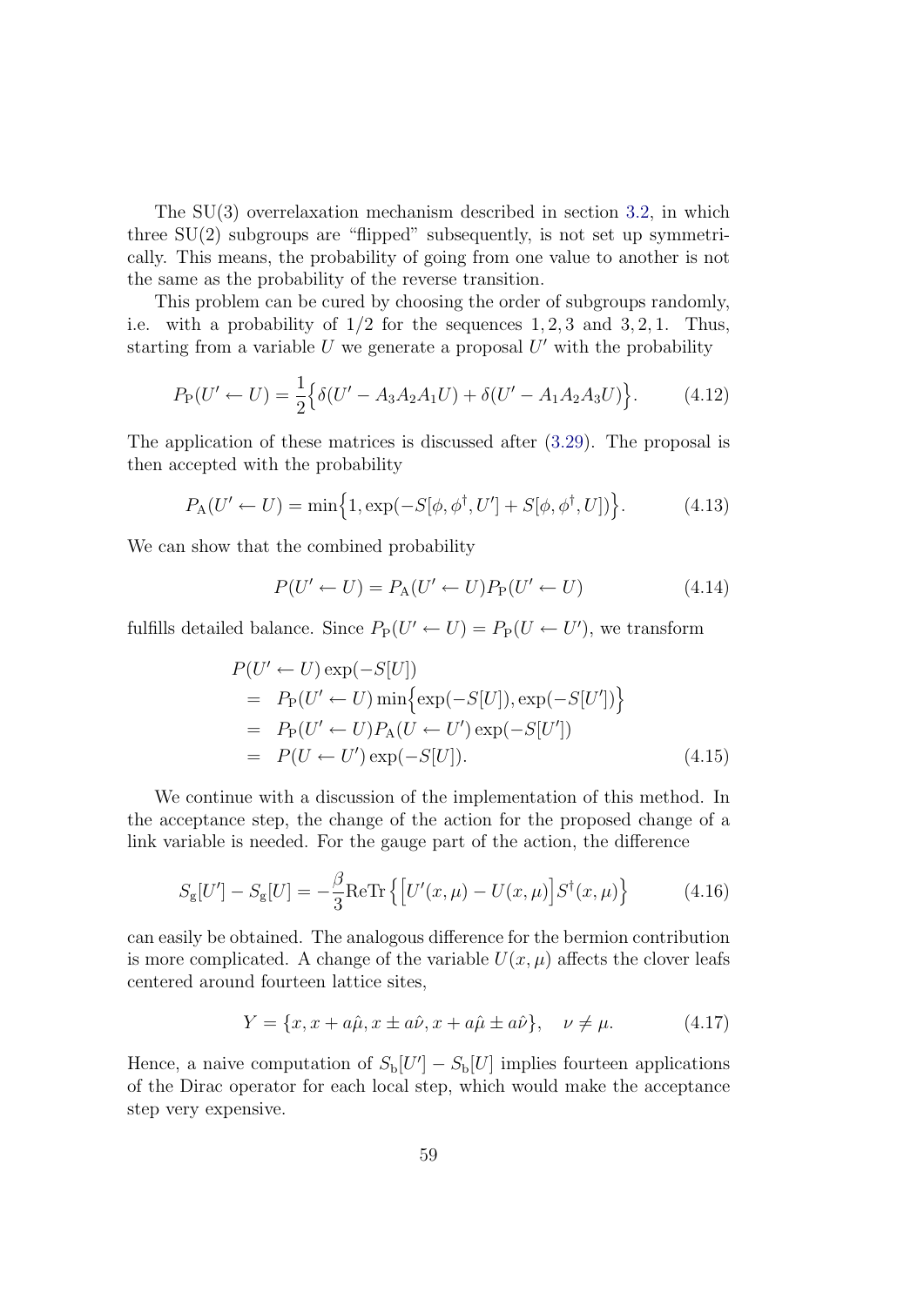The SU(3) overrelaxation mechanism described in section 3.2, in which three SU(2) subgroups are "flipped" subsequently, is not set up symmetrically. This means, the probability of going from one value to another is not the same as the probability of the reverse transition.

This problem can be cured by choosing the order of subgroups randomly, i.e. with a probability of $1/2$ for the sequences $1, 2, 3$ and $3, 2, 1$. Thus, starting from a variable $U$ we generate a proposal $U'$ with the probability

$$P_{\rm P}(U' \leftarrow U) = \frac{1}{2}\Big\{\delta(U' - A_3 A_2 A_1 U) + \delta(U' - A_1 A_2 A_3 U)\Big\}. \tag{4.12}$$

The application of these matrices is discussed after (3.29). The proposal is then accepted with the probability

$$P_{\rm A}(U' \leftarrow U) = \min\Big\{1, \exp(-S[\phi, \phi^\dagger, U'] + S[\phi, \phi^\dagger, U])\Big\}. \tag{4.13}$$

We can show that the combined probability

$$P(U' \leftarrow U) = P_{\rm A}(U' \leftarrow U) P_{\rm P}(U' \leftarrow U) \tag{4.14}$$

fulfills detailed balance. Since $P_{\rm P}(U' \leftarrow U) = P_{\rm P}(U \leftarrow U')$, we transform

$$\begin{aligned}
& P(U' \leftarrow U)\exp(-S[U]) \\
&= P_{\rm P}(U' \leftarrow U)\min\Big\{\exp(-S[U]), \exp(-S[U'])\Big\} \\
&= P_{\rm P}(U' \leftarrow U) P_{\rm A}(U \leftarrow U')\exp(-S[U']) \\
&= P(U \leftarrow U')\exp(-S[U]).
\end{aligned} \tag{4.15}$$

We continue with a discussion of the implementation of this method. In the acceptance step, the change of the action for the proposed change of a link variable is needed. For the gauge part of the action, the difference

$$S_{\rm g}[U'] - S_{\rm g}[U] = -\frac{\beta}{3}{\rm ReTr}\left\{\Big[U'(x,\mu) - U(x,\mu)\Big]S^\dagger(x,\mu)\right\} \tag{4.16}$$

can easily be obtained. The analogous difference for the bermion contribution is more complicated. A change of the variable $U(x,\mu)$ affects the clover leafs centered around fourteen lattice sites,

$$Y = \{x, x + a\hat{\mu}, x \pm a\hat{\nu}, x + a\hat{\mu} \pm a\hat{\nu}\}, \quad \nu \neq \mu. \tag{4.17}$$

Hence, a naive computation of $S_{\rm b}[U'] - S_{\rm b}[U]$ implies fourteen applications of the Dirac operator for each local step, which would make the acceptance step very expensive.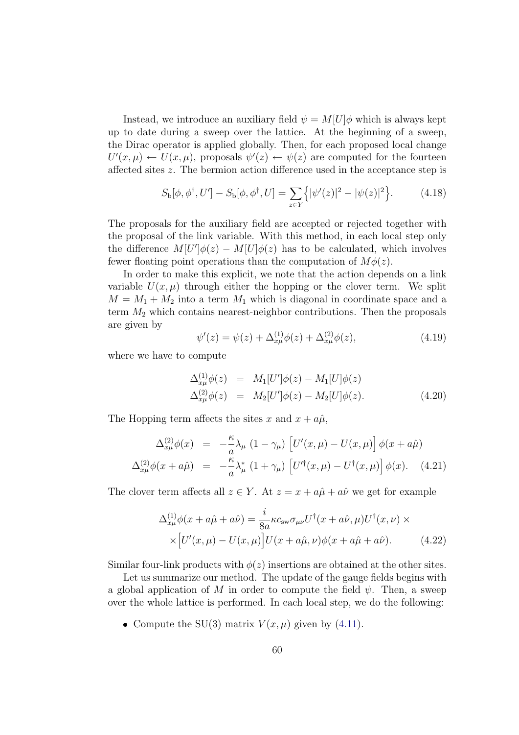Instead, we introduce an auxiliary field $\psi = M[U]\phi$ which is always kept up to date during a sweep over the lattice. At the beginning of a sweep, the Dirac operator is applied globally. Then, for each proposed local change $U'(x,\mu) \leftarrow U(x,\mu)$, proposals $\psi'(z) \leftarrow \psi(z)$ are computed for the fourteen affected sites $z$. The bermion action difference used in the acceptance step is

$$S_{\rm b}[\phi,\phi^\dagger,U'] - S_{\rm b}[\phi,\phi^\dagger,U] = \sum_{z\in Y}\Big\{|\psi'(z)|^2 - |\psi(z)|^2\Big\}. \tag{4.18}$$

The proposals for the auxiliary field are accepted or rejected together with the proposal of the link variable. With this method, in each local step only the difference $M[U']\phi(z) - M[U]\phi(z)$ has to be calculated, which involves fewer floating point operations than the computation of $M\phi(z)$.

In order to make this explicit, we note that the action depends on a link variable $U(x,\mu)$ through either the hopping or the clover term. We split $M = M_1 + M_2$ into a term $M_1$ which is diagonal in coordinate space and a term $M_2$ which contains nearest-neighbor contributions. Then the proposals are given by

$$\psi'(z) = \psi(z) + \Delta^{(1)}_{x\mu}\phi(z) + \Delta^{(2)}_{x\mu}\phi(z), \tag{4.19}$$

where we have to compute

$$\begin{aligned}
\Delta^{(1)}_{x\mu}\phi(z) &= M_1[U']\phi(z) - M_1[U]\phi(z)\\
\Delta^{(2)}_{x\mu}\phi(z) &= M_2[U']\phi(z) - M_2[U]\phi(z).
\end{aligned} \tag{4.20}$$

The Hopping term affects the sites $x$ and $x + a\hat\mu$,

$$\begin{aligned}
\Delta^{(2)}_{x\mu}\phi(x) &= -\frac{\kappa}{a}\lambda_\mu\,(1-\gamma_\mu)\,\Big[U'(x,\mu) - U(x,\mu)\Big]\,\phi(x+a\hat\mu)\\
\Delta^{(2)}_{x\mu}\phi(x+a\hat\mu) &= -\frac{\kappa}{a}\lambda^*_\mu\,(1+\gamma_\mu)\,\Big[U'^\dagger(x,\mu) - U^\dagger(x,\mu)\Big]\,\phi(x).
\end{aligned} \tag{4.21}$$

The clover term affects all $z \in Y$. At $z = x + a\hat\mu + a\hat\nu$ we get for example

$$\begin{aligned}
\Delta^{(1)}_{x\mu}\phi(x+a\hat\mu+a\hat\nu) = \frac{i}{8a}\kappa c_{\rm sw}\sigma_{\mu\nu}U^\dagger(x+a\hat\nu,\mu)U^\dagger(x,\nu)\,\times\\
\times\Big[U'(x,\mu) - U(x,\mu)\Big]U(x+a\hat\mu,\nu)\phi(x+a\hat\mu+a\hat\nu).
\end{aligned} \tag{4.22}$$

Similar four-link products with $\phi(z)$ insertions are obtained at the other sites.

Let us summarize our method. The update of the gauge fields begins with a global application of $M$ in order to compute the field $\psi$. Then, a sweep over the whole lattice is performed. In each local step, we do the following:

- Compute the SU(3) matrix $V(x,\mu)$ given by (4.11).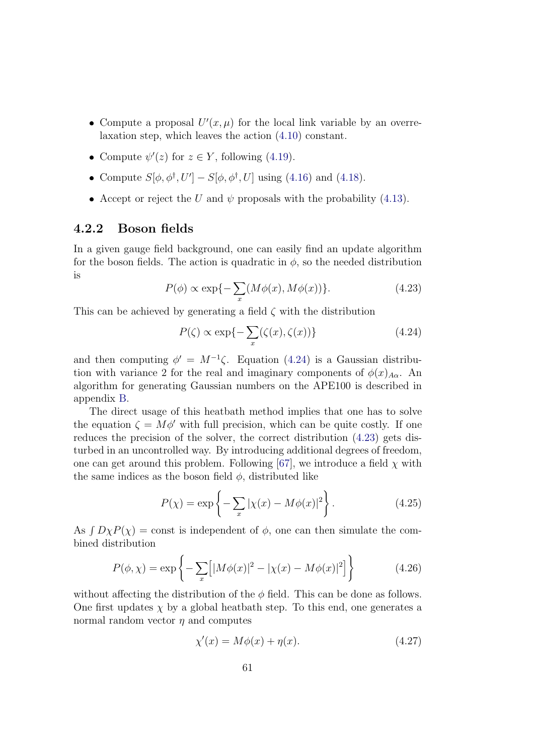- Compute a proposal $U'(x, \mu)$ for the local link variable by an overrelaxation step, which leaves the action (4.10) constant.
- Compute $\psi'(z)$ for $z \in Y$, following (4.19).
- Compute $S[\phi, \phi^\dagger, U'] - S[\phi, \phi^\dagger, U]$ using (4.16) and (4.18).
- Accept or reject the $U$ and $\psi$ proposals with the probability (4.13).

### 4.2.2 Boson fields

In a given gauge field background, one can easily find an update algorithm for the boson fields. The action is quadratic in $\phi$, so the needed distribution is

$$P(\phi) \propto \exp\{-\sum_x (M\phi(x), M\phi(x))\}. \tag{4.23}$$

This can be achieved by generating a field $\zeta$ with the distribution

$$P(\zeta) \propto \exp\{-\sum_x (\zeta(x), \zeta(x))\} \tag{4.24}$$

and then computing $\phi' = M^{-1}\zeta$. Equation (4.24) is a Gaussian distribution with variance 2 for the real and imaginary components of $\phi(x)_{A\alpha}$. An algorithm for generating Gaussian numbers on the APE100 is described in appendix B.

The direct usage of this heatbath method implies that one has to solve the equation $\zeta = M\phi'$ with full precision, which can be quite costly. If one reduces the precision of the solver, the correct distribution (4.23) gets disturbed in an uncontrolled way. By introducing additional degrees of freedom, one can get around this problem. Following [67], we introduce a field $\chi$ with the same indices as the boson field $\phi$, distributed like

$$P(\chi) = \exp\left\{-\sum_x |\chi(x) - M\phi(x)|^2\right\}. \tag{4.25}$$

As $\int D\chi P(\chi) = \text{const}$ is independent of $\phi$, one can then simulate the combined distribution

$$P(\phi, \chi) = \exp\left\{-\sum_x \left[|M\phi(x)|^2 - |\chi(x) - M\phi(x)|^2\right]\right\} \tag{4.26}$$

without affecting the distribution of the $\phi$ field. This can be done as follows. One first updates $\chi$ by a global heatbath step. To this end, one generates a normal random vector $\eta$ and computes

$$\chi'(x) = M\phi(x) + \eta(x). \tag{4.27}$$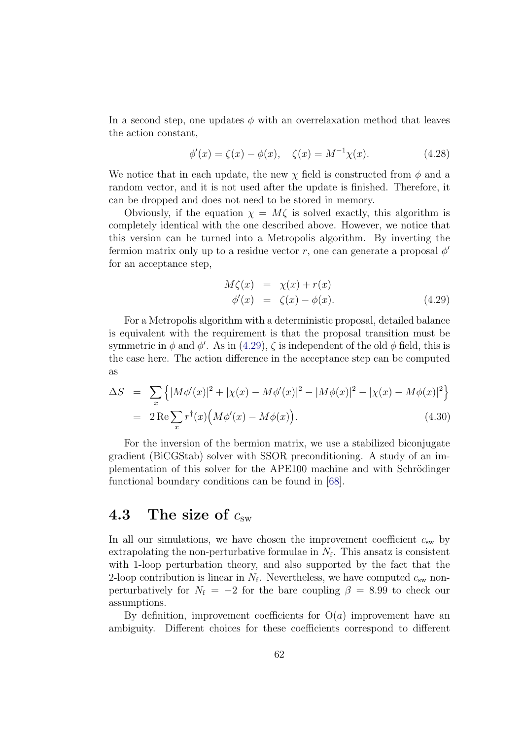In a second step, one updates $\phi$ with an overrelaxation method that leaves the action constant,

$$\phi'(x) = \zeta(x) - \phi(x), \quad \zeta(x) = M^{-1}\chi(x). \tag{4.28}$$

We notice that in each update, the new $\chi$ field is constructed from $\phi$ and a random vector, and it is not used after the update is finished. Therefore, it can be dropped and does not need to be stored in memory.

Obviously, if the equation $\chi = M\zeta$ is solved exactly, this algorithm is completely identical with the one described above. However, we notice that this version can be turned into a Metropolis algorithm. By inverting the fermion matrix only up to a residue vector $r$, one can generate a proposal $\phi'$ for an acceptance step,

$$\begin{aligned} M\zeta(x) &= \chi(x) + r(x) \\ \phi'(x) &= \zeta(x) - \phi(x). \end{aligned} \tag{4.29}$$

For a Metropolis algorithm with a deterministic proposal, detailed balance is equivalent with the requirement is that the proposal transition must be symmetric in $\phi$ and $\phi'$. As in (4.29), $\zeta$ is independent of the old $\phi$ field, this is the case here. The action difference in the acceptance step can be computed as

$$\begin{aligned} \Delta S &= \sum_x \left\{ |M\phi'(x)|^2 + |\chi(x) - M\phi'(x)|^2 - |M\phi(x)|^2 - |\chi(x) - M\phi(x)|^2 \right\} \\ &= 2\,\mathrm{Re} \sum_x r^\dagger(x) \Big( M\phi'(x) - M\phi(x) \Big). \end{aligned} \tag{4.30}$$

For the inversion of the bermion matrix, we use a stabilized biconjugate gradient (BiCGStab) solver with SSOR preconditioning. A study of an implementation of this solver for the APE100 machine and with Schrödinger functional boundary conditions can be found in [68].

## 4.3 The size of $c_{\mathrm{sw}}$

In all our simulations, we have chosen the improvement coefficient $c_{\mathrm{sw}}$ by extrapolating the non-perturbative formulae in $N_{\mathrm{f}}$. This ansatz is consistent with 1-loop perturbation theory, and also supported by the fact that the 2-loop contribution is linear in $N_{\mathrm{f}}$. Nevertheless, we have computed $c_{\mathrm{sw}}$ non-perturbatively for $N_{\mathrm{f}} = -2$ for the bare coupling $\beta = 8.99$ to check our assumptions.

By definition, improvement coefficients for $\mathrm{O}(a)$ improvement have an ambiguity. Different choices for these coefficients correspond to different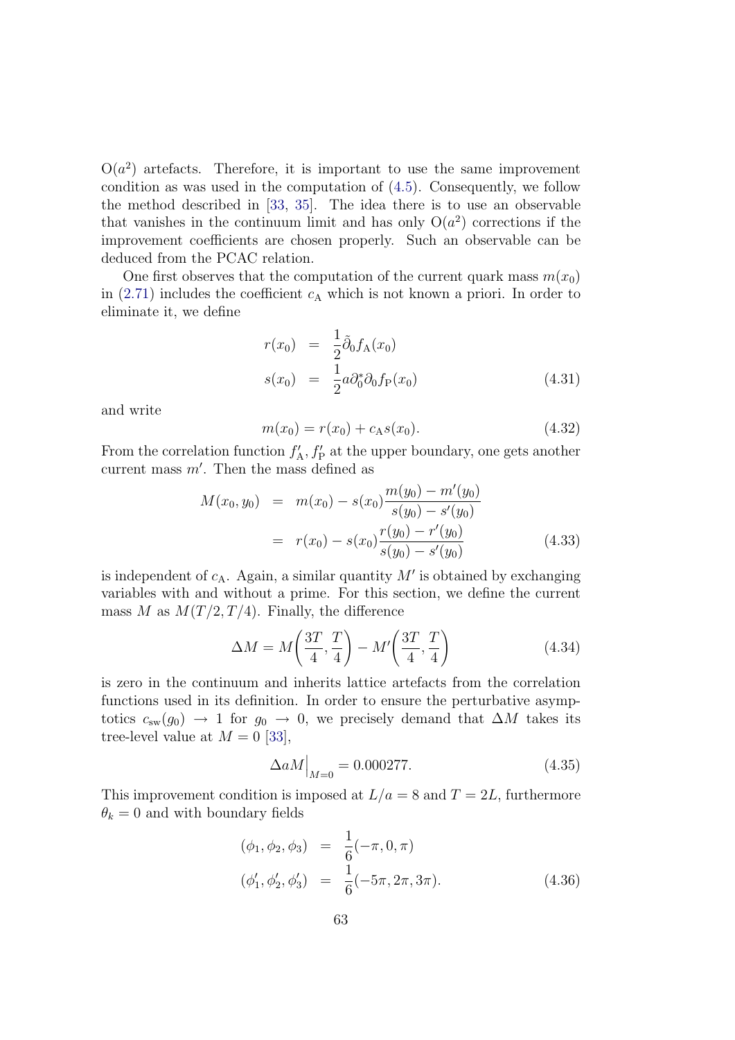$\mathrm{O}(a^2)$ artefacts. Therefore, it is important to use the same improvement condition as was used in the computation of (4.5). Consequently, we follow the method described in [33, 35]. The idea there is to use an observable that vanishes in the continuum limit and has only $\mathrm{O}(a^2)$ corrections if the improvement coefficients are chosen properly. Such an observable can be deduced from the PCAC relation.

One first observes that the computation of the current quark mass $m(x_0)$ in (2.71) includes the coefficient $c_{\mathrm{A}}$ which is not known a priori. In order to eliminate it, we define

$$
\begin{aligned}
r(x_0) &= \frac{1}{2}\tilde{\partial}_0 f_{\mathrm{A}}(x_0) \\
s(x_0) &= \frac{1}{2} a \partial_0^* \partial_0 f_{\mathrm{P}}(x_0)
\end{aligned}
\tag{4.31}
$$

and write

$$
m(x_0) = r(x_0) + c_{\mathrm{A}} s(x_0). \tag{4.32}
$$

From the correlation function $f_{\mathrm{A}}', f_{\mathrm{P}}'$ at the upper boundary, one gets another current mass $m'$. Then the mass defined as

$$
\begin{aligned}
M(x_0, y_0) &= m(x_0) - s(x_0)\frac{m(y_0) - m'(y_0)}{s(y_0) - s'(y_0)} \\
&= r(x_0) - s(x_0)\frac{r(y_0) - r'(y_0)}{s(y_0) - s'(y_0)}
\end{aligned}
\tag{4.33}
$$

is independent of $c_{\mathrm{A}}$. Again, a similar quantity $M'$ is obtained by exchanging variables with and without a prime. For this section, we define the current mass $M$ as $M(T/2, T/4)$. Finally, the difference

$$
\Delta M = M\left(\frac{3T}{4}, \frac{T}{4}\right) - M'\left(\frac{3T}{4}, \frac{T}{4}\right) \tag{4.34}
$$

is zero in the continuum and inherits lattice artefacts from the correlation functions used in its definition. In order to ensure the perturbative asymptotics $c_{\mathrm{sw}}(g_0) \to 1$ for $g_0 \to 0$, we precisely demand that $\Delta M$ takes its tree-level value at $M = 0$ [33],

$$
\Delta a M\Big|_{M=0} = 0.000277. \tag{4.35}
$$

This improvement condition is imposed at $L/a = 8$ and $T = 2L$, furthermore $\theta_k = 0$ and with boundary fields

$$
\begin{aligned}
(\phi_1, \phi_2, \phi_3) &= \frac{1}{6}(-\pi, 0, \pi) \\
(\phi_1', \phi_2', \phi_3') &= \frac{1}{6}(-5\pi, 2\pi, 3\pi).
\end{aligned}
\tag{4.36}
$$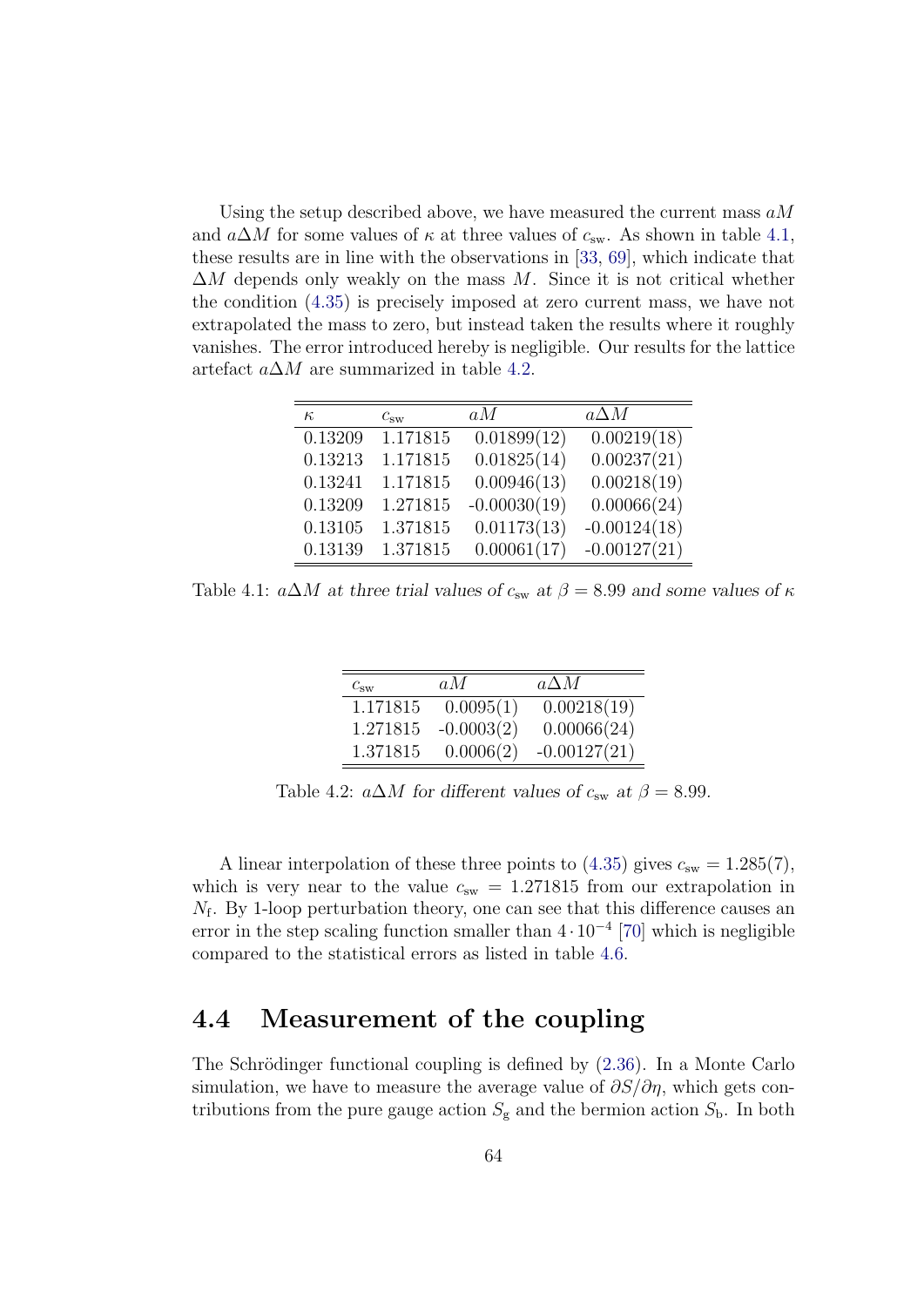Using the setup described above, we have measured the current mass $aM$ and $a\Delta M$ for some values of $\kappa$ at three values of $c_{\mathrm{sw}}$. As shown in table 4.1, these results are in line with the observations in [33, 69], which indicate that $\Delta M$ depends only weakly on the mass $M$. Since it is not critical whether the condition (4.35) is precisely imposed at zero current mass, we have not extrapolated the mass to zero, but instead taken the results where it roughly vanishes. The error introduced hereby is negligible. Our results for the lattice artefact $a\Delta M$ are summarized in table 4.2.

| $\kappa$ | $c_{\mathrm{sw}}$ | $aM$ | $a\Delta M$ |
|---|---|---|---|
| 0.13209 | 1.171815 | 0.01899(12) | 0.00219(18) |
| 0.13213 | 1.171815 | 0.01825(14) | 0.00237(21) |
| 0.13241 | 1.171815 | 0.00946(13) | 0.00218(19) |
| 0.13209 | 1.271815 | -0.00030(19) | 0.00066(24) |
| 0.13105 | 1.371815 | 0.01173(13) | -0.00124(18) |
| 0.13139 | 1.371815 | 0.00061(17) | -0.00127(21) |

Table 4.1: $a\Delta M$ *at three trial values of* $c_{\mathrm{sw}}$ *at* $\beta = 8.99$ *and some values of* $\kappa$

| $c_{\mathrm{sw}}$ | $aM$ | $a\Delta M$ |
|---|---|---|
| 1.171815 | 0.0095(1) | 0.00218(19) |
| 1.271815 | -0.0003(2) | 0.00066(24) |
| 1.371815 | 0.0006(2) | -0.00127(21) |

Table 4.2: $a\Delta M$ *for different values of* $c_{\mathrm{sw}}$ *at* $\beta = 8.99$.

A linear interpolation of these three points to (4.35) gives $c_{\mathrm{sw}} = 1.285(7)$, which is very near to the value $c_{\mathrm{sw}} = 1.271815$ from our extrapolation in $N_{\mathrm{f}}$. By 1-loop perturbation theory, one can see that this difference causes an error in the step scaling function smaller than $4 \cdot 10^{-4}$ [70] which is negligible compared to the statistical errors as listed in table 4.6.

## 4.4 Measurement of the coupling

The Schrödinger functional coupling is defined by (2.36). In a Monte Carlo simulation, we have to measure the average value of $\partial S/\partial\eta$, which gets contributions from the pure gauge action $S_{\mathrm{g}}$ and the bermion action $S_{\mathrm{b}}$. In both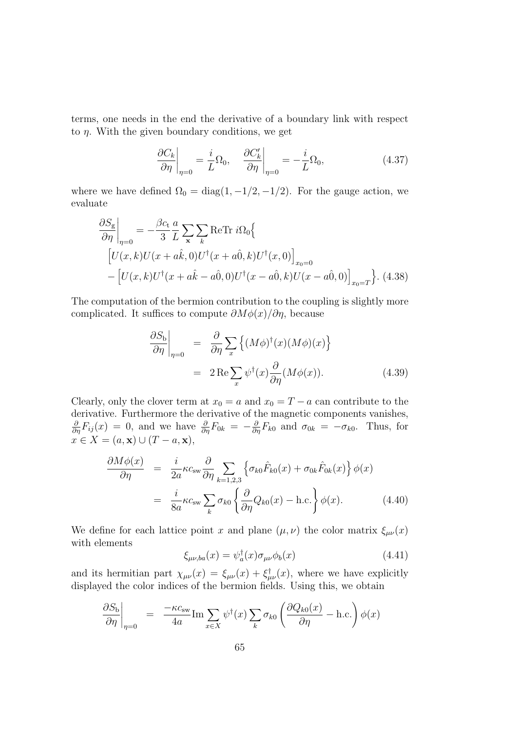terms, one needs in the end the derivative of a boundary link with respect to $\eta$. With the given boundary conditions, we get

$$\left.\frac{\partial C_k}{\partial \eta}\right|_{\eta=0} = \frac{i}{L}\Omega_0, \quad \left.\frac{\partial C'_k}{\partial \eta}\right|_{\eta=0} = -\frac{i}{L}\Omega_0, \tag{4.37}$$

where we have defined $\Omega_0 = \mathrm{diag}(1, -1/2, -1/2)$. For the gauge action, we evaluate

$$\begin{aligned}
\left.\frac{\partial S_{\mathrm{g}}}{\partial \eta}\right|_{\eta=0} &= -\frac{\beta c_{\mathrm{t}}}{3}\frac{a}{L}\sum_{\mathbf{x}}\sum_{k} \mathrm{ReTr}\; i\Omega_0 \Big\{ \\
&\Big[U(x,k)U(x+a\hat{k},0)U^{\dagger}(x+a\hat{0},k)U^{\dagger}(x,0)\Big]_{x_0=0} \\
&-\Big[U(x,k)U^{\dagger}(x+a\hat{k}-a\hat{0},0)U^{\dagger}(x-a\hat{0},k)U(x-a\hat{0},0)\Big]_{x_0=T}\Big\}. \quad (4.38)
\end{aligned}$$

The computation of the bermion contribution to the coupling is slightly more complicated. It suffices to compute $\partial M\phi(x)/\partial\eta$, because

$$\begin{aligned}
\left.\frac{\partial S_{\mathrm{b}}}{\partial \eta}\right|_{\eta=0} &= \frac{\partial}{\partial \eta}\sum_{x}\Big\{(M\phi)^{\dagger}(x)(M\phi)(x)\Big\} \\
&= 2\,\mathrm{Re}\sum_{x}\psi^{\dagger}(x)\frac{\partial}{\partial\eta}(M\phi(x)). \quad (4.39)
\end{aligned}$$

Clearly, only the clover term at $x_0 = a$ and $x_0 = T - a$ can contribute to the derivative. Furthermore the derivative of the magnetic components vanishes, $\frac{\partial}{\partial\eta}F_{ij}(x) = 0$, and we have $\frac{\partial}{\partial\eta}F_{0k} = -\frac{\partial}{\partial\eta}F_{k0}$ and $\sigma_{0k} = -\sigma_{k0}$. Thus, for $x \in X = (a, \mathbf{x}) \cup (T - a, \mathbf{x})$,

$$\begin{aligned}
\frac{\partial M\phi(x)}{\partial\eta} &= \frac{i}{2a}\kappa c_{\mathrm{sw}}\frac{\partial}{\partial\eta}\sum_{k=1,2,3}\Big\{\sigma_{k0}\hat{F}_{k0}(x) + \sigma_{0k}\hat{F}_{0k}(x)\Big\}\phi(x) \\
&= \frac{i}{8a}\kappa c_{\mathrm{sw}}\sum_{k}\sigma_{k0}\left\{\frac{\partial}{\partial\eta}Q_{k0}(x) - \mathrm{h.c.}\right\}\phi(x). \quad (4.40)
\end{aligned}$$

We define for each lattice point $x$ and plane $(\mu,\nu)$ the color matrix $\xi_{\mu\nu}(x)$ with elements

$$\xi_{\mu\nu,ba}(x) = \psi_a^{\dagger}(x)\sigma_{\mu\nu}\phi_b(x) \tag{4.41}$$

and its hermitian part $\chi_{\mu\nu}(x) = \xi_{\mu\nu}(x) + \xi^{\dagger}_{\mu\nu}(x)$, where we have explicitly displayed the color indices of the bermion fields. Using this, we obtain

$$\left.\frac{\partial S_{\mathrm{b}}}{\partial\eta}\right|_{\eta=0} = \frac{-\kappa c_{\mathrm{sw}}}{4a}\mathrm{Im}\sum_{x\in X}\psi^{\dagger}(x)\sum_{k}\sigma_{k0}\left(\frac{\partial Q_{k0}(x)}{\partial\eta} - \mathrm{h.c.}\right)\phi(x)$$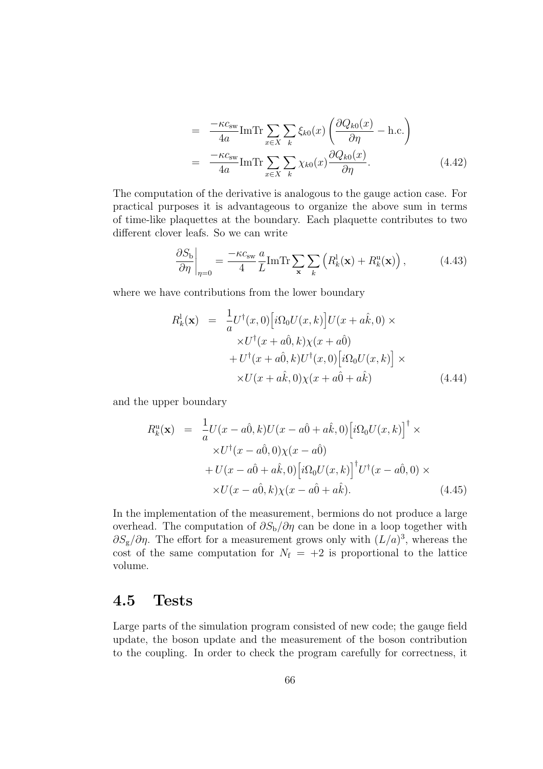$$
\begin{aligned}
&= \frac{-\kappa c_{\mathrm{sw}}}{4a} \mathrm{Im}\mathrm{Tr} \sum_{x \in X} \sum_{k} \xi_{k0}(x) \left( \frac{\partial Q_{k0}(x)}{\partial \eta} - \mathrm{h.c.} \right) \\
&= \frac{-\kappa c_{\mathrm{sw}}}{4a} \mathrm{Im}\mathrm{Tr} \sum_{x \in X} \sum_{k} \chi_{k0}(x) \frac{\partial Q_{k0}(x)}{\partial \eta}.
\end{aligned}
\tag{4.42}
$$

The computation of the derivative is analogous to the gauge action case. For practical purposes it is advantageous to organize the above sum in terms of time-like plaquettes at the boundary. Each plaquette contributes to two different clover leafs. So we can write

$$
\left. \frac{\partial S_{\mathrm{b}}}{\partial \eta} \right|_{\eta=0} = \frac{-\kappa c_{\mathrm{sw}}}{4} \frac{a}{L} \mathrm{Im}\mathrm{Tr} \sum_{\mathbf{x}} \sum_{k} \left( R_k^{\mathrm{l}}(\mathbf{x}) + R_k^{\mathrm{u}}(\mathbf{x}) \right),
\tag{4.43}
$$

where we have contributions from the lower boundary

$$
\begin{aligned}
R_k^{\mathrm{l}}(\mathbf{x}) &= \frac{1}{a} U^{\dagger}(x,0) \Big[ i\Omega_0 U(x,k) \Big] U(x+a\hat{k},0) \times \\
&\quad \times U^{\dagger}(x+a\hat{0},k) \chi(x+a\hat{0}) \\
&\quad + U^{\dagger}(x+a\hat{0},k) U^{\dagger}(x,0) \Big[ i\Omega_0 U(x,k) \Big] \times \\
&\quad \times U(x+a\hat{k},0) \chi(x+a\hat{0}+a\hat{k})
\end{aligned}
\tag{4.44}
$$

and the upper boundary

$$
\begin{aligned}
R_k^{\mathrm{u}}(\mathbf{x}) &= \frac{1}{a} U(x-a\hat{0},k) U(x-a\hat{0}+a\hat{k},0) \Big[ i\Omega_0 U(x,k) \Big]^{\dagger} \times \\
&\quad \times U^{\dagger}(x-a\hat{0},0) \chi(x-a\hat{0}) \\
&\quad + U(x-a\hat{0}+a\hat{k},0) \Big[ i\Omega_0 U(x,k) \Big]^{\dagger} U^{\dagger}(x-a\hat{0},0) \times \\
&\quad \times U(x-a\hat{0},k) \chi(x-a\hat{0}+a\hat{k}).
\end{aligned}
\tag{4.45}
$$

In the implementation of the measurement, bermions do not produce a large overhead. The computation of $\partial S_{\mathrm{b}}/\partial \eta$ can be done in a loop together with $\partial S_{\mathrm{g}}/\partial \eta$. The effort for a measurement grows only with $(L/a)^3$, whereas the cost of the same computation for $N_{\mathrm{f}} = +2$ is proportional to the lattice volume.

## 4.5 Tests

Large parts of the simulation program consisted of new code; the gauge field update, the boson update and the measurement of the boson contribution to the coupling. In order to check the program carefully for correctness, it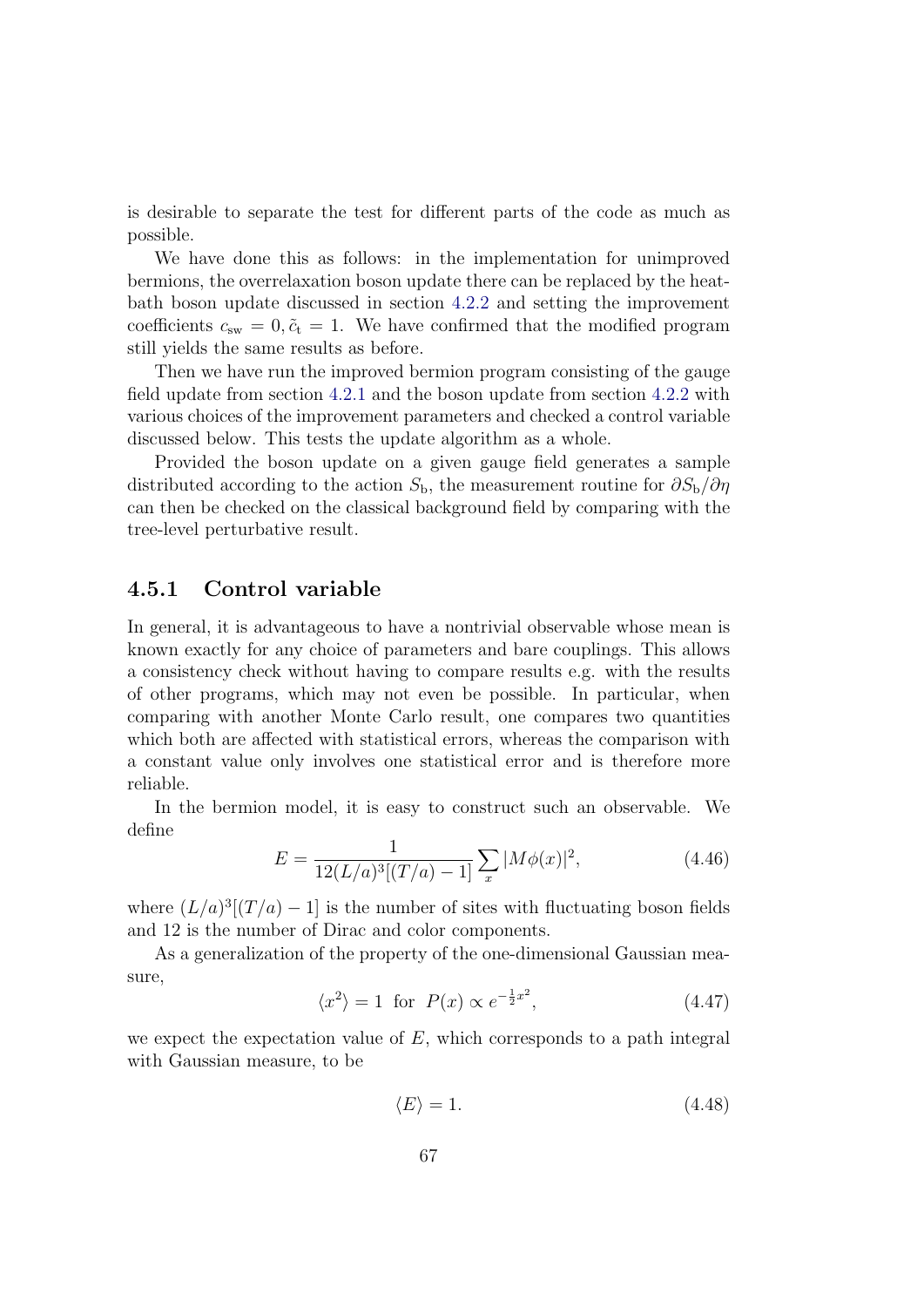is desirable to separate the test for different parts of the code as much as possible.

We have done this as follows: in the implementation for unimproved bermions, the overrelaxation boson update there can be replaced by the heat-bath boson update discussed in section 4.2.2 and setting the improvement coefficients $c_{\rm sw} = 0, \tilde{c}_{\rm t} = 1$. We have confirmed that the modified program still yields the same results as before.

Then we have run the improved bermion program consisting of the gauge field update from section 4.2.1 and the boson update from section 4.2.2 with various choices of the improvement parameters and checked a control variable discussed below. This tests the update algorithm as a whole.

Provided the boson update on a given gauge field generates a sample distributed according to the action $S_{\rm b}$, the measurement routine for $\partial S_{\rm b}/\partial \eta$ can then be checked on the classical background field by comparing with the tree-level perturbative result.

### 4.5.1 Control variable

In general, it is advantageous to have a nontrivial observable whose mean is known exactly for any choice of parameters and bare couplings. This allows a consistency check without having to compare results e.g. with the results of other programs, which may not even be possible. In particular, when comparing with another Monte Carlo result, one compares two quantities which both are affected with statistical errors, whereas the comparison with a constant value only involves one statistical error and is therefore more reliable.

In the bermion model, it is easy to construct such an observable. We define

$$E = \frac{1}{12(L/a)^3[(T/a)-1]} \sum_x |M\phi(x)|^2, \tag{4.46}$$

where $(L/a)^3[(T/a)-1]$ is the number of sites with fluctuating boson fields and 12 is the number of Dirac and color components.

As a generalization of the property of the one-dimensional Gaussian measure,

$$\langle x^2 \rangle = 1 \;\text{ for }\; P(x) \propto e^{-\frac{1}{2}x^2}, \tag{4.47}$$

we expect the expectation value of $E$, which corresponds to a path integral with Gaussian measure, to be

$$\langle E \rangle = 1. \tag{4.48}$$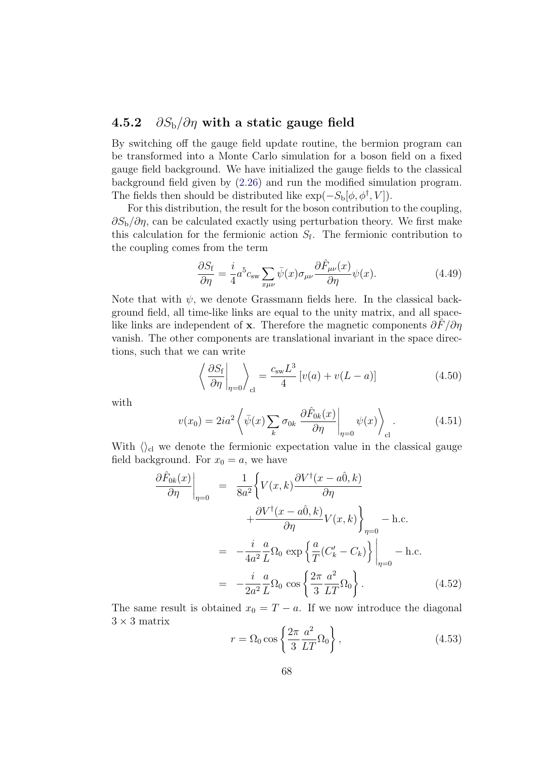### 4.5.2 $\partial S_\mathrm{b}/\partial\eta$ with a static gauge field

By switching off the gauge field update routine, the bermion program can be transformed into a Monte Carlo simulation for a boson field on a fixed gauge field background. We have initialized the gauge fields to the classical background field given by (2.26) and run the modified simulation program. The fields then should be distributed like $\exp(-S_\mathrm{b}[\phi, \phi^\dagger, V])$.

For this distribution, the result for the boson contribution to the coupling, $\partial S_\mathrm{b}/\partial\eta$, can be calculated exactly using perturbation theory. We first make this calculation for the fermionic action $S_\mathrm{f}$. The fermionic contribution to the coupling comes from the term

$$\frac{\partial S_\mathrm{f}}{\partial \eta} = \frac{i}{4} a^5 c_\mathrm{sw} \sum_{x\mu\nu} \bar\psi(x) \sigma_{\mu\nu} \frac{\partial \hat F_{\mu\nu}(x)}{\partial \eta} \psi(x). \tag{4.49}$$

Note that with $\psi$, we denote Grassmann fields here. In the classical background field, all time-like links are equal to the unity matrix, and all space-like links are independent of $\mathbf{x}$. Therefore the magnetic components $\partial \hat F/\partial\eta$ vanish. The other components are translational invariant in the space directions, such that we can write

$$\left\langle \left.\frac{\partial S_\mathrm{f}}{\partial \eta}\right|_{\eta=0} \right\rangle_\mathrm{cl} = \frac{c_\mathrm{sw} L^3}{4} \left[ v(a) + v(L-a) \right] \tag{4.50}$$

with

$$v(x_0) = 2 i a^2 \left\langle \bar\psi(x) \sum_k \sigma_{0k} \left. \frac{\partial \hat F_{0k}(x)}{\partial \eta} \right|_{\eta=0} \psi(x) \right\rangle_\mathrm{cl}. \tag{4.51}$$

With $\langle\rangle_\mathrm{cl}$ we denote the fermionic expectation value in the classical gauge field background. For $x_0 = a$, we have

$$\begin{aligned}
\left.\frac{\partial \hat F_{0k}(x)}{\partial \eta}\right|_{\eta=0} &= \frac{1}{8a^2} \left\{ V(x,k) \frac{\partial V^\dagger(x - a\hat 0, k)}{\partial \eta} \right. \\
&\qquad \left. + \frac{\partial V^\dagger(x - a\hat 0, k)}{\partial \eta} V(x,k) \right\}_{\eta=0} - \mathrm{h.c.} \\
&= -\frac{i}{4a^2} \frac{a}{L} \Omega_0 \exp\left\{ \frac{a}{T}(C_k' - C_k) \right\} \Big|_{\eta=0} - \mathrm{h.c.} \\
&= -\frac{i}{2a^2} \frac{a}{L} \Omega_0 \cos\left\{ \frac{2\pi}{3} \frac{a^2}{LT} \Omega_0 \right\}.
\end{aligned} \tag{4.52}$$

The same result is obtained $x_0 = T - a$. If we now introduce the diagonal $3 \times 3$ matrix

$$r = \Omega_0 \cos\left\{ \frac{2\pi}{3} \frac{a^2}{LT} \Omega_0 \right\}, \tag{4.53}$$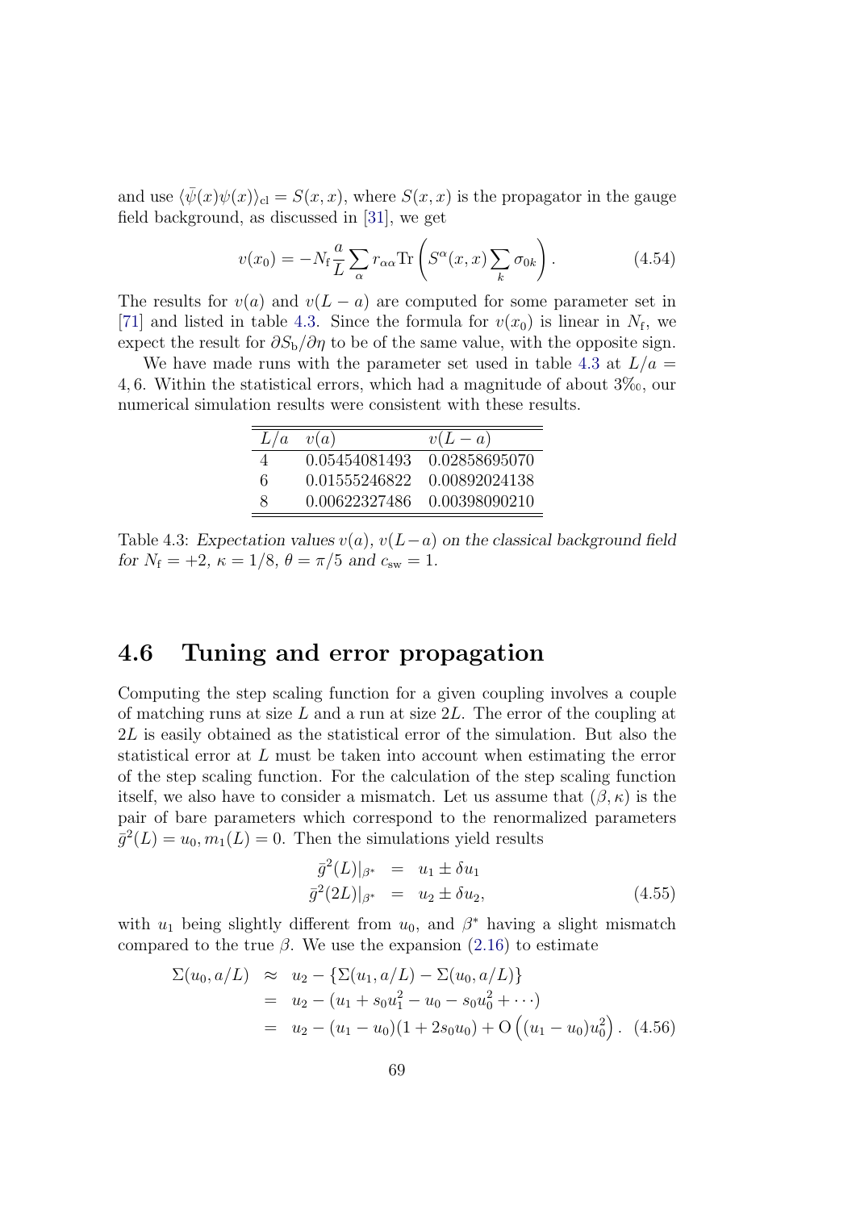and use $\langle\bar{\psi}(x)\psi(x)\rangle_{\rm cl} = S(x,x)$, where $S(x,x)$ is the propagator in the gauge field background, as discussed in [31], we get

$$v(x_0) = -N_{\rm f}\frac{a}{L}\sum_{\alpha} r_{\alpha\alpha}\mathrm{Tr}\left(S^{\alpha}(x,x)\sum_k \sigma_{0k}\right). \tag{4.54}$$

The results for $v(a)$ and $v(L-a)$ are computed for some parameter set in [71] and listed in table 4.3. Since the formula for $v(x_0)$ is linear in $N_{\rm f}$, we expect the result for $\partial S_{\rm b}/\partial\eta$ to be of the same value, with the opposite sign.

We have made runs with the parameter set used in table 4.3 at $L/a = 4, 6$. Within the statistical errors, which had a magnitude of about 3‰, our numerical simulation results were consistent with these results.

| $L/a$ | $v(a)$ | $v(L-a)$ |
|---|---|---|
| 4 | 0.05454081493 | 0.02858695070 |
| 6 | 0.01555246822 | 0.00892024138 |
| 8 | 0.00622327486 | 0.00398090210 |

Table 4.3: *Expectation values $v(a)$, $v(L-a)$ on the classical background field for $N_{\rm f} = +2$, $\kappa = 1/8$, $\theta = \pi/5$ and $c_{\rm sw} = 1$.*

## 4.6 Tuning and error propagation

Computing the step scaling function for a given coupling involves a couple of matching runs at size $L$ and a run at size $2L$. The error of the coupling at $2L$ is easily obtained as the statistical error of the simulation. But also the statistical error at $L$ must be taken into account when estimating the error of the step scaling function. For the calculation of the step scaling function itself, we also have to consider a mismatch. Let us assume that $(\beta, \kappa)$ is the pair of bare parameters which correspond to the renormalized parameters $\bar{g}^2(L) = u_0, m_1(L) = 0$. Then the simulations yield results

$$\begin{aligned} \bar{g}^2(L)|_{\beta^*} &= u_1 \pm \delta u_1 \\ \bar{g}^2(2L)|_{\beta^*} &= u_2 \pm \delta u_2, \end{aligned} \tag{4.55}$$

with $u_1$ being slightly different from $u_0$, and $\beta^*$ having a slight mismatch compared to the true $\beta$. We use the expansion (2.16) to estimate

$$\begin{aligned} \Sigma(u_0, a/L) &\approx u_2 - \{\Sigma(u_1, a/L) - \Sigma(u_0, a/L)\} \\ &= u_2 - (u_1 + s_0 u_1^2 - u_0 - s_0 u_0^2 + \cdots) \\ &= u_2 - (u_1 - u_0)(1 + 2s_0 u_0) + \mathrm{O}\left((u_1 - u_0)u_0^2\right). \end{aligned} \tag{4.56}$$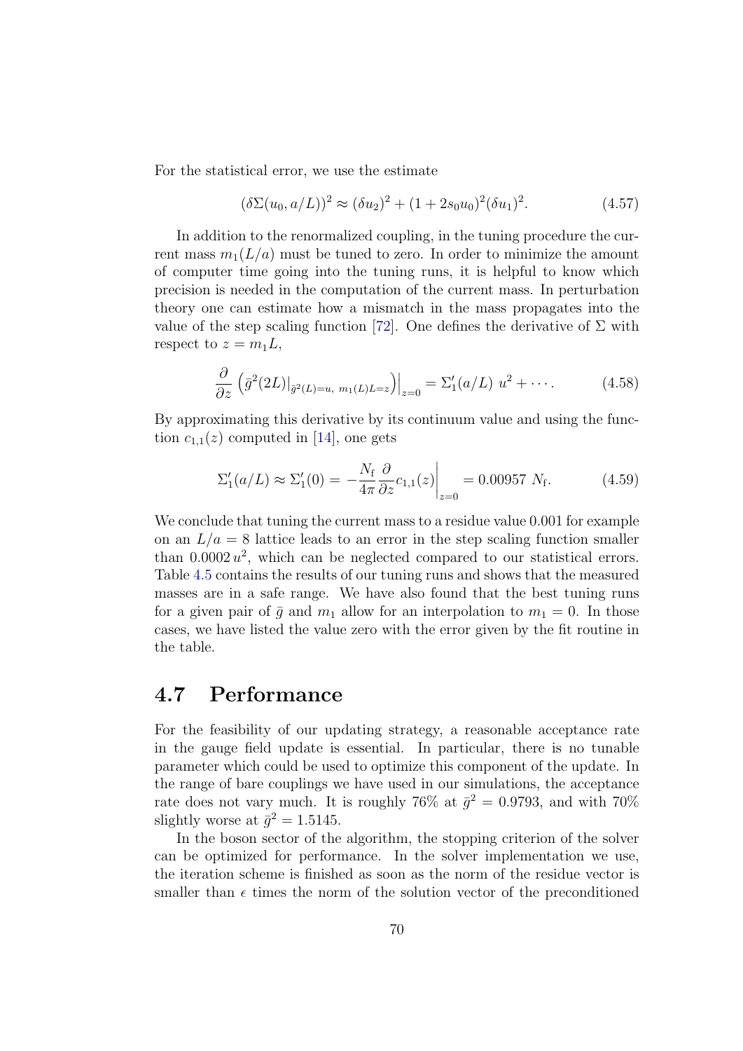For the statistical error, we use the estimate

$$(\delta\Sigma(u_0, a/L))^2 \approx (\delta u_2)^2 + (1 + 2s_0 u_0)^2 (\delta u_1)^2. \tag{4.57}$$

In addition to the renormalized coupling, in the tuning procedure the current mass $m_1(L/a)$ must be tuned to zero. In order to minimize the amount of computer time going into the tuning runs, it is helpful to know which precision is needed in the computation of the current mass. In perturbation theory one can estimate how a mismatch in the mass propagates into the value of the step scaling function [72]. One defines the derivative of $\Sigma$ with respect to $z = m_1 L$,

$$\frac{\partial}{\partial z} \left( \bar{g}^2(2L)\big|_{\bar{g}^2(L)=u,\ m_1(L)L=z} \right)\Big|_{z=0} = \Sigma_1'(a/L)\ u^2 + \cdots. \tag{4.58}$$

By approximating this derivative by its continuum value and using the function $c_{1,1}(z)$ computed in [14], one gets

$$\Sigma_1'(a/L) \approx \Sigma_1'(0) = -\frac{N_\mathrm{f}}{4\pi} \frac{\partial}{\partial z} c_{1,1}(z)\bigg|_{z=0} = 0.00957\ N_\mathrm{f}. \tag{4.59}$$

We conclude that tuning the current mass to a residue value 0.001 for example on an $L/a = 8$ lattice leads to an error in the step scaling function smaller than $0.0002\, u^2$, which can be neglected compared to our statistical errors. Table 4.5 contains the results of our tuning runs and shows that the measured masses are in a safe range. We have also found that the best tuning runs for a given pair of $\bar{g}$ and $m_1$ allow for an interpolation to $m_1 = 0$. In those cases, we have listed the value zero with the error given by the fit routine in the table.

## 4.7 Performance

For the feasibility of our updating strategy, a reasonable acceptance rate in the gauge field update is essential. In particular, there is no tunable parameter which could be used to optimize this component of the update. In the range of bare couplings we have used in our simulations, the acceptance rate does not vary much. It is roughly 76% at $\bar{g}^2 = 0.9793$, and with 70% slightly worse at $\bar{g}^2 = 1.5145$.

In the boson sector of the algorithm, the stopping criterion of the solver can be optimized for performance. In the solver implementation we use, the iteration scheme is finished as soon as the norm of the residue vector is smaller than $\epsilon$ times the norm of the solution vector of the preconditioned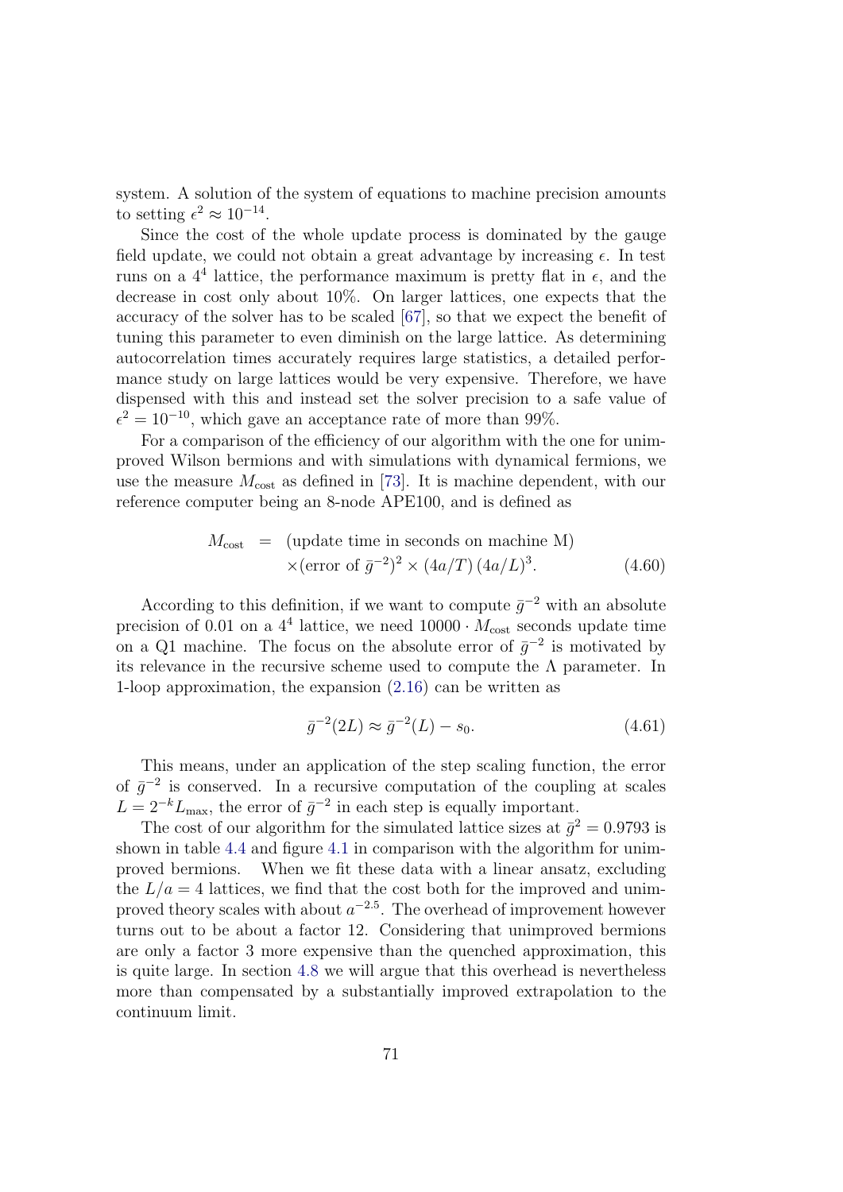system. A solution of the system of equations to machine precision amounts to setting $\epsilon^2 \approx 10^{-14}$.

Since the cost of the whole update process is dominated by the gauge field update, we could not obtain a great advantage by increasing $\epsilon$. In test runs on a $4^4$ lattice, the performance maximum is pretty flat in $\epsilon$, and the decrease in cost only about 10%. On larger lattices, one expects that the accuracy of the solver has to be scaled [67], so that we expect the benefit of tuning this parameter to even diminish on the large lattice. As determining autocorrelation times accurately requires large statistics, a detailed performance study on large lattices would be very expensive. Therefore, we have dispensed with this and instead set the solver precision to a safe value of $\epsilon^2 = 10^{-10}$, which gave an acceptance rate of more than 99%.

For a comparison of the efficiency of our algorithm with the one for unimproved Wilson bermions and with simulations with dynamical fermions, we use the measure $M_{\mathrm{cost}}$ as defined in [73]. It is machine dependent, with our reference computer being an 8-node APE100, and is defined as

$$
\begin{aligned}
M_{\mathrm{cost}} \;=\;& (\text{update time in seconds on machine M}) \\
& \times (\text{error of } \bar{g}^{-2})^2 \times (4a/T)\,(4a/L)^3. \qquad (4.60)
\end{aligned}
$$

According to this definition, if we want to compute $\bar{g}^{-2}$ with an absolute precision of 0.01 on a $4^4$ lattice, we need $10000 \cdot M_{\mathrm{cost}}$ seconds update time on a Q1 machine. The focus on the absolute error of $\bar{g}^{-2}$ is motivated by its relevance in the recursive scheme used to compute the $\Lambda$ parameter. In 1-loop approximation, the expansion (2.16) can be written as

$$
\bar{g}^{-2}(2L) \approx \bar{g}^{-2}(L) - s_0. \qquad (4.61)
$$

This means, under an application of the step scaling function, the error of $\bar{g}^{-2}$ is conserved. In a recursive computation of the coupling at scales $L = 2^{-k} L_{\mathrm{max}}$, the error of $\bar{g}^{-2}$ in each step is equally important.

The cost of our algorithm for the simulated lattice sizes at $\bar{g}^2 = 0.9793$ is shown in table 4.4 and figure 4.1 in comparison with the algorithm for unimproved bermions. When we fit these data with a linear ansatz, excluding the $L/a = 4$ lattices, we find that the cost both for the improved and unimproved theory scales with about $a^{-2.5}$. The overhead of improvement however turns out to be about a factor 12. Considering that unimproved bermions are only a factor 3 more expensive than the quenched approximation, this is quite large. In section 4.8 we will argue that this overhead is nevertheless more than compensated by a substantially improved extrapolation to the continuum limit.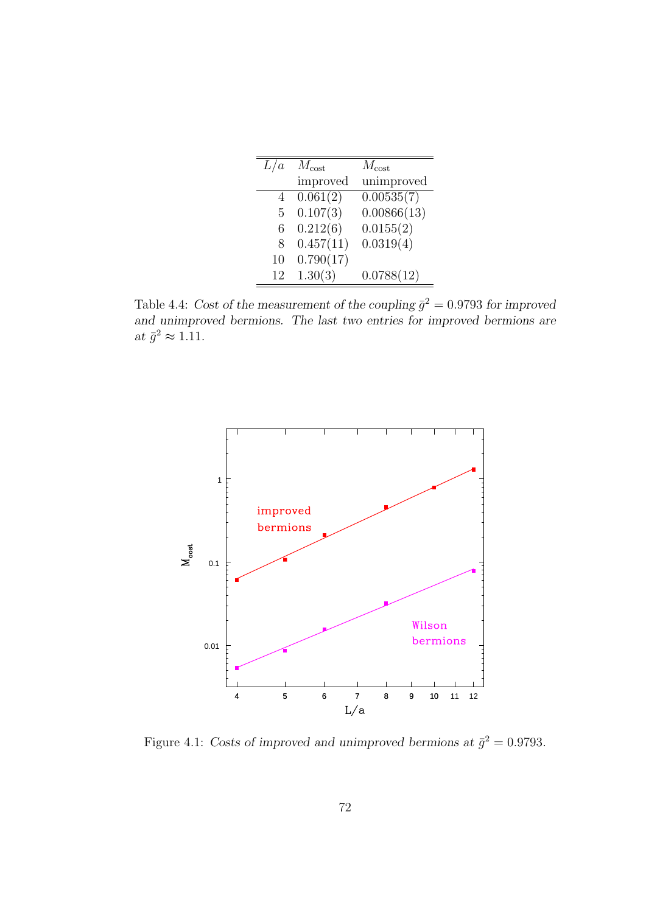| $L/a$ | $M_{\rm cost}$ improved | $M_{\rm cost}$ unimproved |
|---|---|---|
| 4 | 0.061(2) | 0.00535(7) |
| 5 | 0.107(3) | 0.00866(13) |
| 6 | 0.212(6) | 0.0155(2) |
| 8 | 0.457(11) | 0.0319(4) |
| 10 | 0.790(17) | |
| 12 | 1.30(3) | 0.0788(12) |

Table 4.4: *Cost of the measurement of the coupling $\bar{g}^2 = 0.9793$ for improved and unimproved bermions. The last two entries for improved bermions are at $\bar{g}^2 \approx 1.11$.*

Figure 4.1: *Costs of improved and unimproved bermions at $\bar{g}^2 = 0.9793$.*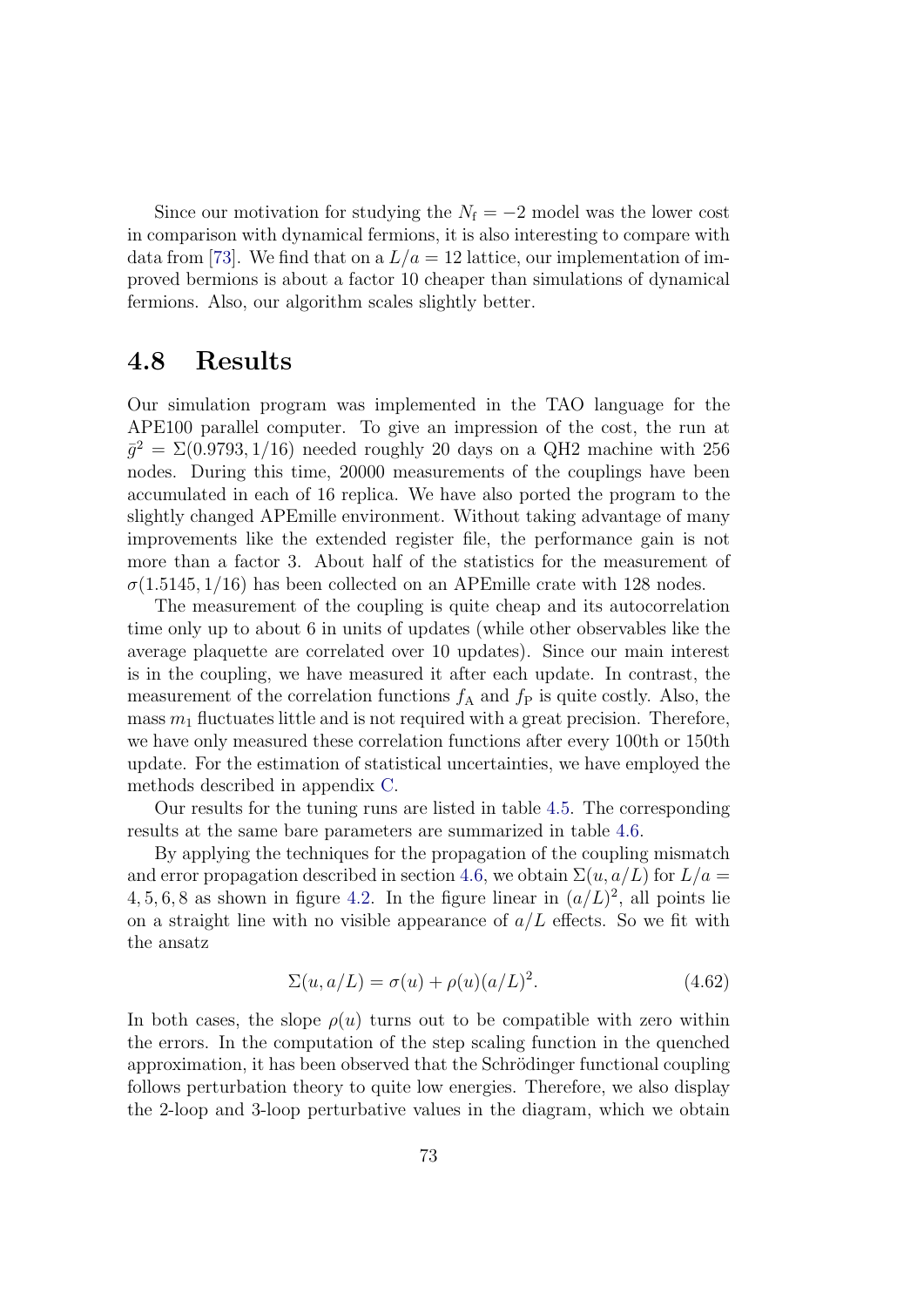Since our motivation for studying the $N_{\rm f} = -2$ model was the lower cost in comparison with dynamical fermions, it is also interesting to compare with data from [73]. We find that on a $L/a = 12$ lattice, our implementation of improved bermions is about a factor 10 cheaper than simulations of dynamical fermions. Also, our algorithm scales slightly better.

## 4.8 Results

Our simulation program was implemented in the TAO language for the APE100 parallel computer. To give an impression of the cost, the run at $\bar{g}^2 = \Sigma(0.9793, 1/16)$ needed roughly 20 days on a QH2 machine with 256 nodes. During this time, 20000 measurements of the couplings have been accumulated in each of 16 replica. We have also ported the program to the slightly changed APEmille environment. Without taking advantage of many improvements like the extended register file, the performance gain is not more than a factor 3. About half of the statistics for the measurement of $\sigma(1.5145, 1/16)$ has been collected on an APEmille crate with 128 nodes.

The measurement of the coupling is quite cheap and its autocorrelation time only up to about 6 in units of updates (while other observables like the average plaquette are correlated over 10 updates). Since our main interest is in the coupling, we have measured it after each update. In contrast, the measurement of the correlation functions $f_{\rm A}$ and $f_{\rm P}$ is quite costly. Also, the mass $m_1$ fluctuates little and is not required with a great precision. Therefore, we have only measured these correlation functions after every 100th or 150th update. For the estimation of statistical uncertainties, we have employed the methods described in appendix C.

Our results for the tuning runs are listed in table 4.5. The corresponding results at the same bare parameters are summarized in table 4.6.

By applying the techniques for the propagation of the coupling mismatch and error propagation described in section 4.6, we obtain $\Sigma(u, a/L)$ for $L/a = 4, 5, 6, 8$ as shown in figure 4.2. In the figure linear in $(a/L)^2$, all points lie on a straight line with no visible appearance of $a/L$ effects. So we fit with the ansatz

$$\Sigma(u, a/L) = \sigma(u) + \rho(u)(a/L)^2. \tag{4.62}$$

In both cases, the slope $\rho(u)$ turns out to be compatible with zero within the errors. In the computation of the step scaling function in the quenched approximation, it has been observed that the Schrödinger functional coupling follows perturbation theory to quite low energies. Therefore, we also display the 2-loop and 3-loop perturbative values in the diagram, which we obtain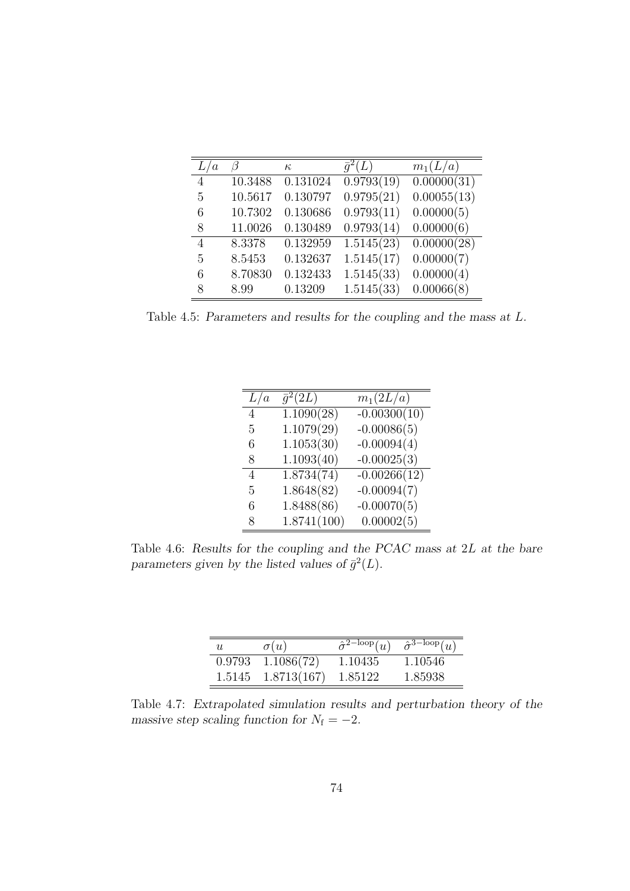| $L/a$ | $\beta$ | $\kappa$ | $\bar{g}^2(L)$ | $m_1(L/a)$ |
|---|---|---|---|---|
| 4 | 10.3488 | 0.131024 | 0.9793(19) | 0.00000(31) |
| 5 | 10.5617 | 0.130797 | 0.9795(21) | 0.00055(13) |
| 6 | 10.7302 | 0.130686 | 0.9793(11) | 0.00000(5) |
| 8 | 11.0026 | 0.130489 | 0.9793(14) | 0.00000(6) |
| 4 | 8.3378 | 0.132959 | 1.5145(23) | 0.00000(28) |
| 5 | 8.5453 | 0.132637 | 1.5145(17) | 0.00000(7) |
| 6 | 8.70830 | 0.132433 | 1.5145(33) | 0.00000(4) |
| 8 | 8.99 | 0.13209 | 1.5145(33) | 0.00066(8) |

Table 4.5: *Parameters and results for the coupling and the mass at $L$.*

| $L/a$ | $\bar{g}^2(2L)$ | $m_1(2L/a)$ |
|---|---|---|
| 4 | 1.1090(28) | -0.00300(10) |
| 5 | 1.1079(29) | -0.00086(5) |
| 6 | 1.1053(30) | -0.00094(4) |
| 8 | 1.1093(40) | -0.00025(3) |
| 4 | 1.8734(74) | -0.00266(12) |
| 5 | 1.8648(82) | -0.00094(7) |
| 6 | 1.8488(86) | -0.00070(5) |
| 8 | 1.8741(100) | 0.00002(5) |

Table 4.6: *Results for the coupling and the PCAC mass at $2L$ at the bare parameters given by the listed values of $\bar{g}^2(L)$.*

| $u$ | $\sigma(u)$ | $\hat{\sigma}^{2-\mathrm{loop}}(u)$ | $\hat{\sigma}^{3-\mathrm{loop}}(u)$ |
|---|---|---|---|
| 0.9793 | 1.1086(72) | 1.10435 | 1.10546 |
| 1.5145 | 1.8713(167) | 1.85122 | 1.85938 |

Table 4.7: *Extrapolated simulation results and perturbation theory of the massive step scaling function for $N_f = -2$.*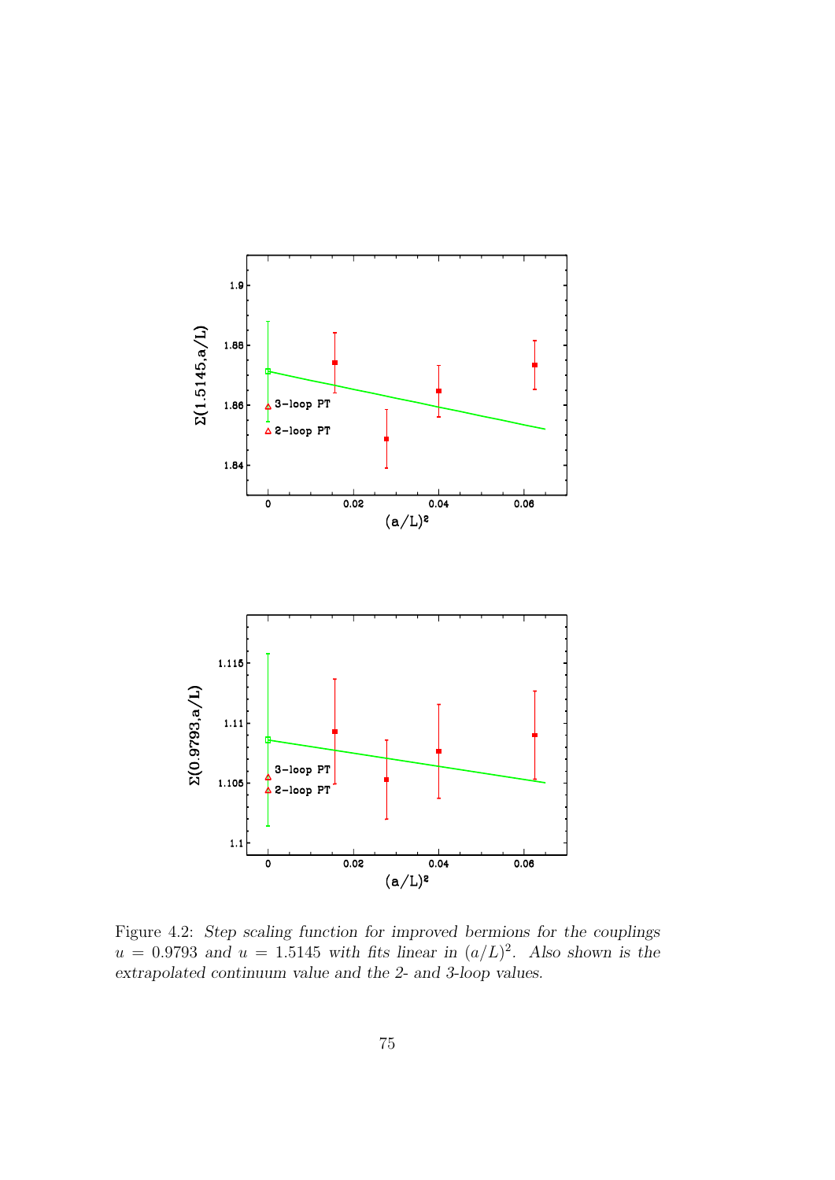Figure 4.2: *Step scaling function for improved bermions for the couplings $u = 0.9793$ and $u = 1.5145$ with fits linear in $(a/L)^2$. Also shown is the extrapolated continuum value and the 2- and 3-loop values.*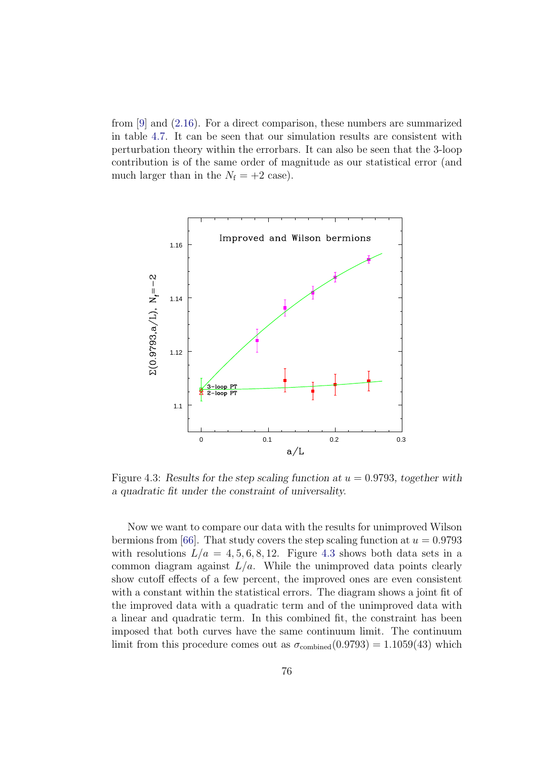from [9] and (2.16). For a direct comparison, these numbers are summarized in table 4.7. It can be seen that our simulation results are consistent with perturbation theory within the errorbars. It can also be seen that the 3-loop contribution is of the same order of magnitude as our statistical error (and much larger than in the $N_\mathrm{f} = +2$ case).

Figure 4.3: *Results for the step scaling function at $u = 0.9793$, together with a quadratic fit under the constraint of universality.*

Now we want to compare our data with the results for unimproved Wilson bermions from [66]. That study covers the step scaling function at $u = 0.9793$ with resolutions $L/a = 4, 5, 6, 8, 12$. Figure 4.3 shows both data sets in a common diagram against $L/a$. While the unimproved data points clearly show cutoff effects of a few percent, the improved ones are even consistent with a constant within the statistical errors. The diagram shows a joint fit of the improved data with a quadratic term and of the unimproved data with a linear and quadratic term. In this combined fit, the constraint has been imposed that both curves have the same continuum limit. The continuum limit from this procedure comes out as $\sigma_\mathrm{combined}(0.9793) = 1.1059(43)$ which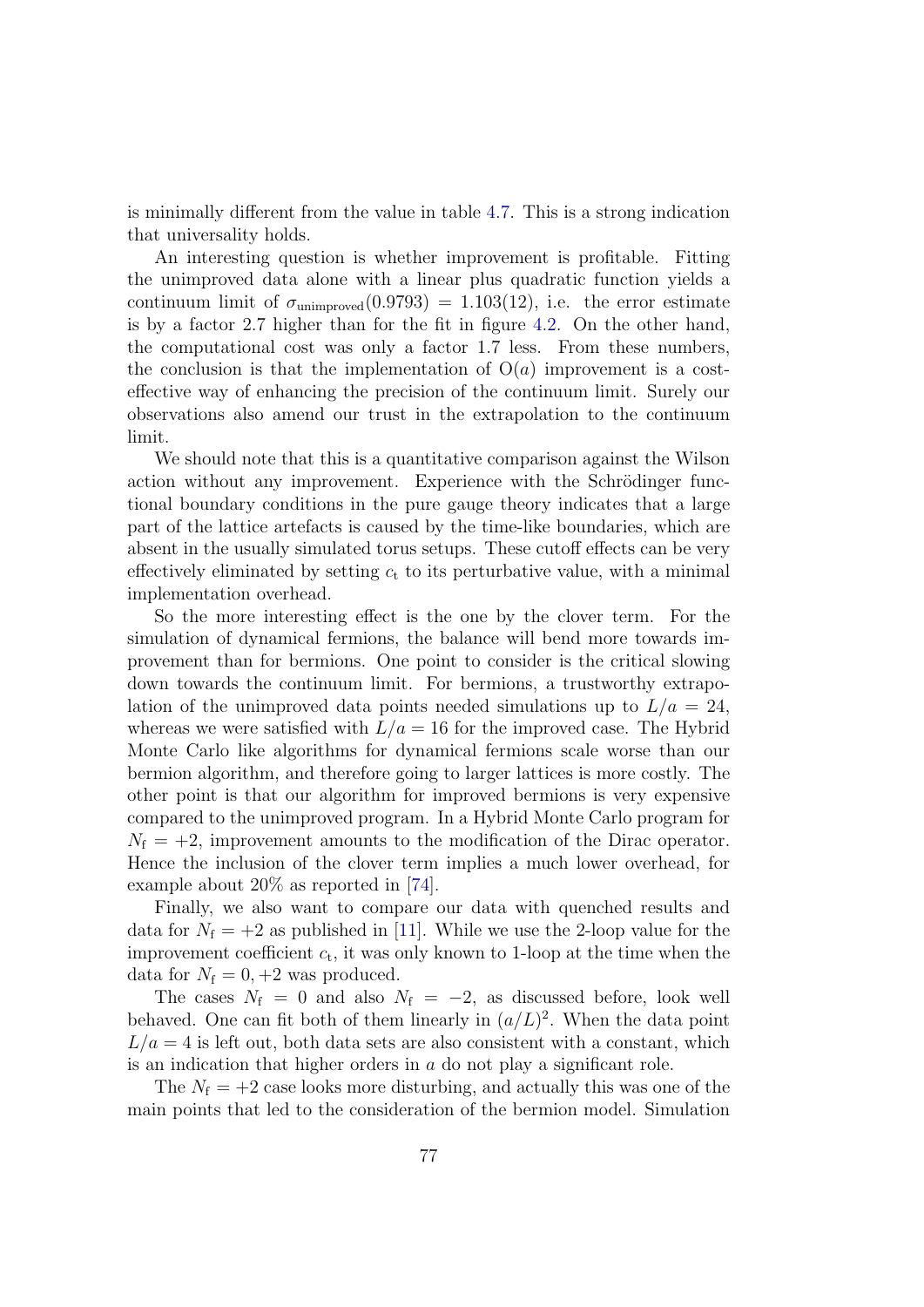is minimally different from the value in table 4.7. This is a strong indication that universality holds.

An interesting question is whether improvement is profitable. Fitting the unimproved data alone with a linear plus quadratic function yields a continuum limit of $\sigma_{\text{unimproved}}(0.9793) = 1.103(12)$, i.e. the error estimate is by a factor 2.7 higher than for the fit in figure 4.2. On the other hand, the computational cost was only a factor 1.7 less. From these numbers, the conclusion is that the implementation of $\mathrm{O}(a)$ improvement is a cost-effective way of enhancing the precision of the continuum limit. Surely our observations also amend our trust in the extrapolation to the continuum limit.

We should note that this is a quantitative comparison against the Wilson action without any improvement. Experience with the Schrödinger functional boundary conditions in the pure gauge theory indicates that a large part of the lattice artefacts is caused by the time-like boundaries, which are absent in the usually simulated torus setups. These cutoff effects can be very effectively eliminated by setting $c_{\mathrm{t}}$ to its perturbative value, with a minimal implementation overhead.

So the more interesting effect is the one by the clover term. For the simulation of dynamical fermions, the balance will bend more towards improvement than for bermions. One point to consider is the critical slowing down towards the continuum limit. For bermions, a trustworthy extrapolation of the unimproved data points needed simulations up to $L/a = 24$, whereas we were satisfied with $L/a = 16$ for the improved case. The Hybrid Monte Carlo like algorithms for dynamical fermions scale worse than our bermion algorithm, and therefore going to larger lattices is more costly. The other point is that our algorithm for improved bermions is very expensive compared to the unimproved program. In a Hybrid Monte Carlo program for $N_{\mathrm{f}} = +2$, improvement amounts to the modification of the Dirac operator. Hence the inclusion of the clover term implies a much lower overhead, for example about 20% as reported in [74].

Finally, we also want to compare our data with quenched results and data for $N_{\mathrm{f}} = +2$ as published in [11]. While we use the 2-loop value for the improvement coefficient $c_{\mathrm{t}}$, it was only known to 1-loop at the time when the data for $N_{\mathrm{f}} = 0, +2$ was produced.

The cases $N_{\mathrm{f}} = 0$ and also $N_{\mathrm{f}} = -2$, as discussed before, look well behaved. One can fit both of them linearly in $(a/L)^2$. When the data point $L/a = 4$ is left out, both data sets are also consistent with a constant, which is an indication that higher orders in $a$ do not play a significant role.

The $N_{\mathrm{f}} = +2$ case looks more disturbing, and actually this was one of the main points that led to the consideration of the bermion model. Simulation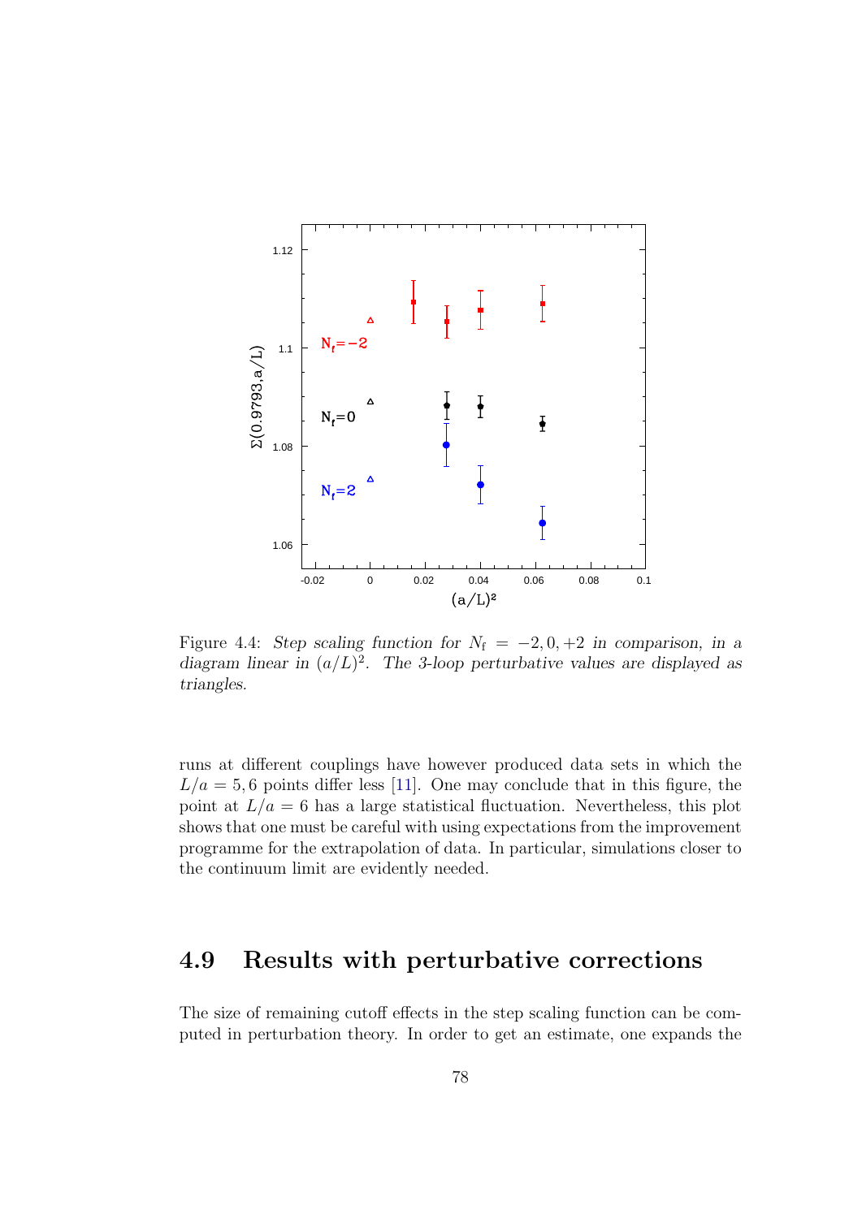Figure 4.4: *Step scaling function for $N_\mathrm{f} = -2, 0, +2$ in comparison, in a diagram linear in $(a/L)^2$. The 3-loop perturbative values are displayed as triangles.*

runs at different couplings have however produced data sets in which the $L/a = 5, 6$ points differ less [11]. One may conclude that in this figure, the point at $L/a = 6$ has a large statistical fluctuation. Nevertheless, this plot shows that one must be careful with using expectations from the improvement programme for the extrapolation of data. In particular, simulations closer to the continuum limit are evidently needed.

## 4.9 Results with perturbative corrections

The size of remaining cutoff effects in the step scaling function can be computed in perturbation theory. In order to get an estimate, one expands the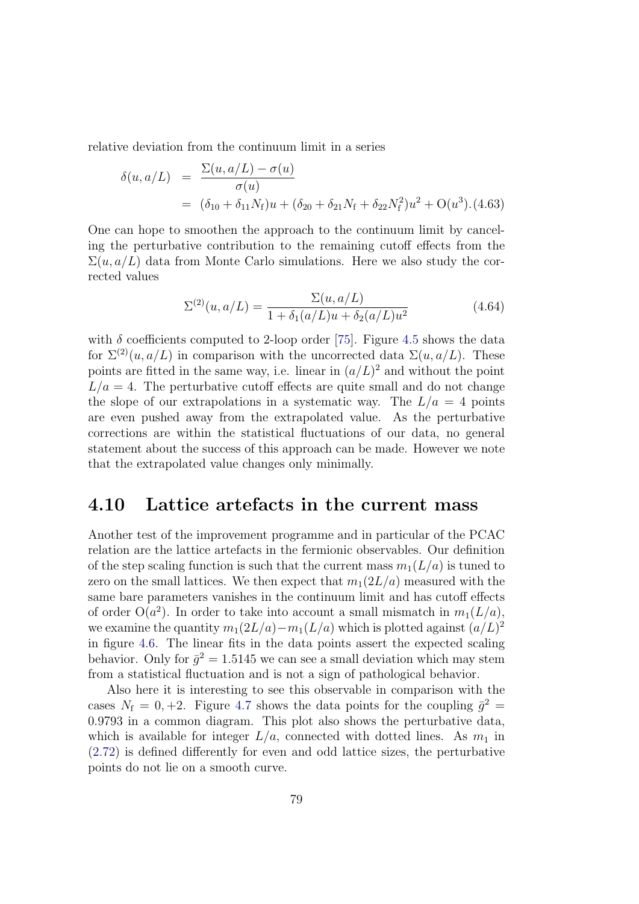relative deviation from the continuum limit in a series

$$
\begin{aligned}
\delta(u,a/L) &= \frac{\Sigma(u,a/L)-\sigma(u)}{\sigma(u)} \\
&= (\delta_{10}+\delta_{11}N_{\rm f})u + (\delta_{20}+\delta_{21}N_{\rm f}+\delta_{22}N_{\rm f}^2)u^2 + {\rm O}(u^3). \quad (4.63)
\end{aligned}
$$

One can hope to smoothen the approach to the continuum limit by canceling the perturbative contribution to the remaining cutoff effects from the $\Sigma(u,a/L)$ data from Monte Carlo simulations. Here we also study the corrected values

$$
\Sigma^{(2)}(u,a/L) = \frac{\Sigma(u,a/L)}{1+\delta_1(a/L)u+\delta_2(a/L)u^2} \quad (4.64)
$$

with $\delta$ coefficients computed to 2-loop order [75]. Figure 4.5 shows the data for $\Sigma^{(2)}(u,a/L)$ in comparison with the uncorrected data $\Sigma(u,a/L)$. These points are fitted in the same way, i.e. linear in $(a/L)^2$ and without the point $L/a = 4$. The perturbative cutoff effects are quite small and do not change the slope of our extrapolations in a systematic way. The $L/a = 4$ points are even pushed away from the extrapolated value. As the perturbative corrections are within the statistical fluctuations of our data, no general statement about the success of this approach can be made. However we note that the extrapolated value changes only minimally.

## 4.10 Lattice artefacts in the current mass

Another test of the improvement programme and in particular of the PCAC relation are the lattice artefacts in the fermionic observables. Our definition of the step scaling function is such that the current mass $m_1(L/a)$ is tuned to zero on the small lattices. We then expect that $m_1(2L/a)$ measured with the same bare parameters vanishes in the continuum limit and has cutoff effects of order ${\rm O}(a^2)$. In order to take into account a small mismatch in $m_1(L/a)$, we examine the quantity $m_1(2L/a)-m_1(L/a)$ which is plotted against $(a/L)^2$ in figure 4.6. The linear fits in the data points assert the expected scaling behavior. Only for $\bar{g}^2 = 1.5145$ we can see a small deviation which may stem from a statistical fluctuation and is not a sign of pathological behavior.

Also here it is interesting to see this observable in comparison with the cases $N_{\rm f} = 0, +2$. Figure 4.7 shows the data points for the coupling $\bar{g}^2 = 0.9793$ in a common diagram. This plot also shows the perturbative data, which is available for integer $L/a$, connected with dotted lines. As $m_1$ in (2.72) is defined differently for even and odd lattice sizes, the perturbative points do not lie on a smooth curve.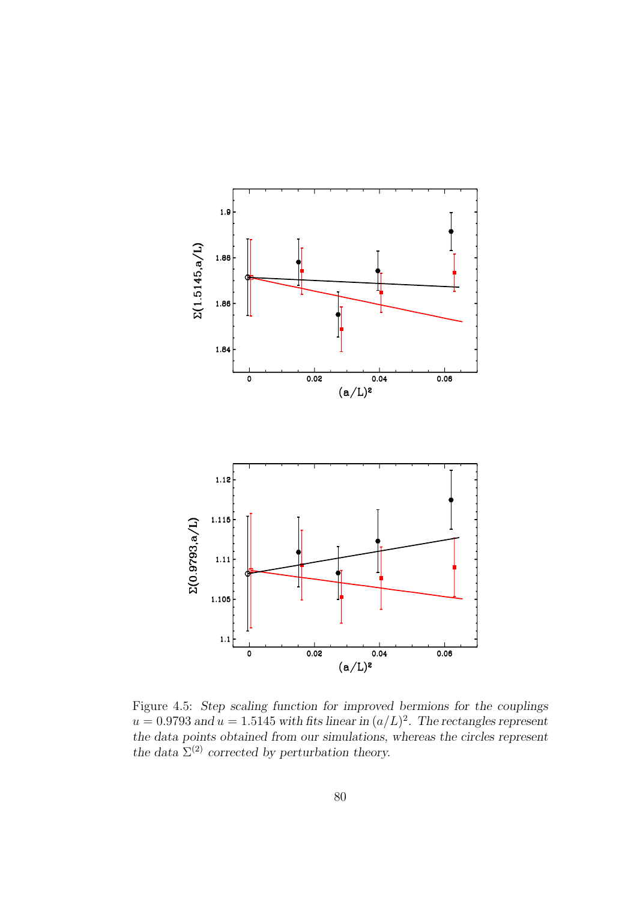Figure 4.5: *Step scaling function for improved bermions for the couplings $u = 0.9793$ and $u = 1.5145$ with fits linear in $(a/L)^2$. The rectangles represent the data points obtained from our simulations, whereas the circles represent the data $\Sigma^{(2)}$ corrected by perturbation theory.*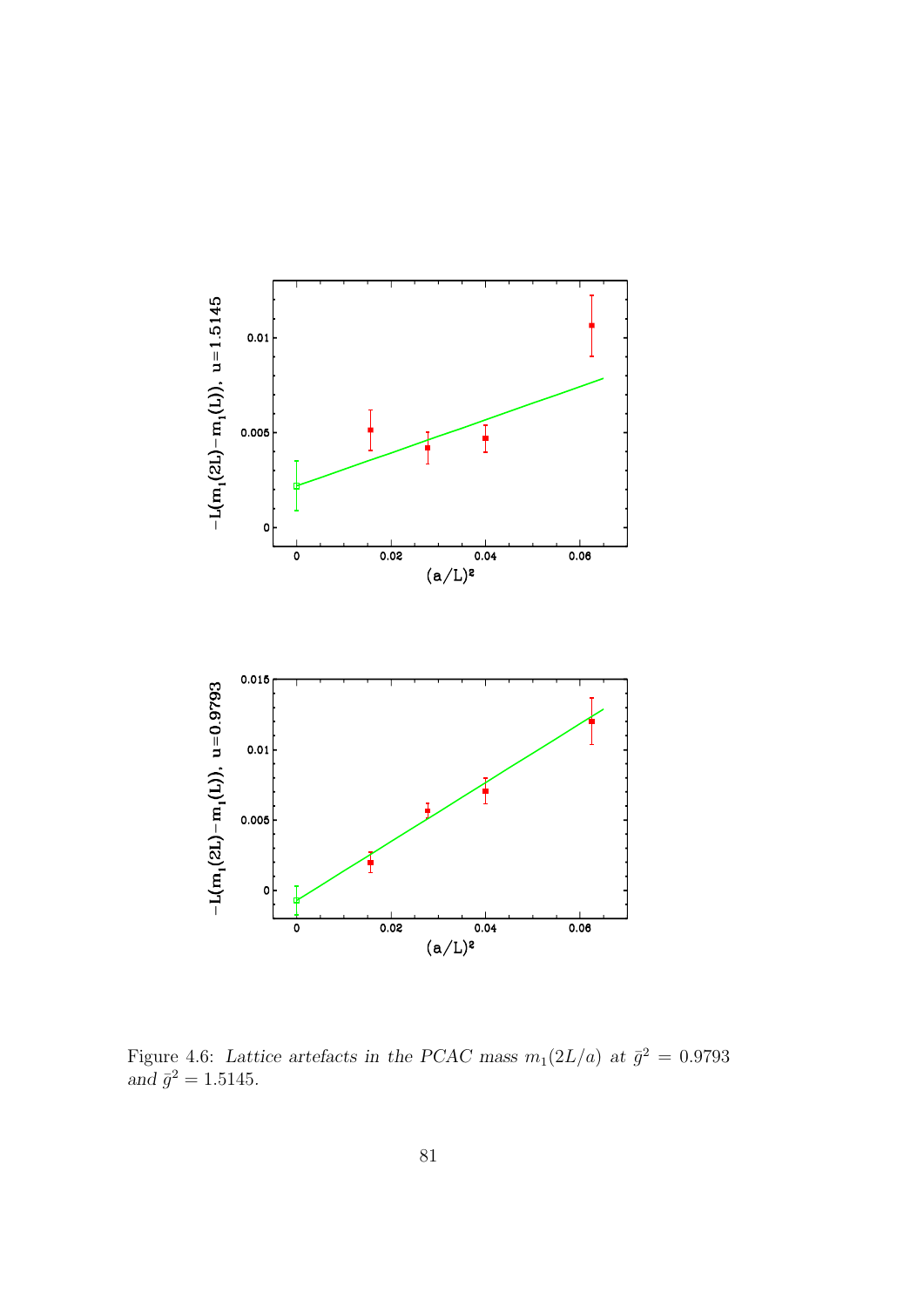Figure 4.6: *Lattice artefacts in the PCAC mass $m_1(2L/a)$ at $\bar{g}^2 = 0.9793$ and $\bar{g}^2 = 1.5145$.*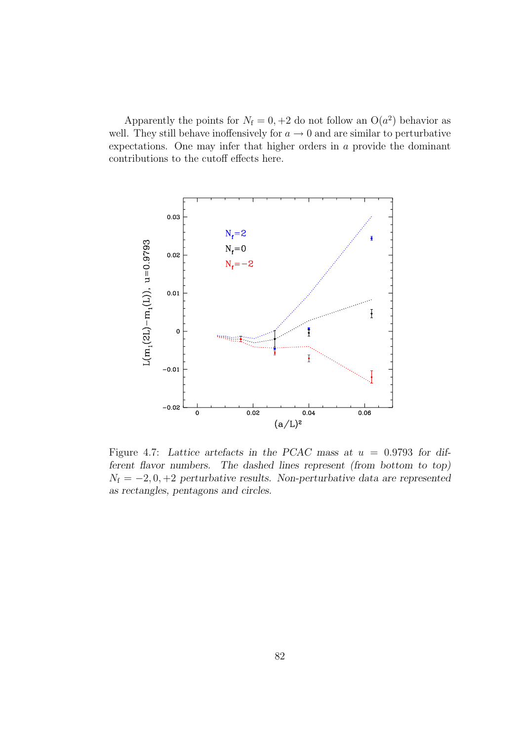Apparently the points for $N_{\mathrm{f}} = 0, +2$ do not follow an $\mathrm{O}(a^2)$ behavior as well. They still behave inoffensively for $a \to 0$ and are similar to perturbative expectations. One may infer that higher orders in $a$ provide the dominant contributions to the cutoff effects here.

Figure 4.7: *Lattice artefacts in the PCAC mass at $u = 0.9793$ for different flavor numbers. The dashed lines represent (from bottom to top) $N_{\mathrm{f}} = -2, 0, +2$ perturbative results. Non-perturbative data are represented as rectangles, pentagons and circles.*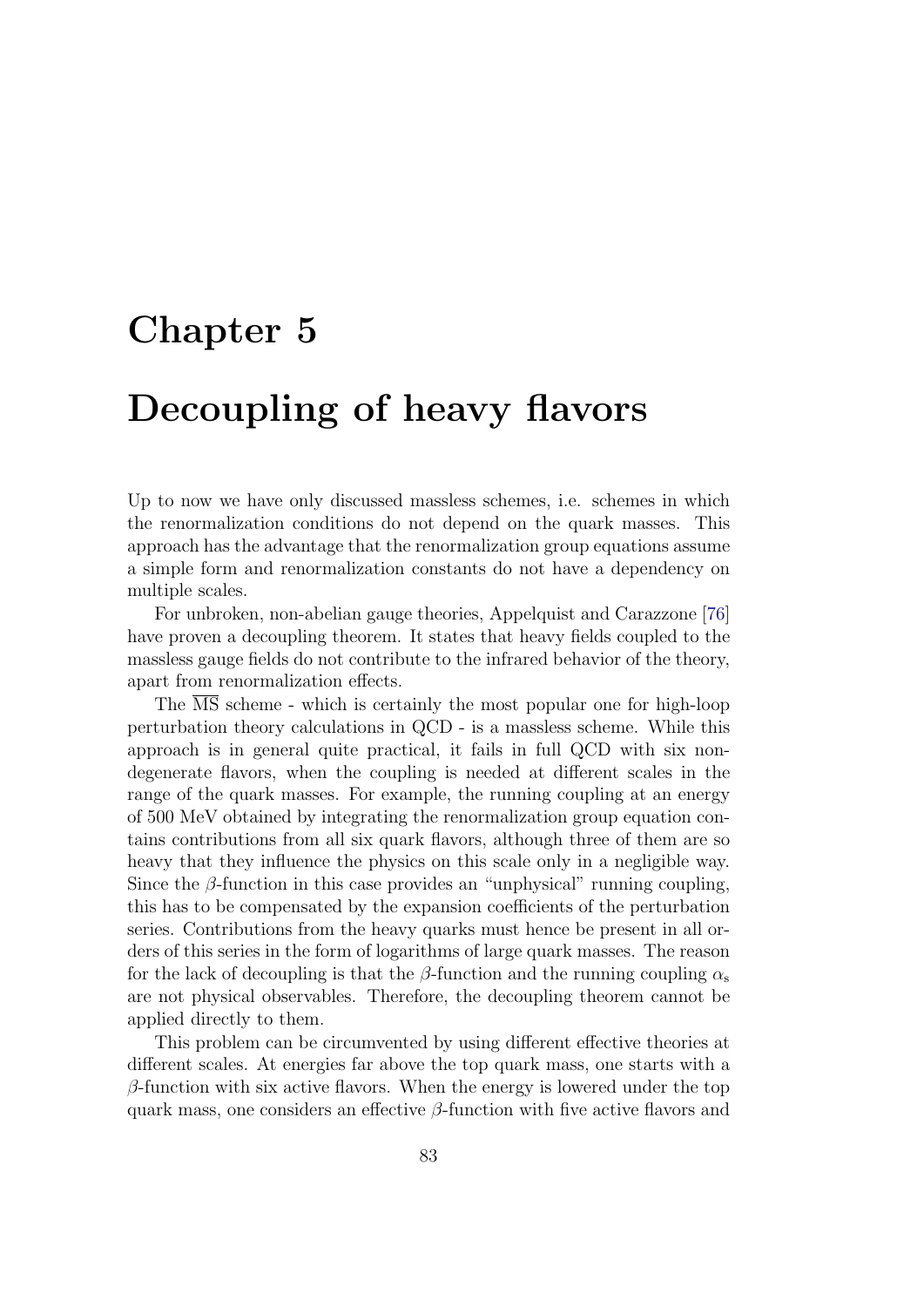# Chapter 5

# Decoupling of heavy flavors

Up to now we have only discussed massless schemes, i.e. schemes in which the renormalization conditions do not depend on the quark masses. This approach has the advantage that the renormalization group equations assume a simple form and renormalization constants do not have a dependency on multiple scales.

For unbroken, non-abelian gauge theories, Appelquist and Carazzone [76] have proven a decoupling theorem. It states that heavy fields coupled to the massless gauge fields do not contribute to the infrared behavior of the theory, apart from renormalization effects.

The $\overline{\text{MS}}$ scheme - which is certainly the most popular one for high-loop perturbation theory calculations in QCD - is a massless scheme. While this approach is in general quite practical, it fails in full QCD with six non-degenerate flavors, when the coupling is needed at different scales in the range of the quark masses. For example, the running coupling at an energy of 500 MeV obtained by integrating the renormalization group equation contains contributions from all six quark flavors, although three of them are so heavy that they influence the physics on this scale only in a negligible way. Since the $\beta$-function in this case provides an "unphysical" running coupling, this has to be compensated by the expansion coefficients of the perturbation series. Contributions from the heavy quarks must hence be present in all orders of this series in the form of logarithms of large quark masses. The reason for the lack of decoupling is that the $\beta$-function and the running coupling $\alpha_{\text{s}}$ are not physical observables. Therefore, the decoupling theorem cannot be applied directly to them.

This problem can be circumvented by using different effective theories at different scales. At energies far above the top quark mass, one starts with a $\beta$-function with six active flavors. When the energy is lowered under the top quark mass, one considers an effective $\beta$-function with five active flavors and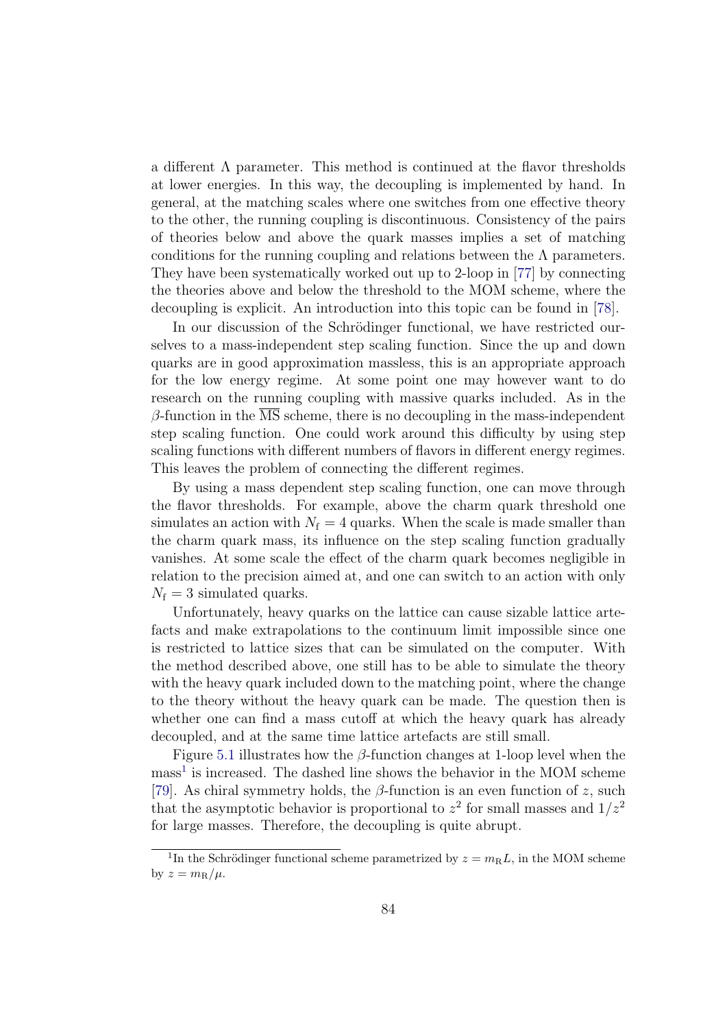a different $\Lambda$ parameter. This method is continued at the flavor thresholds at lower energies. In this way, the decoupling is implemented by hand. In general, at the matching scales where one switches from one effective theory to the other, the running coupling is discontinuous. Consistency of the pairs of theories below and above the quark masses implies a set of matching conditions for the running coupling and relations between the $\Lambda$ parameters. They have been systematically worked out up to 2-loop in [77] by connecting the theories above and below the threshold to the MOM scheme, where the decoupling is explicit. An introduction into this topic can be found in [78].

In our discussion of the Schrödinger functional, we have restricted ourselves to a mass-independent step scaling function. Since the up and down quarks are in good approximation massless, this is an appropriate approach for the low energy regime. At some point one may however want to do research on the running coupling with massive quarks included. As in the $\beta$-function in the $\overline{\text{MS}}$ scheme, there is no decoupling in the mass-independent step scaling function. One could work around this difficulty by using step scaling functions with different numbers of flavors in different energy regimes. This leaves the problem of connecting the different regimes.

By using a mass dependent step scaling function, one can move through the flavor thresholds. For example, above the charm quark threshold one simulates an action with $N_{\text{f}} = 4$ quarks. When the scale is made smaller than the charm quark mass, its influence on the step scaling function gradually vanishes. At some scale the effect of the charm quark becomes negligible in relation to the precision aimed at, and one can switch to an action with only $N_{\text{f}} = 3$ simulated quarks.

Unfortunately, heavy quarks on the lattice can cause sizable lattice artefacts and make extrapolations to the continuum limit impossible since one is restricted to lattice sizes that can be simulated on the computer. With the method described above, one still has to be able to simulate the theory with the heavy quark included down to the matching point, where the change to the theory without the heavy quark can be made. The question then is whether one can find a mass cutoff at which the heavy quark has already decoupled, and at the same time lattice artefacts are still small.

Figure 5.1 illustrates how the $\beta$-function changes at 1-loop level when the mass[1] is increased. The dashed line shows the behavior in the MOM scheme [79]. As chiral symmetry holds, the $\beta$-function is an even function of $z$, such that the asymptotic behavior is proportional to $z^2$ for small masses and $1/z^2$ for large masses. Therefore, the decoupling is quite abrupt.

[1] In the Schrödinger functional scheme parametrized by $z = m_{\text{R}} L$, in the MOM scheme by $z = m_{\text{R}}/\mu$.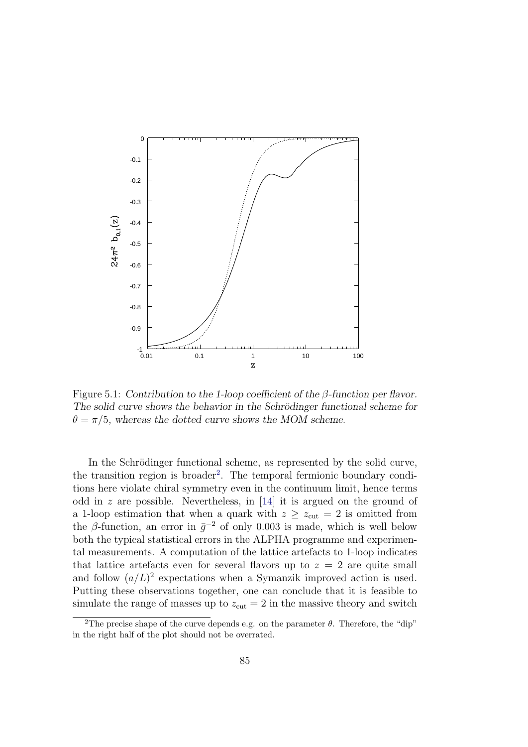Figure 5.1: *Contribution to the 1-loop coefficient of the $\beta$-function per flavor. The solid curve shows the behavior in the Schrödinger functional scheme for $\theta = \pi/5$, whereas the dotted curve shows the MOM scheme.*

In the Schrödinger functional scheme, as represented by the solid curve, the transition region is broader[2]. The temporal fermionic boundary conditions here violate chiral symmetry even in the continuum limit, hence terms odd in $z$ are possible. Nevertheless, in [14] it is argued on the ground of a 1-loop estimation that when a quark with $z \geq z_{\text{cut}} = 2$ is omitted from the $\beta$-function, an error in $\bar{g}^{-2}$ of only 0.003 is made, which is well below both the typical statistical errors in the ALPHA programme and experimental measurements. A computation of the lattice artefacts to 1-loop indicates that lattice artefacts even for several flavors up to $z = 2$ are quite small and follow $(a/L)^2$ expectations when a Symanzik improved action is used. Putting these observations together, one can conclude that it is feasible to simulate the range of masses up to $z_{\text{cut}} = 2$ in the massive theory and switch

[2] The precise shape of the curve depends e.g. on the parameter $\theta$. Therefore, the "dip" in the right half of the plot should not be overrated.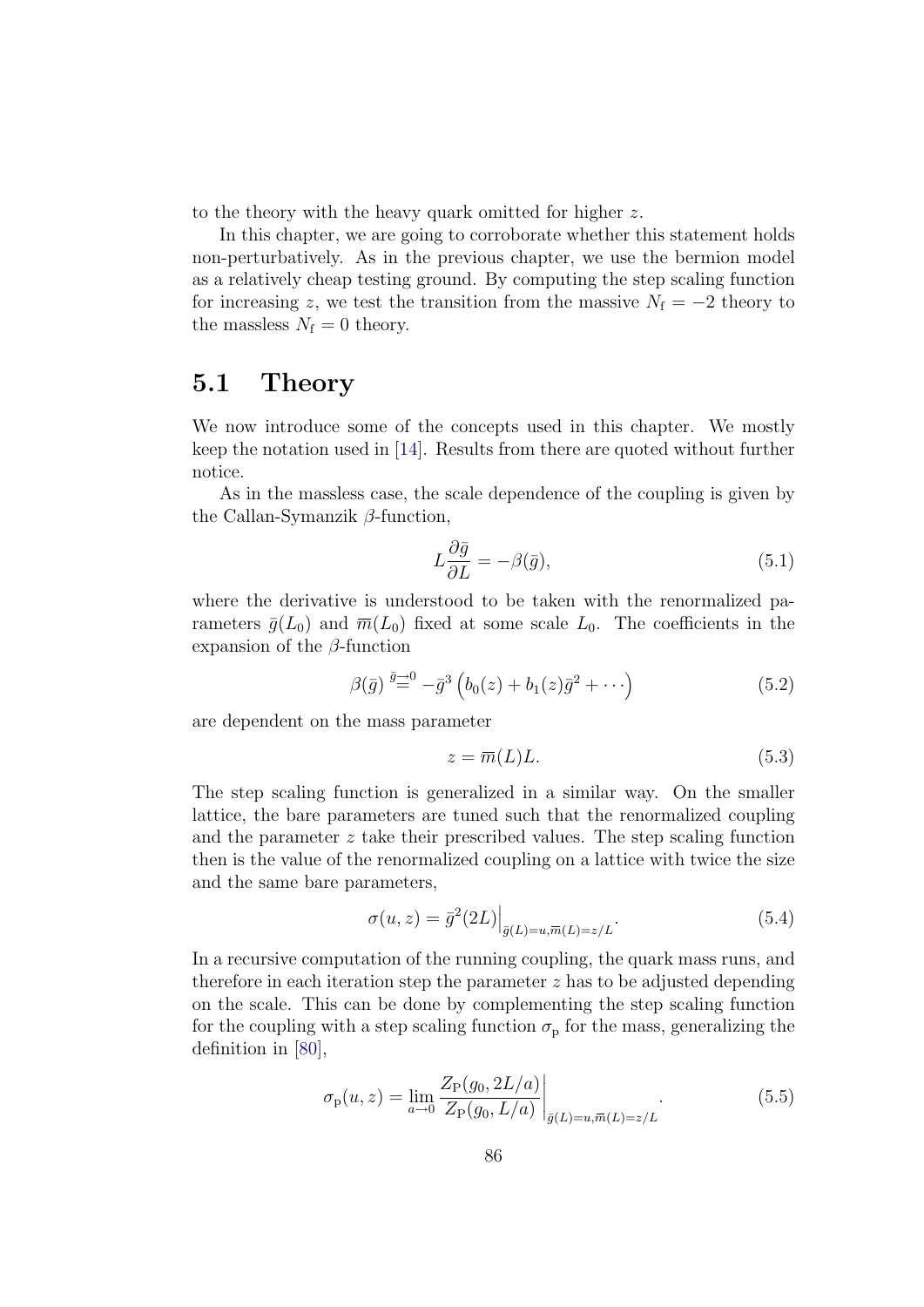to the theory with the heavy quark omitted for higher $z$.

In this chapter, we are going to corroborate whether this statement holds non-perturbatively. As in the previous chapter, we use the bermion model as a relatively cheap testing ground. By computing the step scaling function for increasing $z$, we test the transition from the massive $N_\mathrm{f} = -2$ theory to the massless $N_\mathrm{f} = 0$ theory.

## 5.1 Theory

We now introduce some of the concepts used in this chapter. We mostly keep the notation used in [14]. Results from there are quoted without further notice.

As in the massless case, the scale dependence of the coupling is given by the Callan-Symanzik $\beta$-function,

$$L\frac{\partial \bar{g}}{\partial L} = -\beta(\bar{g}), \tag{5.1}$$

where the derivative is understood to be taken with the renormalized parameters $\bar{g}(L_0)$ and $\overline{m}(L_0)$ fixed at some scale $L_0$. The coefficients in the expansion of the $\beta$-function

$$\beta(\bar{g}) \overset{\bar{g}\to 0}{=} -\bar{g}^3 \left(b_0(z) + b_1(z)\bar{g}^2 + \cdots\right) \tag{5.2}$$

are dependent on the mass parameter

$$z = \overline{m}(L)L. \tag{5.3}$$

The step scaling function is generalized in a similar way. On the smaller lattice, the bare parameters are tuned such that the renormalized coupling and the parameter $z$ take their prescribed values. The step scaling function then is the value of the renormalized coupling on a lattice with twice the size and the same bare parameters,

$$\sigma(u, z) = \bar{g}^2(2L)\Big|_{\bar{g}(L)=u, \overline{m}(L)=z/L}. \tag{5.4}$$

In a recursive computation of the running coupling, the quark mass runs, and therefore in each iteration step the parameter $z$ has to be adjusted depending on the scale. This can be done by complementing the step scaling function for the coupling with a step scaling function $\sigma_\mathrm{p}$ for the mass, generalizing the definition in [80],

$$\sigma_\mathrm{p}(u, z) = \lim_{a\to 0} \frac{Z_\mathrm{P}(g_0, 2L/a)}{Z_\mathrm{P}(g_0, L/a)}\Bigg|_{\bar{g}(L)=u, \overline{m}(L)=z/L}. \tag{5.5}$$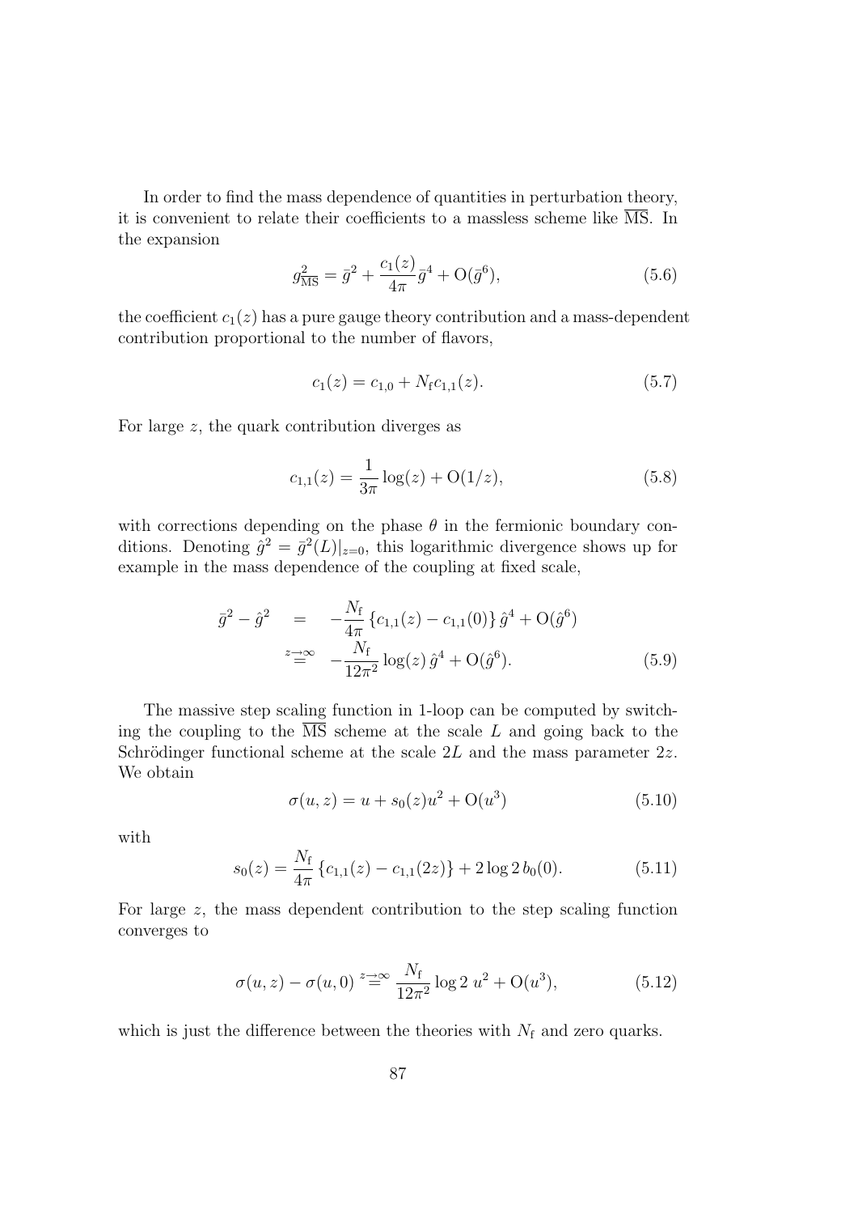In order to find the mass dependence of quantities in perturbation theory, it is convenient to relate their coefficients to a massless scheme like $\overline{\mathrm{MS}}$. In the expansion

$$g_{\overline{\mathrm{MS}}}^2 = \bar{g}^2 + \frac{c_1(z)}{4\pi}\bar{g}^4 + \mathrm{O}(\bar{g}^6), \tag{5.6}$$

the coefficient $c_1(z)$ has a pure gauge theory contribution and a mass-dependent contribution proportional to the number of flavors,

$$c_1(z) = c_{1,0} + N_{\mathrm{f}} c_{1,1}(z). \tag{5.7}$$

For large $z$, the quark contribution diverges as

$$c_{1,1}(z) = \frac{1}{3\pi}\log(z) + \mathrm{O}(1/z), \tag{5.8}$$

with corrections depending on the phase $\theta$ in the fermionic boundary conditions. Denoting $\hat{g}^2 = \bar{g}^2(L)|_{z=0}$, this logarithmic divergence shows up for example in the mass dependence of the coupling at fixed scale,

$$\begin{aligned}
\bar{g}^2 - \hat{g}^2 \quad &= \quad -\frac{N_{\mathrm{f}}}{4\pi}\left\{c_{1,1}(z) - c_{1,1}(0)\right\}\hat{g}^4 + \mathrm{O}(\hat{g}^6) \\
&\overset{z\to\infty}{=} \quad -\frac{N_{\mathrm{f}}}{12\pi^2}\log(z)\,\hat{g}^4 + \mathrm{O}(\hat{g}^6).
\end{aligned} \tag{5.9}$$

The massive step scaling function in 1-loop can be computed by switching the coupling to the $\overline{\mathrm{MS}}$ scheme at the scale $L$ and going back to the Schrödinger functional scheme at the scale $2L$ and the mass parameter $2z$. We obtain

$$\sigma(u, z) = u + s_0(z)u^2 + \mathrm{O}(u^3) \tag{5.10}$$

with

$$s_0(z) = \frac{N_{\mathrm{f}}}{4\pi}\left\{c_{1,1}(z) - c_{1,1}(2z)\right\} + 2\log 2\, b_0(0). \tag{5.11}$$

For large $z$, the mass dependent contribution to the step scaling function converges to

$$\sigma(u, z) - \sigma(u, 0) \overset{z\to\infty}{=} \frac{N_{\mathrm{f}}}{12\pi^2}\log 2\; u^2 + \mathrm{O}(u^3), \tag{5.12}$$

which is just the difference between the theories with $N_{\mathrm{f}}$ and zero quarks.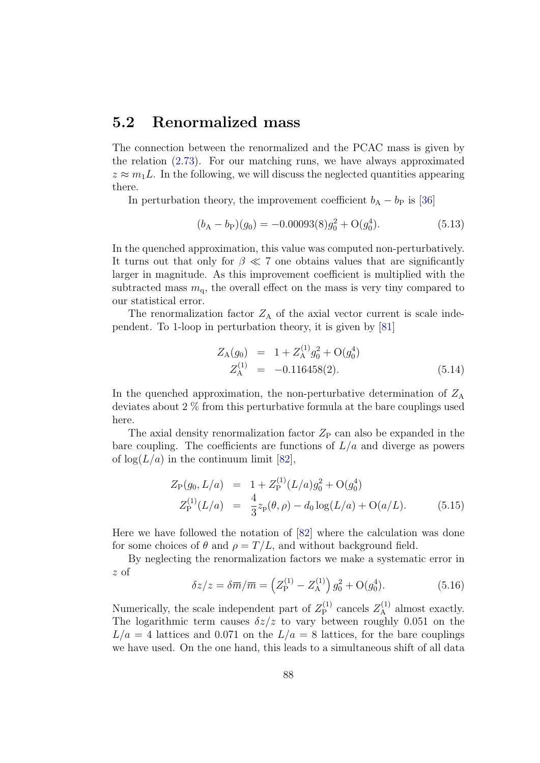## 5.2 Renormalized mass

The connection between the renormalized and the PCAC mass is given by the relation (2.73). For our matching runs, we have always approximated $z \approx m_1 L$. In the following, we will discuss the neglected quantities appearing there.

In perturbation theory, the improvement coefficient $b_{\rm A} - b_{\rm P}$ is [36]

$$(b_{\rm A} - b_{\rm P})(g_0) = -0.00093(8) g_0^2 + {\rm O}(g_0^4). \tag{5.13}$$

In the quenched approximation, this value was computed non-perturbatively. It turns out that only for $\beta \ll 7$ one obtains values that are significantly larger in magnitude. As this improvement coefficient is multiplied with the subtracted mass $m_{\rm q}$, the overall effect on the mass is very tiny compared to our statistical error.

The renormalization factor $Z_{\rm A}$ of the axial vector current is scale independent. To 1-loop in perturbation theory, it is given by [81]

$$\begin{aligned} Z_{\rm A}(g_0) &= 1 + Z_{\rm A}^{(1)} g_0^2 + {\rm O}(g_0^4) \\ Z_{\rm A}^{(1)} &= -0.116458(2). \end{aligned} \tag{5.14}$$

In the quenched approximation, the non-perturbative determination of $Z_{\rm A}$ deviates about 2 % from this perturbative formula at the bare couplings used here.

The axial density renormalization factor $Z_{\rm P}$ can also be expanded in the bare coupling. The coefficients are functions of $L/a$ and diverge as powers of $\log(L/a)$ in the continuum limit [82],

$$\begin{aligned} Z_{\rm P}(g_0, L/a) &= 1 + Z_{\rm P}^{(1)}(L/a) g_0^2 + {\rm O}(g_0^4) \\ Z_{\rm P}^{(1)}(L/a) &= \frac{4}{3} z_{\rm p}(\theta, \rho) - d_0 \log(L/a) + {\rm O}(a/L). \end{aligned} \tag{5.15}$$

Here we have followed the notation of [82] where the calculation was done for some choices of $\theta$ and $\rho = T/L$, and without background field.

By neglecting the renormalization factors we make a systematic error in $z$ of

$$\delta z / z = \delta \overline{m} / \overline{m} = \left( Z_{\rm P}^{(1)} - Z_{\rm A}^{(1)} \right) g_0^2 + {\rm O}(g_0^4). \tag{5.16}$$

Numerically, the scale independent part of $Z_{\rm P}^{(1)}$ cancels $Z_{\rm A}^{(1)}$ almost exactly. The logarithmic term causes $\delta z / z$ to vary between roughly 0.051 on the $L/a = 4$ lattices and 0.071 on the $L/a = 8$ lattices, for the bare couplings we have used. On the one hand, this leads to a simultaneous shift of all data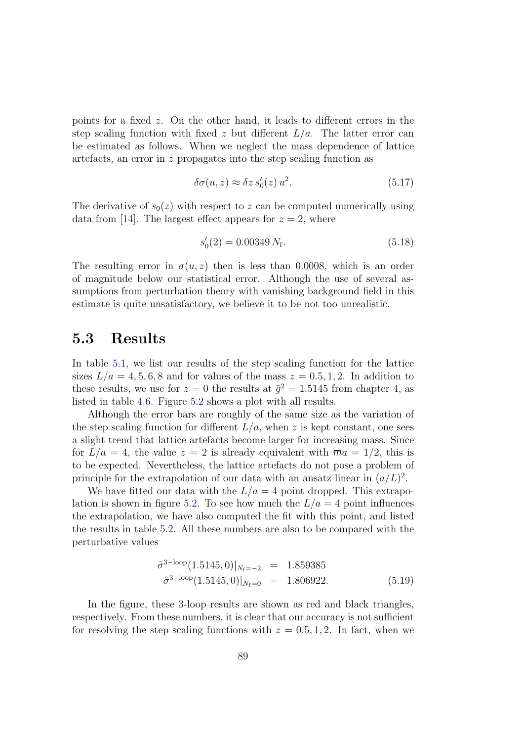points for a fixed $z$. On the other hand, it leads to different errors in the step scaling function with fixed $z$ but different $L/a$. The latter error can be estimated as follows. When we neglect the mass dependence of lattice artefacts, an error in $z$ propagates into the step scaling function as

$$\delta\sigma(u, z) \approx \delta z \, s_0'(z) \, u^2. \tag{5.17}$$

The derivative of $s_0(z)$ with respect to $z$ can be computed numerically using data from [14]. The largest effect appears for $z = 2$, where

$$s_0'(2) = 0.00349 \, N_{\mathrm{f}}. \tag{5.18}$$

The resulting error in $\sigma(u, z)$ then is less than 0.0008, which is an order of magnitude below our statistical error. Although the use of several assumptions from perturbation theory with vanishing background field in this estimate is quite unsatisfactory, we believe it to be not too unrealistic.

## 5.3 Results

In table 5.1, we list our results of the step scaling function for the lattice sizes $L/a = 4, 5, 6, 8$ and for values of the mass $z = 0.5, 1, 2$. In addition to these results, we use for $z = 0$ the results at $\bar{g}^2 = 1.5145$ from chapter 4, as listed in table 4.6. Figure 5.2 shows a plot with all results.

Although the error bars are roughly of the same size as the variation of the step scaling function for different $L/a$, when $z$ is kept constant, one sees a slight trend that lattice artefacts become larger for increasing mass. Since for $L/a = 4$, the value $z = 2$ is already equivalent with $\overline{m}a = 1/2$, this is to be expected. Nevertheless, the lattice artefacts do not pose a problem of principle for the extrapolation of our data with an ansatz linear in $(a/L)^2$.

We have fitted our data with the $L/a = 4$ point dropped. This extrapolation is shown in figure 5.2. To see how much the $L/a = 4$ point influences the extrapolation, we have also computed the fit with this point, and listed the results in table 5.2. All these numbers are also to be compared with the perturbative values

$$\begin{aligned} \hat{\sigma}^{3-\mathrm{loop}}(1.5145, 0)|_{N_{\mathrm{f}}=-2} &= 1.859385 \\ \hat{\sigma}^{3-\mathrm{loop}}(1.5145, 0)|_{N_{\mathrm{f}}=0} &= 1.806922. \end{aligned} \tag{5.19}$$

In the figure, these 3-loop results are shown as red and black triangles, respectively. From these numbers, it is clear that our accuracy is not sufficient for resolving the step scaling functions with $z = 0.5, 1, 2$. In fact, when we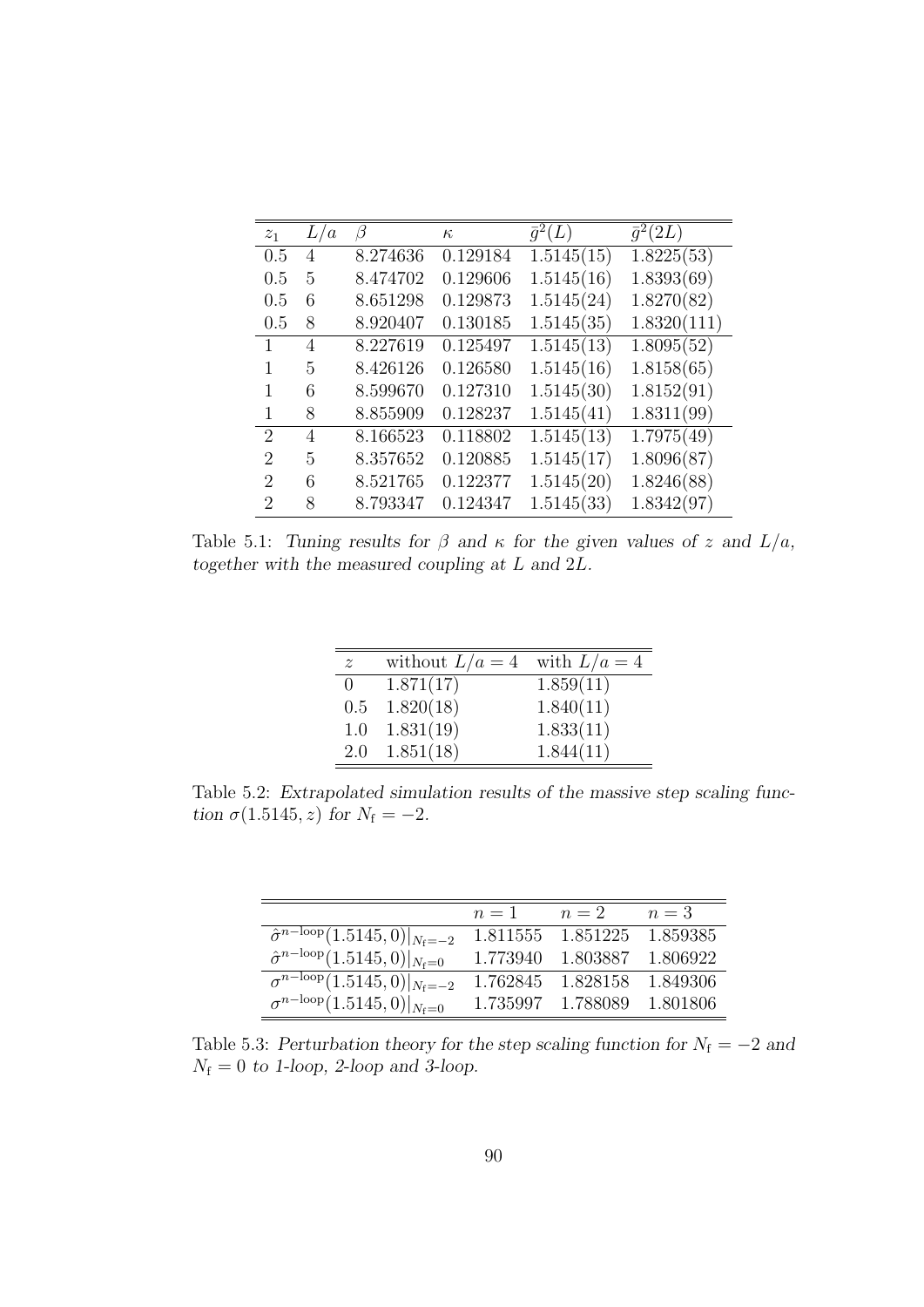| $z_1$ | $L/a$ | $\beta$ | $\kappa$ | $\bar{g}^2(L)$ | $\bar{g}^2(2L)$ |
|---|---|---|---|---|---|
| 0.5 | 4 | 8.274636 | 0.129184 | 1.5145(15) | 1.8225(53) |
| 0.5 | 5 | 8.474702 | 0.129606 | 1.5145(16) | 1.8393(69) |
| 0.5 | 6 | 8.651298 | 0.129873 | 1.5145(24) | 1.8270(82) |
| 0.5 | 8 | 8.920407 | 0.130185 | 1.5145(35) | 1.8320(111) |
| 1 | 4 | 8.227619 | 0.125497 | 1.5145(13) | 1.8095(52) |
| 1 | 5 | 8.426126 | 0.126580 | 1.5145(16) | 1.8158(65) |
| 1 | 6 | 8.599670 | 0.127310 | 1.5145(30) | 1.8152(91) |
| 1 | 8 | 8.855909 | 0.128237 | 1.5145(41) | 1.8311(99) |
| 2 | 4 | 8.166523 | 0.118802 | 1.5145(13) | 1.7975(49) |
| 2 | 5 | 8.357652 | 0.120885 | 1.5145(17) | 1.8096(87) |
| 2 | 6 | 8.521765 | 0.122377 | 1.5145(20) | 1.8246(88) |
| 2 | 8 | 8.793347 | 0.124347 | 1.5145(33) | 1.8342(97) |

Table 5.1: *Tuning results for $\beta$ and $\kappa$ for the given values of $z$ and $L/a$, together with the measured coupling at $L$ and $2L$.*

| $z$ | without $L/a = 4$ | with $L/a = 4$ |
|---|---|---|
| 0 | 1.871(17) | 1.859(11) |
| 0.5 | 1.820(18) | 1.840(11) |
| 1.0 | 1.831(19) | 1.833(11) |
| 2.0 | 1.851(18) | 1.844(11) |

Table 5.2: *Extrapolated simulation results of the massive step scaling function $\sigma(1.5145, z)$ for $N_\mathrm{f} = -2$.*

| | $n = 1$ | $n = 2$ | $n = 3$ |
|---|---|---|---|
| $\hat{\sigma}^{n-\mathrm{loop}}(1.5145, 0)\vert_{N_\mathrm{f}=-2}$ | 1.811555 | 1.851225 | 1.859385 |
| $\hat{\sigma}^{n-\mathrm{loop}}(1.5145, 0)\vert_{N_\mathrm{f}=0}$ | 1.773940 | 1.803887 | 1.806922 |
| $\sigma^{n-\mathrm{loop}}(1.5145, 0)\vert_{N_\mathrm{f}=-2}$ | 1.762845 | 1.828158 | 1.849306 |
| $\sigma^{n-\mathrm{loop}}(1.5145, 0)\vert_{N_\mathrm{f}=0}$ | 1.735997 | 1.788089 | 1.801806 |

Table 5.3: *Perturbation theory for the step scaling function for $N_\mathrm{f} = -2$ and $N_\mathrm{f} = 0$ to 1-loop, 2-loop and 3-loop.*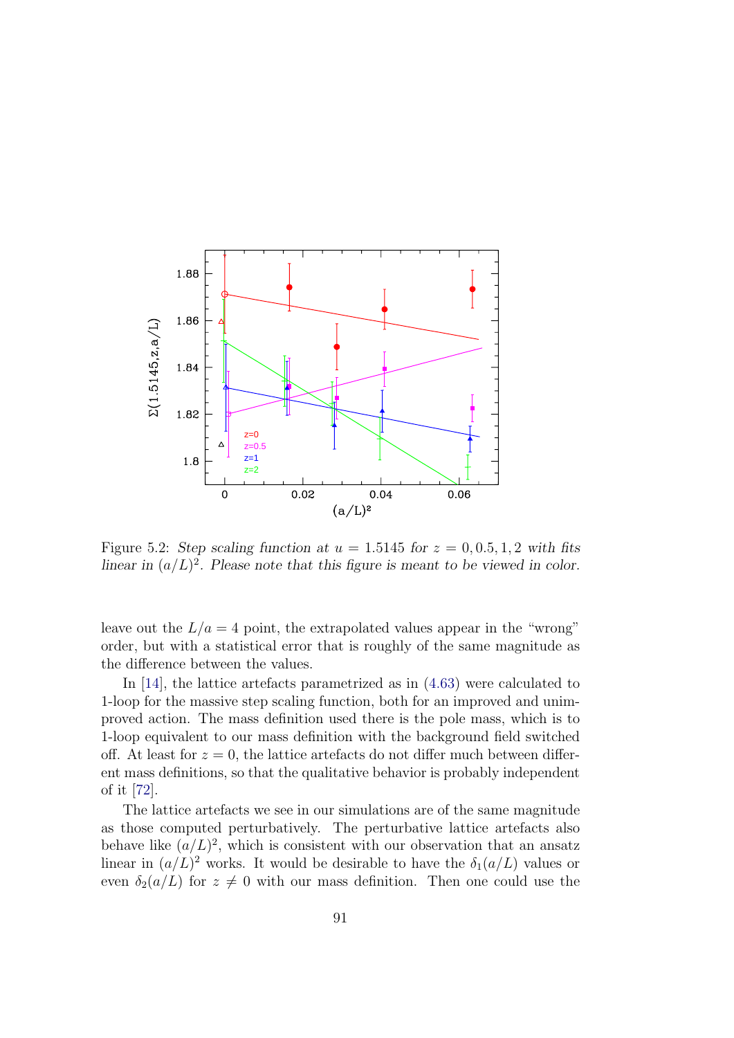Figure 5.2: *Step scaling function at $u = 1.5145$ for $z = 0, 0.5, 1, 2$ with fits linear in $(a/L)^2$. Please note that this figure is meant to be viewed in color.*

leave out the $L/a = 4$ point, the extrapolated values appear in the "wrong" order, but with a statistical error that is roughly of the same magnitude as the difference between the values.

In [14], the lattice artefacts parametrized as in (4.63) were calculated to 1-loop for the massive step scaling function, both for an improved and unimproved action. The mass definition used there is the pole mass, which is to 1-loop equivalent to our mass definition with the background field switched off. At least for $z = 0$, the lattice artefacts do not differ much between different mass definitions, so that the qualitative behavior is probably independent of it [72].

The lattice artefacts we see in our simulations are of the same magnitude as those computed perturbatively. The perturbative lattice artefacts also behave like $(a/L)^2$, which is consistent with our observation that an ansatz linear in $(a/L)^2$ works. It would be desirable to have the $\delta_1(a/L)$ values or even $\delta_2(a/L)$ for $z \neq 0$ with our mass definition. Then one could use the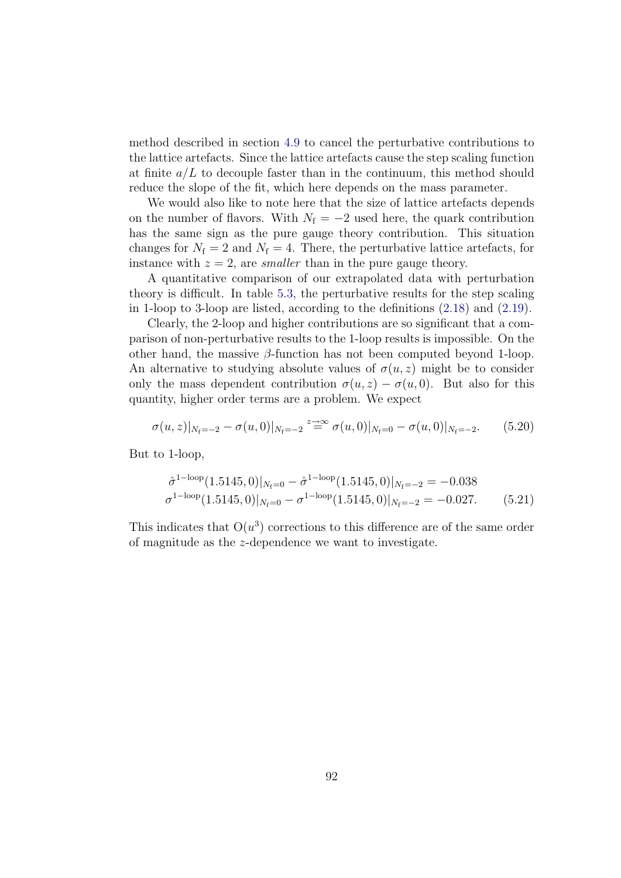method described in section 4.9 to cancel the perturbative contributions to the lattice artefacts. Since the lattice artefacts cause the step scaling function at finite $a/L$ to decouple faster than in the continuum, this method should reduce the slope of the fit, which here depends on the mass parameter.

We would also like to note here that the size of lattice artefacts depends on the number of flavors. With $N_{\rm f} = -2$ used here, the quark contribution has the same sign as the pure gauge theory contribution. This situation changes for $N_{\rm f} = 2$ and $N_{\rm f} = 4$. There, the perturbative lattice artefacts, for instance with $z = 2$, are *smaller* than in the pure gauge theory.

A quantitative comparison of our extrapolated data with perturbation theory is difficult. In table 5.3, the perturbative results for the step scaling in 1-loop to 3-loop are listed, according to the definitions (2.18) and (2.19).

Clearly, the 2-loop and higher contributions are so significant that a comparison of non-perturbative results to the 1-loop results is impossible. On the other hand, the massive $\beta$-function has not been computed beyond 1-loop. An alternative to studying absolute values of $\sigma(u, z)$ might be to consider only the mass dependent contribution $\sigma(u, z) - \sigma(u, 0)$. But also for this quantity, higher order terms are a problem. We expect

$$\sigma(u, z)|_{N_{\rm f}=-2} - \sigma(u, 0)|_{N_{\rm f}=-2} \overset{z\to\infty}{=} \sigma(u, 0)|_{N_{\rm f}=0} - \sigma(u, 0)|_{N_{\rm f}=-2}. \qquad (5.20)$$

But to 1-loop,

$$\begin{aligned} \hat{\sigma}^{1-\rm loop}(1.5145, 0)|_{N_{\rm f}=0} - \hat{\sigma}^{1-\rm loop}(1.5145, 0)|_{N_{\rm f}=-2} &= -0.038 \\ \sigma^{1-\rm loop}(1.5145, 0)|_{N_{\rm f}=0} - \sigma^{1-\rm loop}(1.5145, 0)|_{N_{\rm f}=-2} &= -0.027. \end{aligned} \qquad (5.21)$$

This indicates that $\mathrm{O}(u^3)$ corrections to this difference are of the same order of magnitude as the $z$-dependence we want to investigate.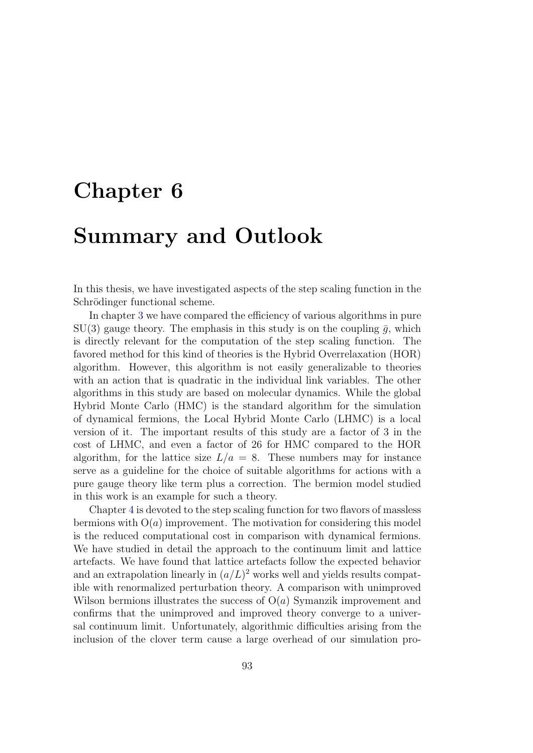# Chapter 6

# Summary and Outlook

In this thesis, we have investigated aspects of the step scaling function in the Schrödinger functional scheme.

In chapter 3 we have compared the efficiency of various algorithms in pure SU(3) gauge theory. The emphasis in this study is on the coupling $\bar{g}$, which is directly relevant for the computation of the step scaling function. The favored method for this kind of theories is the Hybrid Overrelaxation (HOR) algorithm. However, this algorithm is not easily generalizable to theories with an action that is quadratic in the individual link variables. The other algorithms in this study are based on molecular dynamics. While the global Hybrid Monte Carlo (HMC) is the standard algorithm for the simulation of dynamical fermions, the Local Hybrid Monte Carlo (LHMC) is a local version of it. The important results of this study are a factor of 3 in the cost of LHMC, and even a factor of 26 for HMC compared to the HOR algorithm, for the lattice size $L/a = 8$. These numbers may for instance serve as a guideline for the choice of suitable algorithms for actions with a pure gauge theory like term plus a correction. The bermion model studied in this work is an example for such a theory.

Chapter 4 is devoted to the step scaling function for two flavors of massless bermions with $\mathrm{O}(a)$ improvement. The motivation for considering this model is the reduced computational cost in comparison with dynamical fermions. We have studied in detail the approach to the continuum limit and lattice artefacts. We have found that lattice artefacts follow the expected behavior and an extrapolation linearly in $(a/L)^2$ works well and yields results compatible with renormalized perturbation theory. A comparison with unimproved Wilson bermions illustrates the success of $\mathrm{O}(a)$ Symanzik improvement and confirms that the unimproved and improved theory converge to a universal continuum limit. Unfortunately, algorithmic difficulties arising from the inclusion of the clover term cause a large overhead of our simulation pro-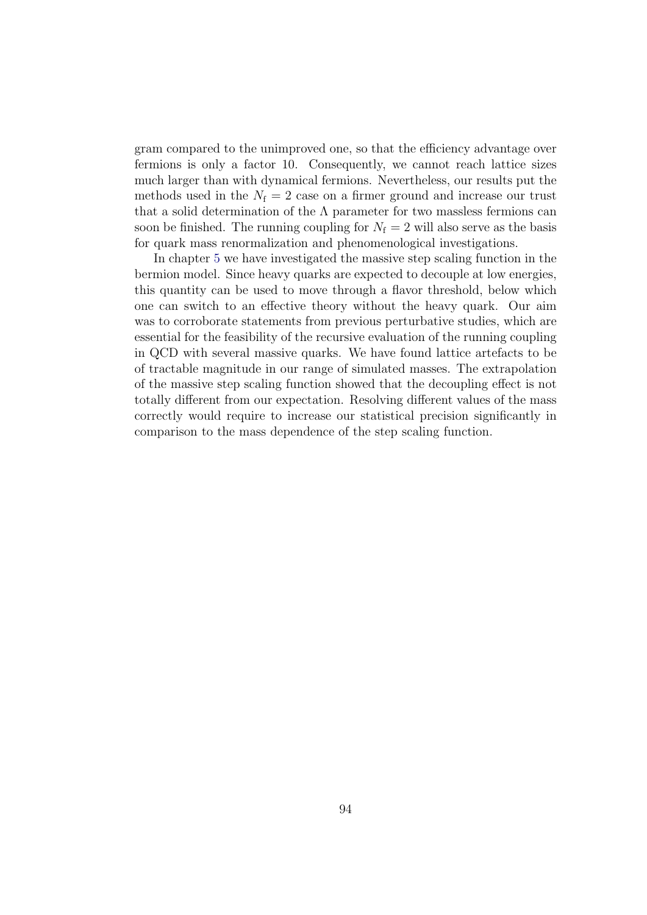gram compared to the unimproved one, so that the efficiency advantage over fermions is only a factor 10. Consequently, we cannot reach lattice sizes much larger than with dynamical fermions. Nevertheless, our results put the methods used in the $N_\mathrm{f} = 2$ case on a firmer ground and increase our trust that a solid determination of the $\Lambda$ parameter for two massless fermions can soon be finished. The running coupling for $N_\mathrm{f} = 2$ will also serve as the basis for quark mass renormalization and phenomenological investigations.

In chapter 5 we have investigated the massive step scaling function in the bermion model. Since heavy quarks are expected to decouple at low energies, this quantity can be used to move through a flavor threshold, below which one can switch to an effective theory without the heavy quark. Our aim was to corroborate statements from previous perturbative studies, which are essential for the feasibility of the recursive evaluation of the running coupling in QCD with several massive quarks. We have found lattice artefacts to be of tractable magnitude in our range of simulated masses. The extrapolation of the massive step scaling function showed that the decoupling effect is not totally different from our expectation. Resolving different values of the mass correctly would require to increase our statistical precision significantly in comparison to the mass dependence of the step scaling function.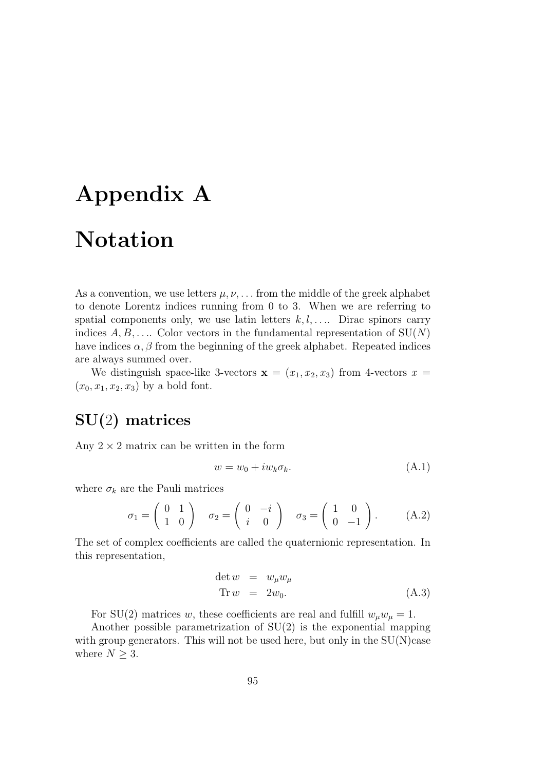# Appendix A

# Notation

As a convention, we use letters $\mu, \nu, \ldots$ from the middle of the greek alphabet to denote Lorentz indices running from 0 to 3. When we are referring to spatial components only, we use latin letters $k, l, \ldots$. Dirac spinors carry indices $A, B, \ldots$. Color vectors in the fundamental representation of SU($N$) have indices $\alpha, \beta$ from the beginning of the greek alphabet. Repeated indices are always summed over.

We distinguish space-like 3-vectors $\mathbf{x} = (x_1, x_2, x_3)$ from 4-vectors $x = (x_0, x_1, x_2, x_3)$ by a bold font.

## SU(2) matrices

Any $2 \times 2$ matrix can be written in the form

$$w = w_0 + i w_k \sigma_k. \tag{A.1}$$

where $\sigma_k$ are the Pauli matrices

$$\sigma_1 = \begin{pmatrix} 0 & 1 \\ 1 & 0 \end{pmatrix} \quad \sigma_2 = \begin{pmatrix} 0 & -i \\ i & 0 \end{pmatrix} \quad \sigma_3 = \begin{pmatrix} 1 & 0 \\ 0 & -1 \end{pmatrix}. \tag{A.2}$$

The set of complex coefficients are called the quaternionic representation. In this representation,

$$\begin{aligned} \det w &= w_\mu w_\mu \\ \operatorname{Tr} w &= 2 w_0. \end{aligned} \tag{A.3}$$

For SU(2) matrices $w$, these coefficients are real and fulfill $w_\mu w_\mu = 1$.

Another possible parametrization of SU(2) is the exponential mapping with group generators. This will not be used here, but only in the SU(N)case where $N \geq 3$.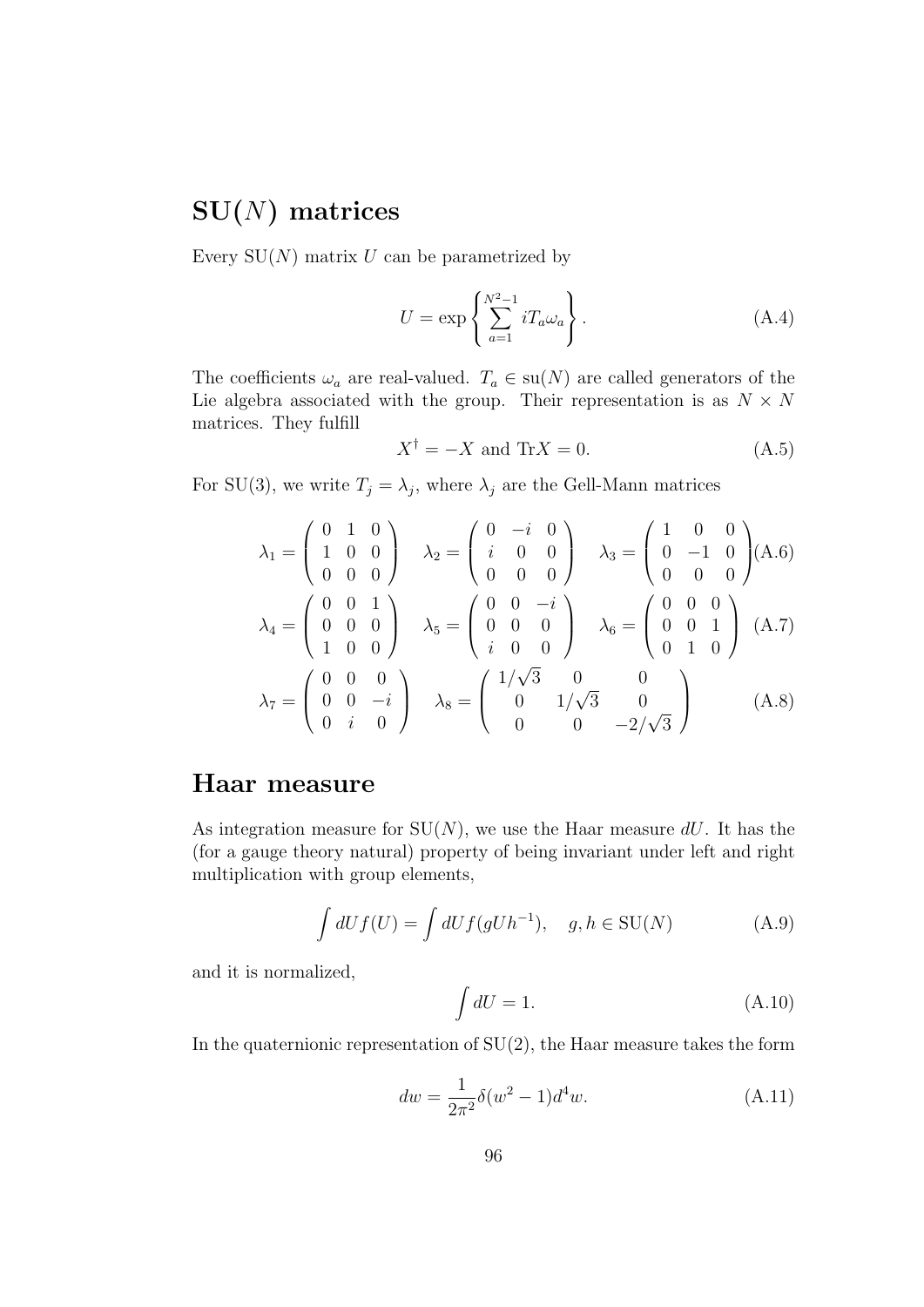## SU($N$) matrices

Every SU($N$) matrix $U$ can be parametrized by

$$U = \exp\left\{ \sum_{a=1}^{N^2-1} iT_a\omega_a \right\}. \tag{A.4}$$

The coefficients $\omega_a$ are real-valued. $T_a \in \text{su}(N)$ are called generators of the Lie algebra associated with the group. Their representation is as $N \times N$ matrices. They fulfill

$$X^\dagger = -X \text{ and } \text{Tr}X = 0. \tag{A.5}$$

For SU(3), we write $T_j = \lambda_j$, where $\lambda_j$ are the Gell-Mann matrices

$$\lambda_1 = \begin{pmatrix} 0 & 1 & 0 \\ 1 & 0 & 0 \\ 0 & 0 & 0 \end{pmatrix} \quad \lambda_2 = \begin{pmatrix} 0 & -i & 0 \\ i & 0 & 0 \\ 0 & 0 & 0 \end{pmatrix} \quad \lambda_3 = \begin{pmatrix} 1 & 0 & 0 \\ 0 & -1 & 0 \\ 0 & 0 & 0 \end{pmatrix} \tag{A.6}$$

$$\lambda_4 = \begin{pmatrix} 0 & 0 & 1 \\ 0 & 0 & 0 \\ 1 & 0 & 0 \end{pmatrix} \quad \lambda_5 = \begin{pmatrix} 0 & 0 & -i \\ 0 & 0 & 0 \\ i & 0 & 0 \end{pmatrix} \quad \lambda_6 = \begin{pmatrix} 0 & 0 & 0 \\ 0 & 0 & 1 \\ 0 & 1 & 0 \end{pmatrix} \tag{A.7}$$

$$\lambda_7 = \begin{pmatrix} 0 & 0 & 0 \\ 0 & 0 & -i \\ 0 & i & 0 \end{pmatrix} \quad \lambda_8 = \begin{pmatrix} 1/\sqrt{3} & 0 & 0 \\ 0 & 1/\sqrt{3} & 0 \\ 0 & 0 & -2/\sqrt{3} \end{pmatrix} \tag{A.8}$$

## Haar measure

As integration measure for SU($N$), we use the Haar measure $dU$. It has the (for a gauge theory natural) property of being invariant under left and right multiplication with group elements,

$$\int dU f(U) = \int dU f(gUh^{-1}), \quad g, h \in \text{SU}(N) \tag{A.9}$$

and it is normalized,

$$\int dU = 1. \tag{A.10}$$

In the quaternionic representation of SU(2), the Haar measure takes the form

$$dw = \frac{1}{2\pi^2}\delta(w^2 - 1)d^4w. \tag{A.11}$$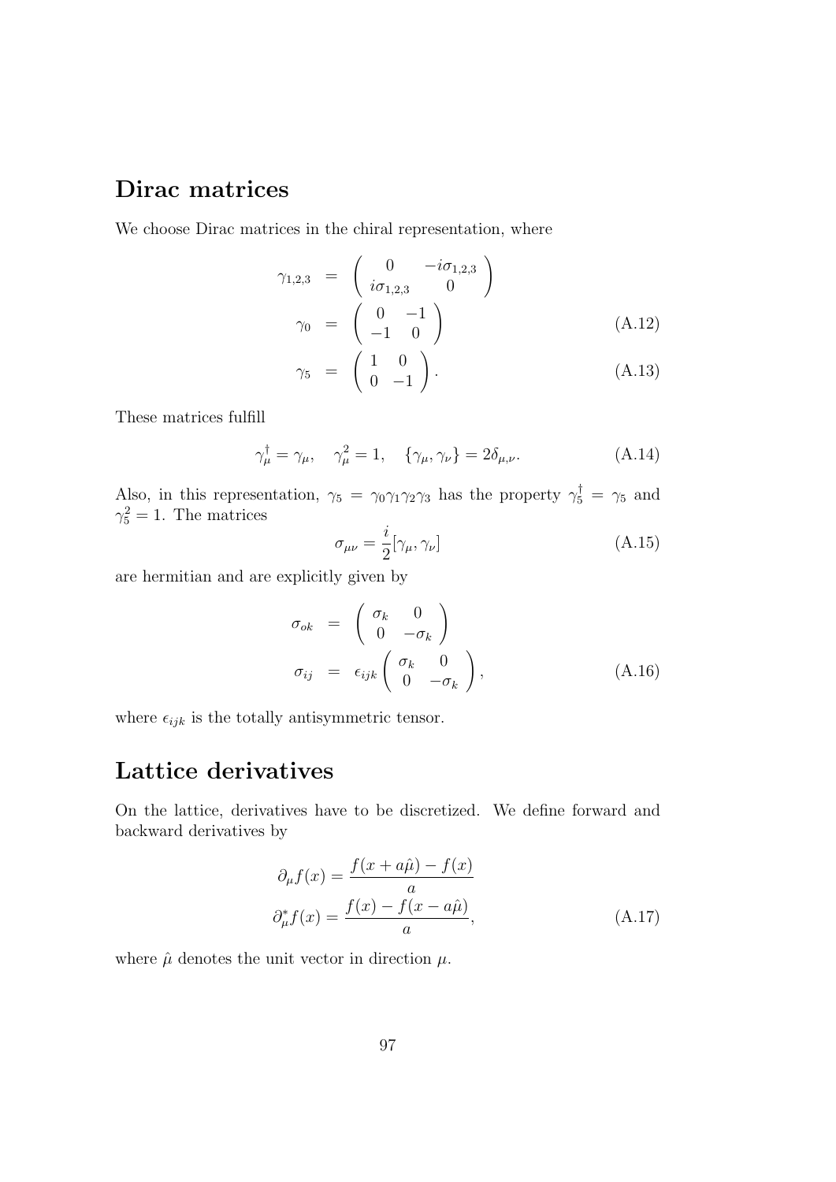## Dirac matrices

We choose Dirac matrices in the chiral representation, where

$$
\begin{aligned}
\gamma_{1,2,3} &= \begin{pmatrix} 0 & -i\sigma_{1,2,3} \\ i\sigma_{1,2,3} & 0 \end{pmatrix} \\
\gamma_0 &= \begin{pmatrix} 0 & -1 \\ -1 & 0 \end{pmatrix} &\quad (A.12) \\
\gamma_5 &= \begin{pmatrix} 1 & 0 \\ 0 & -1 \end{pmatrix}. &\quad (A.13)
\end{aligned}
$$

These matrices fulfill

$$
\gamma_\mu^\dagger = \gamma_\mu, \quad \gamma_\mu^2 = 1, \quad \{\gamma_\mu, \gamma_\nu\} = 2\delta_{\mu,\nu}. \tag{A.14}
$$

Also, in this representation, $\gamma_5 = \gamma_0\gamma_1\gamma_2\gamma_3$ has the property $\gamma_5^\dagger = \gamma_5$ and $\gamma_5^2 = 1$. The matrices

$$
\sigma_{\mu\nu} = \frac{i}{2}[\gamma_\mu, \gamma_\nu] \tag{A.15}
$$

are hermitian and are explicitly given by

$$
\begin{aligned}
\sigma_{ok} &= \begin{pmatrix} \sigma_k & 0 \\ 0 & -\sigma_k \end{pmatrix} \\
\sigma_{ij} &= \epsilon_{ijk} \begin{pmatrix} \sigma_k & 0 \\ 0 & -\sigma_k \end{pmatrix}, &\quad (A.16)
\end{aligned}
$$

where $\epsilon_{ijk}$ is the totally antisymmetric tensor.

## Lattice derivatives

On the lattice, derivatives have to be discretized. We define forward and backward derivatives by

$$
\begin{aligned}
\partial_\mu f(x) &= \frac{f(x + a\hat{\mu}) - f(x)}{a} \\
\partial_\mu^* f(x) &= \frac{f(x) - f(x - a\hat{\mu})}{a}, &\quad (A.17)
\end{aligned}
$$

where $\hat{\mu}$ denotes the unit vector in direction $\mu$.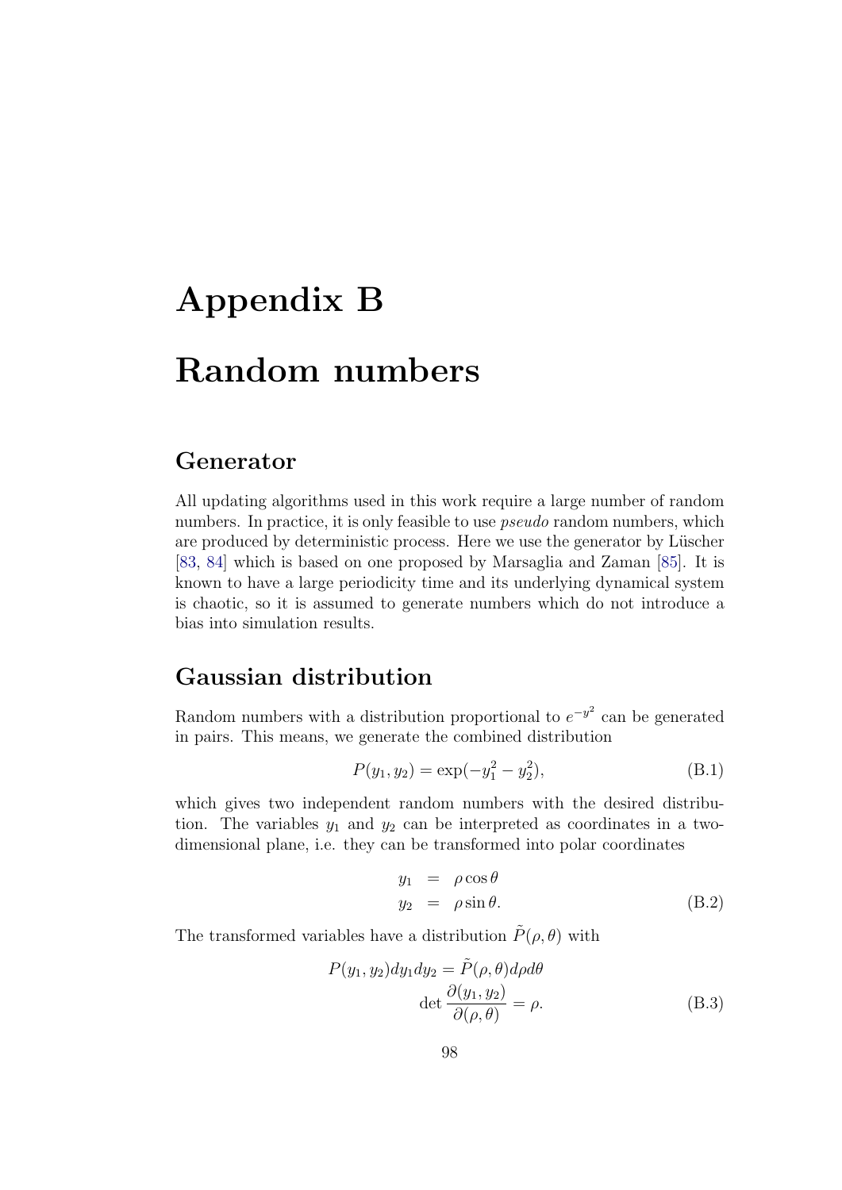# Appendix B

# Random numbers

## Generator

All updating algorithms used in this work require a large number of random numbers. In practice, it is only feasible to use *pseudo* random numbers, which are produced by deterministic process. Here we use the generator by Lüscher [83, 84] which is based on one proposed by Marsaglia and Zaman [85]. It is known to have a large periodicity time and its underlying dynamical system is chaotic, so it is assumed to generate numbers which do not introduce a bias into simulation results.

## Gaussian distribution

Random numbers with a distribution proportional to $e^{-y^2}$ can be generated in pairs. This means, we generate the combined distribution

$$P(y_1, y_2) = \exp(-y_1^2 - y_2^2), \tag{B.1}$$

which gives two independent random numbers with the desired distribution. The variables $y_1$ and $y_2$ can be interpreted as coordinates in a two-dimensional plane, i.e. they can be transformed into polar coordinates

$$\begin{aligned} y_1 &= \rho \cos\theta \\ y_2 &= \rho \sin\theta. \end{aligned} \tag{B.2}$$

The transformed variables have a distribution $\tilde{P}(\rho, \theta)$ with

$$\begin{aligned} P(y_1, y_2) dy_1 dy_2 &= \tilde{P}(\rho, \theta) d\rho d\theta \\ \det \frac{\partial(y_1, y_2)}{\partial(\rho, \theta)} &= \rho. \end{aligned} \tag{B.3}$$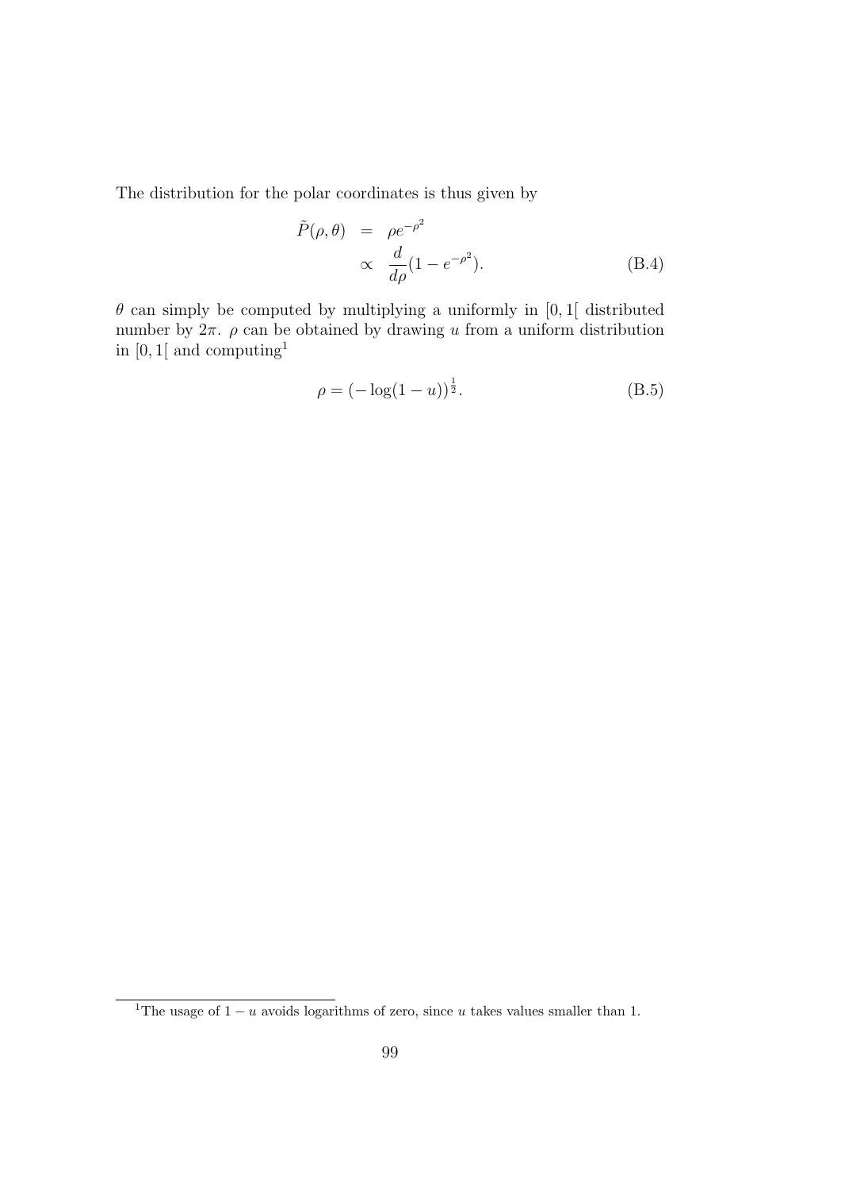The distribution for the polar coordinates is thus given by

$$
\begin{aligned}
\tilde{P}(\rho, \theta) &= \rho e^{-\rho^2} \\
&\propto \frac{d}{d\rho}(1 - e^{-\rho^2}).
\end{aligned}
\tag{B.4}
$$

$\theta$ can simply be computed by multiplying a uniformly in $[0, 1[$ distributed number by $2\pi$. $\rho$ can be obtained by drawing $u$ from a uniform distribution in $[0, 1[$ and computing[1]

$$
\rho = (-\log(1 - u))^{\frac{1}{2}}.
\tag{B.5}
$$

---

[1] The usage of $1 - u$ avoids logarithms of zero, since $u$ takes values smaller than 1.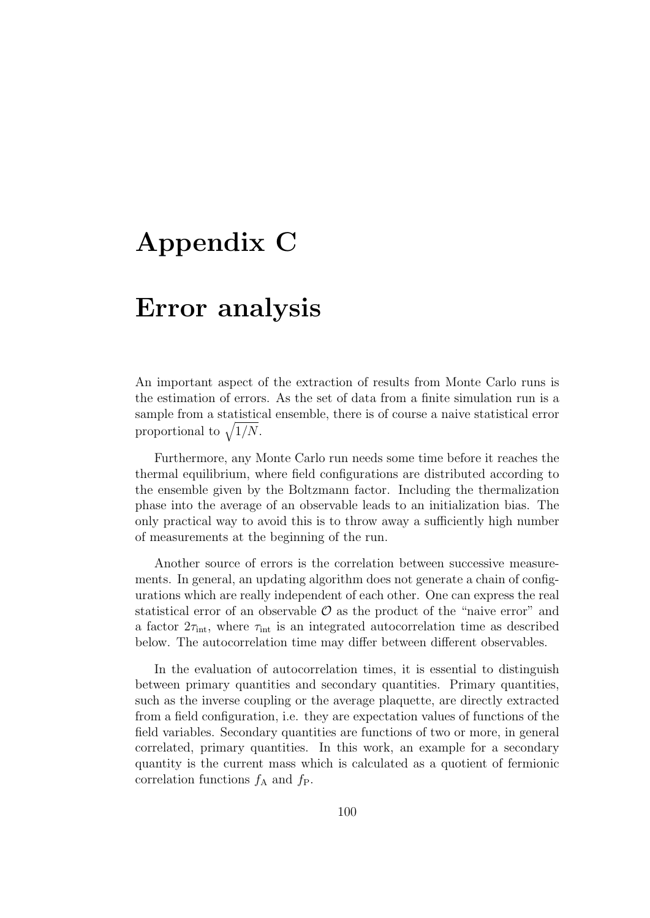# Appendix C

# Error analysis

An important aspect of the extraction of results from Monte Carlo runs is the estimation of errors. As the set of data from a finite simulation run is a sample from a statistical ensemble, there is of course a naive statistical error proportional to $\sqrt{1/N}$.

Furthermore, any Monte Carlo run needs some time before it reaches the thermal equilibrium, where field configurations are distributed according to the ensemble given by the Boltzmann factor. Including the thermalization phase into the average of an observable leads to an initialization bias. The only practical way to avoid this is to throw away a sufficiently high number of measurements at the beginning of the run.

Another source of errors is the correlation between successive measurements. In general, an updating algorithm does not generate a chain of configurations which are really independent of each other. One can express the real statistical error of an observable $\mathcal{O}$ as the product of the "naive error" and a factor $2\tau_{\rm int}$, where $\tau_{\rm int}$ is an integrated autocorrelation time as described below. The autocorrelation time may differ between different observables.

In the evaluation of autocorrelation times, it is essential to distinguish between primary quantities and secondary quantities. Primary quantities, such as the inverse coupling or the average plaquette, are directly extracted from a field configuration, i.e. they are expectation values of functions of the field variables. Secondary quantities are functions of two or more, in general correlated, primary quantities. In this work, an example for a secondary quantity is the current mass which is calculated as a quotient of fermionic correlation functions $f_{\rm A}$ and $f_{\rm P}$.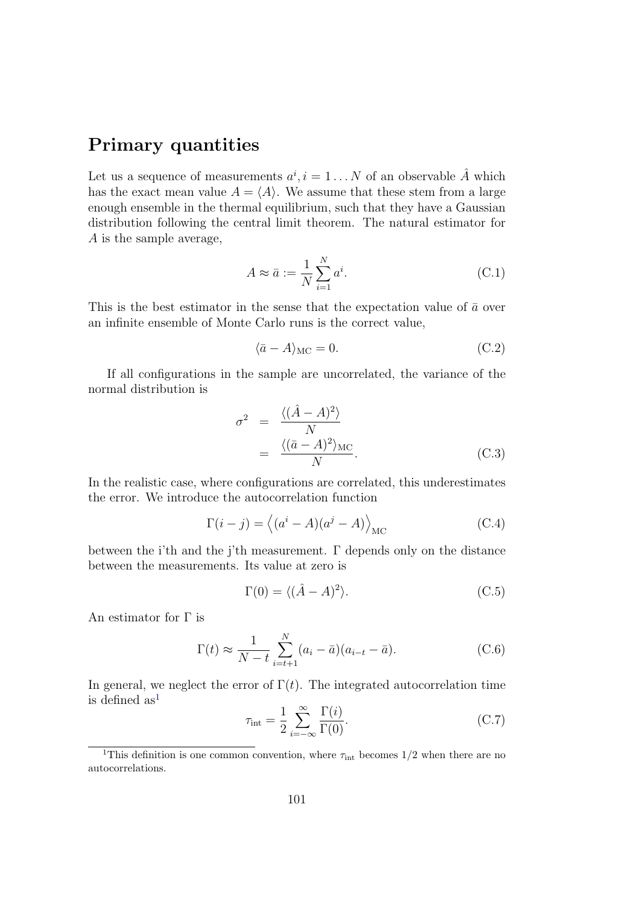## Primary quantities

Let us a sequence of measurements $a^i, i = 1 \dots N$ of an observable $\hat{A}$ which has the exact mean value $A = \langle A \rangle$. We assume that these stem from a large enough ensemble in the thermal equilibrium, such that they have a Gaussian distribution following the central limit theorem. The natural estimator for $A$ is the sample average,

$$A \approx \bar{a} := \frac{1}{N} \sum_{i=1}^{N} a^i. \tag{C.1}$$

This is the best estimator in the sense that the expectation value of $\bar{a}$ over an infinite ensemble of Monte Carlo runs is the correct value,

$$\langle \bar{a} - A \rangle_{\mathrm{MC}} = 0. \tag{C.2}$$

If all configurations in the sample are uncorrelated, the variance of the normal distribution is

$$\begin{aligned} \sigma^2 &= \frac{\langle (\hat{A} - A)^2 \rangle}{N} \\ &= \frac{\langle (\bar{a} - A)^2 \rangle_{\mathrm{MC}}}{N}. \end{aligned} \tag{C.3}$$

In the realistic case, where configurations are correlated, this underestimates the error. We introduce the autocorrelation function

$$\Gamma(i - j) = \left\langle (a^i - A)(a^j - A) \right\rangle_{\mathrm{MC}} \tag{C.4}$$

between the i'th and the j'th measurement. $\Gamma$ depends only on the distance between the measurements. Its value at zero is

$$\Gamma(0) = \langle (\hat{A} - A)^2 \rangle. \tag{C.5}$$

An estimator for $\Gamma$ is

$$\Gamma(t) \approx \frac{1}{N - t} \sum_{i=t+1}^{N} (a_i - \bar{a})(a_{i-t} - \bar{a}). \tag{C.6}$$

In general, we neglect the error of $\Gamma(t)$. The integrated autocorrelation time is defined as[1]

$$\tau_{\mathrm{int}} = \frac{1}{2} \sum_{i=-\infty}^{\infty} \frac{\Gamma(i)}{\Gamma(0)}. \tag{C.7}$$

[1] This definition is one common convention, where $\tau_{\mathrm{int}}$ becomes $1/2$ when there are no autocorrelations.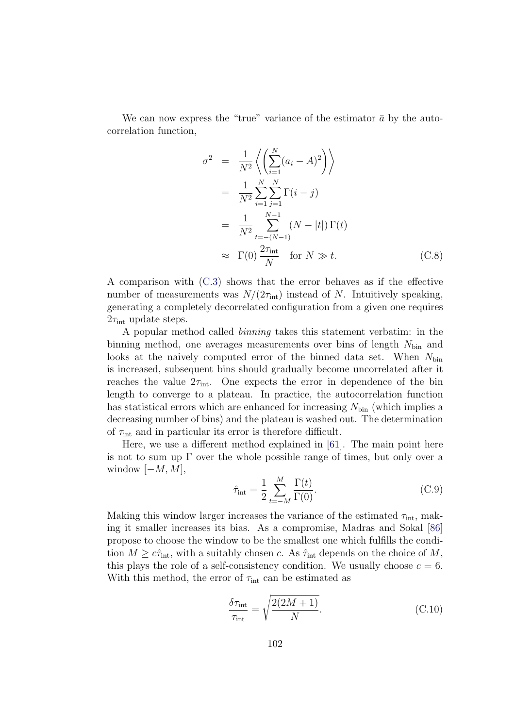We can now express the "true" variance of the estimator $\bar{a}$ by the autocorrelation function,

$$
\begin{aligned}
\sigma^2 &= \frac{1}{N^2}\left\langle \left( \sum_{i=1}^{N} (a_i - A)^2 \right) \right\rangle \\
&= \frac{1}{N^2} \sum_{i=1}^{N} \sum_{j=1}^{N} \Gamma(i-j) \\
&= \frac{1}{N^2} \sum_{t=-(N-1)}^{N-1} (N - |t|)\, \Gamma(t) \\
&\approx \Gamma(0)\, \frac{2\tau_{\text{int}}}{N} \quad \text{for } N \gg t. \qquad \text{(C.8)}
\end{aligned}
$$

A comparison with (C.3) shows that the error behaves as if the effective number of measurements was $N/(2\tau_{\text{int}})$ instead of $N$. Intuitively speaking, generating a completely decorrelated configuration from a given one requires $2\tau_{\text{int}}$ update steps.

A popular method called *binning* takes this statement verbatim: in the binning method, one averages measurements over bins of length $N_{\text{bin}}$ and looks at the naively computed error of the binned data set. When $N_{\text{bin}}$ is increased, subsequent bins should gradually become uncorrelated after it reaches the value $2\tau_{\text{int}}$. One expects the error in dependence of the bin length to converge to a plateau. In practice, the autocorrelation function has statistical errors which are enhanced for increasing $N_{\text{bin}}$ (which implies a decreasing number of bins) and the plateau is washed out. The determination of $\tau_{\text{int}}$ and in particular its error is therefore difficult.

Here, we use a different method explained in [61]. The main point here is not to sum up $\Gamma$ over the whole possible range of times, but only over a window $[-M, M]$,

$$
\hat{\tau}_{\text{int}} = \frac{1}{2} \sum_{t=-M}^{M} \frac{\Gamma(t)}{\Gamma(0)}. \qquad \text{(C.9)}
$$

Making this window larger increases the variance of the estimated $\tau_{\text{int}}$, making it smaller increases its bias. As a compromise, Madras and Sokal [86] propose to choose the window to be the smallest one which fulfills the condition $M \geq c\hat{\tau}_{\text{int}}$, with a suitably chosen $c$. As $\hat{\tau}_{\text{int}}$ depends on the choice of $M$, this plays the role of a self-consistency condition. We usually choose $c = 6$. With this method, the error of $\tau_{\text{int}}$ can be estimated as

$$
\frac{\delta\tau_{\text{int}}}{\tau_{\text{int}}} = \sqrt{\frac{2(2M+1)}{N}}. \qquad \text{(C.10)}
$$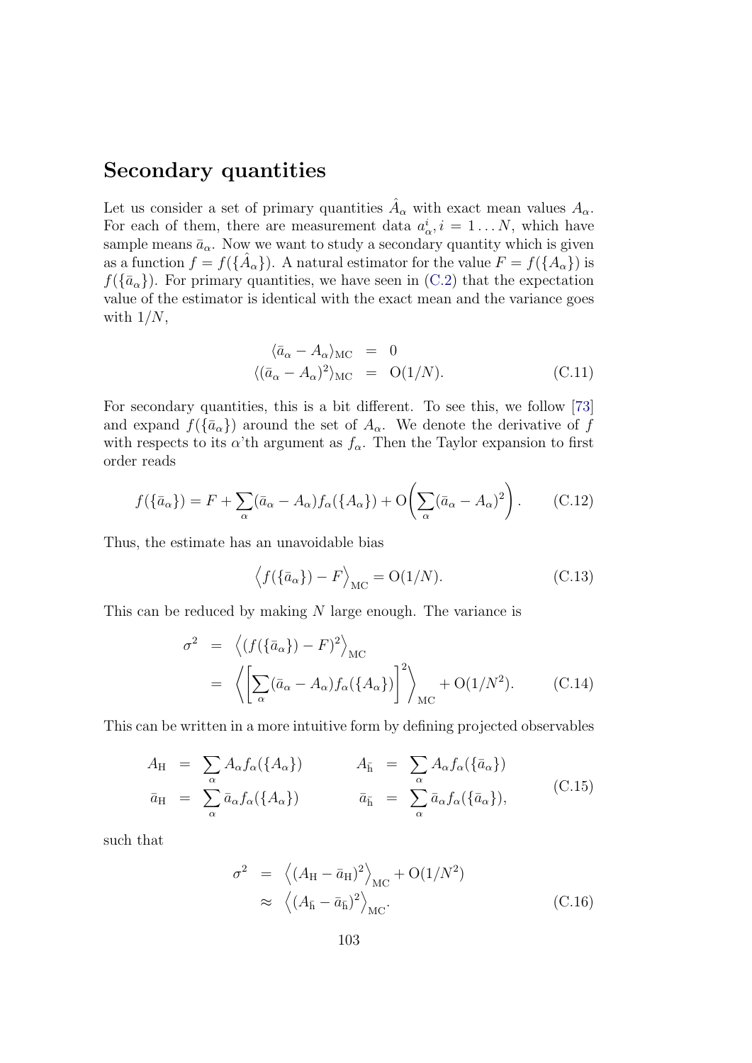## Secondary quantities

Let us consider a set of primary quantities $\hat{A}_\alpha$ with exact mean values $A_\alpha$. For each of them, there are measurement data $a^i_\alpha, i = 1 \dots N$, which have sample means $\bar{a}_\alpha$. Now we want to study a secondary quantity which is given as a function $f = f(\{\hat{A}_\alpha\})$. A natural estimator for the value $F = f(\{A_\alpha\})$ is $f(\{\bar{a}_\alpha\})$. For primary quantities, we have seen in (C.2) that the expectation value of the estimator is identical with the exact mean and the variance goes with $1/N$,

$$
\begin{aligned}
\langle \bar{a}_\alpha - A_\alpha \rangle_{\mathrm{MC}} &= 0 \\
\langle (\bar{a}_\alpha - A_\alpha)^2 \rangle_{\mathrm{MC}} &= \mathrm{O}(1/N).
\end{aligned}
\tag{C.11}
$$

For secondary quantities, this is a bit different. To see this, we follow [73] and expand $f(\{\bar{a}_\alpha\})$ around the set of $A_\alpha$. We denote the derivative of $f$ with respects to its $\alpha$'th argument as $f_\alpha$. Then the Taylor expansion to first order reads

$$
f(\{\bar{a}_\alpha\}) = F + \sum_\alpha (\bar{a}_\alpha - A_\alpha) f_\alpha(\{A_\alpha\}) + \mathrm{O}\left( \sum_\alpha (\bar{a}_\alpha - A_\alpha)^2 \right). \tag{C.12}
$$

Thus, the estimate has an unavoidable bias

$$
\left\langle f(\{\bar{a}_\alpha\}) - F \right\rangle_{\mathrm{MC}} = \mathrm{O}(1/N). \tag{C.13}
$$

This can be reduced by making $N$ large enough. The variance is

$$
\begin{aligned}
\sigma^2 &= \left\langle (f(\{\bar{a}_\alpha\}) - F)^2 \right\rangle_{\mathrm{MC}} \\
&= \left\langle \left[ \sum_\alpha (\bar{a}_\alpha - A_\alpha) f_\alpha(\{A_\alpha\}) \right]^2 \right\rangle_{\mathrm{MC}} + \mathrm{O}(1/N^2).
\end{aligned}
\tag{C.14}
$$

This can be written in a more intuitive form by defining projected observables

$$
\begin{aligned}
A_{\mathrm{H}} &= \sum_\alpha A_\alpha f_\alpha(\{A_\alpha\}) & \qquad A_{\bar{\mathrm{h}}} &= \sum_\alpha A_\alpha f_\alpha(\{\bar{a}_\alpha\}) \\
\bar{a}_{\mathrm{H}} &= \sum_\alpha \bar{a}_\alpha f_\alpha(\{A_\alpha\}) & \qquad \bar{a}_{\bar{\mathrm{h}}} &= \sum_\alpha \bar{a}_\alpha f_\alpha(\{\bar{a}_\alpha\}),
\end{aligned}
\tag{C.15}
$$

such that

$$
\begin{aligned}
\sigma^2 &= \left\langle (A_{\mathrm{H}} - \bar{a}_{\mathrm{H}})^2 \right\rangle_{\mathrm{MC}} + \mathrm{O}(1/N^2) \\
&\approx \left\langle (A_{\bar{\mathrm{h}}} - \bar{a}_{\bar{\mathrm{h}}})^2 \right\rangle_{\mathrm{MC}}.
\end{aligned}
\tag{C.16}
$$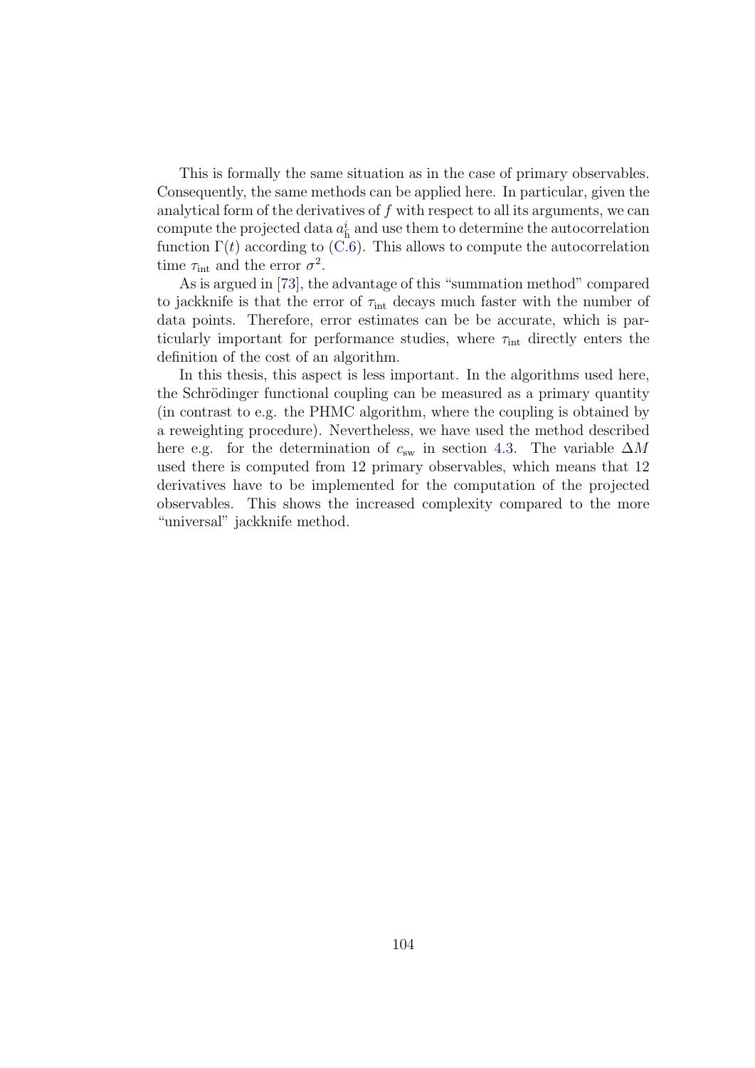This is formally the same situation as in the case of primary observables. Consequently, the same methods can be applied here. In particular, given the analytical form of the derivatives of $f$ with respect to all its arguments, we can compute the projected data $a^i_{\mathrm{h}}$ and use them to determine the autocorrelation function $\Gamma(t)$ according to (C.6). This allows to compute the autocorrelation time $\tau_{\mathrm{int}}$ and the error $\sigma^2$.

As is argued in [73], the advantage of this "summation method" compared to jackknife is that the error of $\tau_{\mathrm{int}}$ decays much faster with the number of data points. Therefore, error estimates can be be accurate, which is particularly important for performance studies, where $\tau_{\mathrm{int}}$ directly enters the definition of the cost of an algorithm.

In this thesis, this aspect is less important. In the algorithms used here, the Schrödinger functional coupling can be measured as a primary quantity (in contrast to e.g. the PHMC algorithm, where the coupling is obtained by a reweighting procedure). Nevertheless, we have used the method described here e.g. for the determination of $c_{\mathrm{sw}}$ in section 4.3. The variable $\Delta M$ used there is computed from 12 primary observables, which means that 12 derivatives have to be implemented for the computation of the projected observables. This shows the increased complexity compared to the more "universal" jackknife method.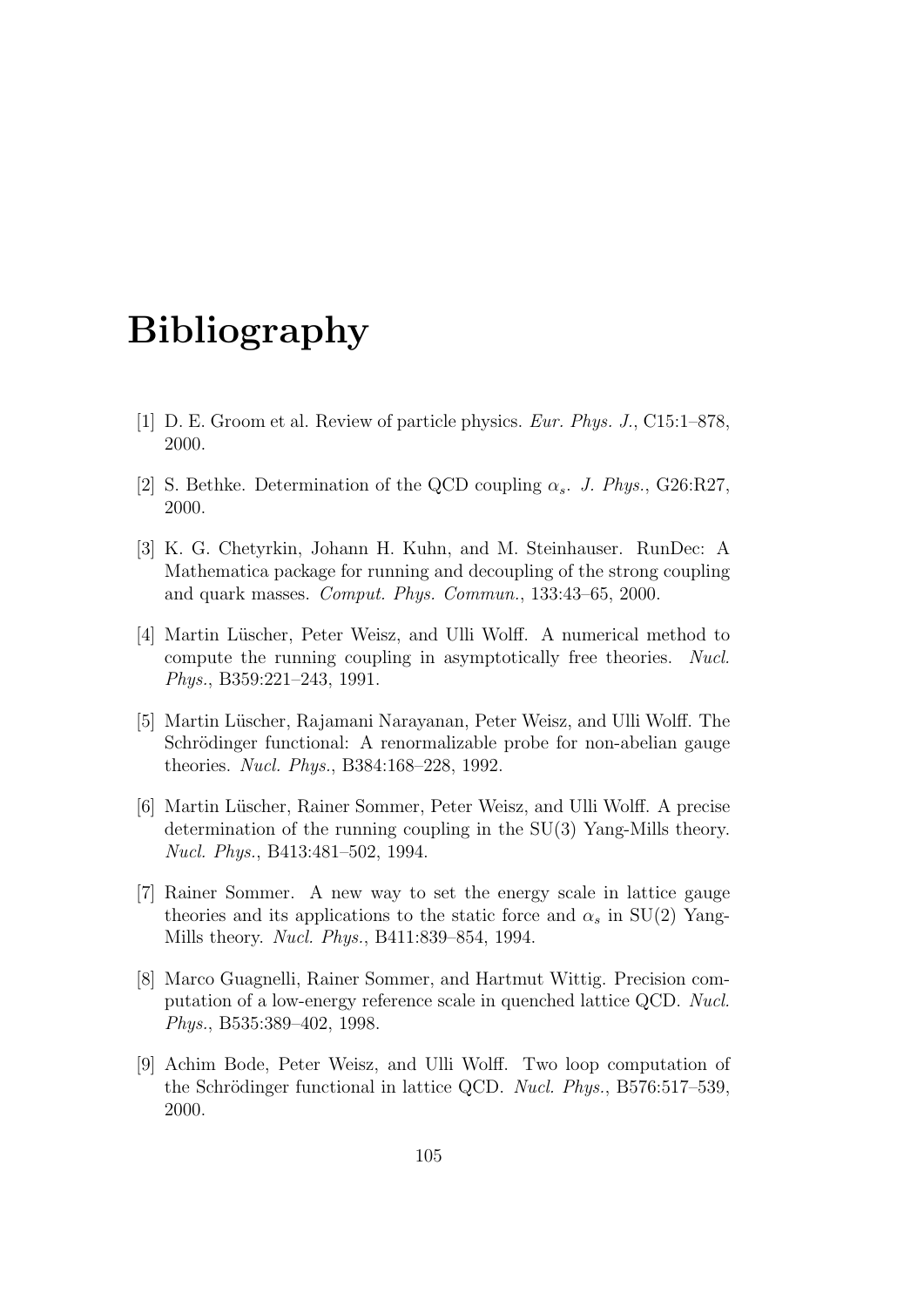# Bibliography

[1] D. E. Groom et al. Review of particle physics. *Eur. Phys. J.*, C15:1–878, 2000.

[2] S. Bethke. Determination of the QCD coupling $\alpha_s$. *J. Phys.*, G26:R27, 2000.

[3] K. G. Chetyrkin, Johann H. Kuhn, and M. Steinhauser. RunDec: A Mathematica package for running and decoupling of the strong coupling and quark masses. *Comput. Phys. Commun.*, 133:43–65, 2000.

[4] Martin Lüscher, Peter Weisz, and Ulli Wolff. A numerical method to compute the running coupling in asymptotically free theories. *Nucl. Phys.*, B359:221–243, 1991.

[5] Martin Lüscher, Rajamani Narayanan, Peter Weisz, and Ulli Wolff. The Schrödinger functional: A renormalizable probe for non-abelian gauge theories. *Nucl. Phys.*, B384:168–228, 1992.

[6] Martin Lüscher, Rainer Sommer, Peter Weisz, and Ulli Wolff. A precise determination of the running coupling in the SU(3) Yang-Mills theory. *Nucl. Phys.*, B413:481–502, 1994.

[7] Rainer Sommer. A new way to set the energy scale in lattice gauge theories and its applications to the static force and $\alpha_s$ in SU(2) Yang-Mills theory. *Nucl. Phys.*, B411:839–854, 1994.

[8] Marco Guagnelli, Rainer Sommer, and Hartmut Wittig. Precision computation of a low-energy reference scale in quenched lattice QCD. *Nucl. Phys.*, B535:389–402, 1998.

[9] Achim Bode, Peter Weisz, and Ulli Wolff. Two loop computation of the Schrödinger functional in lattice QCD. *Nucl. Phys.*, B576:517–539, 2000.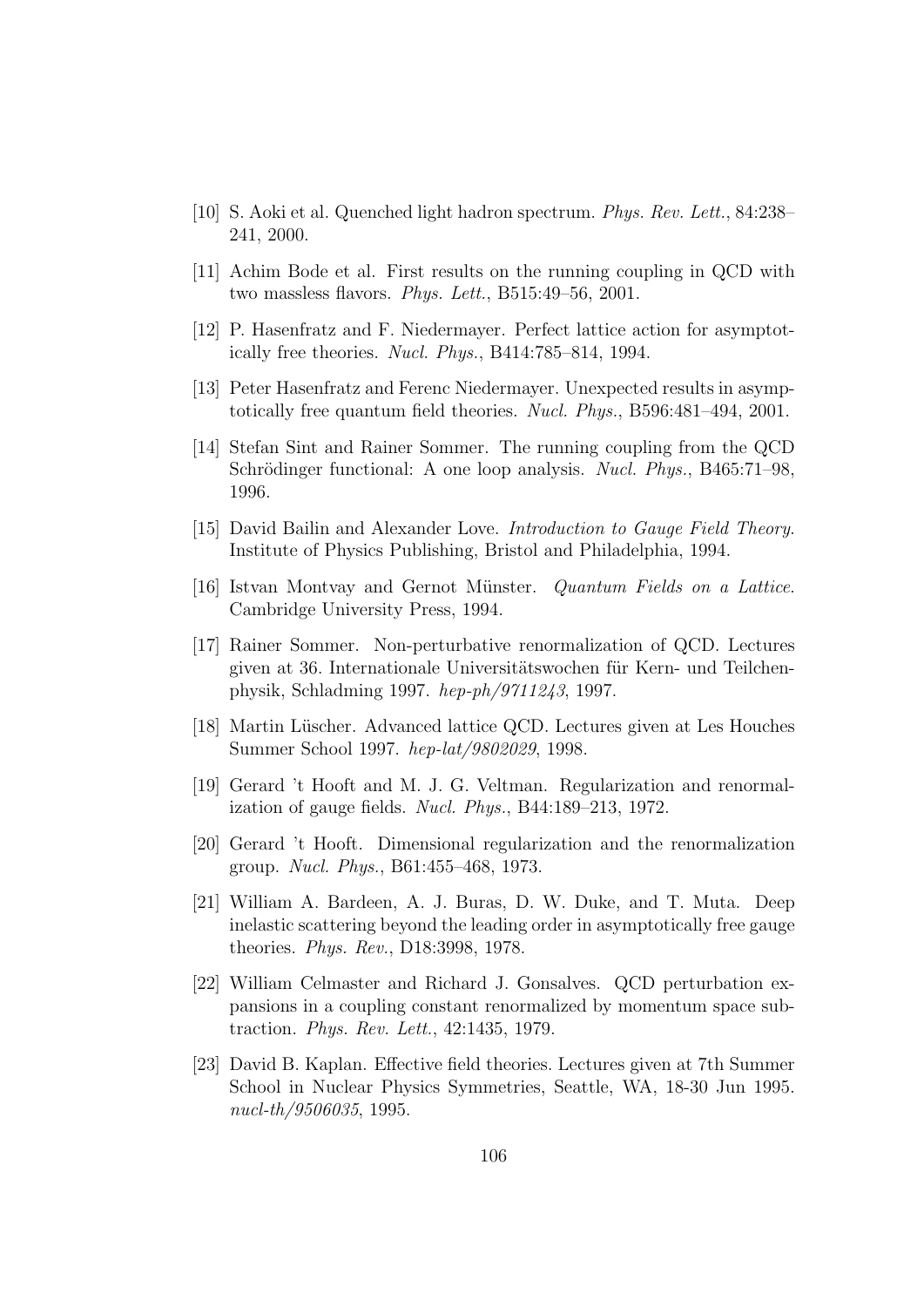[10] S. Aoki et al. Quenched light hadron spectrum. *Phys. Rev. Lett.*, 84:238–241, 2000.

[11] Achim Bode et al. First results on the running coupling in QCD with two massless flavors. *Phys. Lett.*, B515:49–56, 2001.

[12] P. Hasenfratz and F. Niedermayer. Perfect lattice action for asymptotically free theories. *Nucl. Phys.*, B414:785–814, 1994.

[13] Peter Hasenfratz and Ferenc Niedermayer. Unexpected results in asymptotically free quantum field theories. *Nucl. Phys.*, B596:481–494, 2001.

[14] Stefan Sint and Rainer Sommer. The running coupling from the QCD Schrödinger functional: A one loop analysis. *Nucl. Phys.*, B465:71–98, 1996.

[15] David Bailin and Alexander Love. *Introduction to Gauge Field Theory.* Institute of Physics Publishing, Bristol and Philadelphia, 1994.

[16] Istvan Montvay and Gernot Münster. *Quantum Fields on a Lattice.* Cambridge University Press, 1994.

[17] Rainer Sommer. Non-perturbative renormalization of QCD. Lectures given at 36. Internationale Universitätswochen für Kern- und Teilchenphysik, Schladming 1997. *hep-ph/9711243*, 1997.

[18] Martin Lüscher. Advanced lattice QCD. Lectures given at Les Houches Summer School 1997. *hep-lat/9802029*, 1998.

[19] Gerard 't Hooft and M. J. G. Veltman. Regularization and renormalization of gauge fields. *Nucl. Phys.*, B44:189–213, 1972.

[20] Gerard 't Hooft. Dimensional regularization and the renormalization group. *Nucl. Phys.*, B61:455–468, 1973.

[21] William A. Bardeen, A. J. Buras, D. W. Duke, and T. Muta. Deep inelastic scattering beyond the leading order in asymptotically free gauge theories. *Phys. Rev.*, D18:3998, 1978.

[22] William Celmaster and Richard J. Gonsalves. QCD perturbation expansions in a coupling constant renormalized by momentum space subtraction. *Phys. Rev. Lett.*, 42:1435, 1979.

[23] David B. Kaplan. Effective field theories. Lectures given at 7th Summer School in Nuclear Physics Symmetries, Seattle, WA, 18-30 Jun 1995. *nucl-th/9506035*, 1995.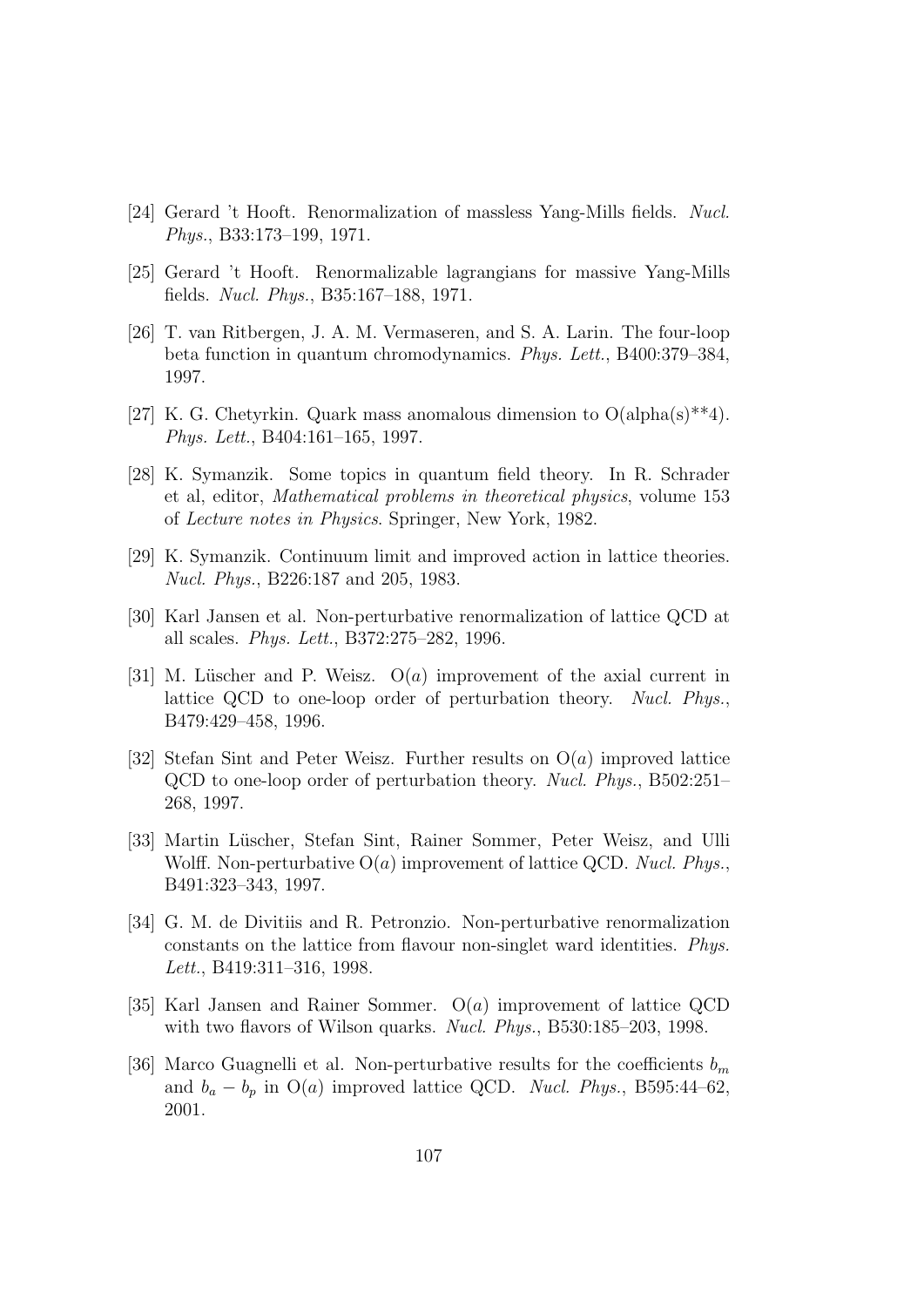[24] Gerard 't Hooft. Renormalization of massless Yang-Mills fields. *Nucl. Phys.*, B33:173–199, 1971.

[25] Gerard 't Hooft. Renormalizable lagrangians for massive Yang-Mills fields. *Nucl. Phys.*, B35:167–188, 1971.

[26] T. van Ritbergen, J. A. M. Vermaseren, and S. A. Larin. The four-loop beta function in quantum chromodynamics. *Phys. Lett.*, B400:379–384, 1997.

[27] K. G. Chetyrkin. Quark mass anomalous dimension to O(alpha(s)**4). *Phys. Lett.*, B404:161–165, 1997.

[28] K. Symanzik. Some topics in quantum field theory. In R. Schrader et al, editor, *Mathematical problems in theoretical physics*, volume 153 of *Lecture notes in Physics*. Springer, New York, 1982.

[29] K. Symanzik. Continuum limit and improved action in lattice theories. *Nucl. Phys.*, B226:187 and 205, 1983.

[30] Karl Jansen et al. Non-perturbative renormalization of lattice QCD at all scales. *Phys. Lett.*, B372:275–282, 1996.

[31] M. Lüscher and P. Weisz. $\mathrm{O}(a)$ improvement of the axial current in lattice QCD to one-loop order of perturbation theory. *Nucl. Phys.*, B479:429–458, 1996.

[32] Stefan Sint and Peter Weisz. Further results on $\mathrm{O}(a)$ improved lattice QCD to one-loop order of perturbation theory. *Nucl. Phys.*, B502:251–268, 1997.

[33] Martin Lüscher, Stefan Sint, Rainer Sommer, Peter Weisz, and Ulli Wolff. Non-perturbative $\mathrm{O}(a)$ improvement of lattice QCD. *Nucl. Phys.*, B491:323–343, 1997.

[34] G. M. de Divitiis and R. Petronzio. Non-perturbative renormalization constants on the lattice from flavour non-singlet ward identities. *Phys. Lett.*, B419:311–316, 1998.

[35] Karl Jansen and Rainer Sommer. $\mathrm{O}(a)$ improvement of lattice QCD with two flavors of Wilson quarks. *Nucl. Phys.*, B530:185–203, 1998.

[36] Marco Guagnelli et al. Non-perturbative results for the coefficients $b_m$ and $b_a - b_p$ in $\mathrm{O}(a)$ improved lattice QCD. *Nucl. Phys.*, B595:44–62, 2001.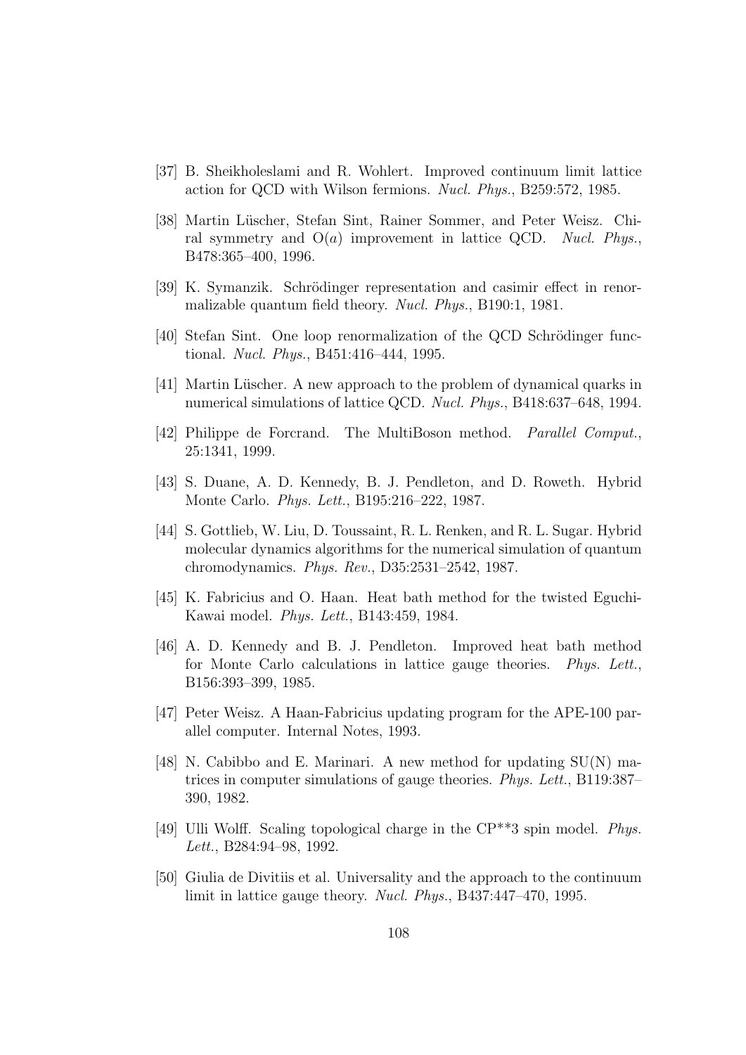[37] B. Sheikholeslami and R. Wohlert. Improved continuum limit lattice action for QCD with Wilson fermions. *Nucl. Phys.*, B259:572, 1985.

[38] Martin Lüscher, Stefan Sint, Rainer Sommer, and Peter Weisz. Chiral symmetry and $\mathrm{O}(a)$ improvement in lattice QCD. *Nucl. Phys.*, B478:365–400, 1996.

[39] K. Symanzik. Schrödinger representation and casimir effect in renormalizable quantum field theory. *Nucl. Phys.*, B190:1, 1981.

[40] Stefan Sint. One loop renormalization of the QCD Schrödinger functional. *Nucl. Phys.*, B451:416–444, 1995.

[41] Martin Lüscher. A new approach to the problem of dynamical quarks in numerical simulations of lattice QCD. *Nucl. Phys.*, B418:637–648, 1994.

[42] Philippe de Forcrand. The MultiBoson method. *Parallel Comput.*, 25:1341, 1999.

[43] S. Duane, A. D. Kennedy, B. J. Pendleton, and D. Roweth. Hybrid Monte Carlo. *Phys. Lett.*, B195:216–222, 1987.

[44] S. Gottlieb, W. Liu, D. Toussaint, R. L. Renken, and R. L. Sugar. Hybrid molecular dynamics algorithms for the numerical simulation of quantum chromodynamics. *Phys. Rev.*, D35:2531–2542, 1987.

[45] K. Fabricius and O. Haan. Heat bath method for the twisted Eguchi-Kawai model. *Phys. Lett.*, B143:459, 1984.

[46] A. D. Kennedy and B. J. Pendleton. Improved heat bath method for Monte Carlo calculations in lattice gauge theories. *Phys. Lett.*, B156:393–399, 1985.

[47] Peter Weisz. A Haan-Fabricius updating program for the APE-100 parallel computer. Internal Notes, 1993.

[48] N. Cabibbo and E. Marinari. A new method for updating SU(N) matrices in computer simulations of gauge theories. *Phys. Lett.*, B119:387–390, 1982.

[49] Ulli Wolff. Scaling topological charge in the CP**3 spin model. *Phys. Lett.*, B284:94–98, 1992.

[50] Giulia de Divitiis et al. Universality and the approach to the continuum limit in lattice gauge theory. *Nucl. Phys.*, B437:447–470, 1995.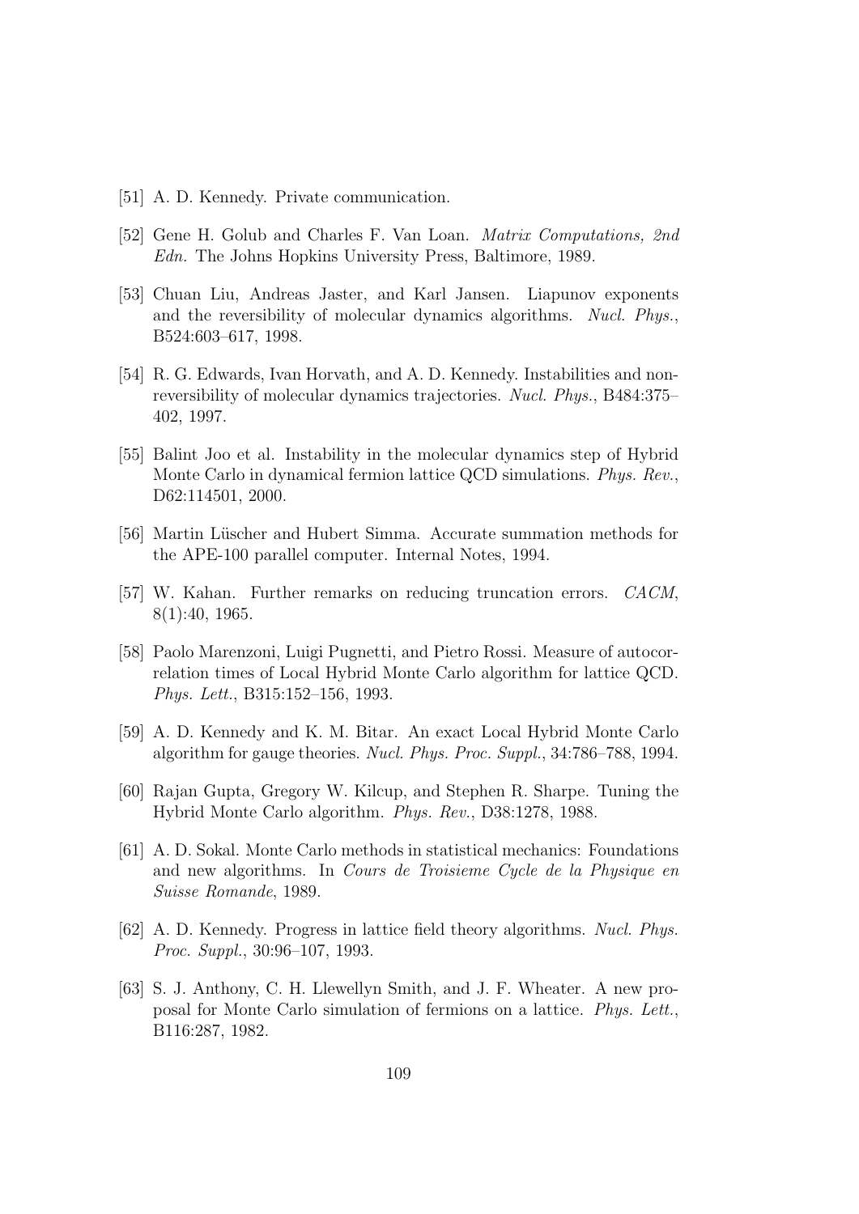[51] A. D. Kennedy. Private communication.

[52] Gene H. Golub and Charles F. Van Loan. *Matrix Computations, 2nd Edn.* The Johns Hopkins University Press, Baltimore, 1989.

[53] Chuan Liu, Andreas Jaster, and Karl Jansen. Liapunov exponents and the reversibility of molecular dynamics algorithms. *Nucl. Phys.*, B524:603–617, 1998.

[54] R. G. Edwards, Ivan Horvath, and A. D. Kennedy. Instabilities and non-reversibility of molecular dynamics trajectories. *Nucl. Phys.*, B484:375–402, 1997.

[55] Balint Joo et al. Instability in the molecular dynamics step of Hybrid Monte Carlo in dynamical fermion lattice QCD simulations. *Phys. Rev.*, D62:114501, 2000.

[56] Martin Lüscher and Hubert Simma. Accurate summation methods for the APE-100 parallel computer. Internal Notes, 1994.

[57] W. Kahan. Further remarks on reducing truncation errors. *CACM*, 8(1):40, 1965.

[58] Paolo Marenzoni, Luigi Pugnetti, and Pietro Rossi. Measure of autocorrelation times of Local Hybrid Monte Carlo algorithm for lattice QCD. *Phys. Lett.*, B315:152–156, 1993.

[59] A. D. Kennedy and K. M. Bitar. An exact Local Hybrid Monte Carlo algorithm for gauge theories. *Nucl. Phys. Proc. Suppl.*, 34:786–788, 1994.

[60] Rajan Gupta, Gregory W. Kilcup, and Stephen R. Sharpe. Tuning the Hybrid Monte Carlo algorithm. *Phys. Rev.*, D38:1278, 1988.

[61] A. D. Sokal. Monte Carlo methods in statistical mechanics: Foundations and new algorithms. In *Cours de Troisieme Cycle de la Physique en Suisse Romande*, 1989.

[62] A. D. Kennedy. Progress in lattice field theory algorithms. *Nucl. Phys. Proc. Suppl.*, 30:96–107, 1993.

[63] S. J. Anthony, C. H. Llewellyn Smith, and J. F. Wheater. A new proposal for Monte Carlo simulation of fermions on a lattice. *Phys. Lett.*, B116:287, 1982.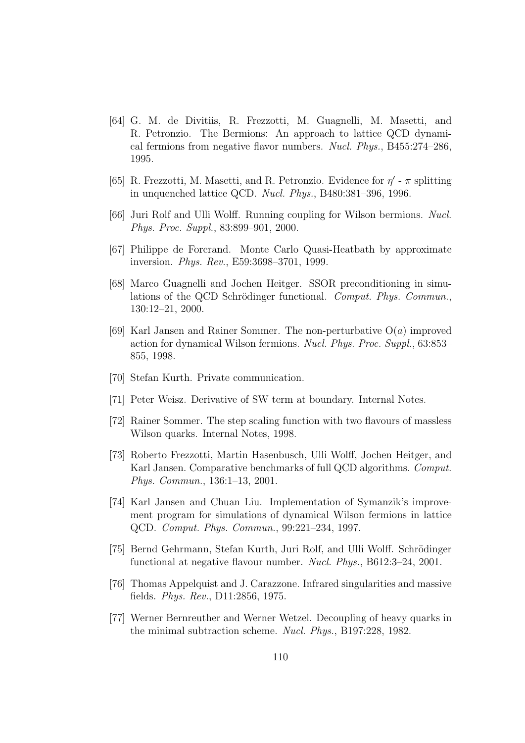[64] G. M. de Divitiis, R. Frezzotti, M. Guagnelli, M. Masetti, and R. Petronzio. The Bermions: An approach to lattice QCD dynamical fermions from negative flavor numbers. *Nucl. Phys.*, B455:274–286, 1995.

[65] R. Frezzotti, M. Masetti, and R. Petronzio. Evidence for $\eta'$ - $\pi$ splitting in unquenched lattice QCD. *Nucl. Phys.*, B480:381–396, 1996.

[66] Juri Rolf and Ulli Wolff. Running coupling for Wilson bermions. *Nucl. Phys. Proc. Suppl.*, 83:899–901, 2000.

[67] Philippe de Forcrand. Monte Carlo Quasi-Heatbath by approximate inversion. *Phys. Rev.*, E59:3698–3701, 1999.

[68] Marco Guagnelli and Jochen Heitger. SSOR preconditioning in simulations of the QCD Schrödinger functional. *Comput. Phys. Commun.*, 130:12–21, 2000.

[69] Karl Jansen and Rainer Sommer. The non-perturbative $\mathrm{O}(a)$ improved action for dynamical Wilson fermions. *Nucl. Phys. Proc. Suppl.*, 63:853–855, 1998.

[70] Stefan Kurth. Private communication.

[71] Peter Weisz. Derivative of SW term at boundary. Internal Notes.

[72] Rainer Sommer. The step scaling function with two flavours of massless Wilson quarks. Internal Notes, 1998.

[73] Roberto Frezzotti, Martin Hasenbusch, Ulli Wolff, Jochen Heitger, and Karl Jansen. Comparative benchmarks of full QCD algorithms. *Comput. Phys. Commun.*, 136:1–13, 2001.

[74] Karl Jansen and Chuan Liu. Implementation of Symanzik's improvement program for simulations of dynamical Wilson fermions in lattice QCD. *Comput. Phys. Commun.*, 99:221–234, 1997.

[75] Bernd Gehrmann, Stefan Kurth, Juri Rolf, and Ulli Wolff. Schrödinger functional at negative flavour number. *Nucl. Phys.*, B612:3–24, 2001.

[76] Thomas Appelquist and J. Carazzone. Infrared singularities and massive fields. *Phys. Rev.*, D11:2856, 1975.

[77] Werner Bernreuther and Werner Wetzel. Decoupling of heavy quarks in the minimal subtraction scheme. *Nucl. Phys.*, B197:228, 1982.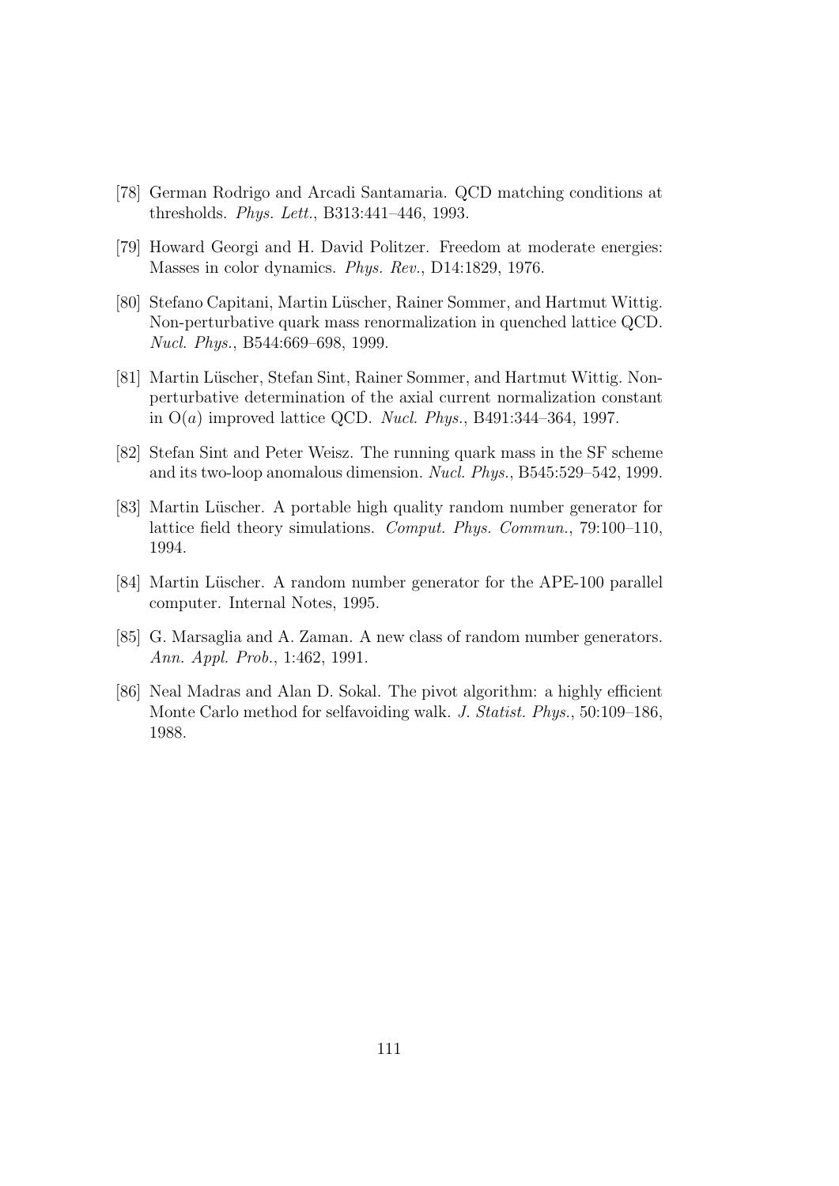[78] German Rodrigo and Arcadi Santamaria. QCD matching conditions at thresholds. *Phys. Lett.*, B313:441–446, 1993.

[79] Howard Georgi and H. David Politzer. Freedom at moderate energies: Masses in color dynamics. *Phys. Rev.*, D14:1829, 1976.

[80] Stefano Capitani, Martin Lüscher, Rainer Sommer, and Hartmut Wittig. Non-perturbative quark mass renormalization in quenched lattice QCD. *Nucl. Phys.*, B544:669–698, 1999.

[81] Martin Lüscher, Stefan Sint, Rainer Sommer, and Hartmut Wittig. Non-perturbative determination of the axial current normalization constant in $O(a)$ improved lattice QCD. *Nucl. Phys.*, B491:344–364, 1997.

[82] Stefan Sint and Peter Weisz. The running quark mass in the SF scheme and its two-loop anomalous dimension. *Nucl. Phys.*, B545:529–542, 1999.

[83] Martin Lüscher. A portable high quality random number generator for lattice field theory simulations. *Comput. Phys. Commun.*, 79:100–110, 1994.

[84] Martin Lüscher. A random number generator for the APE-100 parallel computer. Internal Notes, 1995.

[85] G. Marsaglia and A. Zaman. A new class of random number generators. *Ann. Appl. Prob.*, 1:462, 1991.

[86] Neal Madras and Alan D. Sokal. The pivot algorithm: a highly efficient Monte Carlo method for selfavoiding walk. *J. Statist. Phys.*, 50:109–186, 1988.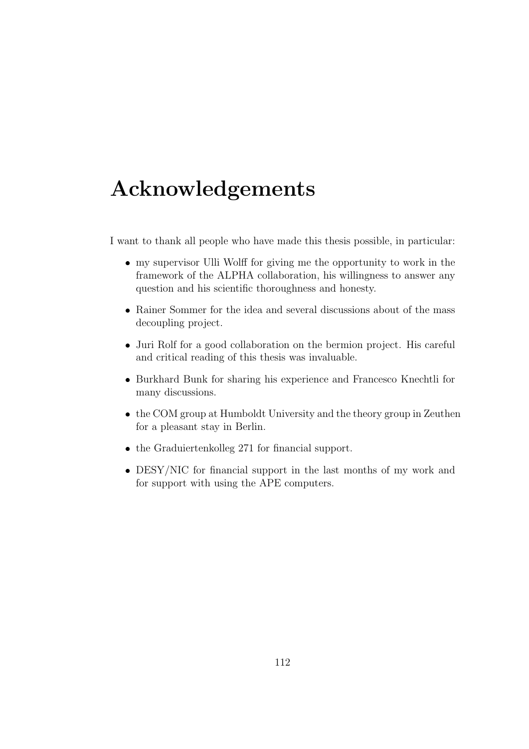# Acknowledgements

I want to thank all people who have made this thesis possible, in particular:

- my supervisor Ulli Wolff for giving me the opportunity to work in the framework of the ALPHA collaboration, his willingness to answer any question and his scientific thoroughness and honesty.
- Rainer Sommer for the idea and several discussions about of the mass decoupling project.
- Juri Rolf for a good collaboration on the bermion project. His careful and critical reading of this thesis was invaluable.
- Burkhard Bunk for sharing his experience and Francesco Knechtli for many discussions.
- the COM group at Humboldt University and the theory group in Zeuthen for a pleasant stay in Berlin.
- the Graduiertenkolleg 271 for financial support.
- DESY/NIC for financial support in the last months of my work and for support with using the APE computers.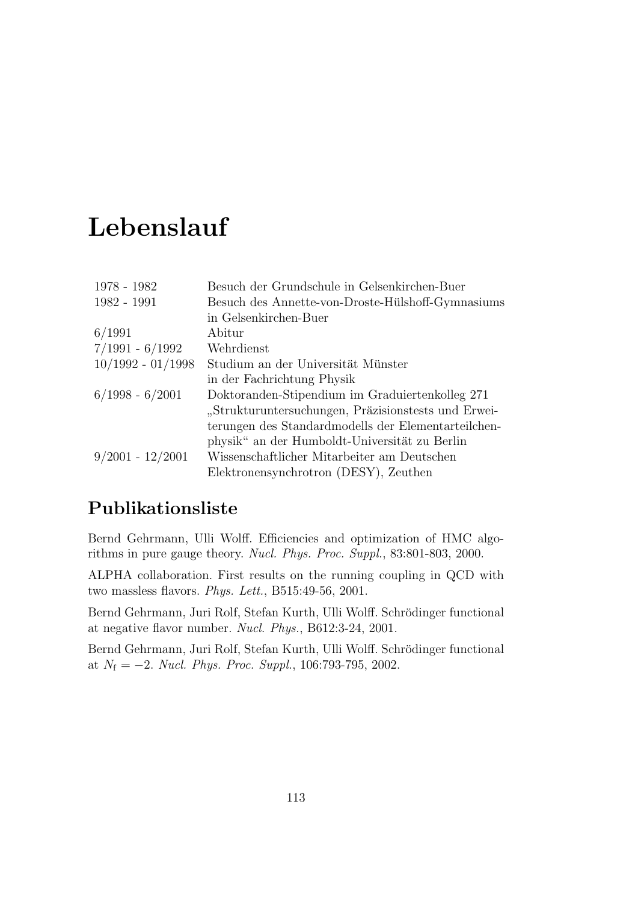# Lebenslauf

| | |
|---|---|
| 1978 - 1982 | Besuch der Grundschule in Gelsenkirchen-Buer |
| 1982 - 1991 | Besuch des Annette-von-Droste-Hülshoff-Gymnasiums in Gelsenkirchen-Buer |
| 6/1991 | Abitur |
| 7/1991 - 6/1992 | Wehrdienst |
| 10/1992 - 01/1998 | Studium an der Universität Münster in der Fachrichtung Physik |
| 6/1998 - 6/2001 | Doktoranden-Stipendium im Graduiertenkolleg 271 „Strukturuntersuchungen, Präzisionstests und Erweiterungen des Standardmodells der Elementarteilchenphysik" an der Humboldt-Universität zu Berlin |
| 9/2001 - 12/2001 | Wissenschaftlicher Mitarbeiter am Deutschen Elektronensynchrotron (DESY), Zeuthen |

## Publikationsliste

Bernd Gehrmann, Ulli Wolff. Efficiencies and optimization of HMC algorithms in pure gauge theory. *Nucl. Phys. Proc. Suppl.*, 83:801-803, 2000.

ALPHA collaboration. First results on the running coupling in QCD with two massless flavors. *Phys. Lett.*, B515:49-56, 2001.

Bernd Gehrmann, Juri Rolf, Stefan Kurth, Ulli Wolff. Schrödinger functional at negative flavor number. *Nucl. Phys.*, B612:3-24, 2001.

Bernd Gehrmann, Juri Rolf, Stefan Kurth, Ulli Wolff. Schrödinger functional at $N_\mathrm{f} = -2$. *Nucl. Phys. Proc. Suppl.*, 106:793-795, 2002.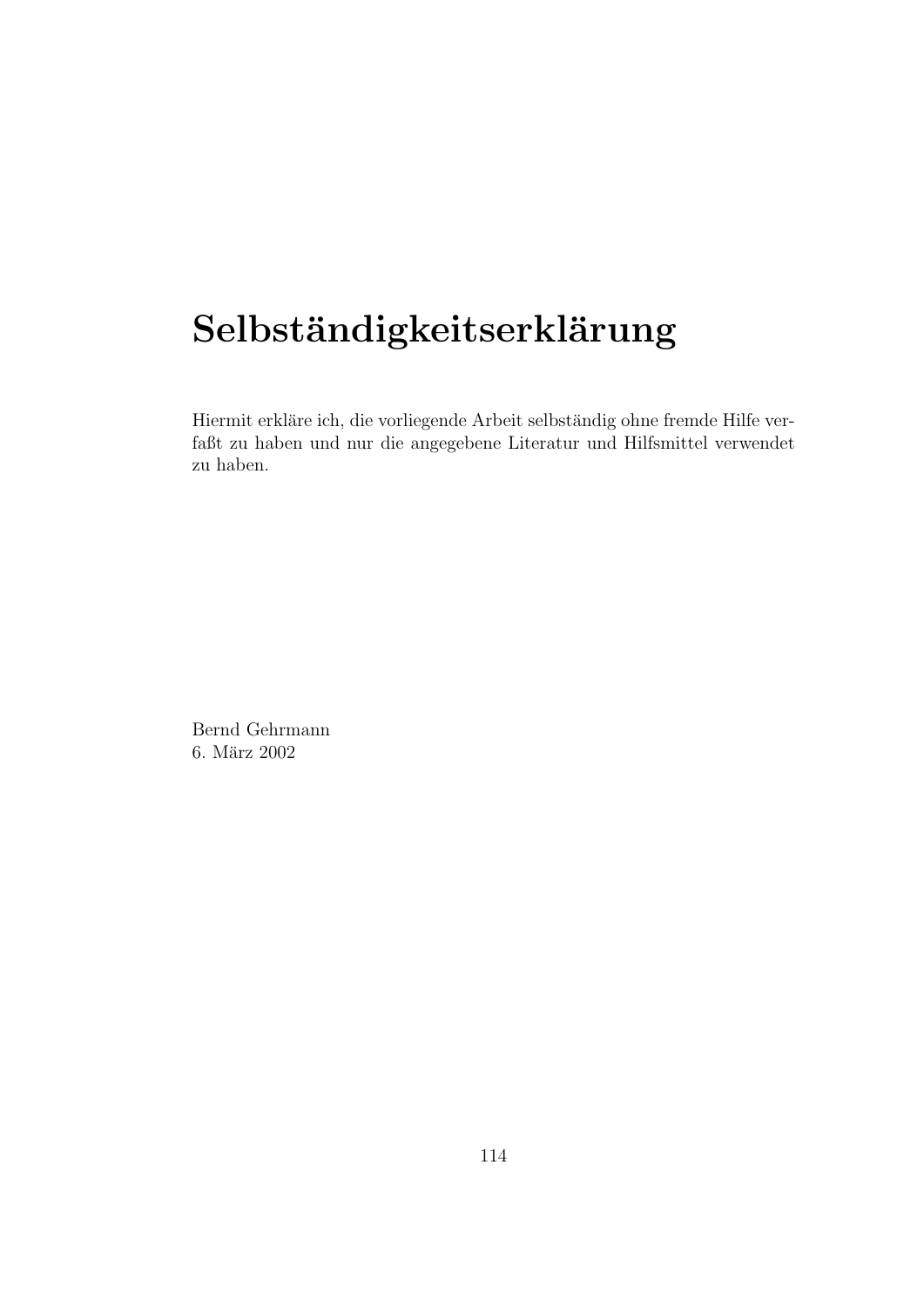# Selbständigkeitserklärung

Hiermit erkläre ich, die vorliegende Arbeit selbständig ohne fremde Hilfe verfaßt zu haben und nur die angegebene Literatur und Hilfsmittel verwendet zu haben.

Bernd Gehrmann
6. März 2002